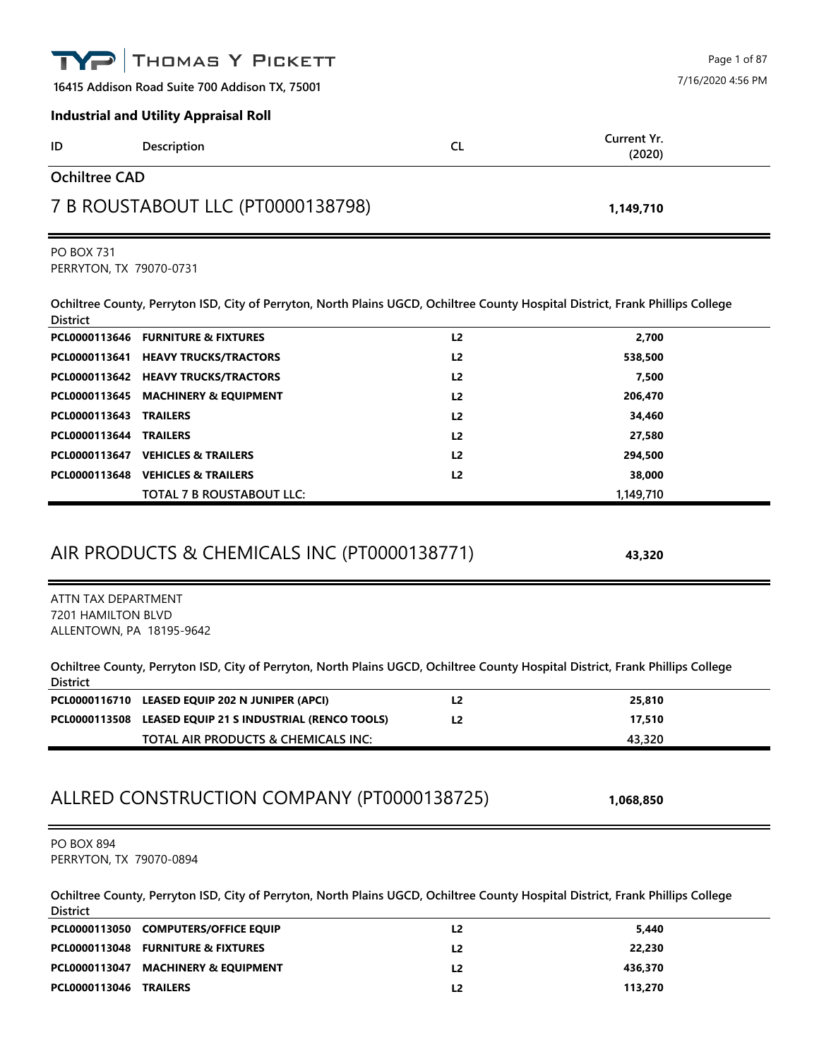# THOMAS Y PICKETT

16415 Addison Road Suite 700 Addison TX, 75001

7/16/2020 4:56 PM

## Industrial and Utility Appraisal Roll

| ID | Description | CL | Current Yr. (2020) |
|---|---|---|---|

## Ochiltree CAD

### 7 B ROUSTABOUT LLC (PT0000138798) — 1,149,710

PO BOX 731
PERRYTON, TX 79070-0731

**Ochiltree County, Perryton ISD, City of Perryton, North Plains UGCD, Ochiltree County Hospital District, Frank Phillips College District**

| ID | Description | CL | Current Yr. (2020) |
|---|---|---|---|
| PCL0000113646 | FURNITURE & FIXTURES | L2 | 2,700 |
| PCL0000113641 | HEAVY TRUCKS/TRACTORS | L2 | 538,500 |
| PCL0000113642 | HEAVY TRUCKS/TRACTORS | L2 | 7,500 |
| PCL0000113645 | MACHINERY & EQUIPMENT | L2 | 206,470 |
| PCL0000113643 | TRAILERS | L2 | 34,460 |
| PCL0000113644 | TRAILERS | L2 | 27,580 |
| PCL0000113647 | VEHICLES & TRAILERS | L2 | 294,500 |
| PCL0000113648 | VEHICLES & TRAILERS | L2 | 38,000 |
| | TOTAL 7 B ROUSTABOUT LLC: | | 1,149,710 |

### AIR PRODUCTS & CHEMICALS INC (PT0000138771) — 43,320

ATTN TAX DEPARTMENT
7201 HAMILTON BLVD
ALLENTOWN, PA 18195-9642

**Ochiltree County, Perryton ISD, City of Perryton, North Plains UGCD, Ochiltree County Hospital District, Frank Phillips College District**

| ID | Description | CL | Current Yr. (2020) |
|---|---|---|---|
| PCL0000116710 | LEASED EQUIP 202 N JUNIPER (APCI) | L2 | 25,810 |
| PCL0000113508 | LEASED EQUIP 21 S INDUSTRIAL (RENCO TOOLS) | L2 | 17,510 |
| | TOTAL AIR PRODUCTS & CHEMICALS INC: | | 43,320 |

### ALLRED CONSTRUCTION COMPANY (PT0000138725) — 1,068,850

PO BOX 894
PERRYTON, TX 79070-0894

**Ochiltree County, Perryton ISD, City of Perryton, North Plains UGCD, Ochiltree County Hospital District, Frank Phillips College District**

| ID | Description | CL | Current Yr. (2020) |
|---|---|---|---|
| PCL0000113050 | COMPUTERS/OFFICE EQUIP | L2 | 5,440 |
| PCL0000113048 | FURNITURE & FIXTURES | L2 | 22,230 |
| PCL0000113047 | MACHINERY & EQUIPMENT | L2 | 436,370 |
| PCL0000113046 | TRAILERS | L2 | 113,270 |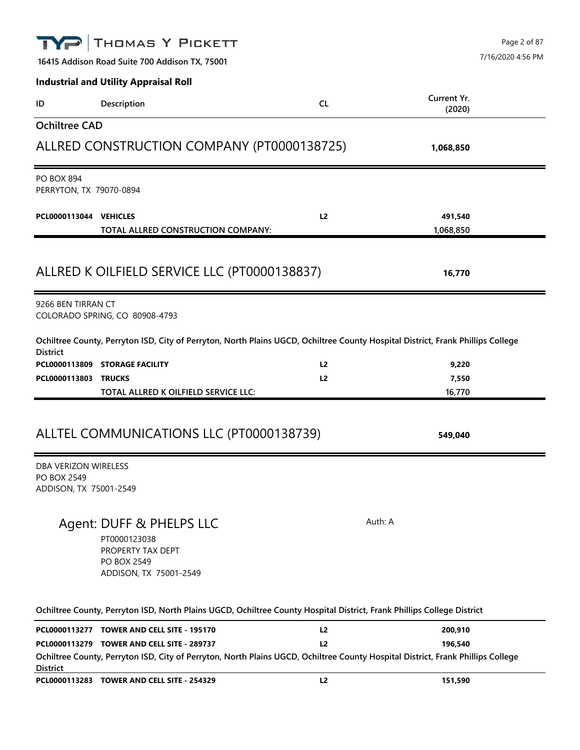**THOMAS Y PICKETT**

**16415 Addison Road Suite 700 Addison TX, 75001**

7/16/2020 4:56 PM

## Industrial and Utility Appraisal Roll

| ID | Description | CL | Current Yr. (2020) |
|---|---|---|---|

### Ochiltree CAD

## ALLRED CONSTRUCTION COMPANY (PT0000138725) — 1,068,850

PO BOX 894
PERRYTON, TX 79070-0894

| ID | Description | CL | Current Yr. (2020) |
|---|---|---|---|
| **PCL0000113044** | **VEHICLES** | **L2** | **491,540** |
| | **TOTAL ALLRED CONSTRUCTION COMPANY:** | | **1,068,850** |

## ALLRED K OILFIELD SERVICE LLC (PT0000138837) — 16,770

9266 BEN TIRRAN CT
COLORADO SPRING, CO 80908-4793

**Ochiltree County, Perryton ISD, City of Perryton, North Plains UGCD, Ochiltree County Hospital District, Frank Phillips College District**

| ID | Description | CL | Current Yr. (2020) |
|---|---|---|---|
| **PCL0000113809** | **STORAGE FACILITY** | **L2** | **9,220** |
| **PCL0000113803** | **TRUCKS** | **L2** | **7,550** |
| | **TOTAL ALLRED K OILFIELD SERVICE LLC:** | | **16,770** |

## ALLTEL COMMUNICATIONS LLC (PT0000138739) — 549,040

DBA VERIZON WIRELESS
PO BOX 2549
ADDISON, TX 75001-2549

### Agent: DUFF & PHELPS LLC

Auth: A

PT0000123038
PROPERTY TAX DEPT
PO BOX 2549
ADDISON, TX 75001-2549

**Ochiltree County, Perryton ISD, North Plains UGCD, Ochiltree County Hospital District, Frank Phillips College District**

| ID | Description | CL | Current Yr. (2020) |
|---|---|---|---|
| **PCL0000113277** | **TOWER AND CELL SITE - 195170** | **L2** | **200,910** |
| **PCL0000113279** | **TOWER AND CELL SITE - 289737** | **L2** | **196,540** |

**Ochiltree County, Perryton ISD, City of Perryton, North Plains UGCD, Ochiltree County Hospital District, Frank Phillips College District**

| ID | Description | CL | Current Yr. (2020) |
|---|---|---|---|
| **PCL0000113283** | **TOWER AND CELL SITE - 254329** | **L2** | **151,590** |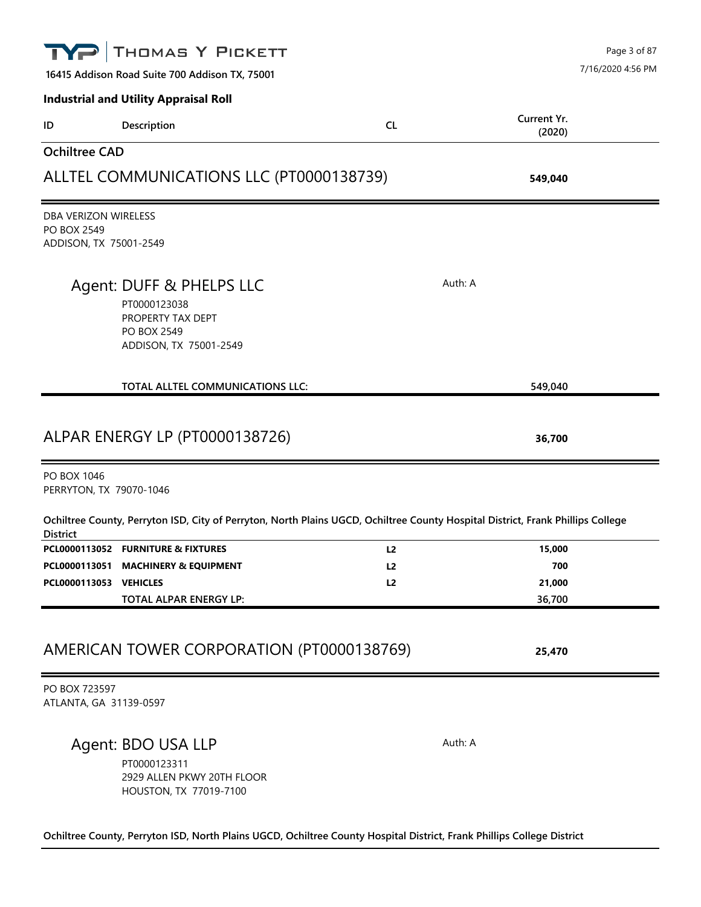# THOMAS Y PICKETT

**16415 Addison Road Suite 700 Addison TX, 75001**

**Industrial and Utility Appraisal Roll**

| ID | Description | CL | Current Yr. (2020) |
|---|---|---|---|

## Ochiltree CAD

## ALLTEL COMMUNICATIONS LLC (PT0000138739) — **549,040**

DBA VERIZON WIRELESS
PO BOX 2549
ADDISON, TX 75001-2549

### Agent: DUFF & PHELPS LLC

Auth: A

PT0000123038
PROPERTY TAX DEPT
PO BOX 2549
ADDISON, TX 75001-2549

| | | | |
|---|---|---|---|
| | **TOTAL ALLTEL COMMUNICATIONS LLC:** | | 549,040 |

## ALPAR ENERGY LP (PT0000138726) — **36,700**

PO BOX 1046
PERRYTON, TX 79070-1046

**Ochiltree County, Perryton ISD, City of Perryton, North Plains UGCD, Ochiltree County Hospital District, Frank Phillips College District**

| ID | Description | CL | Current Yr. (2020) |
|---|---|---|---|
| **PCL0000113052** | **FURNITURE & FIXTURES** | **L2** | **15,000** |
| **PCL0000113051** | **MACHINERY & EQUIPMENT** | **L2** | **700** |
| **PCL0000113053** | **VEHICLES** | **L2** | **21,000** |
| | **TOTAL ALPAR ENERGY LP:** | | 36,700 |

## AMERICAN TOWER CORPORATION (PT0000138769) — **25,470**

PO BOX 723597
ATLANTA, GA 31139-0597

### Agent: BDO USA LLP

Auth: A

PT0000123311
2929 ALLEN PKWY 20TH FLOOR
HOUSTON, TX 77019-7100

**Ochiltree County, Perryton ISD, North Plains UGCD, Ochiltree County Hospital District, Frank Phillips College District**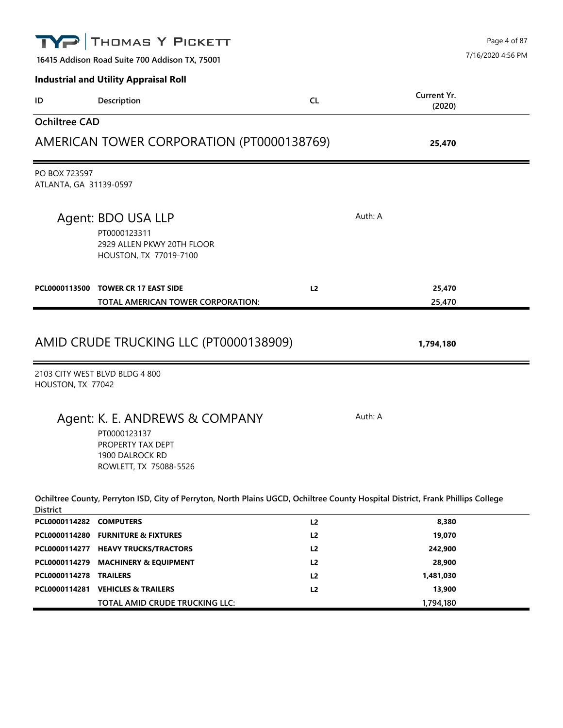**Industrial and Utility Appraisal Roll**

| ID | Description | CL | Current Yr. (2020) |
|---|---|---|---|

## Ochiltree CAD

## AMERICAN TOWER CORPORATION (PT0000138769) — 25,470

PO BOX 723597
ATLANTA, GA 31139-0597

### Agent: BDO USA LLP

Auth: A

PT0000123311
2929 ALLEN PKWY 20TH FLOOR
HOUSTON, TX 77019-7100

| ID | Description | CL | Current Yr. (2020) |
|---|---|---|---|
| **PCL0000113500** | **TOWER CR 17 EAST SIDE** | **L2** | **25,470** |
| | **TOTAL AMERICAN TOWER CORPORATION:** | | **25,470** |

## AMID CRUDE TRUCKING LLC (PT0000138909) — 1,794,180

2103 CITY WEST BLVD BLDG 4 800
HOUSTON, TX 77042

### Agent: K. E. ANDREWS & COMPANY

Auth: A

PT0000123137
PROPERTY TAX DEPT
1900 DALROCK RD
ROWLETT, TX 75088-5526

**Ochiltree County, Perryton ISD, City of Perryton, North Plains UGCD, Ochiltree County Hospital District, Frank Phillips College District**

| ID | Description | CL | Current Yr. (2020) |
|---|---|---|---|
| **PCL0000114282** | **COMPUTERS** | **L2** | **8,380** |
| **PCL0000114280** | **FURNITURE & FIXTURES** | **L2** | **19,070** |
| **PCL0000114277** | **HEAVY TRUCKS/TRACTORS** | **L2** | **242,900** |
| **PCL0000114279** | **MACHINERY & EQUIPMENT** | **L2** | **28,900** |
| **PCL0000114278** | **TRAILERS** | **L2** | **1,481,030** |
| **PCL0000114281** | **VEHICLES & TRAILERS** | **L2** | **13,900** |
| | **TOTAL AMID CRUDE TRUCKING LLC:** | | **1,794,180** |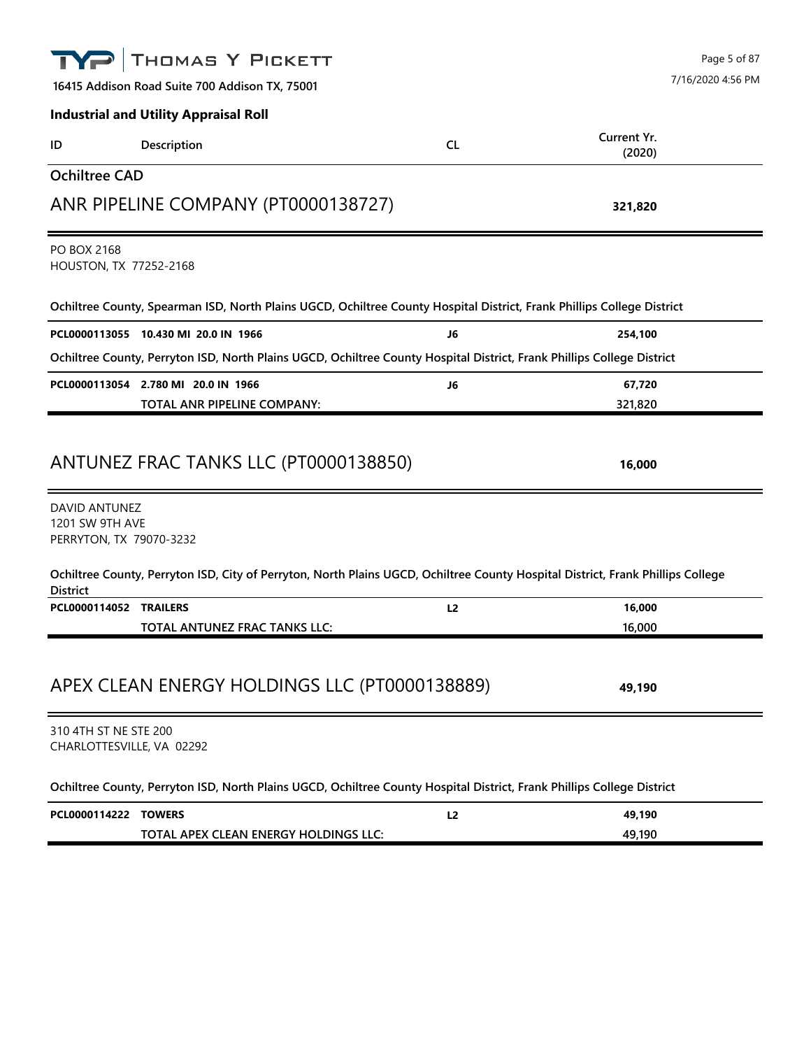**THOMAS Y PICKETT**

16415 Addison Road Suite 700 Addison TX, 75001

7/16/2020 4:56 PM

**Industrial and Utility Appraisal Roll**

| ID | Description | CL | Current Yr. (2020) |
|---|---|---|---|

## Ochiltree CAD

## ANR PIPELINE COMPANY (PT0000138727) — 321,820

PO BOX 2168
HOUSTON, TX 77252-2168

**Ochiltree County, Spearman ISD, North Plains UGCD, Ochiltree County Hospital District, Frank Phillips College District**

| ID | Description | CL | Current Yr. (2020) |
|---|---|---|---|
| PCL0000113055 | 10.430 MI 20.0 IN 1966 | J6 | 254,100 |

**Ochiltree County, Perryton ISD, North Plains UGCD, Ochiltree County Hospital District, Frank Phillips College District**

| ID | Description | CL | Current Yr. (2020) |
|---|---|---|---|
| PCL0000113054 | 2.780 MI 20.0 IN 1966 | J6 | 67,720 |
| | TOTAL ANR PIPELINE COMPANY: | | 321,820 |

## ANTUNEZ FRAC TANKS LLC (PT0000138850) — 16,000

DAVID ANTUNEZ
1201 SW 9TH AVE
PERRYTON, TX 79070-3232

**Ochiltree County, Perryton ISD, City of Perryton, North Plains UGCD, Ochiltree County Hospital District, Frank Phillips College District**

| ID | Description | CL | Current Yr. (2020) |
|---|---|---|---|
| PCL0000114052 | TRAILERS | L2 | 16,000 |
| | TOTAL ANTUNEZ FRAC TANKS LLC: | | 16,000 |

## APEX CLEAN ENERGY HOLDINGS LLC (PT0000138889) — 49,190

310 4TH ST NE STE 200
CHARLOTTESVILLE, VA 02292

**Ochiltree County, Perryton ISD, North Plains UGCD, Ochiltree County Hospital District, Frank Phillips College District**

| ID | Description | CL | Current Yr. (2020) |
|---|---|---|---|
| PCL0000114222 | TOWERS | L2 | 49,190 |
| | TOTAL APEX CLEAN ENERGY HOLDINGS LLC: | | 49,190 |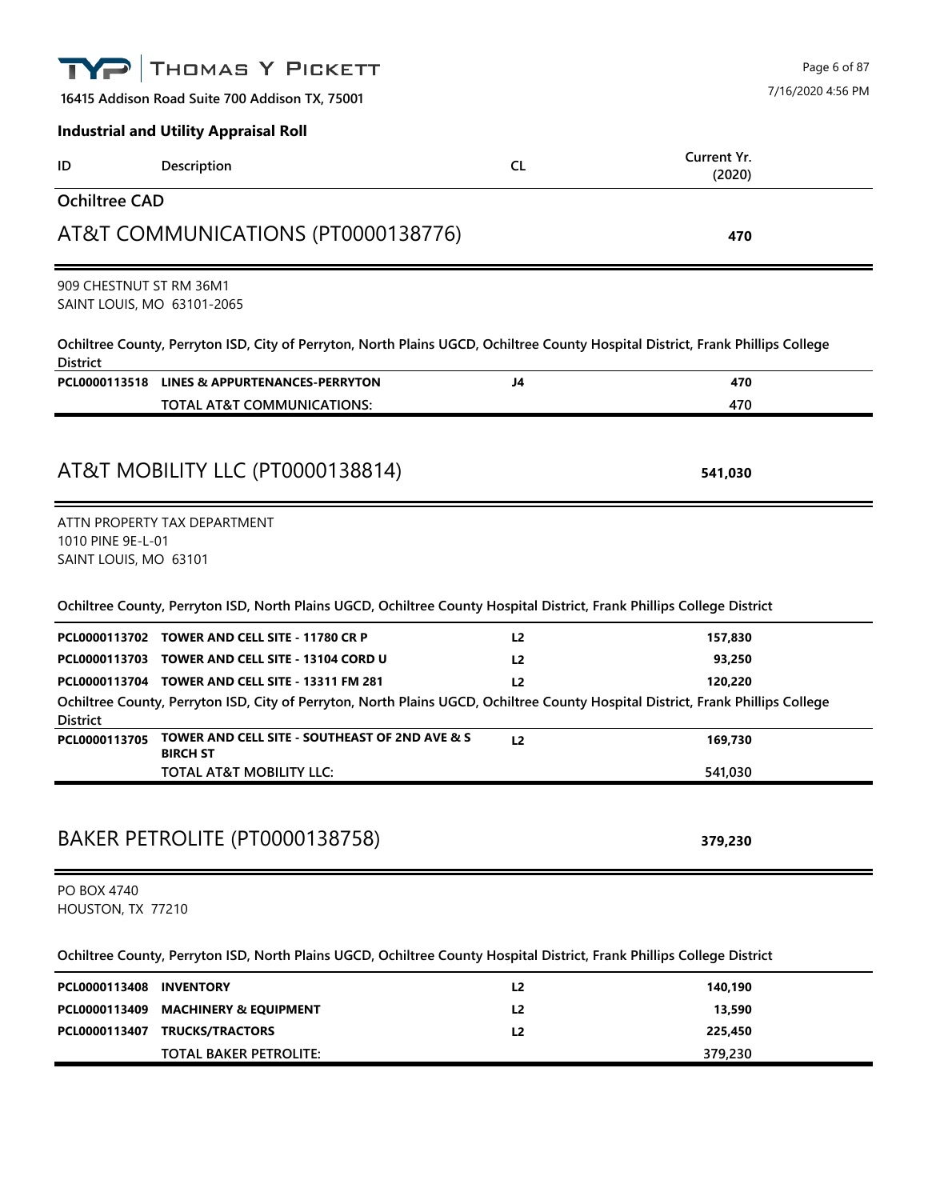**Industrial and Utility Appraisal Roll**

| ID | Description | CL | Current Yr. (2020) |
|---|---|---|---|

## Ochiltree CAD

## AT&T COMMUNICATIONS (PT0000138776) — 470

909 CHESTNUT ST RM 36M1
SAINT LOUIS, MO 63101-2065

**Ochiltree County, Perryton ISD, City of Perryton, North Plains UGCD, Ochiltree County Hospital District, Frank Phillips College District**

| ID | Description | CL | Current Yr. (2020) |
|---|---|---|---|
| PCL0000113518 | LINES & APPURTENANCES-PERRYTON | J4 | 470 |
| | TOTAL AT&T COMMUNICATIONS: | | 470 |

## AT&T MOBILITY LLC (PT0000138814) — 541,030

ATTN PROPERTY TAX DEPARTMENT
1010 PINE 9E-L-01
SAINT LOUIS, MO 63101

**Ochiltree County, Perryton ISD, North Plains UGCD, Ochiltree County Hospital District, Frank Phillips College District**

| ID | Description | CL | Current Yr. (2020) |
|---|---|---|---|
| PCL0000113702 | TOWER AND CELL SITE - 11780 CR P | L2 | 157,830 |
| PCL0000113703 | TOWER AND CELL SITE - 13104 CORD U | L2 | 93,250 |
| PCL0000113704 | TOWER AND CELL SITE - 13311 FM 281 | L2 | 120,220 |

**Ochiltree County, Perryton ISD, City of Perryton, North Plains UGCD, Ochiltree County Hospital District, Frank Phillips College District**

| ID | Description | CL | Current Yr. (2020) |
|---|---|---|---|
| PCL0000113705 | TOWER AND CELL SITE - SOUTHEAST OF 2ND AVE & S BIRCH ST | L2 | 169,730 |
| | TOTAL AT&T MOBILITY LLC: | | 541,030 |

## BAKER PETROLITE (PT0000138758) — 379,230

PO BOX 4740
HOUSTON, TX 77210

**Ochiltree County, Perryton ISD, North Plains UGCD, Ochiltree County Hospital District, Frank Phillips College District**

| ID | Description | CL | Current Yr. (2020) |
|---|---|---|---|
| PCL0000113408 | INVENTORY | L2 | 140,190 |
| PCL0000113409 | MACHINERY & EQUIPMENT | L2 | 13,590 |
| PCL0000113407 | TRUCKS/TRACTORS | L2 | 225,450 |
| | TOTAL BAKER PETROLITE: | | 379,230 |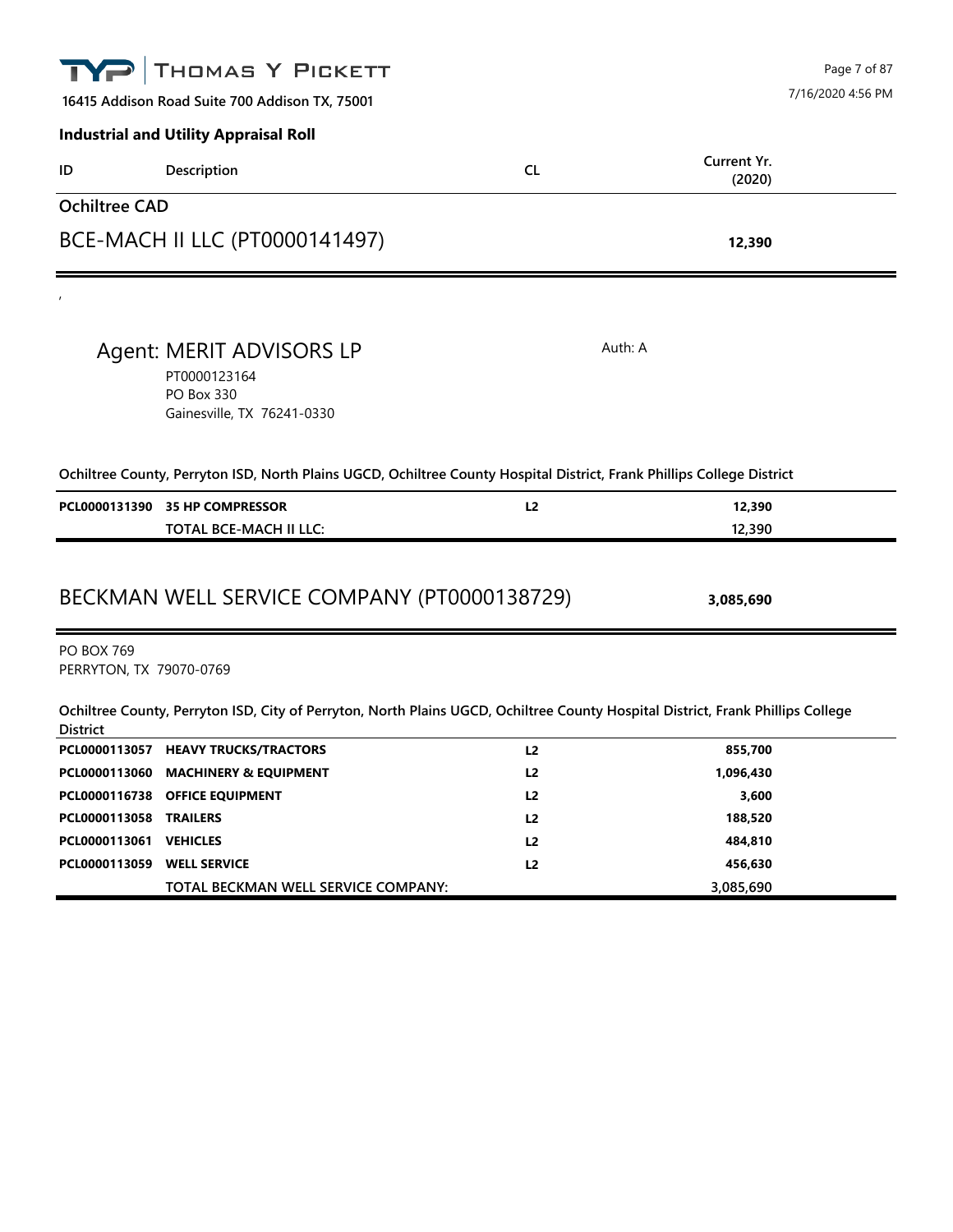THOMAS Y PICKETT

16415 Addison Road Suite 700 Addison TX, 75001

**Industrial and Utility Appraisal Roll**

| ID | Description | CL | Current Yr. (2020) |
|---|---|---|---|

## Ochiltree CAD

## BCE-MACH II LLC (PT0000141497) — **12,390**

,

Agent: MERIT ADVISORS LP — Auth: A

PT0000123164
PO Box 330
Gainesville, TX 76241-0330

**Ochiltree County, Perryton ISD, North Plains UGCD, Ochiltree County Hospital District, Frank Phillips College District**

| ID | Description | CL | Current Yr. (2020) |
|---|---|---|---|
| **PCL0000131390** | **35 HP COMPRESSOR** | **L2** | **12,390** |
| | **TOTAL BCE-MACH II LLC:** | | 12,390 |

## BECKMAN WELL SERVICE COMPANY (PT0000138729) — **3,085,690**

PO BOX 769
PERRYTON, TX 79070-0769

**Ochiltree County, Perryton ISD, City of Perryton, North Plains UGCD, Ochiltree County Hospital District, Frank Phillips College District**

| ID | Description | CL | Current Yr. (2020) |
|---|---|---|---|
| **PCL0000113057** | **HEAVY TRUCKS/TRACTORS** | **L2** | **855,700** |
| **PCL0000113060** | **MACHINERY & EQUIPMENT** | **L2** | **1,096,430** |
| **PCL0000116738** | **OFFICE EQUIPMENT** | **L2** | **3,600** |
| **PCL0000113058** | **TRAILERS** | **L2** | **188,520** |
| **PCL0000113061** | **VEHICLES** | **L2** | **484,810** |
| **PCL0000113059** | **WELL SERVICE** | **L2** | **456,630** |
| | **TOTAL BECKMAN WELL SERVICE COMPANY:** | | 3,085,690 |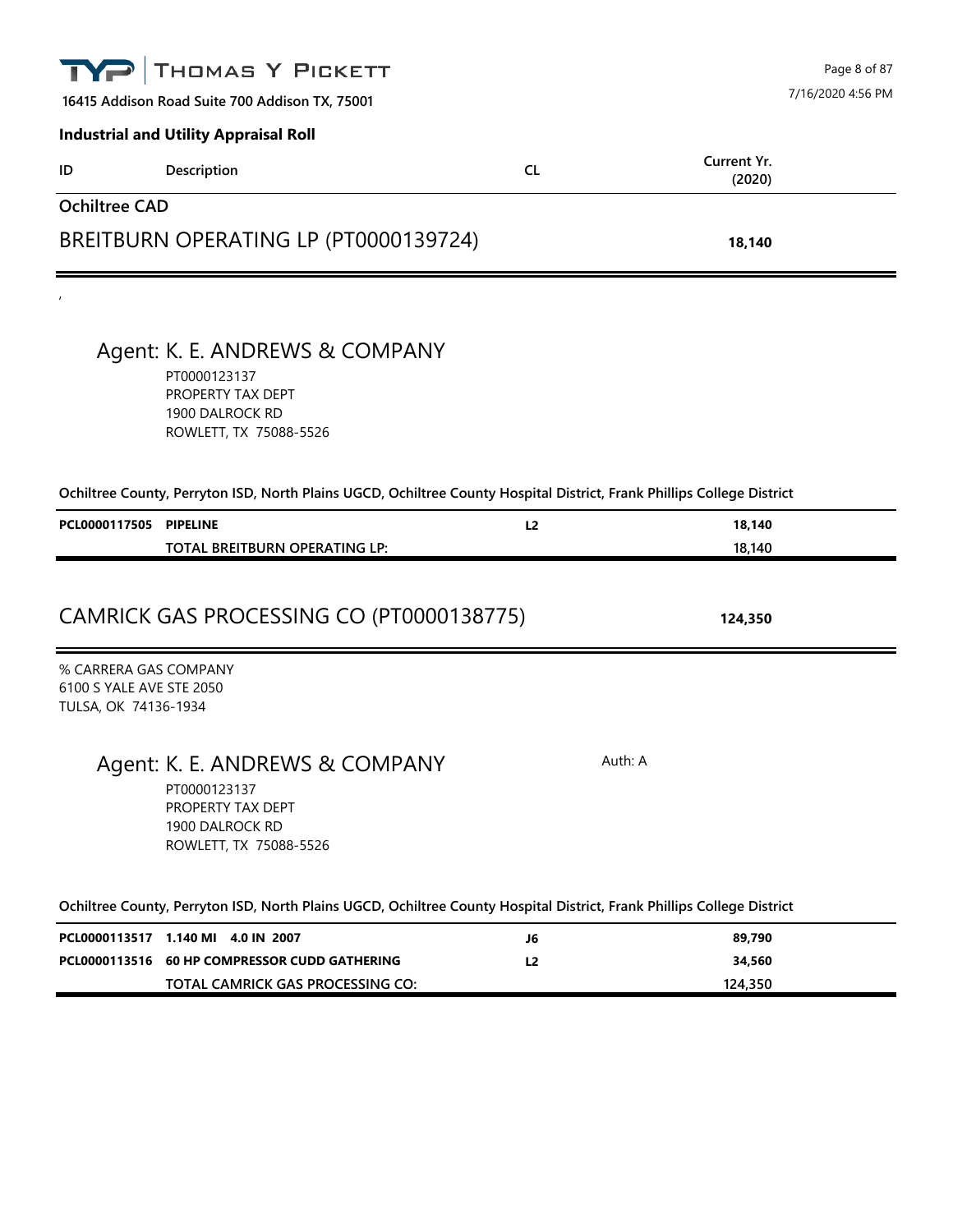**Industrial and Utility Appraisal Roll**

| ID | Description | CL | Current Yr. (2020) |
|---|---|---|---|

## Ochiltree CAD

## BREITBURN OPERATING LP (PT0000139724) — 18,140

,

### Agent: K. E. ANDREWS & COMPANY

PT0000123137
PROPERTY TAX DEPT
1900 DALROCK RD
ROWLETT, TX 75088-5526

**Ochiltree County, Perryton ISD, North Plains UGCD, Ochiltree County Hospital District, Frank Phillips College District**

| ID | Description | CL | Current Yr. (2020) |
|---|---|---|---|
| PCL0000117505 | PIPELINE | L2 | 18,140 |
| | TOTAL BREITBURN OPERATING LP: | | 18,140 |

## CAMRICK GAS PROCESSING CO (PT0000138775) — 124,350

% CARRERA GAS COMPANY
6100 S YALE AVE STE 2050
TULSA, OK 74136-1934

### Agent: K. E. ANDREWS & COMPANY

Auth: A

PT0000123137
PROPERTY TAX DEPT
1900 DALROCK RD
ROWLETT, TX 75088-5526

**Ochiltree County, Perryton ISD, North Plains UGCD, Ochiltree County Hospital District, Frank Phillips College District**

| ID | Description | CL | Current Yr. (2020) |
|---|---|---|---|
| PCL0000113517 | 1.140 MI 4.0 IN 2007 | J6 | 89,790 |
| PCL0000113516 | 60 HP COMPRESSOR CUDD GATHERING | L2 | 34,560 |
| | TOTAL CAMRICK GAS PROCESSING CO: | | 124,350 |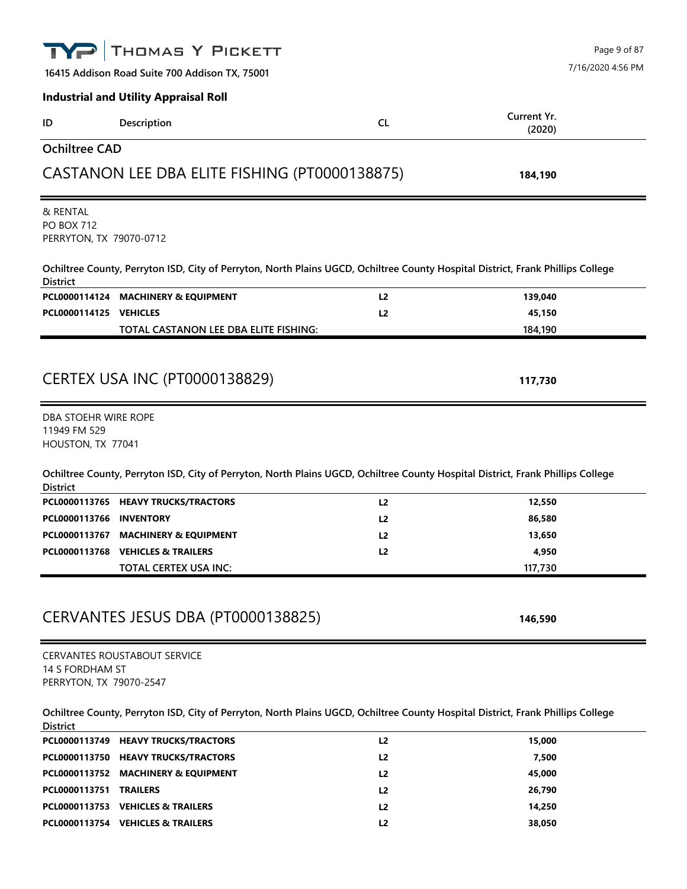**16415 Addison Road Suite 700 Addison TX, 75001**

**Industrial and Utility Appraisal Roll**

| ID | Description | CL | Current Yr. (2020) |
|---|---|---|---|

## Ochiltree CAD

## CASTANON LEE DBA ELITE FISHING (PT0000138875) — 184,190

& RENTAL
PO BOX 712
PERRYTON, TX 79070-0712

**Ochiltree County, Perryton ISD, City of Perryton, North Plains UGCD, Ochiltree County Hospital District, Frank Phillips College District**

| ID | Description | CL | Current Yr. (2020) |
|---|---|---|---|
| **PCL0000114124** | **MACHINERY & EQUIPMENT** | **L2** | **139,040** |
| **PCL0000114125** | **VEHICLES** | **L2** | **45,150** |
| | TOTAL CASTANON LEE DBA ELITE FISHING: | | 184,190 |

## CERTEX USA INC (PT0000138829) — 117,730

DBA STOEHR WIRE ROPE
11949 FM 529
HOUSTON, TX 77041

**Ochiltree County, Perryton ISD, City of Perryton, North Plains UGCD, Ochiltree County Hospital District, Frank Phillips College District**

| ID | Description | CL | Current Yr. (2020) |
|---|---|---|---|
| **PCL0000113765** | **HEAVY TRUCKS/TRACTORS** | **L2** | **12,550** |
| **PCL0000113766** | **INVENTORY** | **L2** | **86,580** |
| **PCL0000113767** | **MACHINERY & EQUIPMENT** | **L2** | **13,650** |
| **PCL0000113768** | **VEHICLES & TRAILERS** | **L2** | **4,950** |
| | TOTAL CERTEX USA INC: | | 117,730 |

## CERVANTES JESUS DBA (PT0000138825) — 146,590

CERVANTES ROUSTABOUT SERVICE
14 S FORDHAM ST
PERRYTON, TX 79070-2547

**Ochiltree County, Perryton ISD, City of Perryton, North Plains UGCD, Ochiltree County Hospital District, Frank Phillips College District**

| ID | Description | CL | Current Yr. (2020) |
|---|---|---|---|
| **PCL0000113749** | **HEAVY TRUCKS/TRACTORS** | **L2** | **15,000** |
| **PCL0000113750** | **HEAVY TRUCKS/TRACTORS** | **L2** | **7,500** |
| **PCL0000113752** | **MACHINERY & EQUIPMENT** | **L2** | **45,000** |
| **PCL0000113751** | **TRAILERS** | **L2** | **26,790** |
| **PCL0000113753** | **VEHICLES & TRAILERS** | **L2** | **14,250** |
| **PCL0000113754** | **VEHICLES & TRAILERS** | **L2** | **38,050** |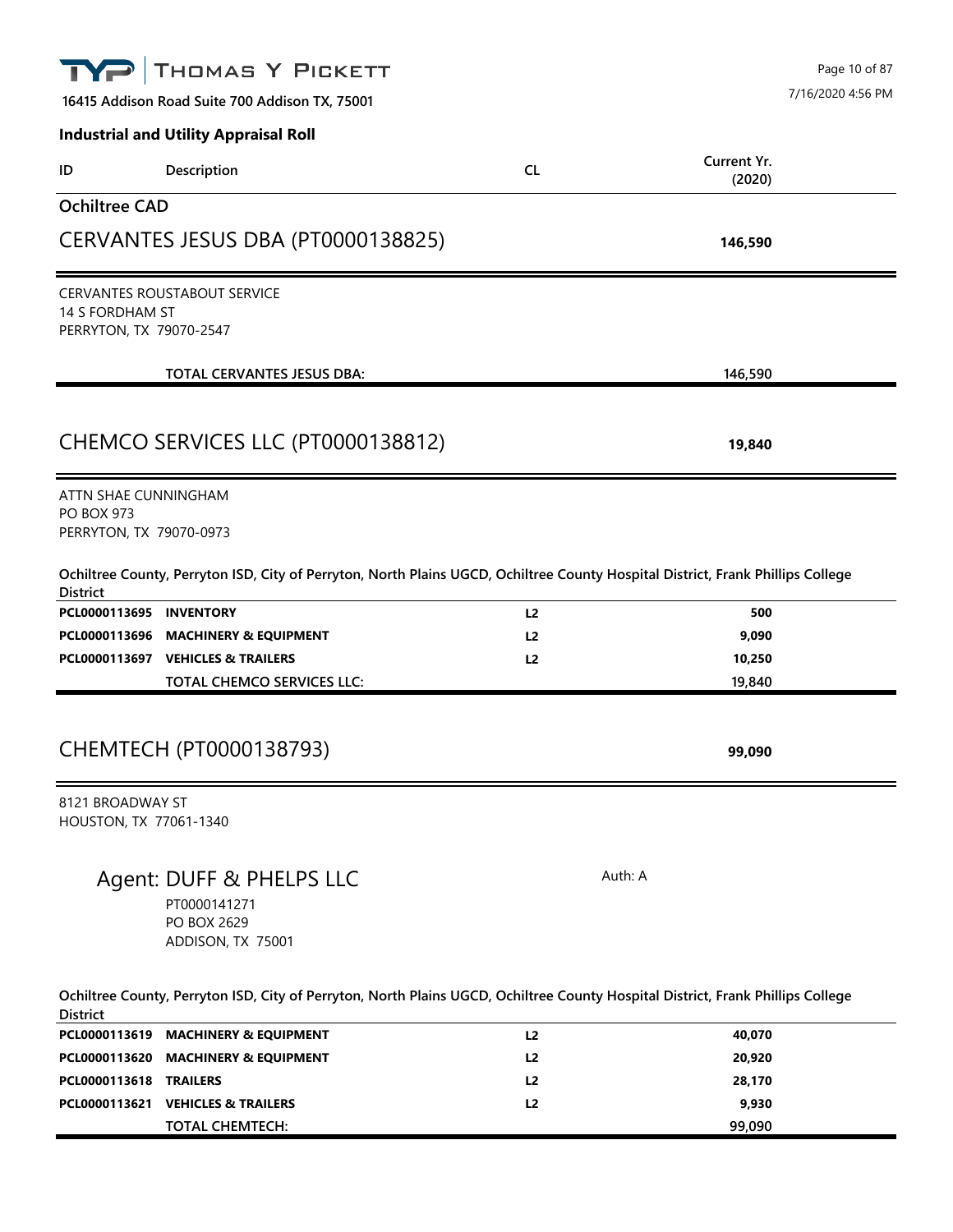**Industrial and Utility Appraisal Roll**

| ID | Description | CL | Current Yr. (2020) |
|---|---|---|---|

## Ochiltree CAD

## CERVANTES JESUS DBA (PT0000138825) — 146,590

CERVANTES ROUSTABOUT SERVICE
14 S FORDHAM ST
PERRYTON, TX 79070-2547

| ID | Description | CL | Current Yr. (2020) |
|---|---|---|---|
| | **TOTAL CERVANTES JESUS DBA:** | | 146,590 |

## CHEMCO SERVICES LLC (PT0000138812) — 19,840

ATTN SHAE CUNNINGHAM
PO BOX 973
PERRYTON, TX 79070-0973

**Ochiltree County, Perryton ISD, City of Perryton, North Plains UGCD, Ochiltree County Hospital District, Frank Phillips College District**

| ID | Description | CL | Current Yr. (2020) |
|---|---|---|---|
| **PCL0000113695** | **INVENTORY** | **L2** | **500** |
| **PCL0000113696** | **MACHINERY & EQUIPMENT** | **L2** | **9,090** |
| **PCL0000113697** | **VEHICLES & TRAILERS** | **L2** | **10,250** |
| | **TOTAL CHEMCO SERVICES LLC:** | | 19,840 |

## CHEMTECH (PT0000138793) — 99,090

8121 BROADWAY ST
HOUSTON, TX 77061-1340

### Agent: DUFF & PHELPS LLC

Auth: A

PT0000141271
PO BOX 2629
ADDISON, TX 75001

**Ochiltree County, Perryton ISD, City of Perryton, North Plains UGCD, Ochiltree County Hospital District, Frank Phillips College District**

| ID | Description | CL | Current Yr. (2020) |
|---|---|---|---|
| **PCL0000113619** | **MACHINERY & EQUIPMENT** | **L2** | **40,070** |
| **PCL0000113620** | **MACHINERY & EQUIPMENT** | **L2** | **20,920** |
| **PCL0000113618** | **TRAILERS** | **L2** | **28,170** |
| **PCL0000113621** | **VEHICLES & TRAILERS** | **L2** | **9,930** |
| | **TOTAL CHEMTECH:** | | 99,090 |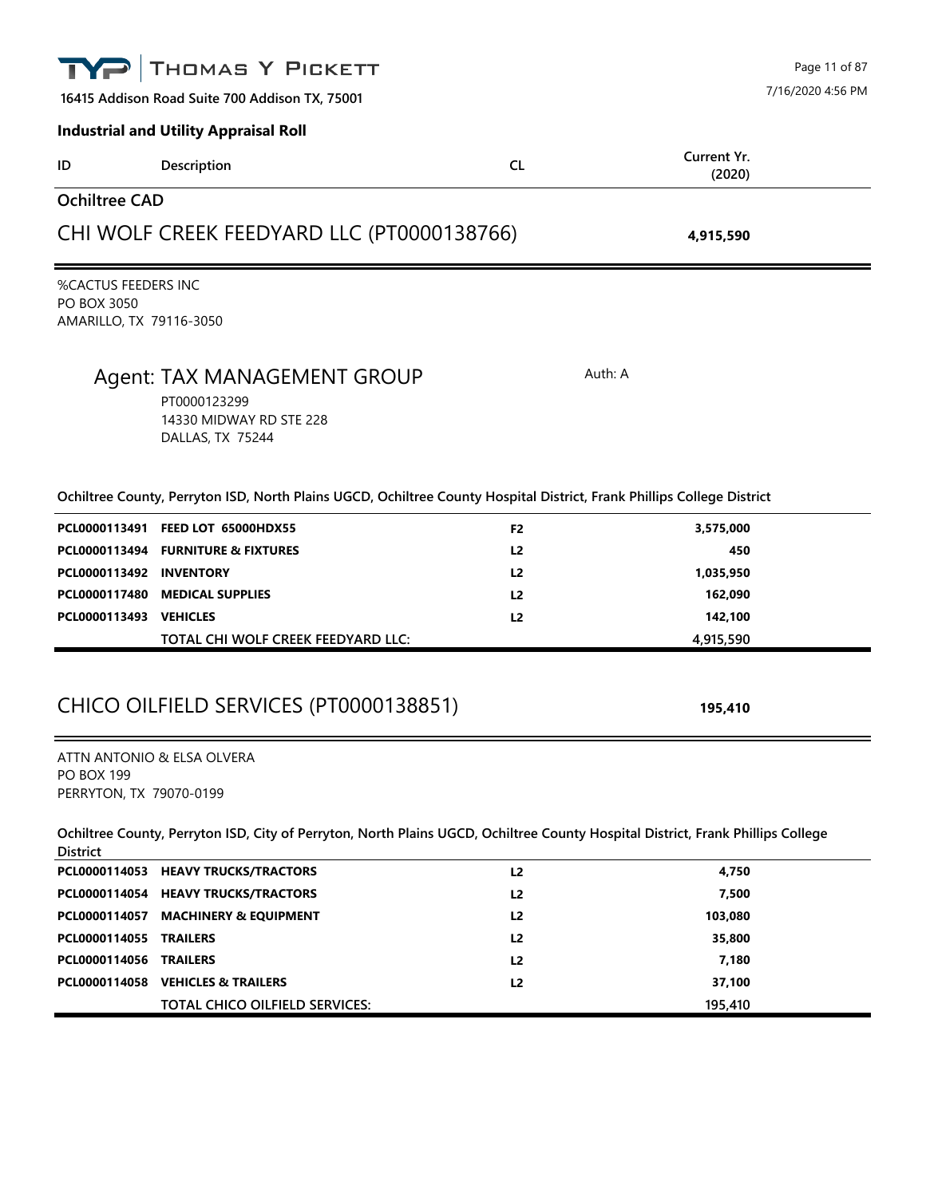# Industrial and Utility Appraisal Roll

| ID | Description | CL | Current Yr. (2020) |
|---|---|---|---|

## Ochiltree CAD

## CHI WOLF CREEK FEEDYARD LLC (PT0000138766) — 4,915,590

%CACTUS FEEDERS INC
PO BOX 3050
AMARILLO, TX 79116-3050

### Agent: TAX MANAGEMENT GROUP

Auth: A

PT0000123299
14330 MIDWAY RD STE 228
DALLAS, TX 75244

**Ochiltree County, Perryton ISD, North Plains UGCD, Ochiltree County Hospital District, Frank Phillips College District**

| ID | Description | CL | Current Yr. (2020) |
|---|---|---|---|
| **PCL0000113491** | **FEED LOT 65000HDX55** | **F2** | **3,575,000** |
| **PCL0000113494** | **FURNITURE & FIXTURES** | **L2** | **450** |
| **PCL0000113492** | **INVENTORY** | **L2** | **1,035,950** |
| **PCL0000117480** | **MEDICAL SUPPLIES** | **L2** | **162,090** |
| **PCL0000113493** | **VEHICLES** | **L2** | **142,100** |
| | **TOTAL CHI WOLF CREEK FEEDYARD LLC:** | | **4,915,590** |

## CHICO OILFIELD SERVICES (PT0000138851) — 195,410

ATTN ANTONIO & ELSA OLVERA
PO BOX 199
PERRYTON, TX 79070-0199

**Ochiltree County, Perryton ISD, City of Perryton, North Plains UGCD, Ochiltree County Hospital District, Frank Phillips College District**

| ID | Description | CL | Current Yr. (2020) |
|---|---|---|---|
| **PCL0000114053** | **HEAVY TRUCKS/TRACTORS** | **L2** | **4,750** |
| **PCL0000114054** | **HEAVY TRUCKS/TRACTORS** | **L2** | **7,500** |
| **PCL0000114057** | **MACHINERY & EQUIPMENT** | **L2** | **103,080** |
| **PCL0000114055** | **TRAILERS** | **L2** | **35,800** |
| **PCL0000114056** | **TRAILERS** | **L2** | **7,180** |
| **PCL0000114058** | **VEHICLES & TRAILERS** | **L2** | **37,100** |
| | **TOTAL CHICO OILFIELD SERVICES:** | | **195,410** |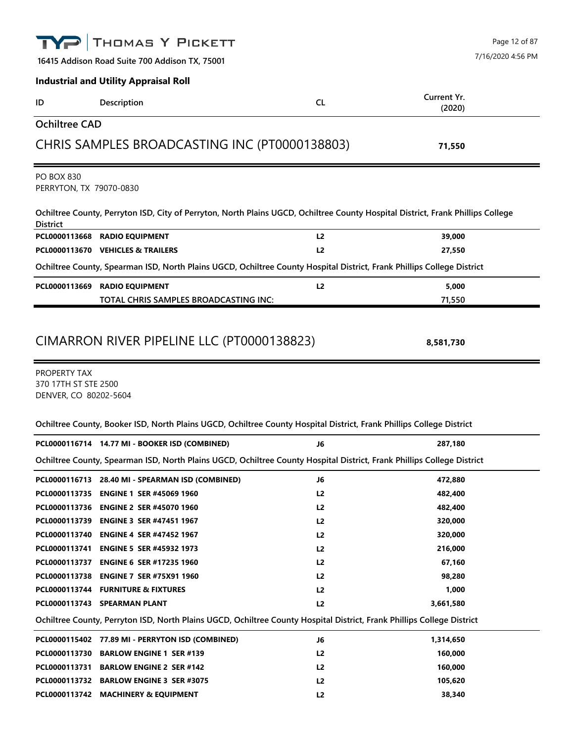**16415 Addison Road Suite 700 Addison TX, 75001**

7/16/2020 4:56 PM

## Industrial and Utility Appraisal Roll

| ID | Description | CL | Current Yr. (2020) |
|---|---|---|---|

### Ochiltree CAD

## CHRIS SAMPLES BROADCASTING INC (PT0000138803) — 71,550

PO BOX 830
PERRYTON, TX 79070-0830

**Ochiltree County, Perryton ISD, City of Perryton, North Plains UGCD, Ochiltree County Hospital District, Frank Phillips College District**

| ID | Description | CL | Current Yr. (2020) |
|---|---|---|---|
| PCL0000113668 | RADIO EQUIPMENT | L2 | 39,000 |
| PCL0000113670 | VEHICLES & TRAILERS | L2 | 27,550 |

**Ochiltree County, Spearman ISD, North Plains UGCD, Ochiltree County Hospital District, Frank Phillips College District**

| ID | Description | CL | Current Yr. (2020) |
|---|---|---|---|
| PCL0000113669 | RADIO EQUIPMENT | L2 | 5,000 |
| | TOTAL CHRIS SAMPLES BROADCASTING INC: | | 71,550 |

## CIMARRON RIVER PIPELINE LLC (PT0000138823) — 8,581,730

PROPERTY TAX
370 17TH ST STE 2500
DENVER, CO 80202-5604

**Ochiltree County, Booker ISD, North Plains UGCD, Ochiltree County Hospital District, Frank Phillips College District**

| ID | Description | CL | Current Yr. (2020) |
|---|---|---|---|
| PCL0000116714 | 14.77 MI - BOOKER ISD (COMBINED) | J6 | 287,180 |

**Ochiltree County, Spearman ISD, North Plains UGCD, Ochiltree County Hospital District, Frank Phillips College District**

| ID | Description | CL | Current Yr. (2020) |
|---|---|---|---|
| PCL0000116713 | 28.40 MI - SPEARMAN ISD (COMBINED) | J6 | 472,880 |
| PCL0000113735 | ENGINE 1 SER #45069 1960 | L2 | 482,400 |
| PCL0000113736 | ENGINE 2 SER #45070 1960 | L2 | 482,400 |
| PCL0000113739 | ENGINE 3 SER #47451 1967 | L2 | 320,000 |
| PCL0000113740 | ENGINE 4 SER #47452 1967 | L2 | 320,000 |
| PCL0000113741 | ENGINE 5 SER #45932 1973 | L2 | 216,000 |
| PCL0000113737 | ENGINE 6 SER #17235 1960 | L2 | 67,160 |
| PCL0000113738 | ENGINE 7 SER #75X91 1960 | L2 | 98,280 |
| PCL0000113744 | FURNITURE & FIXTURES | L2 | 1,000 |
| PCL0000113743 | SPEARMAN PLANT | L2 | 3,661,580 |

**Ochiltree County, Perryton ISD, North Plains UGCD, Ochiltree County Hospital District, Frank Phillips College District**

| ID | Description | CL | Current Yr. (2020) |
|---|---|---|---|
| PCL0000115402 | 77.89 MI - PERRYTON ISD (COMBINED) | J6 | 1,314,650 |
| PCL0000113730 | BARLOW ENGINE 1 SER #139 | L2 | 160,000 |
| PCL0000113731 | BARLOW ENGINE 2 SER #142 | L2 | 160,000 |
| PCL0000113732 | BARLOW ENGINE 3 SER #3075 | L2 | 105,620 |
| PCL0000113742 | MACHINERY & EQUIPMENT | L2 | 38,340 |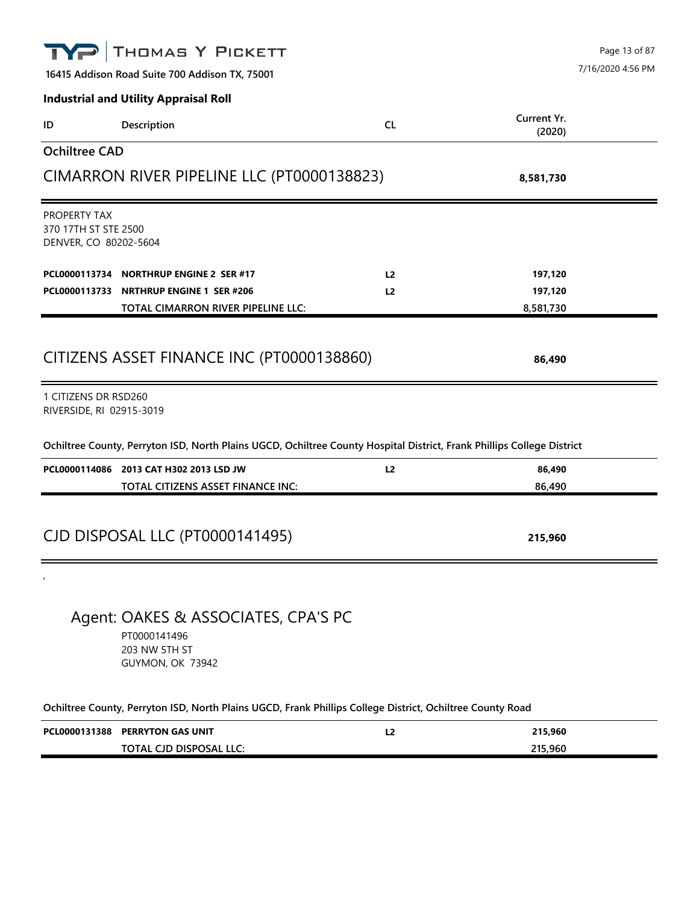THOMAS Y PICKETT

16415 Addison Road Suite 700 Addison TX, 75001

7/16/2020 4:56 PM

**Industrial and Utility Appraisal Roll**

| ID | Description | CL | Current Yr. (2020) |
|---|---|---|---|

## Ochiltree CAD

## CIMARRON RIVER PIPELINE LLC (PT0000138823) — 8,581,730

PROPERTY TAX
370 17TH ST STE 2500
DENVER, CO 80202-5604

| ID | Description | CL | Current Yr. (2020) |
|---|---|---|---|
| **PCL0000113734** | **NORTHRUP ENGINE 2 SER #17** | L2 | 197,120 |
| **PCL0000113733** | **NRTHRUP ENGINE 1 SER #206** | L2 | 197,120 |
| | TOTAL CIMARRON RIVER PIPELINE LLC: | | 8,581,730 |

## CITIZENS ASSET FINANCE INC (PT0000138860) — 86,490

1 CITIZENS DR RSD260
RIVERSIDE, RI 02915-3019

**Ochiltree County, Perryton ISD, North Plains UGCD, Ochiltree County Hospital District, Frank Phillips College District**

| ID | Description | CL | Current Yr. (2020) |
|---|---|---|---|
| **PCL0000114086** | **2013 CAT H302 2013 LSD JW** | L2 | 86,490 |
| | TOTAL CITIZENS ASSET FINANCE INC: | | 86,490 |

## CJD DISPOSAL LLC (PT0000141495) — 215,960

,

### Agent: OAKES & ASSOCIATES, CPA'S PC

PT0000141496
203 NW 5TH ST
GUYMON, OK 73942

**Ochiltree County, Perryton ISD, North Plains UGCD, Frank Phillips College District, Ochiltree County Road**

| ID | Description | CL | Current Yr. (2020) |
|---|---|---|---|
| **PCL0000131388** | **PERRYTON GAS UNIT** | L2 | 215,960 |
| | TOTAL CJD DISPOSAL LLC: | | 215,960 |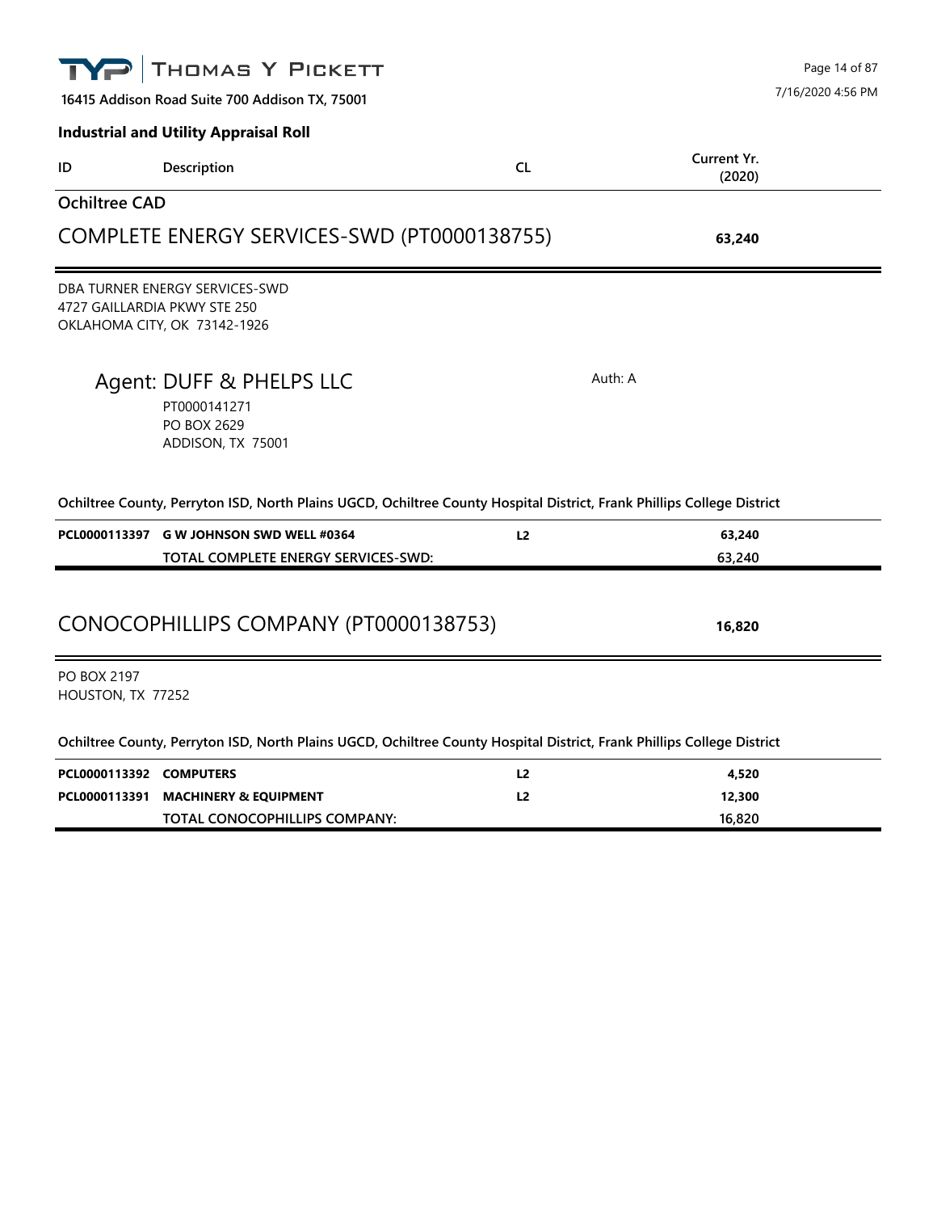**THOMAS Y PICKETT**

**16415 Addison Road Suite 700 Addison TX, 75001**

**Industrial and Utility Appraisal Roll**

| ID | Description | CL | Current Yr. (2020) |
|---|---|---|---|

## Ochiltree CAD

## COMPLETE ENERGY SERVICES-SWD (PT0000138755) — **63,240**

DBA TURNER ENERGY SERVICES-SWD
4727 GAILLARDIA PKWY STE 250
OKLAHOMA CITY, OK 73142-1926

### Agent: DUFF & PHELPS LLC

Auth: A

PT0000141271
PO BOX 2629
ADDISON, TX 75001

**Ochiltree County, Perryton ISD, North Plains UGCD, Ochiltree County Hospital District, Frank Phillips College District**

| ID | Description | CL | Current Yr. (2020) |
|---|---|---|---|
| **PCL0000113397** | **G W JOHNSON SWD WELL #0364** | **L2** | **63,240** |
| | **TOTAL COMPLETE ENERGY SERVICES-SWD:** | | 63,240 |

## CONOCOPHILLIPS COMPANY (PT0000138753) — **16,820**

PO BOX 2197
HOUSTON, TX 77252

**Ochiltree County, Perryton ISD, North Plains UGCD, Ochiltree County Hospital District, Frank Phillips College District**

| ID | Description | CL | Current Yr. (2020) |
|---|---|---|---|
| **PCL0000113392** | **COMPUTERS** | **L2** | **4,520** |
| **PCL0000113391** | **MACHINERY & EQUIPMENT** | **L2** | **12,300** |
| | **TOTAL CONOCOPHILLIPS COMPANY:** | | 16,820 |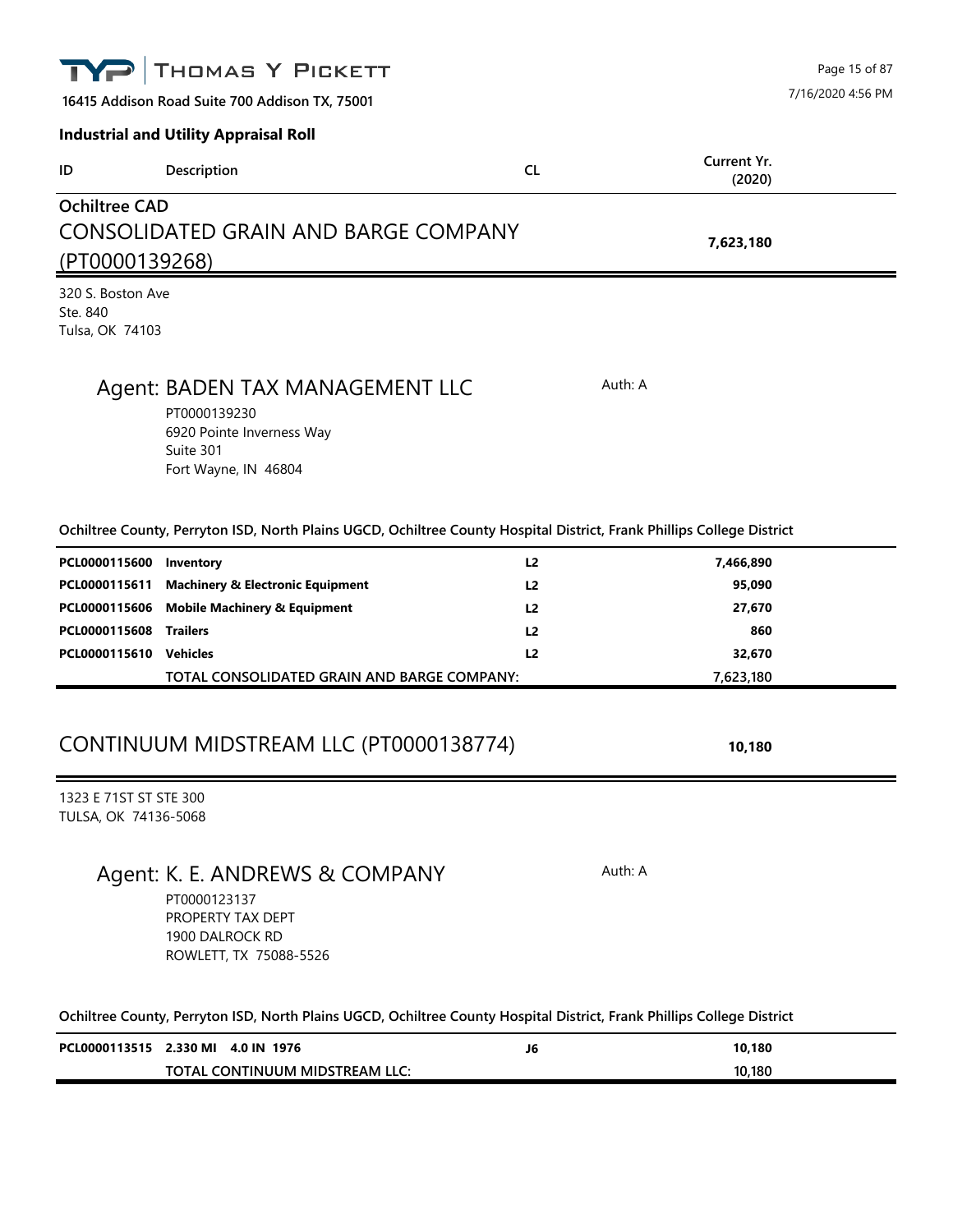**THOMAS Y PICKETT**

16415 Addison Road Suite 700 Addison TX, 75001

7/16/2020 4:56 PM

**Industrial and Utility Appraisal Roll**

| ID | Description | CL | Current Yr. (2020) |
|---|---|---|---|

## Ochiltree CAD

## CONSOLIDATED GRAIN AND BARGE COMPANY (PT0000139268)

**7,623,180**

320 S. Boston Ave
Ste. 840
Tulsa, OK 74103

### Agent: BADEN TAX MANAGEMENT LLC

Auth: A

PT0000139230
6920 Pointe Inverness Way
Suite 301
Fort Wayne, IN 46804

**Ochiltree County, Perryton ISD, North Plains UGCD, Ochiltree County Hospital District, Frank Phillips College District**

| ID | Description | CL | Current Yr. (2020) |
|---|---|---|---|
| **PCL0000115600** | **Inventory** | **L2** | **7,466,890** |
| **PCL0000115611** | **Machinery & Electronic Equipment** | **L2** | **95,090** |
| **PCL0000115606** | **Mobile Machinery & Equipment** | **L2** | **27,670** |
| **PCL0000115608** | **Trailers** | **L2** | **860** |
| **PCL0000115610** | **Vehicles** | **L2** | **32,670** |
| | **TOTAL CONSOLIDATED GRAIN AND BARGE COMPANY:** | | **7,623,180** |

## CONTINUUM MIDSTREAM LLC (PT0000138774)

**10,180**

1323 E 71ST ST STE 300
TULSA, OK 74136-5068

### Agent: K. E. ANDREWS & COMPANY

Auth: A

PT0000123137
PROPERTY TAX DEPT
1900 DALROCK RD
ROWLETT, TX 75088-5526

**Ochiltree County, Perryton ISD, North Plains UGCD, Ochiltree County Hospital District, Frank Phillips College District**

| ID | Description | CL | Current Yr. (2020) |
|---|---|---|---|
| **PCL0000113515** | **2.330 MI 4.0 IN 1976** | **J6** | **10,180** |
| | **TOTAL CONTINUUM MIDSTREAM LLC:** | | **10,180** |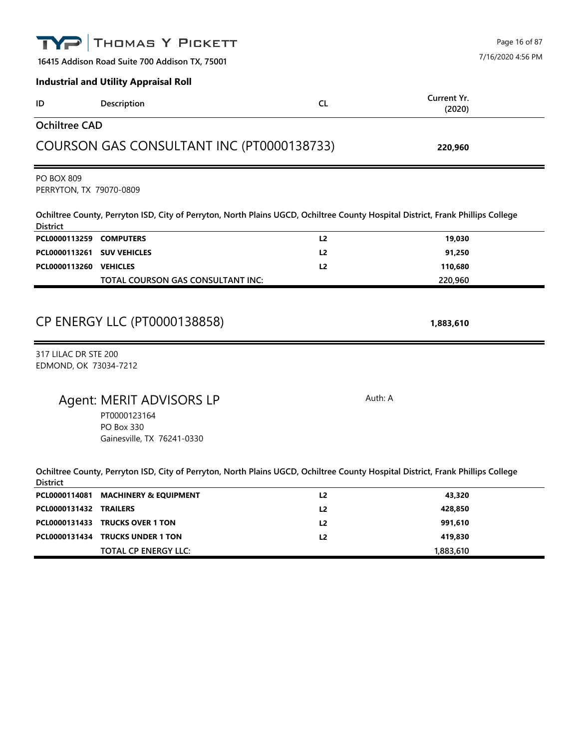THOMAS Y PICKETT

16415 Addison Road Suite 700 Addison TX, 75001

7/16/2020 4:56 PM

**Industrial and Utility Appraisal Roll**

| ID | Description | CL | Current Yr. (2020) |
|---|---|---|---|

## Ochiltree CAD

## COURSON GAS CONSULTANT INC (PT0000138733) — 220,960

PO BOX 809
PERRYTON, TX 79070-0809

**Ochiltree County, Perryton ISD, City of Perryton, North Plains UGCD, Ochiltree County Hospital District, Frank Phillips College District**

| ID | Description | CL | Current Yr. (2020) |
|---|---|---|---|
| **PCL0000113259** | **COMPUTERS** | **L2** | **19,030** |
| **PCL0000113261** | **SUV VEHICLES** | **L2** | **91,250** |
| **PCL0000113260** | **VEHICLES** | **L2** | **110,680** |
| | **TOTAL COURSON GAS CONSULTANT INC:** | | **220,960** |

## CP ENERGY LLC (PT0000138858) — 1,883,610

317 LILAC DR STE 200
EDMOND, OK 73034-7212

### Agent: MERIT ADVISORS LP

Auth: A

PT0000123164
PO Box 330
Gainesville, TX 76241-0330

**Ochiltree County, Perryton ISD, City of Perryton, North Plains UGCD, Ochiltree County Hospital District, Frank Phillips College District**

| ID | Description | CL | Current Yr. (2020) |
|---|---|---|---|
| **PCL0000114081** | **MACHINERY & EQUIPMENT** | **L2** | **43,320** |
| **PCL0000131432** | **TRAILERS** | **L2** | **428,850** |
| **PCL0000131433** | **TRUCKS OVER 1 TON** | **L2** | **991,610** |
| **PCL0000131434** | **TRUCKS UNDER 1 TON** | **L2** | **419,830** |
| | **TOTAL CP ENERGY LLC:** | | **1,883,610** |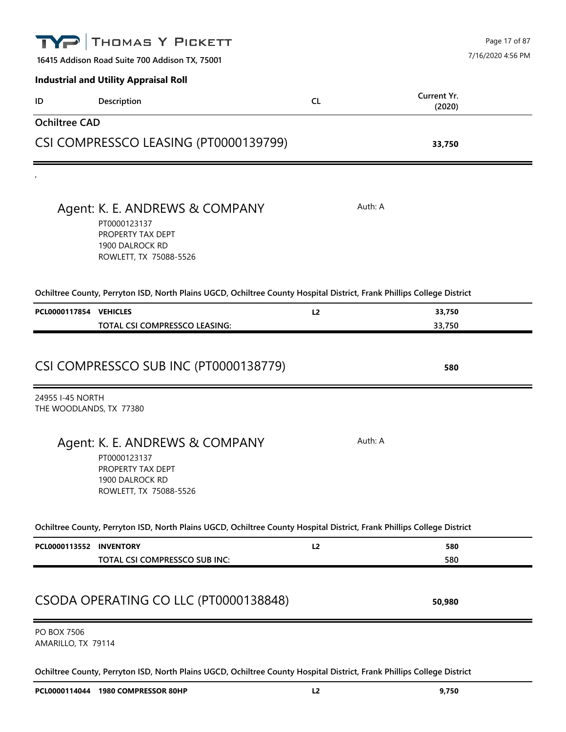**Thomas Y Pickett**

16415 Addison Road Suite 700 Addison TX, 75001

**Industrial and Utility Appraisal Roll**

| ID | Description | CL | Current Yr. (2020) |
|---|---|---|---|

## Ochiltree CAD

## CSI COMPRESSCO LEASING (PT0000139799) — 33,750

,

**Agent: K. E. ANDREWS & COMPANY** — Auth: A
PT0000123137
PROPERTY TAX DEPT
1900 DALROCK RD
ROWLETT, TX 75088-5526

**Ochiltree County, Perryton ISD, North Plains UGCD, Ochiltree County Hospital District, Frank Phillips College District**

| ID | Description | CL | Current Yr. (2020) |
|---|---|---|---|
| PCL0000117854 | VEHICLES | L2 | 33,750 |
| | TOTAL CSI COMPRESSCO LEASING: | | 33,750 |

## CSI COMPRESSCO SUB INC (PT0000138779) — 580

24955 I-45 NORTH
THE WOODLANDS, TX 77380

**Agent: K. E. ANDREWS & COMPANY** — Auth: A
PT0000123137
PROPERTY TAX DEPT
1900 DALROCK RD
ROWLETT, TX 75088-5526

**Ochiltree County, Perryton ISD, North Plains UGCD, Ochiltree County Hospital District, Frank Phillips College District**

| ID | Description | CL | Current Yr. (2020) |
|---|---|---|---|
| PCL0000113552 | INVENTORY | L2 | 580 |
| | TOTAL CSI COMPRESSCO SUB INC: | | 580 |

## CSODA OPERATING CO LLC (PT0000138848) — 50,980

PO BOX 7506
AMARILLO, TX 79114

**Ochiltree County, Perryton ISD, North Plains UGCD, Ochiltree County Hospital District, Frank Phillips College District**

| ID | Description | CL | Current Yr. (2020) |
|---|---|---|---|
| PCL0000114044 | 1980 COMPRESSOR 80HP | L2 | 9,750 |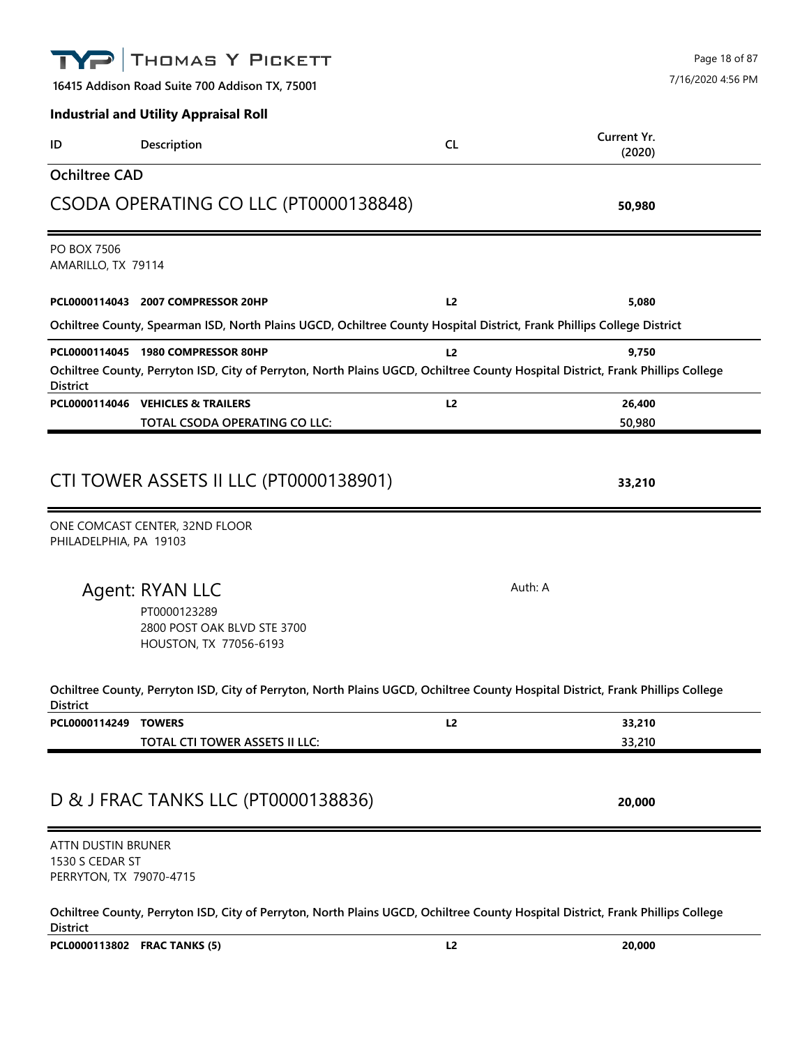**16415 Addison Road Suite 700 Addison TX, 75001**

**Industrial and Utility Appraisal Roll**

| ID | Description | CL | Current Yr. (2020) |
|---|---|---|---|

## Ochiltree CAD

## CSODA OPERATING CO LLC (PT0000138848) — **50,980**

PO BOX 7506
AMARILLO, TX 79114

| ID | Description | CL | Current Yr. (2020) |
|---|---|---|---|
| **PCL0000114043** | **2007 COMPRESSOR 20HP** | **L2** | **5,080** |
| **Ochiltree County, Spearman ISD, North Plains UGCD, Ochiltree County Hospital District, Frank Phillips College District** | | | |
| **PCL0000114045** | **1980 COMPRESSOR 80HP** | **L2** | **9,750** |
| **Ochiltree County, Perryton ISD, City of Perryton, North Plains UGCD, Ochiltree County Hospital District, Frank Phillips College District** | | | |
| **PCL0000114046** | **VEHICLES & TRAILERS** | **L2** | **26,400** |
| | **TOTAL CSODA OPERATING CO LLC:** | | **50,980** |

## CTI TOWER ASSETS II LLC (PT0000138901) — **33,210**

ONE COMCAST CENTER, 32ND FLOOR
PHILADELPHIA, PA 19103

### Agent: RYAN LLC

Auth: A

PT0000123289
2800 POST OAK BLVD STE 3700
HOUSTON, TX 77056-6193

**Ochiltree County, Perryton ISD, City of Perryton, North Plains UGCD, Ochiltree County Hospital District, Frank Phillips College District**

| ID | Description | CL | Current Yr. (2020) |
|---|---|---|---|
| **PCL0000114249** | **TOWERS** | **L2** | **33,210** |
| | **TOTAL CTI TOWER ASSETS II LLC:** | | **33,210** |

## D & J FRAC TANKS LLC (PT0000138836) — **20,000**

ATTN DUSTIN BRUNER
1530 S CEDAR ST
PERRYTON, TX 79070-4715

**Ochiltree County, Perryton ISD, City of Perryton, North Plains UGCD, Ochiltree County Hospital District, Frank Phillips College District**

| ID | Description | CL | Current Yr. (2020) |
|---|---|---|---|
| **PCL0000113802** | **FRAC TANKS (5)** | **L2** | **20,000** |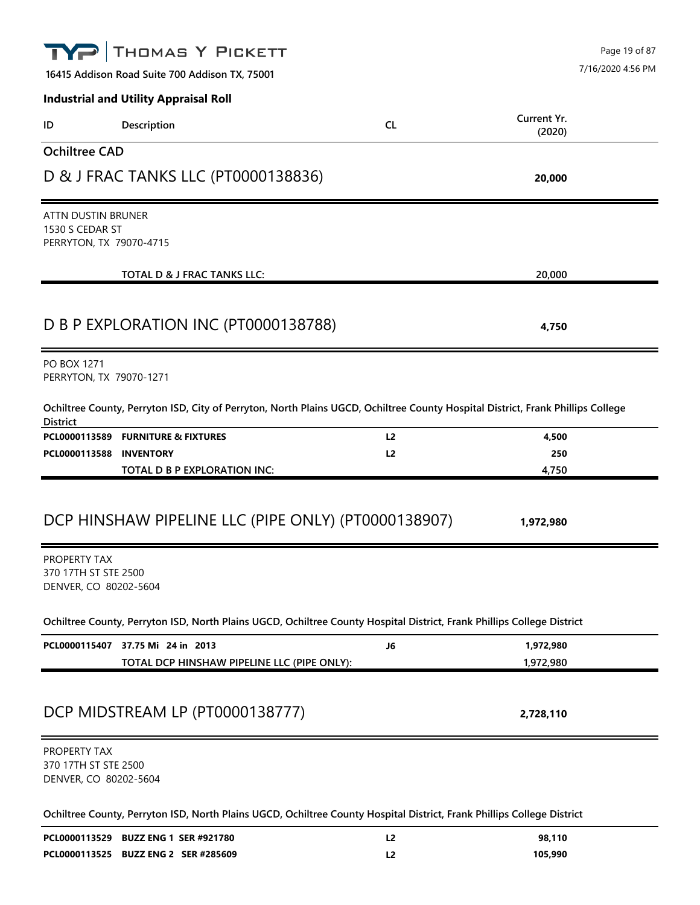**Industrial and Utility Appraisal Roll**

| ID | Description | CL | Current Yr. (2020) |
|---|---|---|---|

## Ochiltree CAD

## D & J FRAC TANKS LLC (PT0000138836) — 20,000

ATTN DUSTIN BRUNER
1530 S CEDAR ST
PERRYTON, TX 79070-4715

| ID | Description | CL | Current Yr. (2020) |
|---|---|---|---|
| | **TOTAL D & J FRAC TANKS LLC:** | | 20,000 |

## D B P EXPLORATION INC (PT0000138788) — 4,750

PO BOX 1271
PERRYTON, TX 79070-1271

**Ochiltree County, Perryton ISD, City of Perryton, North Plains UGCD, Ochiltree County Hospital District, Frank Phillips College District**

| ID | Description | CL | Current Yr. (2020) |
|---|---|---|---|
| PCL0000113589 | FURNITURE & FIXTURES | L2 | 4,500 |
| PCL0000113588 | INVENTORY | L2 | 250 |
| | **TOTAL D B P EXPLORATION INC:** | | 4,750 |

## DCP HINSHAW PIPELINE LLC (PIPE ONLY) (PT0000138907) — 1,972,980

PROPERTY TAX
370 17TH ST STE 2500
DENVER, CO 80202-5604

**Ochiltree County, Perryton ISD, North Plains UGCD, Ochiltree County Hospital District, Frank Phillips College District**

| ID | Description | CL | Current Yr. (2020) |
|---|---|---|---|
| PCL0000115407 | 37.75 Mi 24 in 2013 | J6 | 1,972,980 |
| | **TOTAL DCP HINSHAW PIPELINE LLC (PIPE ONLY):** | | 1,972,980 |

## DCP MIDSTREAM LP (PT0000138777) — 2,728,110

PROPERTY TAX
370 17TH ST STE 2500
DENVER, CO 80202-5604

**Ochiltree County, Perryton ISD, North Plains UGCD, Ochiltree County Hospital District, Frank Phillips College District**

| ID | Description | CL | Current Yr. (2020) |
|---|---|---|---|
| PCL0000113529 | BUZZ ENG 1 SER #921780 | L2 | 98,110 |
| PCL0000113525 | BUZZ ENG 2 SER #285609 | L2 | 105,990 |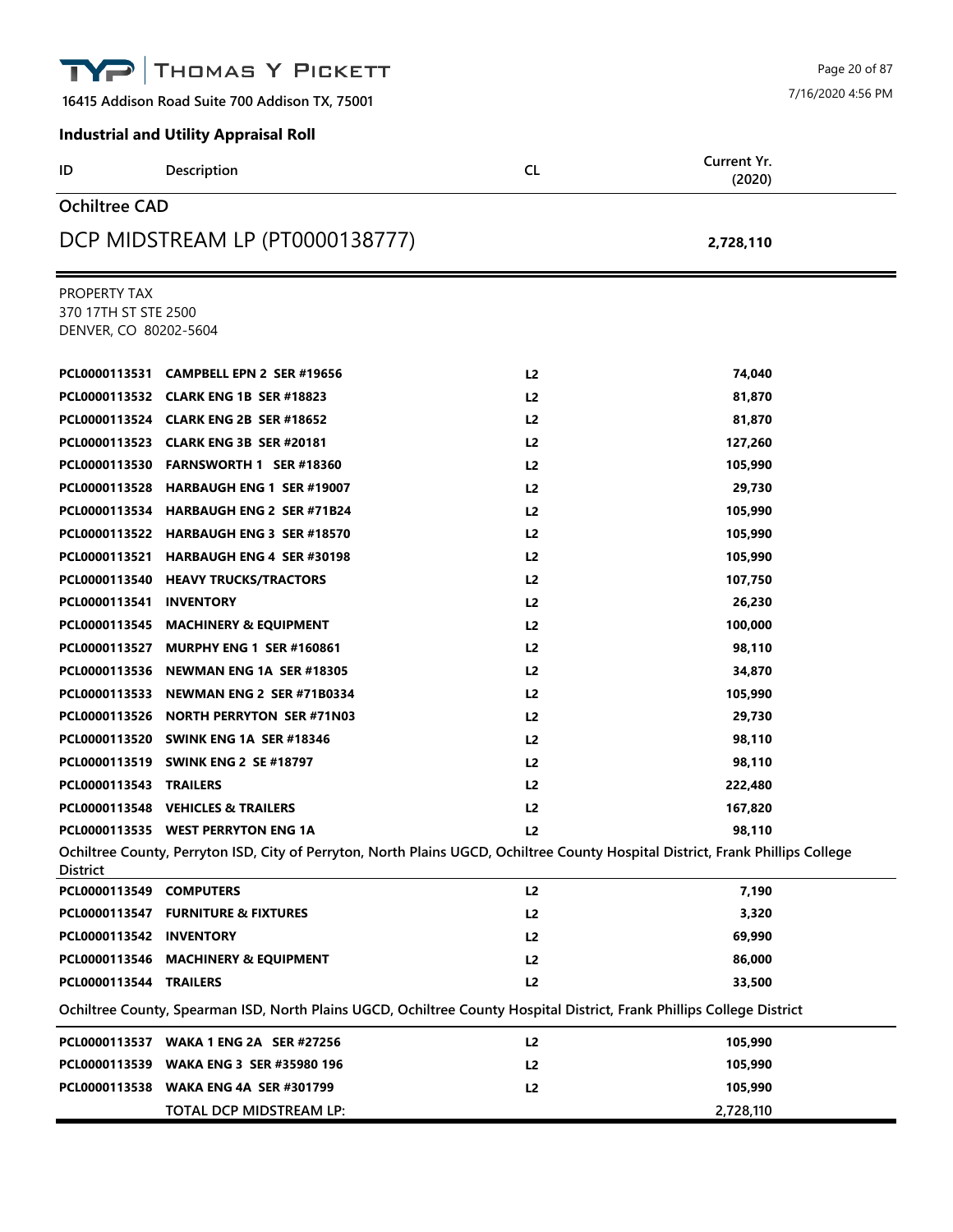**THOMAS Y PICKETT**

16415 Addison Road Suite 700 Addison TX, 75001

7/16/2020 4:56 PM

## Industrial and Utility Appraisal Roll

| ID | Description | CL | Current Yr. (2020) |
|---|---|---|---|

## Ochiltree CAD

## DCP MIDSTREAM LP (PT0000138777) — 2,728,110

PROPERTY TAX
370 17TH ST STE 2500
DENVER, CO 80202-5604

| ID | Description | CL | Current Yr. (2020) |
|---|---|---|---|
| PCL0000113531 | CAMPBELL EPN 2 SER #19656 | L2 | 74,040 |
| PCL0000113532 | CLARK ENG 1B SER #18823 | L2 | 81,870 |
| PCL0000113524 | CLARK ENG 2B SER #18652 | L2 | 81,870 |
| PCL0000113523 | CLARK ENG 3B SER #20181 | L2 | 127,260 |
| PCL0000113530 | FARNSWORTH 1 SER #18360 | L2 | 105,990 |
| PCL0000113528 | HARBAUGH ENG 1 SER #19007 | L2 | 29,730 |
| PCL0000113534 | HARBAUGH ENG 2 SER #71B24 | L2 | 105,990 |
| PCL0000113522 | HARBAUGH ENG 3 SER #18570 | L2 | 105,990 |
| PCL0000113521 | HARBAUGH ENG 4 SER #30198 | L2 | 105,990 |
| PCL0000113540 | HEAVY TRUCKS/TRACTORS | L2 | 107,750 |
| PCL0000113541 | INVENTORY | L2 | 26,230 |
| PCL0000113545 | MACHINERY & EQUIPMENT | L2 | 100,000 |
| PCL0000113527 | MURPHY ENG 1 SER #160861 | L2 | 98,110 |
| PCL0000113536 | NEWMAN ENG 1A SER #18305 | L2 | 34,870 |
| PCL0000113533 | NEWMAN ENG 2 SER #71B0334 | L2 | 105,990 |
| PCL0000113526 | NORTH PERRYTON SER #71N03 | L2 | 29,730 |
| PCL0000113520 | SWINK ENG 1A SER #18346 | L2 | 98,110 |
| PCL0000113519 | SWINK ENG 2 SE #18797 | L2 | 98,110 |
| PCL0000113543 | TRAILERS | L2 | 222,480 |
| PCL0000113548 | VEHICLES & TRAILERS | L2 | 167,820 |
| PCL0000113535 | WEST PERRYTON ENG 1A | L2 | 98,110 |

**Ochiltree County, Perryton ISD, City of Perryton, North Plains UGCD, Ochiltree County Hospital District, Frank Phillips College District**

| ID | Description | CL | Current Yr. (2020) |
|---|---|---|---|
| PCL0000113549 | COMPUTERS | L2 | 7,190 |
| PCL0000113547 | FURNITURE & FIXTURES | L2 | 3,320 |
| PCL0000113542 | INVENTORY | L2 | 69,990 |
| PCL0000113546 | MACHINERY & EQUIPMENT | L2 | 86,000 |
| PCL0000113544 | TRAILERS | L2 | 33,500 |

**Ochiltree County, Spearman ISD, North Plains UGCD, Ochiltree County Hospital District, Frank Phillips College District**

| ID | Description | CL | Current Yr. (2020) |
|---|---|---|---|
| PCL0000113537 | WAKA 1 ENG 2A SER #27256 | L2 | 105,990 |
| PCL0000113539 | WAKA ENG 3 SER #35980 196 | L2 | 105,990 |
| PCL0000113538 | WAKA ENG 4A SER #301799 | L2 | 105,990 |
| | TOTAL DCP MIDSTREAM LP: | | 2,728,110 |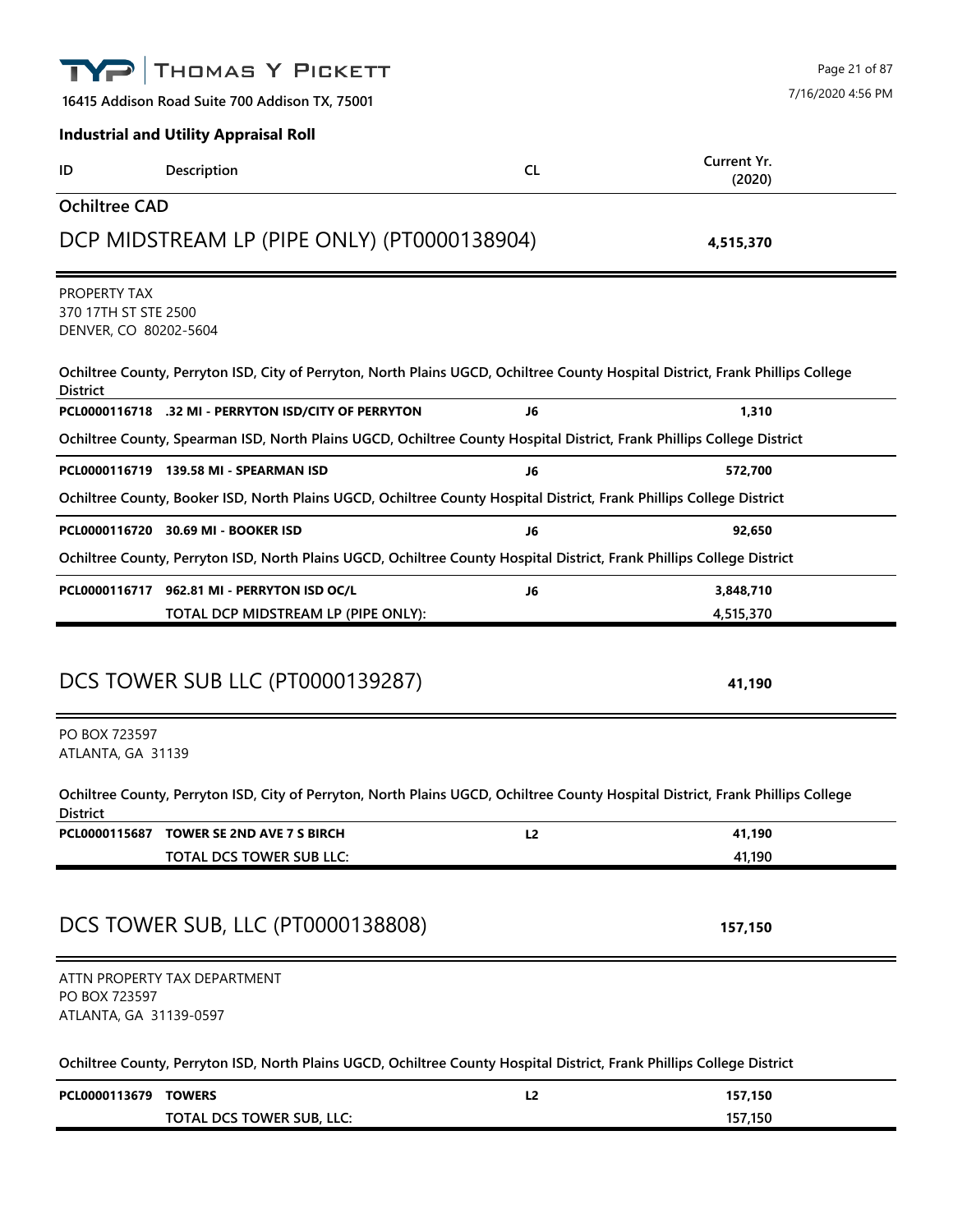**Industrial and Utility Appraisal Roll**

| ID | Description | CL | Current Yr. (2020) |
|---|---|---|---|

## Ochiltree CAD

### DCP MIDSTREAM LP (PIPE ONLY) (PT0000138904) — 4,515,370

PROPERTY TAX
370 17TH ST STE 2500
DENVER, CO 80202-5604

**Ochiltree County, Perryton ISD, City of Perryton, North Plains UGCD, Ochiltree County Hospital District, Frank Phillips College District**

| ID | Description | CL | Current Yr. (2020) |
|---|---|---|---|
| PCL0000116718 | .32 MI - PERRYTON ISD/CITY OF PERRYTON | J6 | 1,310 |

**Ochiltree County, Spearman ISD, North Plains UGCD, Ochiltree County Hospital District, Frank Phillips College District**

| ID | Description | CL | Current Yr. (2020) |
|---|---|---|---|
| PCL0000116719 | 139.58 MI - SPEARMAN ISD | J6 | 572,700 |

**Ochiltree County, Booker ISD, North Plains UGCD, Ochiltree County Hospital District, Frank Phillips College District**

| ID | Description | CL | Current Yr. (2020) |
|---|---|---|---|
| PCL0000116720 | 30.69 MI - BOOKER ISD | J6 | 92,650 |

**Ochiltree County, Perryton ISD, North Plains UGCD, Ochiltree County Hospital District, Frank Phillips College District**

| ID | Description | CL | Current Yr. (2020) |
|---|---|---|---|
| PCL0000116717 | 962.81 MI - PERRYTON ISD OC/L | J6 | 3,848,710 |
| | TOTAL DCP MIDSTREAM LP (PIPE ONLY): | | 4,515,370 |

### DCS TOWER SUB LLC (PT0000139287) — 41,190

PO BOX 723597
ATLANTA, GA 31139

**Ochiltree County, Perryton ISD, City of Perryton, North Plains UGCD, Ochiltree County Hospital District, Frank Phillips College District**

| ID | Description | CL | Current Yr. (2020) |
|---|---|---|---|
| PCL0000115687 | TOWER SE 2ND AVE 7 S BIRCH | L2 | 41,190 |
| | TOTAL DCS TOWER SUB LLC: | | 41,190 |

### DCS TOWER SUB, LLC (PT0000138808) — 157,150

ATTN PROPERTY TAX DEPARTMENT
PO BOX 723597
ATLANTA, GA 31139-0597

**Ochiltree County, Perryton ISD, North Plains UGCD, Ochiltree County Hospital District, Frank Phillips College District**

| ID | Description | CL | Current Yr. (2020) |
|---|---|---|---|
| PCL0000113679 | TOWERS | L2 | 157,150 |
| | TOTAL DCS TOWER SUB, LLC: | | 157,150 |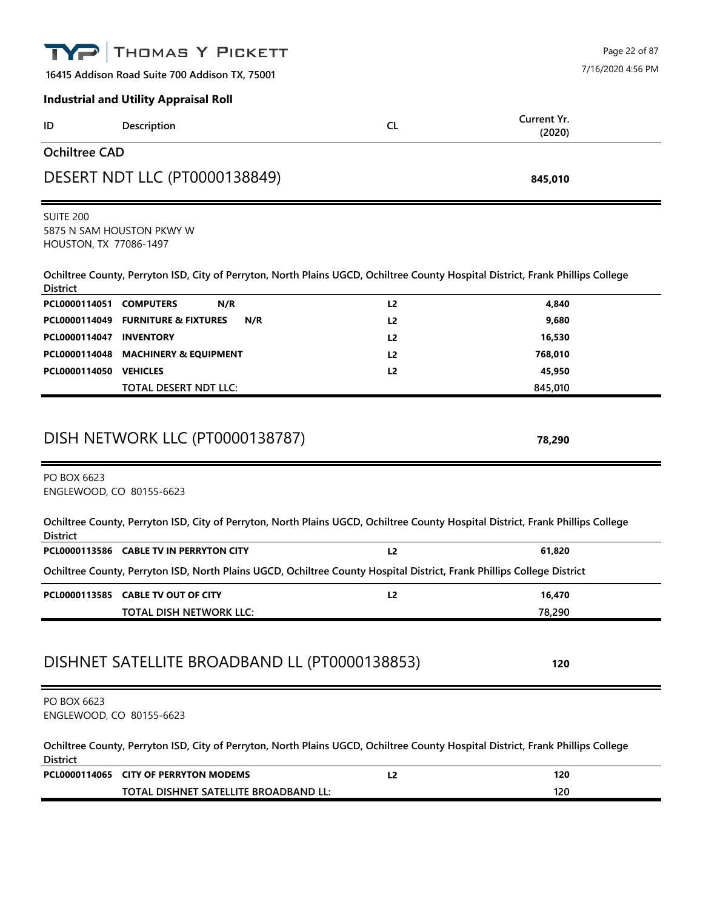**THOMAS Y PICKETT**

16415 Addison Road Suite 700 Addison TX, 75001

**Industrial and Utility Appraisal Roll**

| ID | Description | CL | Current Yr. (2020) |
|---|---|---|---|

## Ochiltree CAD

### DESERT NDT LLC (PT0000138849) — **845,010**

SUITE 200
5875 N SAM HOUSTON PKWY W
HOUSTON, TX 77086-1497

**Ochiltree County, Perryton ISD, City of Perryton, North Plains UGCD, Ochiltree County Hospital District, Frank Phillips College District**

| ID | Description | CL | Current Yr. (2020) |
|---|---|---|---|
| **PCL0000114051** | **COMPUTERS N/R** | **L2** | **4,840** |
| **PCL0000114049** | **FURNITURE & FIXTURES N/R** | **L2** | **9,680** |
| **PCL0000114047** | **INVENTORY** | **L2** | **16,530** |
| **PCL0000114048** | **MACHINERY & EQUIPMENT** | **L2** | **768,010** |
| **PCL0000114050** | **VEHICLES** | **L2** | **45,950** |
| | TOTAL DESERT NDT LLC: | | 845,010 |

### DISH NETWORK LLC (PT0000138787) — **78,290**

PO BOX 6623
ENGLEWOOD, CO 80155-6623

**Ochiltree County, Perryton ISD, City of Perryton, North Plains UGCD, Ochiltree County Hospital District, Frank Phillips College District**

| ID | Description | CL | Current Yr. (2020) |
|---|---|---|---|
| **PCL0000113586** | **CABLE TV IN PERRYTON CITY** | **L2** | **61,820** |

**Ochiltree County, Perryton ISD, North Plains UGCD, Ochiltree County Hospital District, Frank Phillips College District**

| ID | Description | CL | Current Yr. (2020) |
|---|---|---|---|
| **PCL0000113585** | **CABLE TV OUT OF CITY** | **L2** | **16,470** |
| | TOTAL DISH NETWORK LLC: | | 78,290 |

### DISHNET SATELLITE BROADBAND LL (PT0000138853) — **120**

PO BOX 6623
ENGLEWOOD, CO 80155-6623

**Ochiltree County, Perryton ISD, City of Perryton, North Plains UGCD, Ochiltree County Hospital District, Frank Phillips College District**

| ID | Description | CL | Current Yr. (2020) |
|---|---|---|---|
| **PCL0000114065** | **CITY OF PERRYTON MODEMS** | **L2** | **120** |
| | TOTAL DISHNET SATELLITE BROADBAND LL: | | 120 |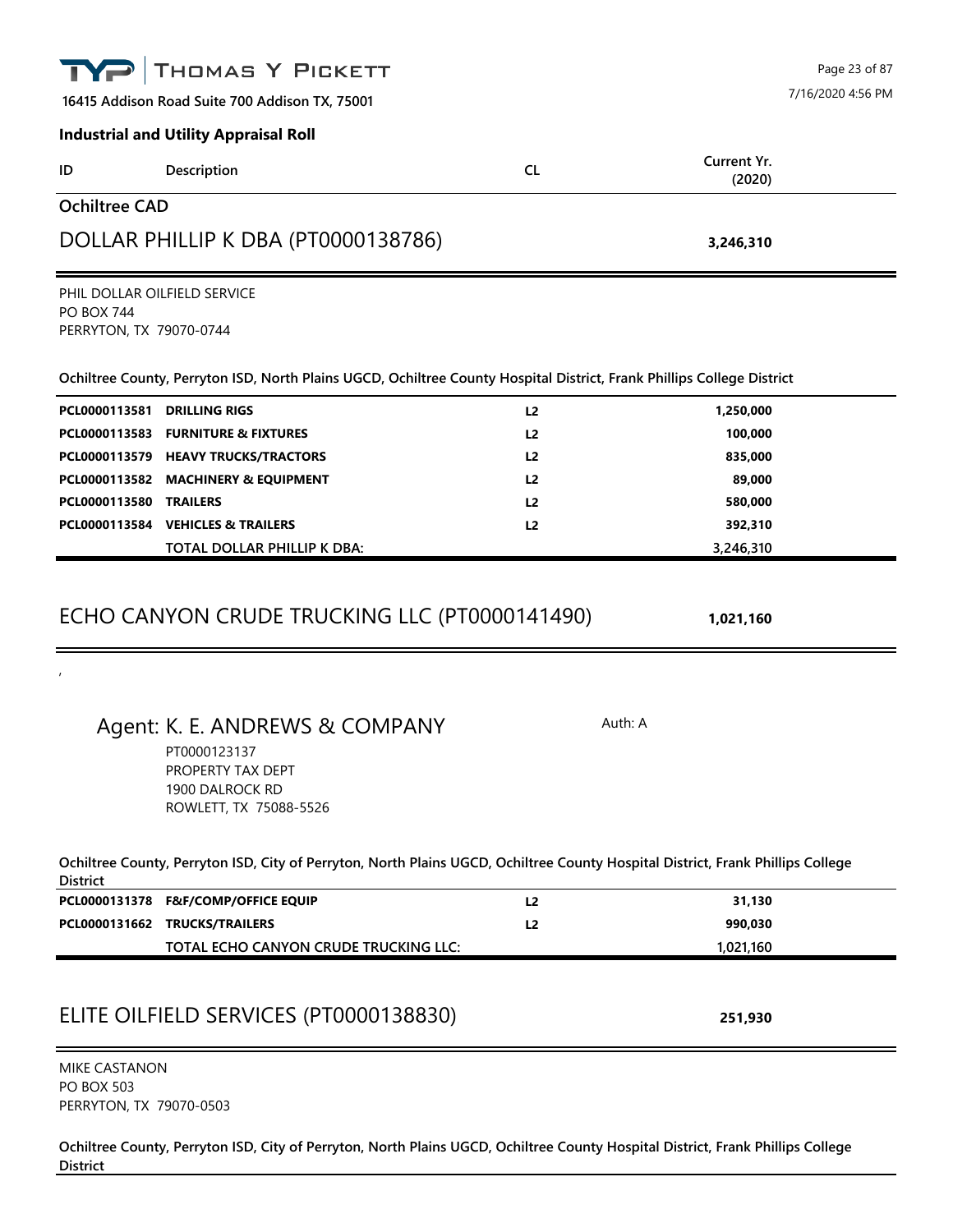**Industrial and Utility Appraisal Roll**

| ID | Description | CL | Current Yr. (2020) |
|---|---|---|---|

## Ochiltree CAD

## DOLLAR PHILLIP K DBA (PT0000138786) — 3,246,310

PHIL DOLLAR OILFIELD SERVICE
PO BOX 744
PERRYTON, TX 79070-0744

**Ochiltree County, Perryton ISD, North Plains UGCD, Ochiltree County Hospital District, Frank Phillips College District**

| ID | Description | CL | Current Yr. (2020) |
|---|---|---|---|
| **PCL0000113581** | **DRILLING RIGS** | **L2** | **1,250,000** |
| **PCL0000113583** | **FURNITURE & FIXTURES** | **L2** | **100,000** |
| **PCL0000113579** | **HEAVY TRUCKS/TRACTORS** | **L2** | **835,000** |
| **PCL0000113582** | **MACHINERY & EQUIPMENT** | **L2** | **89,000** |
| **PCL0000113580** | **TRAILERS** | **L2** | **580,000** |
| **PCL0000113584** | **VEHICLES & TRAILERS** | **L2** | **392,310** |
| | TOTAL DOLLAR PHILLIP K DBA: | | 3,246,310 |

## ECHO CANYON CRUDE TRUCKING LLC (PT0000141490) — 1,021,160

,

### Agent: K. E. ANDREWS & COMPANY

Auth: A

PT0000123137
PROPERTY TAX DEPT
1900 DALROCK RD
ROWLETT, TX 75088-5526

**Ochiltree County, Perryton ISD, City of Perryton, North Plains UGCD, Ochiltree County Hospital District, Frank Phillips College District**

| ID | Description | CL | Current Yr. (2020) |
|---|---|---|---|
| **PCL0000131378** | **F&F/COMP/OFFICE EQUIP** | **L2** | **31,130** |
| **PCL0000131662** | **TRUCKS/TRAILERS** | **L2** | **990,030** |
| | TOTAL ECHO CANYON CRUDE TRUCKING LLC: | | 1,021,160 |

## ELITE OILFIELD SERVICES (PT0000138830) — 251,930

MIKE CASTANON
PO BOX 503
PERRYTON, TX 79070-0503

**Ochiltree County, Perryton ISD, City of Perryton, North Plains UGCD, Ochiltree County Hospital District, Frank Phillips College District**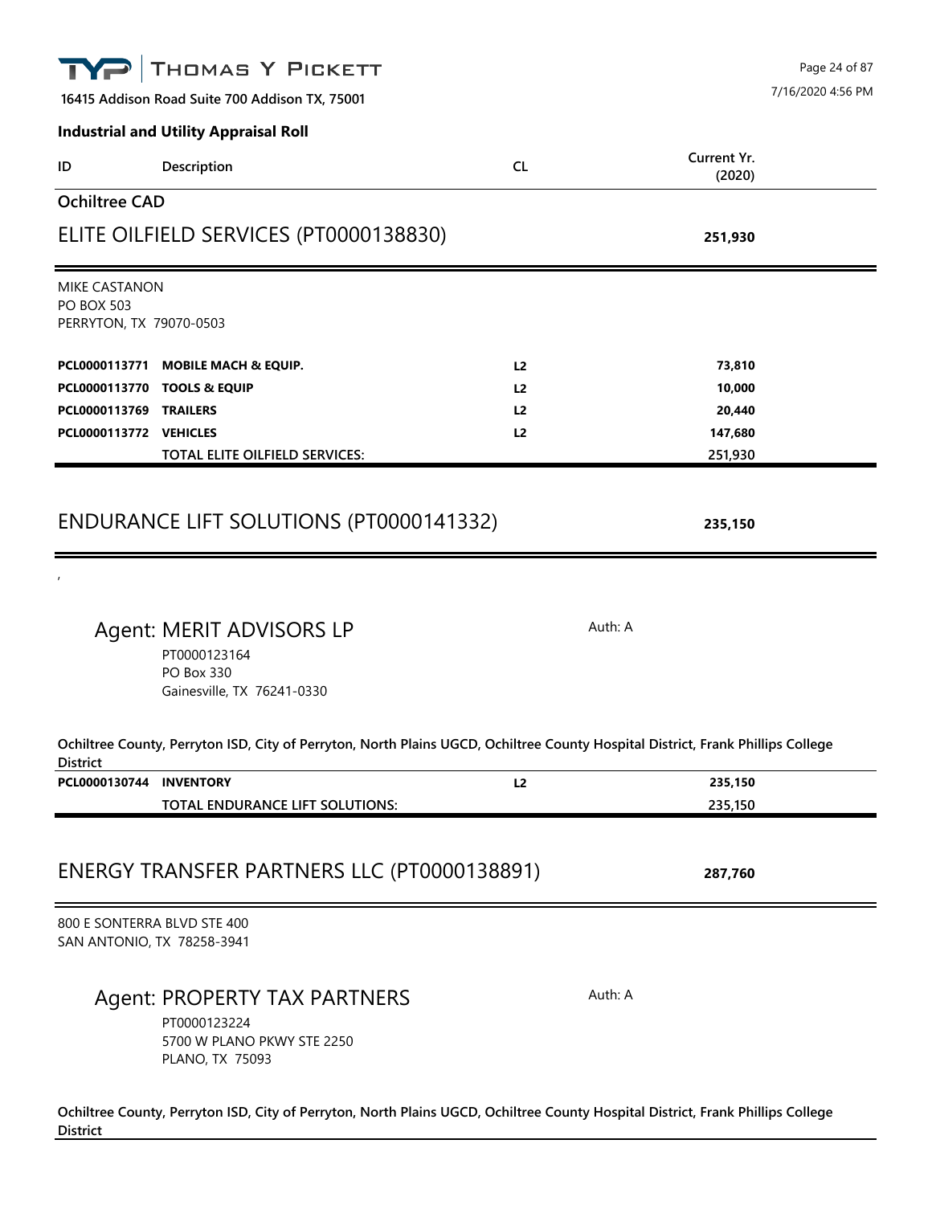**Industrial and Utility Appraisal Roll**

| ID | Description | CL | Current Yr. (2020) |
|---|---|---|---|

## Ochiltree CAD

### ELITE OILFIELD SERVICES (PT0000138830) — 251,930

MIKE CASTANON
PO BOX 503
PERRYTON, TX 79070-0503

| ID | Description | CL | Current Yr. (2020) |
|---|---|---|---|
| **PCL0000113771** | **MOBILE MACH & EQUIP.** | **L2** | **73,810** |
| **PCL0000113770** | **TOOLS & EQUIP** | **L2** | **10,000** |
| **PCL0000113769** | **TRAILERS** | **L2** | **20,440** |
| **PCL0000113772** | **VEHICLES** | **L2** | **147,680** |
| | TOTAL ELITE OILFIELD SERVICES: | | 251,930 |

### ENDURANCE LIFT SOLUTIONS (PT0000141332) — 235,150

,

Agent: MERIT ADVISORS LP — Auth: A
PT0000123164
PO Box 330
Gainesville, TX 76241-0330

**Ochiltree County, Perryton ISD, City of Perryton, North Plains UGCD, Ochiltree County Hospital District, Frank Phillips College District**

| ID | Description | CL | Current Yr. (2020) |
|---|---|---|---|
| **PCL0000130744** | **INVENTORY** | **L2** | **235,150** |
| | TOTAL ENDURANCE LIFT SOLUTIONS: | | 235,150 |

### ENERGY TRANSFER PARTNERS LLC (PT0000138891) — 287,760

800 E SONTERRA BLVD STE 400
SAN ANTONIO, TX 78258-3941

Agent: PROPERTY TAX PARTNERS — Auth: A
PT0000123224
5700 W PLANO PKWY STE 2250
PLANO, TX 75093

**Ochiltree County, Perryton ISD, City of Perryton, North Plains UGCD, Ochiltree County Hospital District, Frank Phillips College District**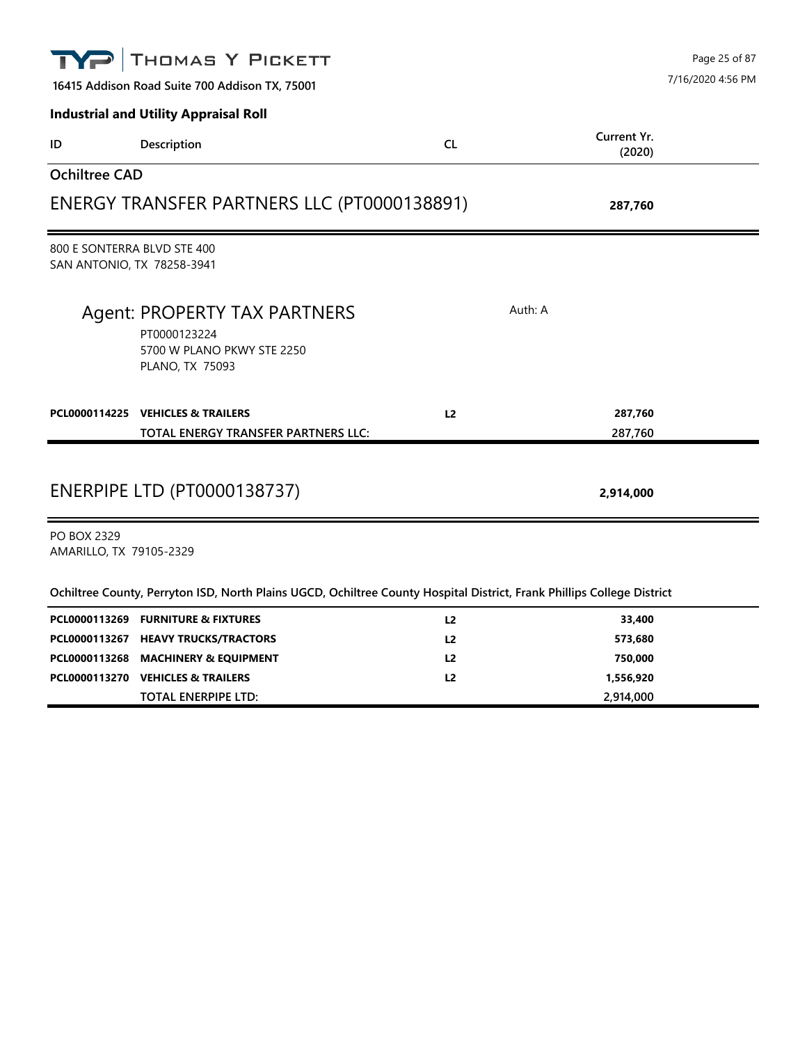**Industrial and Utility Appraisal Roll**

| ID | Description | CL | Current Yr. (2020) |
|---|---|---|---|

## Ochiltree CAD

### ENERGY TRANSFER PARTNERS LLC (PT0000138891) — 287,760

800 E SONTERRA BLVD STE 400
SAN ANTONIO, TX 78258-3941

**Agent: PROPERTY TAX PARTNERS** — Auth: A
PT0000123224
5700 W PLANO PKWY STE 2250
PLANO, TX 75093

| ID | Description | CL | Current Yr. (2020) |
|---|---|---|---|
| **PCL0000114225** | **VEHICLES & TRAILERS** | **L2** | **287,760** |
| | TOTAL ENERGY TRANSFER PARTNERS LLC: | | 287,760 |

### ENERPIPE LTD (PT0000138737) — 2,914,000

PO BOX 2329
AMARILLO, TX 79105-2329

**Ochiltree County, Perryton ISD, North Plains UGCD, Ochiltree County Hospital District, Frank Phillips College District**

| ID | Description | CL | Current Yr. (2020) |
|---|---|---|---|
| **PCL0000113269** | **FURNITURE & FIXTURES** | **L2** | **33,400** |
| **PCL0000113267** | **HEAVY TRUCKS/TRACTORS** | **L2** | **573,680** |
| **PCL0000113268** | **MACHINERY & EQUIPMENT** | **L2** | **750,000** |
| **PCL0000113270** | **VEHICLES & TRAILERS** | **L2** | **1,556,920** |
| | TOTAL ENERPIPE LTD: | | 2,914,000 |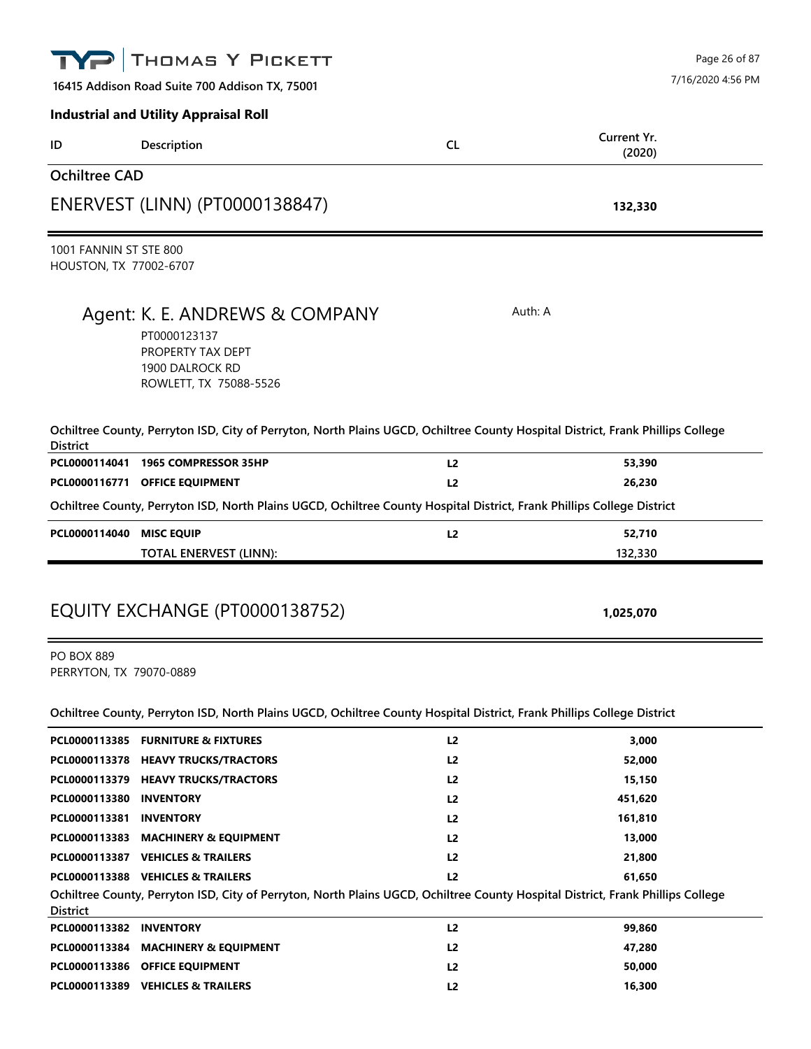**THOMAS Y PICKETT**

**16415 Addison Road Suite 700 Addison TX, 75001**

7/16/2020 4:56 PM

**Industrial and Utility Appraisal Roll**

| ID | Description | CL | Current Yr. (2020) |
|---|---|---|---|

## Ochiltree CAD

## ENERVEST (LINN) (PT0000138847) — **132,330**

1001 FANNIN ST STE 800
HOUSTON, TX 77002-6707

### Agent: K. E. ANDREWS & COMPANY

Auth: A

PT0000123137
PROPERTY TAX DEPT
1900 DALROCK RD
ROWLETT, TX 75088-5526

**Ochiltree County, Perryton ISD, City of Perryton, North Plains UGCD, Ochiltree County Hospital District, Frank Phillips College District**

| ID | Description | CL | Current Yr. (2020) |
|---|---|---|---|
| **PCL0000114041** | **1965 COMPRESSOR 35HP** | **L2** | **53,390** |
| **PCL0000116771** | **OFFICE EQUIPMENT** | **L2** | **26,230** |

**Ochiltree County, Perryton ISD, North Plains UGCD, Ochiltree County Hospital District, Frank Phillips College District**

| ID | Description | CL | Current Yr. (2020) |
|---|---|---|---|
| **PCL0000114040** | **MISC EQUIP** | **L2** | **52,710** |
| | **TOTAL ENERVEST (LINN):** | | **132,330** |

## EQUITY EXCHANGE (PT0000138752) — **1,025,070**

PO BOX 889
PERRYTON, TX 79070-0889

**Ochiltree County, Perryton ISD, North Plains UGCD, Ochiltree County Hospital District, Frank Phillips College District**

| ID | Description | CL | Current Yr. (2020) |
|---|---|---|---|
| **PCL0000113385** | **FURNITURE & FIXTURES** | **L2** | **3,000** |
| **PCL0000113378** | **HEAVY TRUCKS/TRACTORS** | **L2** | **52,000** |
| **PCL0000113379** | **HEAVY TRUCKS/TRACTORS** | **L2** | **15,150** |
| **PCL0000113380** | **INVENTORY** | **L2** | **451,620** |
| **PCL0000113381** | **INVENTORY** | **L2** | **161,810** |
| **PCL0000113383** | **MACHINERY & EQUIPMENT** | **L2** | **13,000** |
| **PCL0000113387** | **VEHICLES & TRAILERS** | **L2** | **21,800** |
| **PCL0000113388** | **VEHICLES & TRAILERS** | **L2** | **61,650** |

**Ochiltree County, Perryton ISD, City of Perryton, North Plains UGCD, Ochiltree County Hospital District, Frank Phillips College District**

| ID | Description | CL | Current Yr. (2020) |
|---|---|---|---|
| **PCL0000113382** | **INVENTORY** | **L2** | **99,860** |
| **PCL0000113384** | **MACHINERY & EQUIPMENT** | **L2** | **47,280** |
| **PCL0000113386** | **OFFICE EQUIPMENT** | **L2** | **50,000** |
| **PCL0000113389** | **VEHICLES & TRAILERS** | **L2** | **16,300** |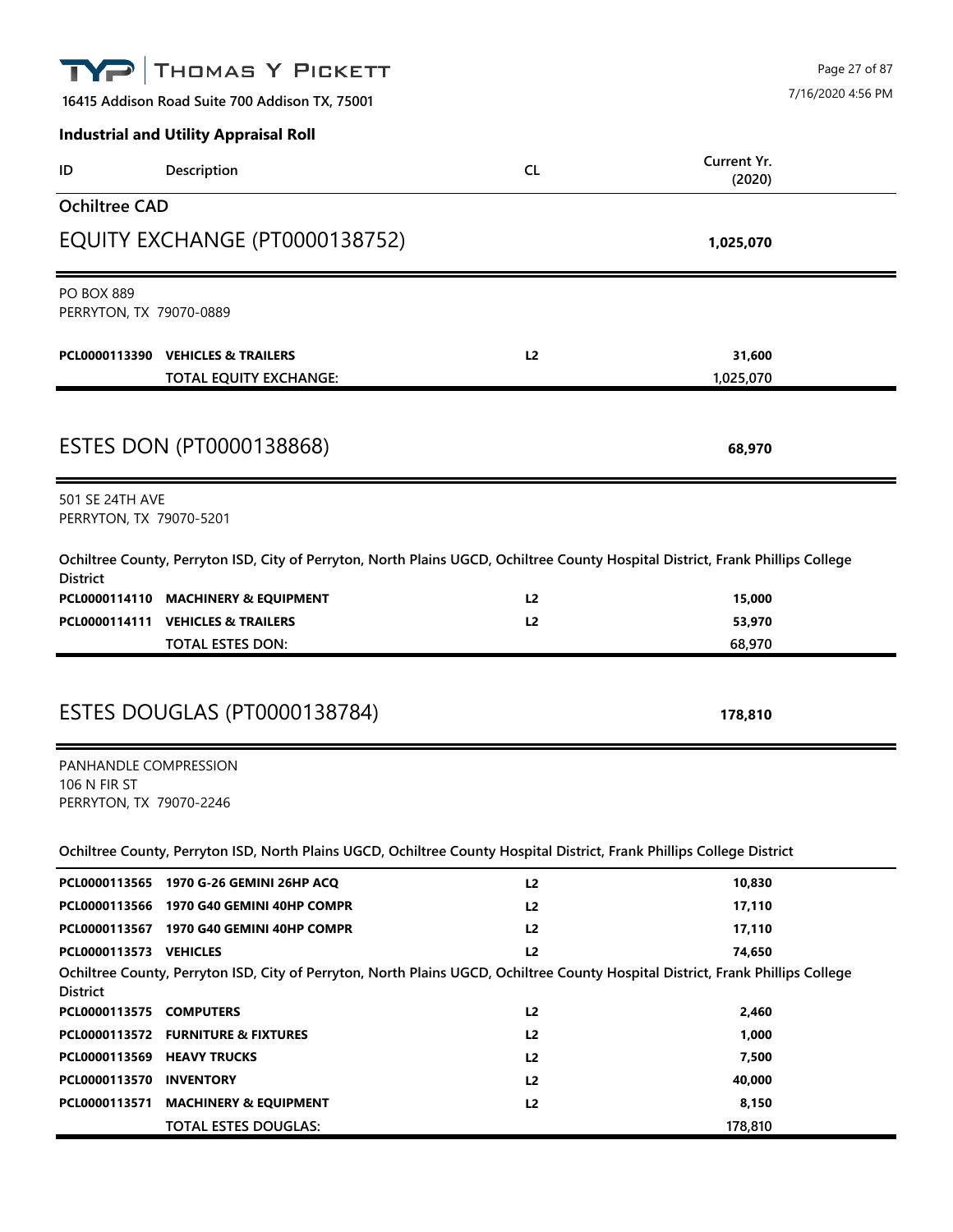**16415 Addison Road Suite 700 Addison TX, 75001**

7/16/2020 4:56 PM

**Industrial and Utility Appraisal Roll**

| ID | Description | CL | Current Yr. (2020) |
|---|---|---|---|

## Ochiltree CAD

### EQUITY EXCHANGE (PT0000138752) — **1,025,070**

PO BOX 889
PERRYTON, TX 79070-0889

| ID | Description | CL | Current Yr. (2020) |
|---|---|---|---|
| **PCL0000113390** | **VEHICLES & TRAILERS** | **L2** | **31,600** |
| | **TOTAL EQUITY EXCHANGE:** | | 1,025,070 |

### ESTES DON (PT0000138868) — **68,970**

501 SE 24TH AVE
PERRYTON, TX 79070-5201

**Ochiltree County, Perryton ISD, City of Perryton, North Plains UGCD, Ochiltree County Hospital District, Frank Phillips College District**

| ID | Description | CL | Current Yr. (2020) |
|---|---|---|---|
| **PCL0000114110** | **MACHINERY & EQUIPMENT** | **L2** | **15,000** |
| **PCL0000114111** | **VEHICLES & TRAILERS** | **L2** | **53,970** |
| | **TOTAL ESTES DON:** | | 68,970 |

### ESTES DOUGLAS (PT0000138784) — **178,810**

PANHANDLE COMPRESSION
106 N FIR ST
PERRYTON, TX 79070-2246

**Ochiltree County, Perryton ISD, North Plains UGCD, Ochiltree County Hospital District, Frank Phillips College District**

| ID | Description | CL | Current Yr. (2020) |
|---|---|---|---|
| **PCL0000113565** | **1970 G-26 GEMINI 26HP ACQ** | **L2** | **10,830** |
| **PCL0000113566** | **1970 G40 GEMINI 40HP COMPR** | **L2** | **17,110** |
| **PCL0000113567** | **1970 G40 GEMINI 40HP COMPR** | **L2** | **17,110** |
| **PCL0000113573** | **VEHICLES** | **L2** | **74,650** |

**Ochiltree County, Perryton ISD, City of Perryton, North Plains UGCD, Ochiltree County Hospital District, Frank Phillips College District**

| ID | Description | CL | Current Yr. (2020) |
|---|---|---|---|
| **PCL0000113575** | **COMPUTERS** | **L2** | **2,460** |
| **PCL0000113572** | **FURNITURE & FIXTURES** | **L2** | **1,000** |
| **PCL0000113569** | **HEAVY TRUCKS** | **L2** | **7,500** |
| **PCL0000113570** | **INVENTORY** | **L2** | **40,000** |
| **PCL0000113571** | **MACHINERY & EQUIPMENT** | **L2** | **8,150** |
| | **TOTAL ESTES DOUGLAS:** | | 178,810 |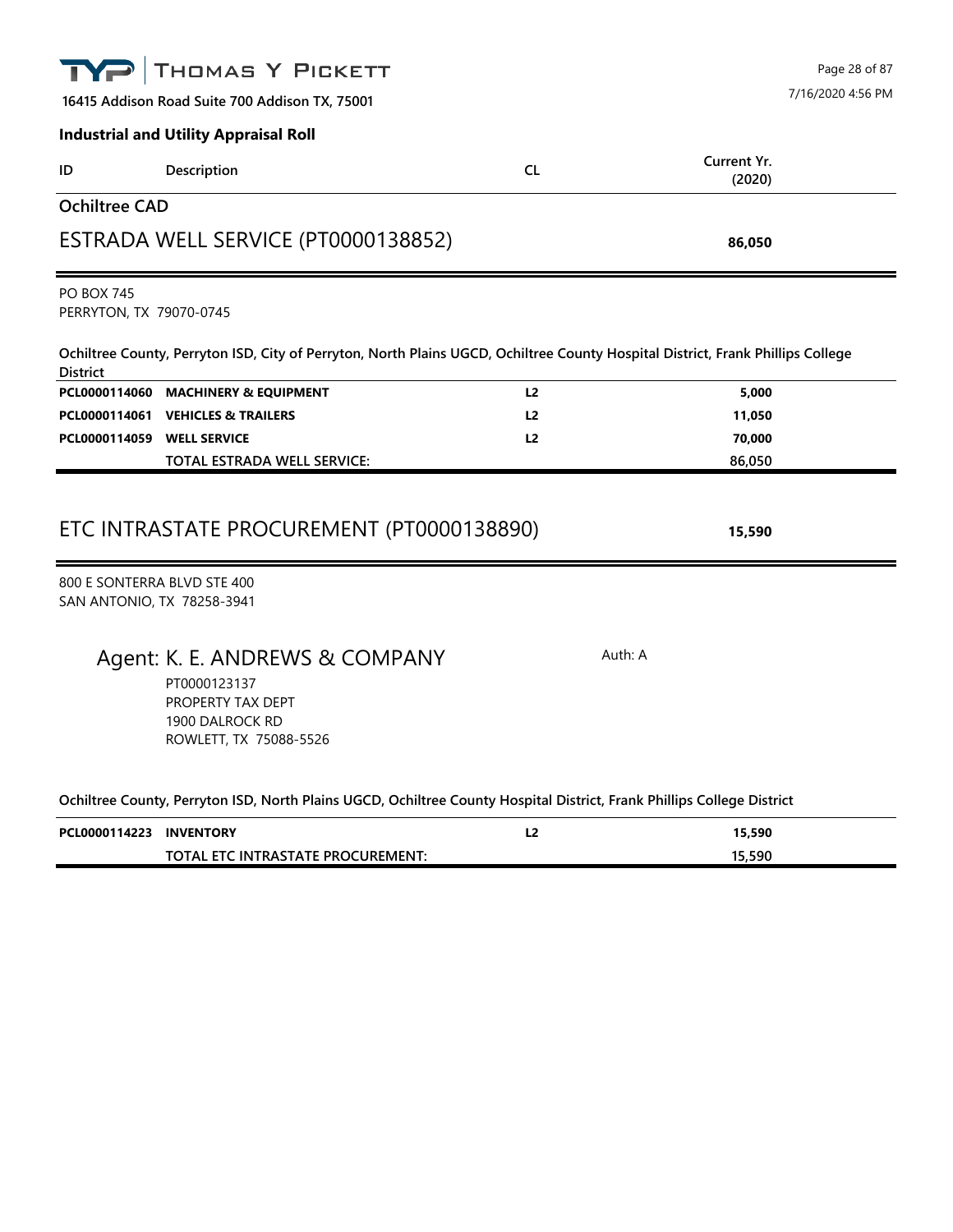**Industrial and Utility Appraisal Roll**

| ID | Description | CL | Current Yr. (2020) |
|---|---|---|---|

## Ochiltree CAD

### ESTRADA WELL SERVICE (PT0000138852) — 86,050

PO BOX 745
PERRYTON, TX 79070-0745

**Ochiltree County, Perryton ISD, City of Perryton, North Plains UGCD, Ochiltree County Hospital District, Frank Phillips College District**

| ID | Description | CL | Current Yr. (2020) |
|---|---|---|---|
| PCL0000114060 | MACHINERY & EQUIPMENT | L2 | 5,000 |
| PCL0000114061 | VEHICLES & TRAILERS | L2 | 11,050 |
| PCL0000114059 | WELL SERVICE | L2 | 70,000 |
| | TOTAL ESTRADA WELL SERVICE: | | 86,050 |

### ETC INTRASTATE PROCUREMENT (PT0000138890) — 15,590

800 E SONTERRA BLVD STE 400
SAN ANTONIO, TX 78258-3941

Agent: K. E. ANDREWS & COMPANY — Auth: A

PT0000123137
PROPERTY TAX DEPT
1900 DALROCK RD
ROWLETT, TX 75088-5526

**Ochiltree County, Perryton ISD, North Plains UGCD, Ochiltree County Hospital District, Frank Phillips College District**

| ID | Description | CL | Current Yr. (2020) |
|---|---|---|---|
| PCL0000114223 | INVENTORY | L2 | 15,590 |
| | TOTAL ETC INTRASTATE PROCUREMENT: | | 15,590 |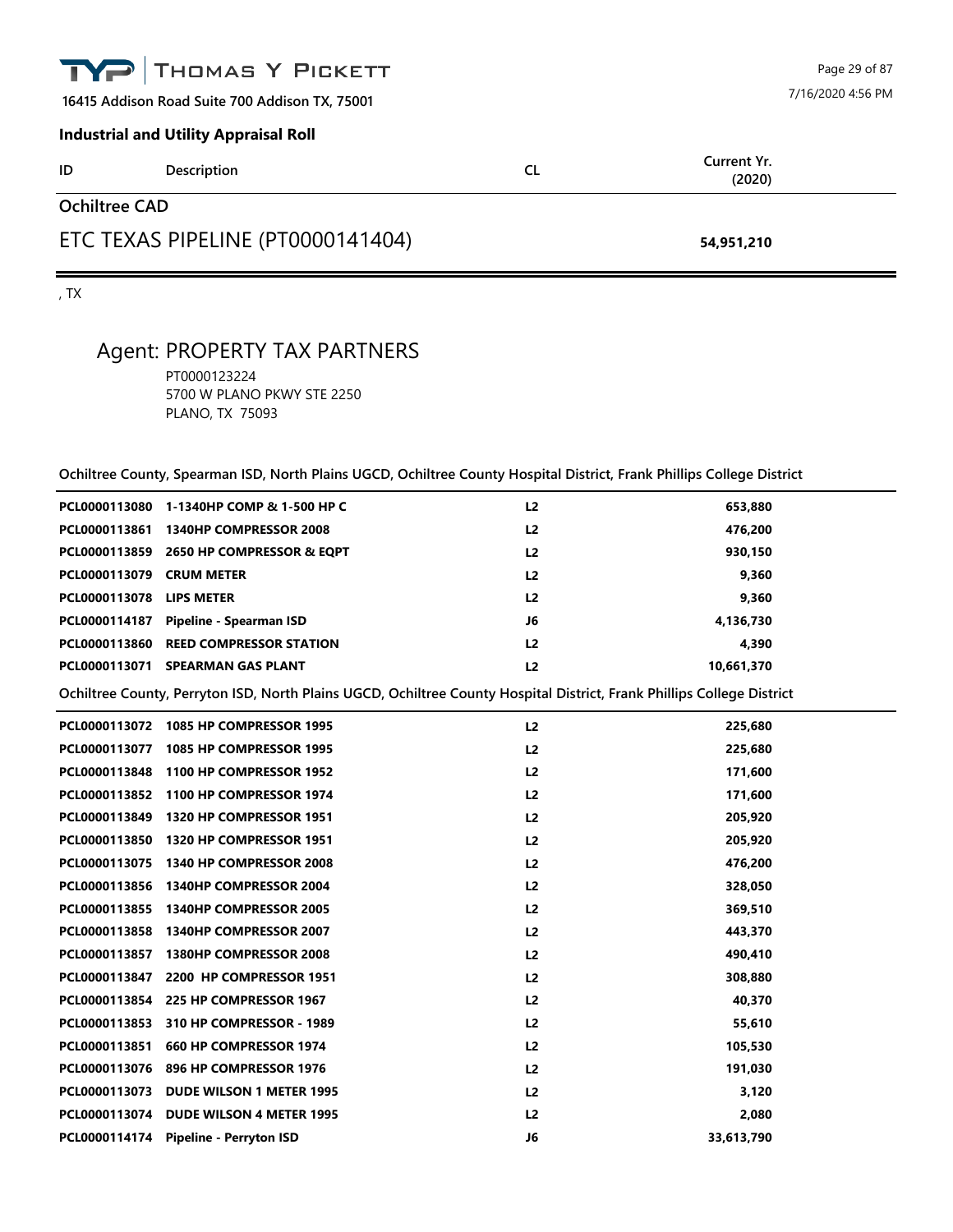**THOMAS Y PICKETT**

16415 Addison Road Suite 700 Addison TX, 75001

7/16/2020 4:56 PM

## Industrial and Utility Appraisal Roll

| ID | Description | CL | Current Yr. (2020) |
|---|---|---|---|

### Ochiltree CAD

### ETC TEXAS PIPELINE (PT0000141404) — 54,951,210

, TX

## Agent: PROPERTY TAX PARTNERS

PT0000123224
5700 W PLANO PKWY STE 2250
PLANO, TX 75093

**Ochiltree County, Spearman ISD, North Plains UGCD, Ochiltree County Hospital District, Frank Phillips College District**

| ID | Description | CL | Current Yr. (2020) |
|---|---|---|---|
| PCL0000113080 | 1-1340HP COMP & 1-500 HP C | L2 | 653,880 |
| PCL0000113861 | 1340HP COMPRESSOR 2008 | L2 | 476,200 |
| PCL0000113859 | 2650 HP COMPRESSOR & EQPT | L2 | 930,150 |
| PCL0000113079 | CRUM METER | L2 | 9,360 |
| PCL0000113078 | LIPS METER | L2 | 9,360 |
| PCL0000114187 | Pipeline - Spearman ISD | J6 | 4,136,730 |
| PCL0000113860 | REED COMPRESSOR STATION | L2 | 4,390 |
| PCL0000113071 | SPEARMAN GAS PLANT | L2 | 10,661,370 |

**Ochiltree County, Perryton ISD, North Plains UGCD, Ochiltree County Hospital District, Frank Phillips College District**

| ID | Description | CL | Current Yr. (2020) |
|---|---|---|---|
| PCL0000113072 | 1085 HP COMPRESSOR 1995 | L2 | 225,680 |
| PCL0000113077 | 1085 HP COMPRESSOR 1995 | L2 | 225,680 |
| PCL0000113848 | 1100 HP COMPRESSOR 1952 | L2 | 171,600 |
| PCL0000113852 | 1100 HP COMPRESSOR 1974 | L2 | 171,600 |
| PCL0000113849 | 1320 HP COMPRESSOR 1951 | L2 | 205,920 |
| PCL0000113850 | 1320 HP COMPRESSOR 1951 | L2 | 205,920 |
| PCL0000113075 | 1340 HP COMPRESSOR 2008 | L2 | 476,200 |
| PCL0000113856 | 1340HP COMPRESSOR 2004 | L2 | 328,050 |
| PCL0000113855 | 1340HP COMPRESSOR 2005 | L2 | 369,510 |
| PCL0000113858 | 1340HP COMPRESSOR 2007 | L2 | 443,370 |
| PCL0000113857 | 1380HP COMPRESSOR 2008 | L2 | 490,410 |
| PCL0000113847 | 2200 HP COMPRESSOR 1951 | L2 | 308,880 |
| PCL0000113854 | 225 HP COMPRESSOR 1967 | L2 | 40,370 |
| PCL0000113853 | 310 HP COMPRESSOR - 1989 | L2 | 55,610 |
| PCL0000113851 | 660 HP COMPRESSOR 1974 | L2 | 105,530 |
| PCL0000113076 | 896 HP COMPRESSOR 1976 | L2 | 191,030 |
| PCL0000113073 | DUDE WILSON 1 METER 1995 | L2 | 3,120 |
| PCL0000113074 | DUDE WILSON 4 METER 1995 | L2 | 2,080 |
| PCL0000114174 | Pipeline - Perryton ISD | J6 | 33,613,790 |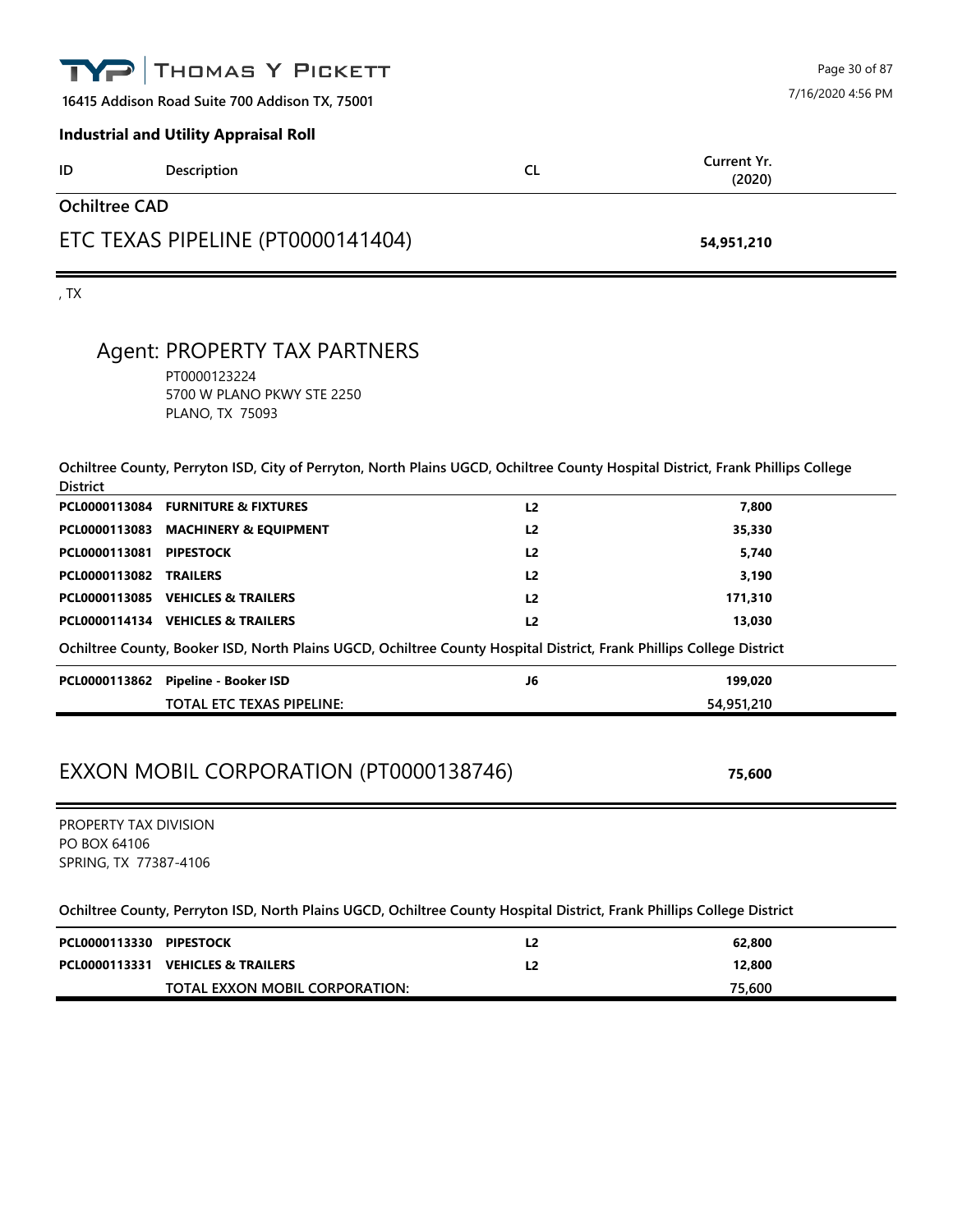**Industrial and Utility Appraisal Roll**

| ID | Description | CL | Current Yr. (2020) |
|---|---|---|---|

## Ochiltree CAD

## ETC TEXAS PIPELINE (PT0000141404) — 54,951,210

, TX

### Agent: PROPERTY TAX PARTNERS

PT0000123224
5700 W PLANO PKWY STE 2250
PLANO, TX 75093

**Ochiltree County, Perryton ISD, City of Perryton, North Plains UGCD, Ochiltree County Hospital District, Frank Phillips College District**

| ID | Description | CL | Current Yr. (2020) |
|---|---|---|---|
| **PCL0000113084** | **FURNITURE & FIXTURES** | L2 | **7,800** |
| **PCL0000113083** | **MACHINERY & EQUIPMENT** | L2 | **35,330** |
| **PCL0000113081** | **PIPESTOCK** | L2 | **5,740** |
| **PCL0000113082** | **TRAILERS** | L2 | **3,190** |
| **PCL0000113085** | **VEHICLES & TRAILERS** | L2 | **171,310** |
| **PCL0000114134** | **VEHICLES & TRAILERS** | L2 | **13,030** |

**Ochiltree County, Booker ISD, North Plains UGCD, Ochiltree County Hospital District, Frank Phillips College District**

| ID | Description | CL | Current Yr. (2020) |
|---|---|---|---|
| **PCL0000113862** | **Pipeline - Booker ISD** | J6 | **199,020** |
| | **TOTAL ETC TEXAS PIPELINE:** | | **54,951,210** |

## EXXON MOBIL CORPORATION (PT0000138746) — 75,600

PROPERTY TAX DIVISION
PO BOX 64106
SPRING, TX 77387-4106

**Ochiltree County, Perryton ISD, North Plains UGCD, Ochiltree County Hospital District, Frank Phillips College District**

| ID | Description | CL | Current Yr. (2020) |
|---|---|---|---|
| **PCL0000113330** | **PIPESTOCK** | L2 | **62,800** |
| **PCL0000113331** | **VEHICLES & TRAILERS** | L2 | **12,800** |
| | **TOTAL EXXON MOBIL CORPORATION:** | | **75,600** |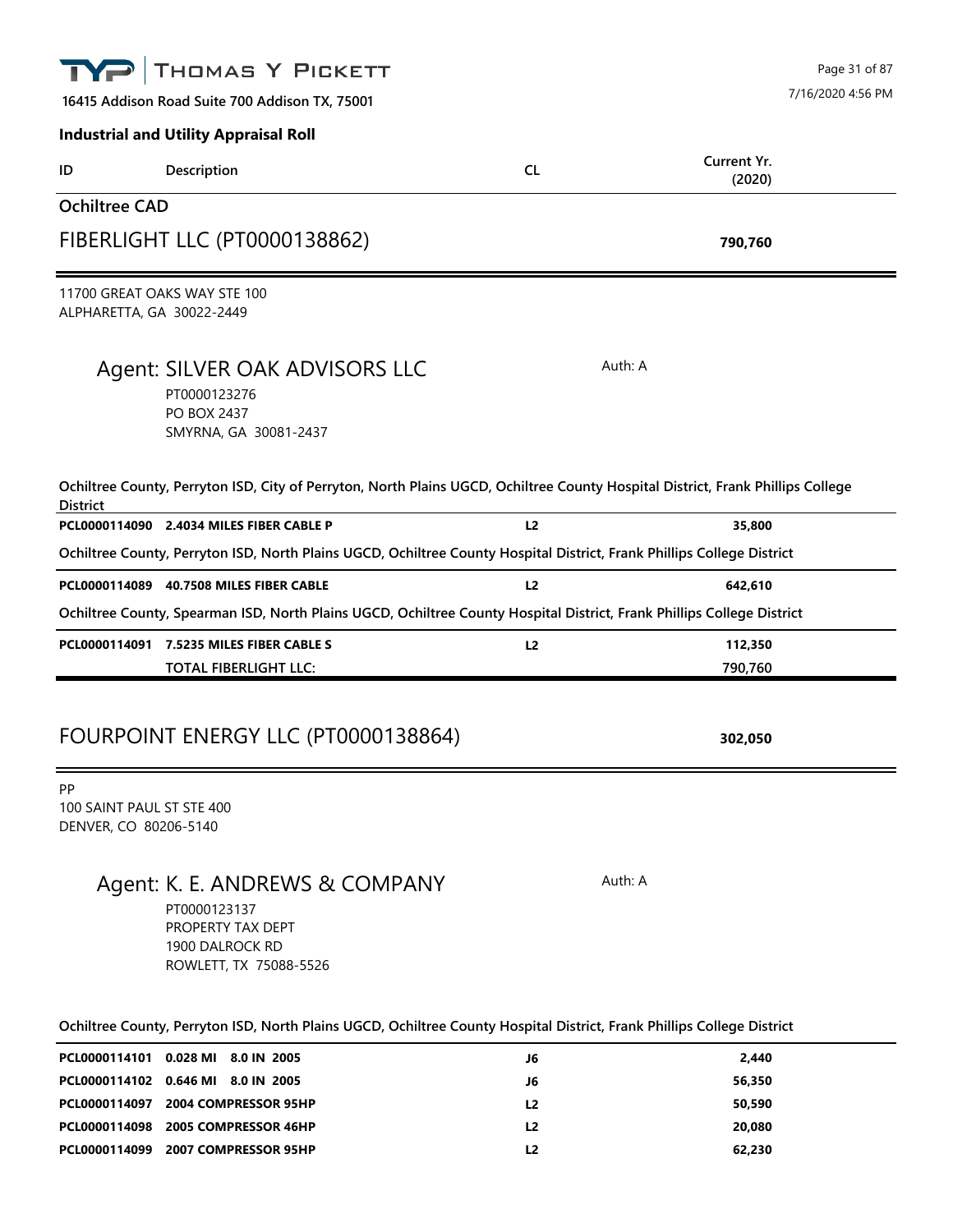**THOMAS Y PICKETT**

**16415 Addison Road Suite 700 Addison TX, 75001**

7/16/2020 4:56 PM

**Industrial and Utility Appraisal Roll**

| ID | Description | CL | Current Yr. (2020) |
|---|---|---|---|

## Ochiltree CAD

## FIBERLIGHT LLC (PT0000138862) — **790,760**

11700 GREAT OAKS WAY STE 100
ALPHARETTA, GA 30022-2449

### Agent: SILVER OAK ADVISORS LLC

Auth: A

PT0000123276
PO BOX 2437
SMYRNA, GA 30081-2437

| ID | Description | CL | Current Yr. (2020) |
|---|---|---|---|
| **Ochiltree County, Perryton ISD, City of Perryton, North Plains UGCD, Ochiltree County Hospital District, Frank Phillips College District** | | | |
| **PCL0000114090** | **2.4034 MILES FIBER CABLE P** | **L2** | **35,800** |
| **Ochiltree County, Perryton ISD, North Plains UGCD, Ochiltree County Hospital District, Frank Phillips College District** | | | |
| **PCL0000114089** | **40.7508 MILES FIBER CABLE** | **L2** | **642,610** |
| **Ochiltree County, Spearman ISD, North Plains UGCD, Ochiltree County Hospital District, Frank Phillips College District** | | | |
| **PCL0000114091** | **7.5235 MILES FIBER CABLE S** | **L2** | **112,350** |
| | **TOTAL FIBERLIGHT LLC:** | | **790,760** |

## FOURPOINT ENERGY LLC (PT0000138864) — **302,050**

PP
100 SAINT PAUL ST STE 400
DENVER, CO 80206-5140

### Agent: K. E. ANDREWS & COMPANY

Auth: A

PT0000123137
PROPERTY TAX DEPT
1900 DALROCK RD
ROWLETT, TX 75088-5526

| ID | Description | CL | Current Yr. (2020) |
|---|---|---|---|
| **Ochiltree County, Perryton ISD, North Plains UGCD, Ochiltree County Hospital District, Frank Phillips College District** | | | |
| **PCL0000114101** | **0.028 MI 8.0 IN 2005** | **J6** | **2,440** |
| **PCL0000114102** | **0.646 MI 8.0 IN 2005** | **J6** | **56,350** |
| **PCL0000114097** | **2004 COMPRESSOR 95HP** | **L2** | **50,590** |
| **PCL0000114098** | **2005 COMPRESSOR 46HP** | **L2** | **20,080** |
| **PCL0000114099** | **2007 COMPRESSOR 95HP** | **L2** | **62,230** |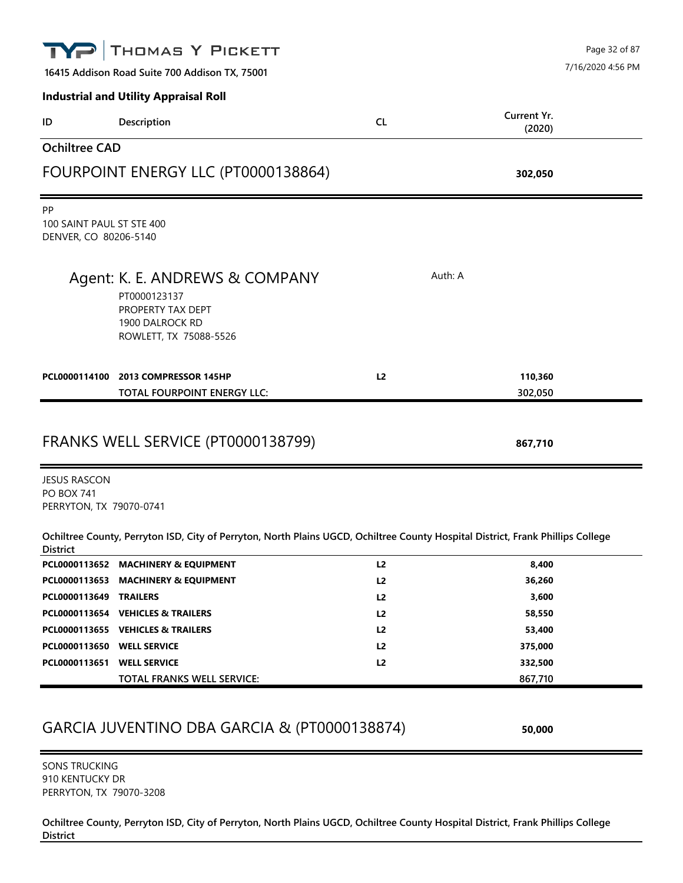**THOMAS Y PICKETT**

**16415 Addison Road Suite 700 Addison TX, 75001**

7/16/2020 4:56 PM

**Industrial and Utility Appraisal Roll**

| ID | Description | CL | Current Yr. (2020) |
|---|---|---|---|

## Ochiltree CAD

## FOURPOINT ENERGY LLC (PT0000138864) — 302,050

PP
100 SAINT PAUL ST STE 400
DENVER, CO 80206-5140

Agent: K. E. ANDREWS & COMPANY — Auth: A
PT0000123137
PROPERTY TAX DEPT
1900 DALROCK RD
ROWLETT, TX 75088-5526

| ID | Description | CL | Current Yr. (2020) |
|---|---|---|---|
| **PCL0000114100** | **2013 COMPRESSOR 145HP** | **L2** | **110,360** |
| | TOTAL FOURPOINT ENERGY LLC: | | 302,050 |

## FRANKS WELL SERVICE (PT0000138799) — 867,710

JESUS RASCON
PO BOX 741
PERRYTON, TX 79070-0741

**Ochiltree County, Perryton ISD, City of Perryton, North Plains UGCD, Ochiltree County Hospital District, Frank Phillips College District**

| ID | Description | CL | Current Yr. (2020) |
|---|---|---|---|
| **PCL0000113652** | **MACHINERY & EQUIPMENT** | **L2** | **8,400** |
| **PCL0000113653** | **MACHINERY & EQUIPMENT** | **L2** | **36,260** |
| **PCL0000113649** | **TRAILERS** | **L2** | **3,600** |
| **PCL0000113654** | **VEHICLES & TRAILERS** | **L2** | **58,550** |
| **PCL0000113655** | **VEHICLES & TRAILERS** | **L2** | **53,400** |
| **PCL0000113650** | **WELL SERVICE** | **L2** | **375,000** |
| **PCL0000113651** | **WELL SERVICE** | **L2** | **332,500** |
| | TOTAL FRANKS WELL SERVICE: | | 867,710 |

## GARCIA JUVENTINO DBA GARCIA & (PT0000138874) — 50,000

SONS TRUCKING
910 KENTUCKY DR
PERRYTON, TX 79070-3208

**Ochiltree County, Perryton ISD, City of Perryton, North Plains UGCD, Ochiltree County Hospital District, Frank Phillips College District**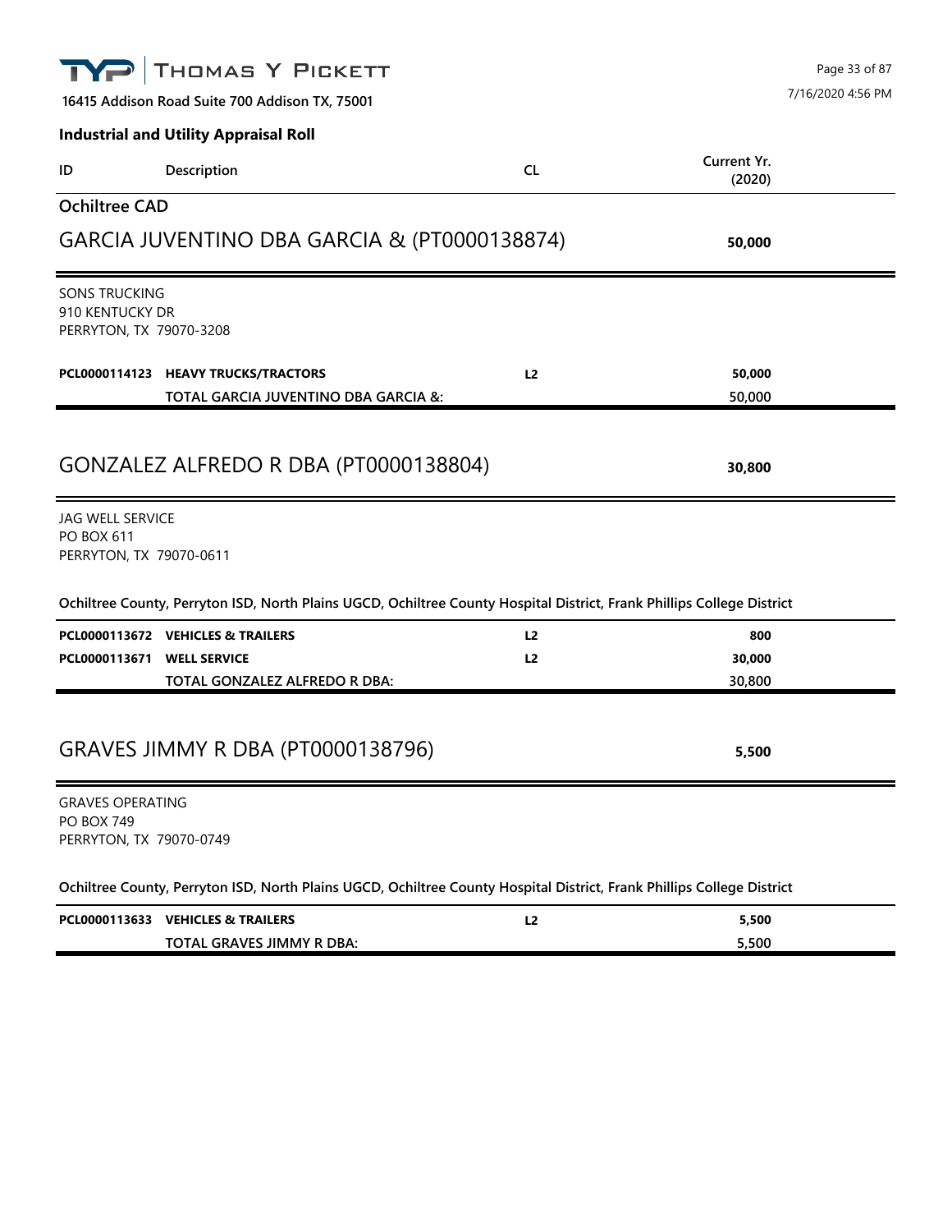**16415 Addison Road Suite 700 Addison TX, 75001**

7/16/2020 4:56 PM

**Industrial and Utility Appraisal Roll**

| ID | Description | CL | Current Yr. (2020) |
|---|---|---|---|

## Ochiltree CAD

### GARCIA JUVENTINO DBA GARCIA & (PT0000138874) — **50,000**

SONS TRUCKING
910 KENTUCKY DR
PERRYTON, TX 79070-3208

| ID | Description | CL | Current Yr. (2020) |
|---|---|---|---|
| **PCL0000114123** | **HEAVY TRUCKS/TRACTORS** | **L2** | **50,000** |
| | **TOTAL GARCIA JUVENTINO DBA GARCIA &:** | | **50,000** |

### GONZALEZ ALFREDO R DBA (PT0000138804) — **30,800**

JAG WELL SERVICE
PO BOX 611
PERRYTON, TX 79070-0611

**Ochiltree County, Perryton ISD, North Plains UGCD, Ochiltree County Hospital District, Frank Phillips College District**

| ID | Description | CL | Current Yr. (2020) |
|---|---|---|---|
| **PCL0000113672** | **VEHICLES & TRAILERS** | **L2** | **800** |
| **PCL0000113671** | **WELL SERVICE** | **L2** | **30,000** |
| | **TOTAL GONZALEZ ALFREDO R DBA:** | | **30,800** |

### GRAVES JIMMY R DBA (PT0000138796) — **5,500**

GRAVES OPERATING
PO BOX 749
PERRYTON, TX 79070-0749

**Ochiltree County, Perryton ISD, North Plains UGCD, Ochiltree County Hospital District, Frank Phillips College District**

| ID | Description | CL | Current Yr. (2020) |
|---|---|---|---|
| **PCL0000113633** | **VEHICLES & TRAILERS** | **L2** | **5,500** |
| | **TOTAL GRAVES JIMMY R DBA:** | | **5,500** |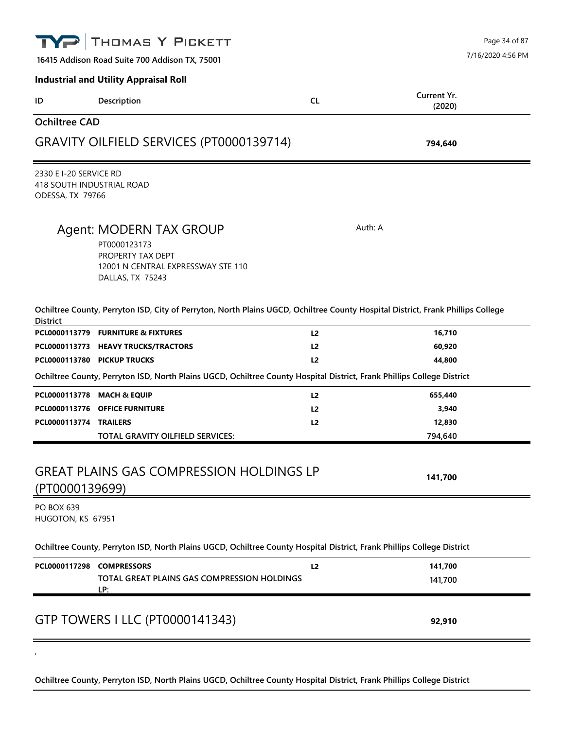**16415 Addison Road Suite 700 Addison TX, 75001**

**Industrial and Utility Appraisal Roll**

| ID | Description | CL | Current Yr. (2020) |
|---|---|---|---|

## Ochiltree CAD

## GRAVITY OILFIELD SERVICES (PT0000139714) — 794,640

2330 E I-20 SERVICE RD
418 SOUTH INDUSTRIAL ROAD
ODESSA, TX 79766

### Agent: MODERN TAX GROUP

Auth: A

PT0000123173
PROPERTY TAX DEPT
12001 N CENTRAL EXPRESSWAY STE 110
DALLAS, TX 75243

**Ochiltree County, Perryton ISD, City of Perryton, North Plains UGCD, Ochiltree County Hospital District, Frank Phillips College District**

| ID | Description | CL | Current Yr. (2020) |
|---|---|---|---|
| PCL0000113779 | FURNITURE & FIXTURES | L2 | 16,710 |
| PCL0000113773 | HEAVY TRUCKS/TRACTORS | L2 | 60,920 |
| PCL0000113780 | PICKUP TRUCKS | L2 | 44,800 |

**Ochiltree County, Perryton ISD, North Plains UGCD, Ochiltree County Hospital District, Frank Phillips College District**

| ID | Description | CL | Current Yr. (2020) |
|---|---|---|---|
| PCL0000113778 | MACH & EQUIP | L2 | 655,440 |
| PCL0000113776 | OFFICE FURNITURE | L2 | 3,940 |
| PCL0000113774 | TRAILERS | L2 | 12,830 |
| | TOTAL GRAVITY OILFIELD SERVICES: | | 794,640 |

## GREAT PLAINS GAS COMPRESSION HOLDINGS LP (PT0000139699) — 141,700

PO BOX 639
HUGOTON, KS 67951

**Ochiltree County, Perryton ISD, North Plains UGCD, Ochiltree County Hospital District, Frank Phillips College District**

| ID | Description | CL | Current Yr. (2020) |
|---|---|---|---|
| PCL0000117298 | COMPRESSORS | L2 | 141,700 |
| | TOTAL GREAT PLAINS GAS COMPRESSION HOLDINGS LP: | | 141,700 |

## GTP TOWERS I LLC (PT0000141343) — 92,910

,

**Ochiltree County, Perryton ISD, North Plains UGCD, Ochiltree County Hospital District, Frank Phillips College District**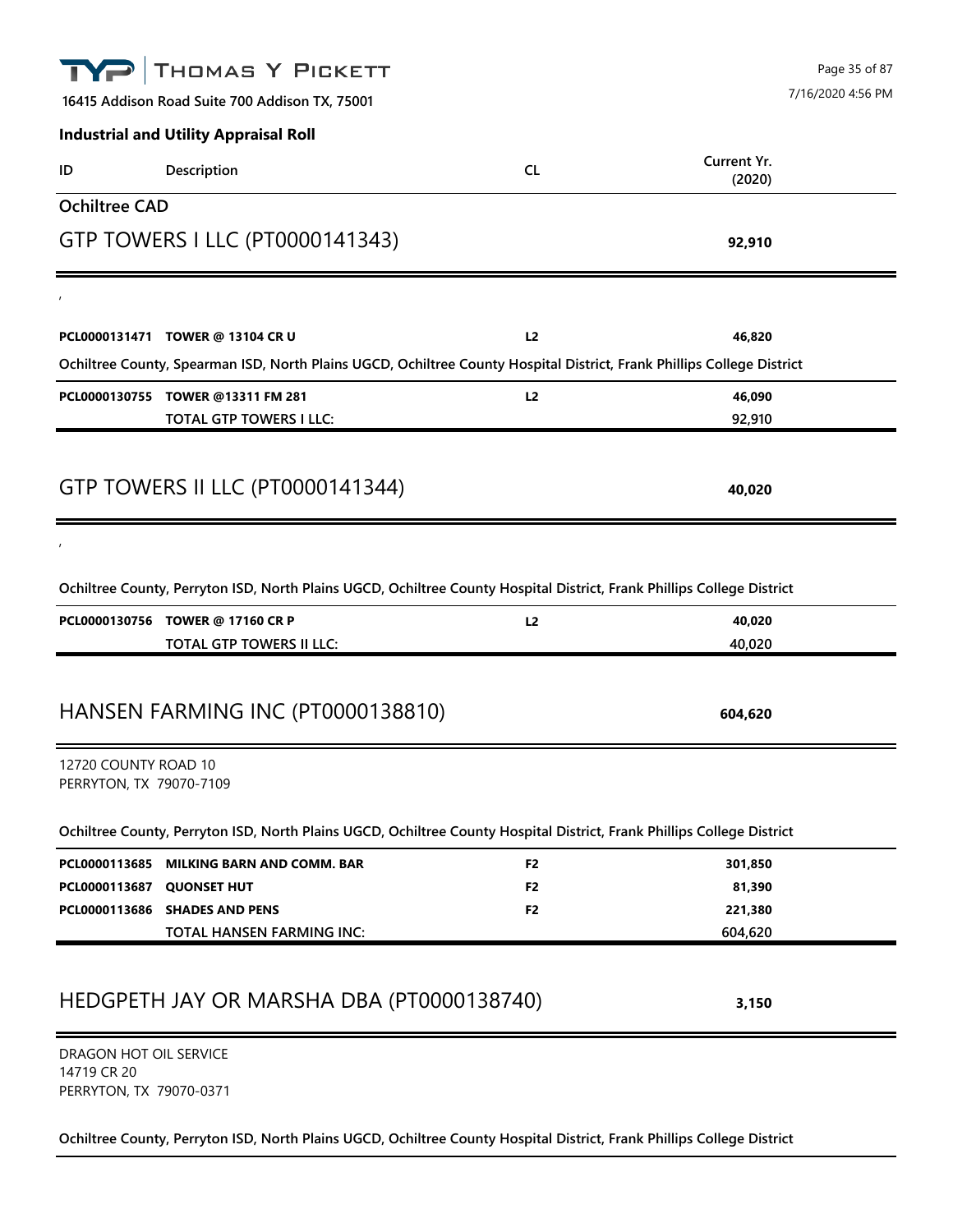THOMAS Y PICKETT

16415 Addison Road Suite 700 Addison TX, 75001

**Industrial and Utility Appraisal Roll**

| ID | Description | CL | Current Yr. (2020) |
|---|---|---|---|

## Ochiltree CAD

### GTP TOWERS I LLC (PT0000141343) — 92,910

,

| ID | Description | CL | Current Yr. (2020) |
|---|---|---|---|
| PCL0000131471 | TOWER @ 13104 CR U | L2 | 46,820 |

**Ochiltree County, Spearman ISD, North Plains UGCD, Ochiltree County Hospital District, Frank Phillips College District**

| ID | Description | CL | Current Yr. (2020) |
|---|---|---|---|
| PCL0000130755 | TOWER @13311 FM 281 | L2 | 46,090 |
| | TOTAL GTP TOWERS I LLC: | | 92,910 |

### GTP TOWERS II LLC (PT0000141344) — 40,020

,

**Ochiltree County, Perryton ISD, North Plains UGCD, Ochiltree County Hospital District, Frank Phillips College District**

| ID | Description | CL | Current Yr. (2020) |
|---|---|---|---|
| PCL0000130756 | TOWER @ 17160 CR P | L2 | 40,020 |
| | TOTAL GTP TOWERS II LLC: | | 40,020 |

### HANSEN FARMING INC (PT0000138810) — 604,620

12720 COUNTY ROAD 10
PERRYTON, TX 79070-7109

**Ochiltree County, Perryton ISD, North Plains UGCD, Ochiltree County Hospital District, Frank Phillips College District**

| ID | Description | CL | Current Yr. (2020) |
|---|---|---|---|
| PCL0000113685 | MILKING BARN AND COMM. BAR | F2 | 301,850 |
| PCL0000113687 | QUONSET HUT | F2 | 81,390 |
| PCL0000113686 | SHADES AND PENS | F2 | 221,380 |
| | TOTAL HANSEN FARMING INC: | | 604,620 |

### HEDGPETH JAY OR MARSHA DBA (PT0000138740) — 3,150

DRAGON HOT OIL SERVICE
14719 CR 20
PERRYTON, TX 79070-0371

**Ochiltree County, Perryton ISD, North Plains UGCD, Ochiltree County Hospital District, Frank Phillips College District**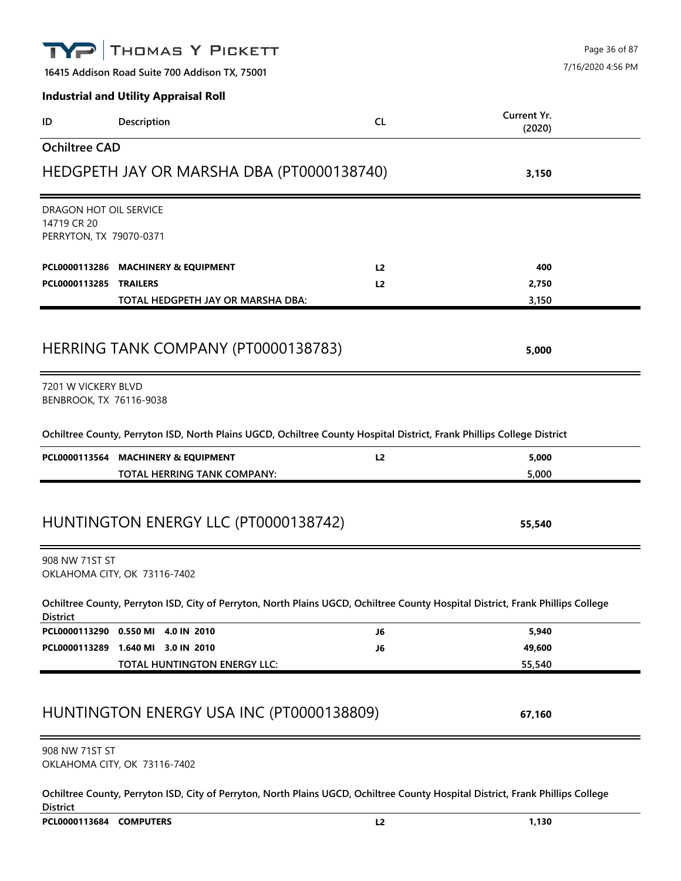Thomas Y Pickett

16415 Addison Road Suite 700 Addison TX, 75001

**Industrial and Utility Appraisal Roll**

| ID | Description | CL | Current Yr. (2020) |
|---|---|---|---|

## Ochiltree CAD

## HEDGPETH JAY OR MARSHA DBA (PT0000138740) — 3,150

DRAGON HOT OIL SERVICE
14719 CR 20
PERRYTON, TX 79070-0371

| ID | Description | CL | Current Yr. (2020) |
|---|---|---|---|
| **PCL0000113286** | **MACHINERY & EQUIPMENT** | **L2** | **400** |
| **PCL0000113285** | **TRAILERS** | **L2** | **2,750** |
| | TOTAL HEDGPETH JAY OR MARSHA DBA: | | 3,150 |

## HERRING TANK COMPANY (PT0000138783) — 5,000

7201 W VICKERY BLVD
BENBROOK, TX 76116-9038

**Ochiltree County, Perryton ISD, North Plains UGCD, Ochiltree County Hospital District, Frank Phillips College District**

| ID | Description | CL | Current Yr. (2020) |
|---|---|---|---|
| **PCL0000113564** | **MACHINERY & EQUIPMENT** | **L2** | **5,000** |
| | TOTAL HERRING TANK COMPANY: | | 5,000 |

## HUNTINGTON ENERGY LLC (PT0000138742) — 55,540

908 NW 71ST ST
OKLAHOMA CITY, OK 73116-7402

**Ochiltree County, Perryton ISD, City of Perryton, North Plains UGCD, Ochiltree County Hospital District, Frank Phillips College District**

| ID | Description | CL | Current Yr. (2020) |
|---|---|---|---|
| **PCL0000113290** | **0.550 MI 4.0 IN 2010** | **J6** | **5,940** |
| **PCL0000113289** | **1.640 MI 3.0 IN 2010** | **J6** | **49,600** |
| | TOTAL HUNTINGTON ENERGY LLC: | | 55,540 |

## HUNTINGTON ENERGY USA INC (PT0000138809) — 67,160

908 NW 71ST ST
OKLAHOMA CITY, OK 73116-7402

**Ochiltree County, Perryton ISD, City of Perryton, North Plains UGCD, Ochiltree County Hospital District, Frank Phillips College District**

| ID | Description | CL | Current Yr. (2020) |
|---|---|---|---|
| **PCL0000113684** | **COMPUTERS** | **L2** | **1,130** |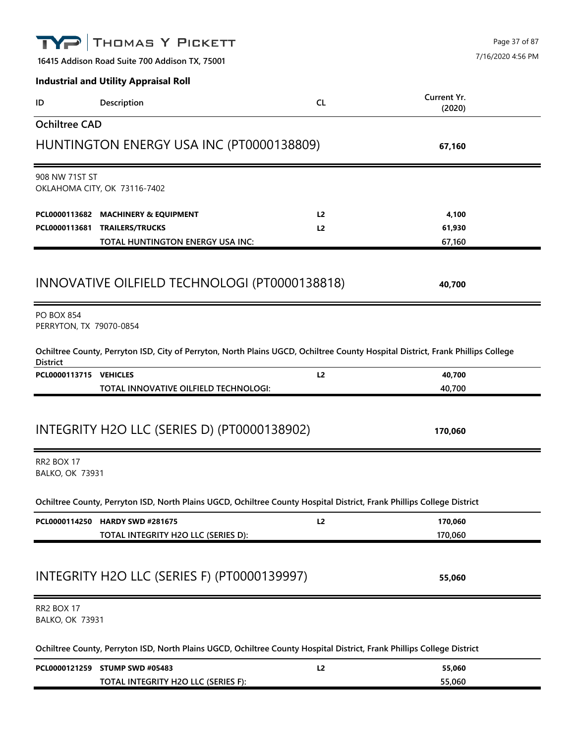**16415 Addison Road Suite 700 Addison TX, 75001**

**Industrial and Utility Appraisal Roll**

| ID | Description | CL | Current Yr. (2020) |
|---|---|---|---|

## Ochiltree CAD

## HUNTINGTON ENERGY USA INC (PT0000138809) — 67,160

908 NW 71ST ST
OKLAHOMA CITY, OK 73116-7402

| ID | Description | CL | Current Yr. (2020) |
|---|---|---|---|
| **PCL0000113682** | **MACHINERY & EQUIPMENT** | **L2** | **4,100** |
| **PCL0000113681** | **TRAILERS/TRUCKS** | **L2** | **61,930** |
| | **TOTAL HUNTINGTON ENERGY USA INC:** | | **67,160** |

## INNOVATIVE OILFIELD TECHNOLOGI (PT0000138818) — 40,700

PO BOX 854
PERRYTON, TX 79070-0854

**Ochiltree County, Perryton ISD, City of Perryton, North Plains UGCD, Ochiltree County Hospital District, Frank Phillips College District**

| ID | Description | CL | Current Yr. (2020) |
|---|---|---|---|
| **PCL0000113715** | **VEHICLES** | **L2** | **40,700** |
| | **TOTAL INNOVATIVE OILFIELD TECHNOLOGI:** | | **40,700** |

## INTEGRITY H2O LLC (SERIES D) (PT0000138902) — 170,060

RR2 BOX 17
BALKO, OK 73931

**Ochiltree County, Perryton ISD, North Plains UGCD, Ochiltree County Hospital District, Frank Phillips College District**

| ID | Description | CL | Current Yr. (2020) |
|---|---|---|---|
| **PCL0000114250** | **HARDY SWD #281675** | **L2** | **170,060** |
| | **TOTAL INTEGRITY H2O LLC (SERIES D):** | | **170,060** |

## INTEGRITY H2O LLC (SERIES F) (PT0000139997) — 55,060

RR2 BOX 17
BALKO, OK 73931

**Ochiltree County, Perryton ISD, North Plains UGCD, Ochiltree County Hospital District, Frank Phillips College District**

| ID | Description | CL | Current Yr. (2020) |
|---|---|---|---|
| **PCL0000121259** | **STUMP SWD #05483** | **L2** | **55,060** |
| | **TOTAL INTEGRITY H2O LLC (SERIES F):** | | **55,060** |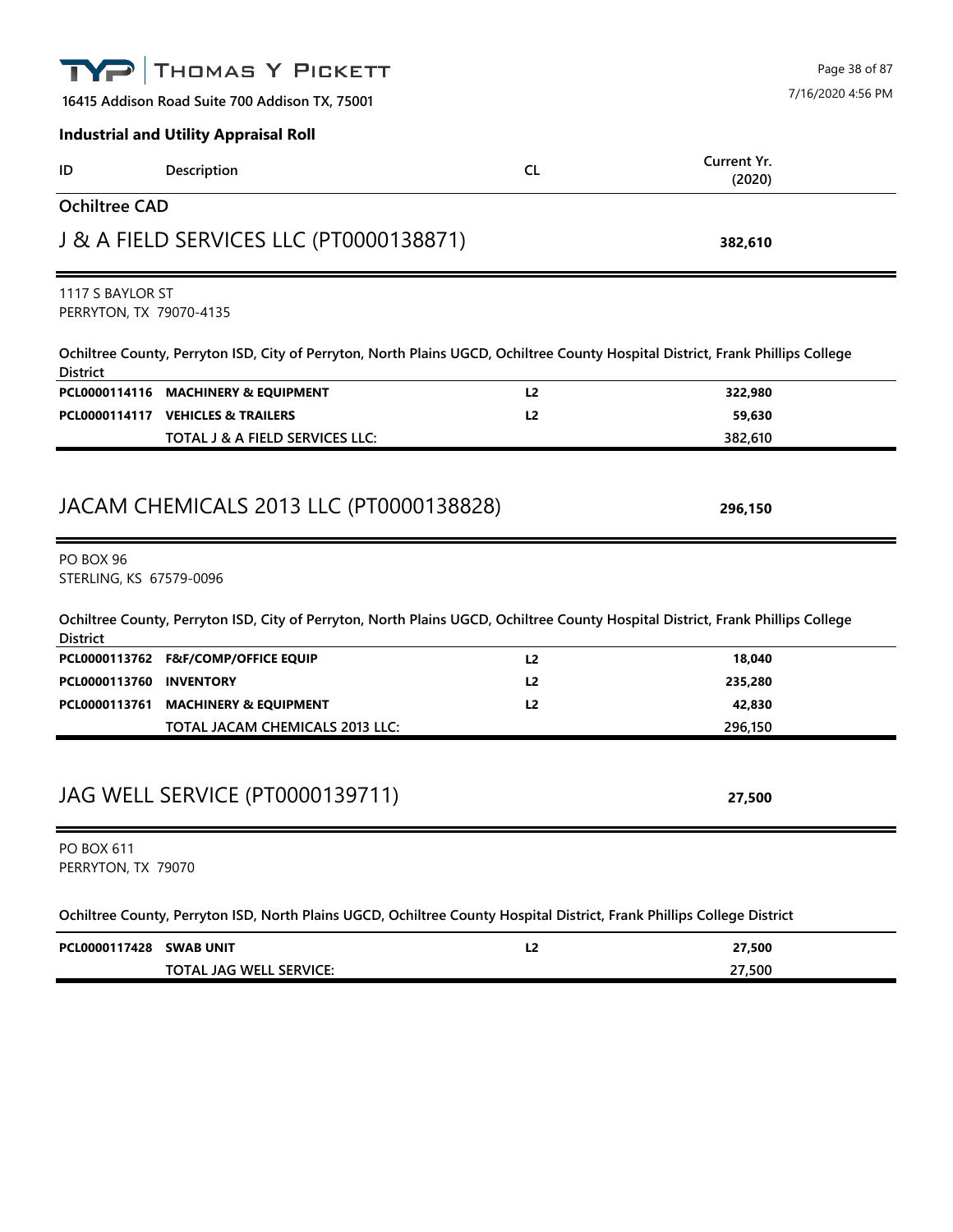**THOMAS Y PICKETT**

16415 Addison Road Suite 700 Addison TX, 75001

7/16/2020 4:56 PM

**Industrial and Utility Appraisal Roll**

| ID | Description | CL | Current Yr. (2020) |
|---|---|---|---|

## Ochiltree CAD

## J & A FIELD SERVICES LLC (PT0000138871) — **382,610**

1117 S BAYLOR ST
PERRYTON, TX 79070-4135

**Ochiltree County, Perryton ISD, City of Perryton, North Plains UGCD, Ochiltree County Hospital District, Frank Phillips College District**

| ID | Description | CL | Current Yr. (2020) |
|---|---|---|---|
| PCL0000114116 | MACHINERY & EQUIPMENT | L2 | 322,980 |
| PCL0000114117 | VEHICLES & TRAILERS | L2 | 59,630 |
| | TOTAL J & A FIELD SERVICES LLC: | | 382,610 |

## JACAM CHEMICALS 2013 LLC (PT0000138828) — **296,150**

PO BOX 96
STERLING, KS 67579-0096

**Ochiltree County, Perryton ISD, City of Perryton, North Plains UGCD, Ochiltree County Hospital District, Frank Phillips College District**

| ID | Description | CL | Current Yr. (2020) |
|---|---|---|---|
| PCL0000113762 | F&F/COMP/OFFICE EQUIP | L2 | 18,040 |
| PCL0000113760 | INVENTORY | L2 | 235,280 |
| PCL0000113761 | MACHINERY & EQUIPMENT | L2 | 42,830 |
| | TOTAL JACAM CHEMICALS 2013 LLC: | | 296,150 |

## JAG WELL SERVICE (PT0000139711) — **27,500**

PO BOX 611
PERRYTON, TX 79070

**Ochiltree County, Perryton ISD, North Plains UGCD, Ochiltree County Hospital District, Frank Phillips College District**

| ID | Description | CL | Current Yr. (2020) |
|---|---|---|---|
| PCL0000117428 | SWAB UNIT | L2 | 27,500 |
| | TOTAL JAG WELL SERVICE: | | 27,500 |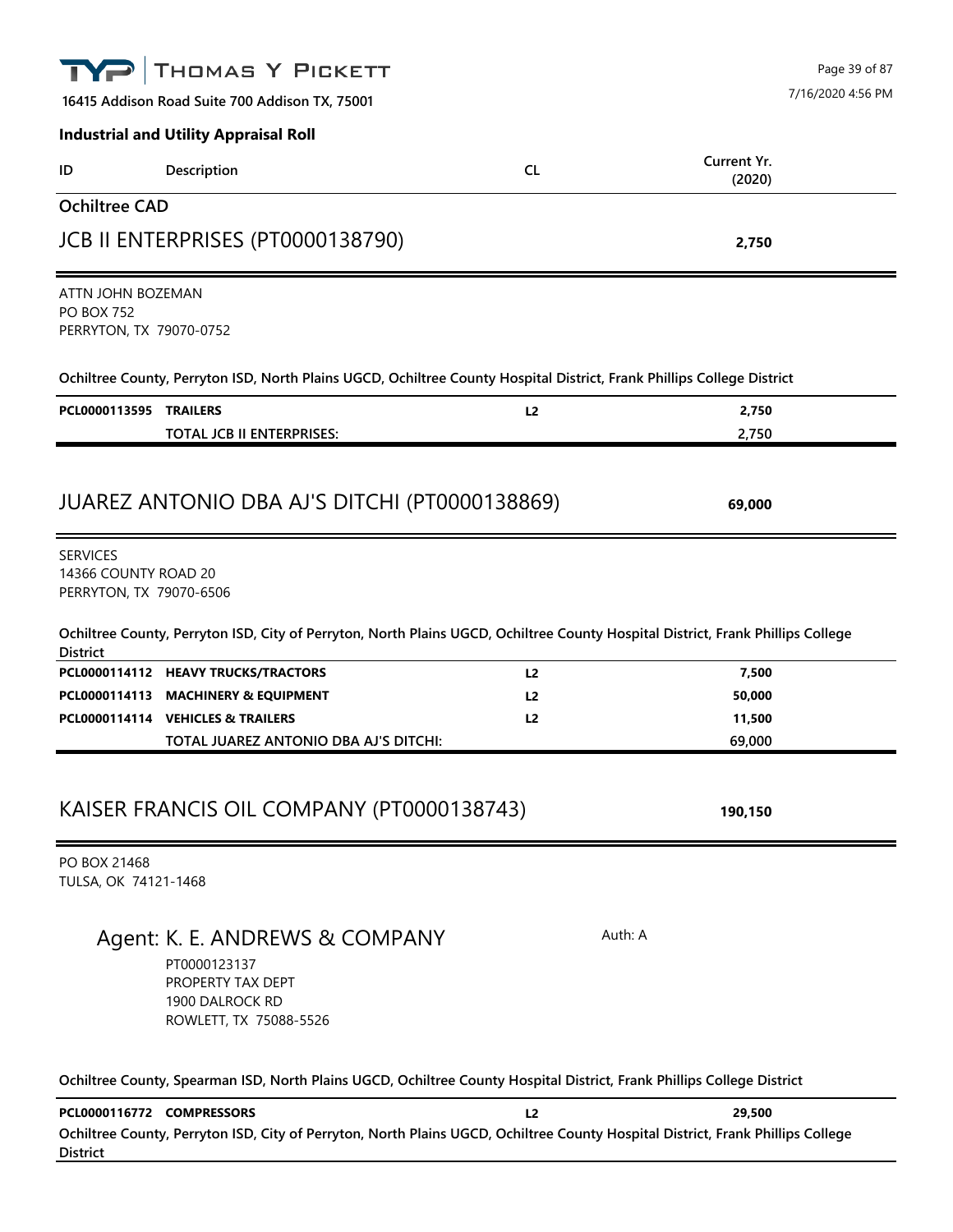**Industrial and Utility Appraisal Roll**

| ID | Description | CL | Current Yr. (2020) |
|---|---|---|---|

## Ochiltree CAD

### JCB II ENTERPRISES (PT0000138790) — 2,750

ATTN JOHN BOZEMAN
PO BOX 752
PERRYTON, TX 79070-0752

**Ochiltree County, Perryton ISD, North Plains UGCD, Ochiltree County Hospital District, Frank Phillips College District**

| ID | Description | CL | Current Yr. (2020) |
|---|---|---|---|
| PCL0000113595 | TRAILERS | L2 | 2,750 |
| | TOTAL JCB II ENTERPRISES: | | 2,750 |

### JUAREZ ANTONIO DBA AJ'S DITCHI (PT0000138869) — 69,000

SERVICES
14366 COUNTY ROAD 20
PERRYTON, TX 79070-6506

**Ochiltree County, Perryton ISD, City of Perryton, North Plains UGCD, Ochiltree County Hospital District, Frank Phillips College District**

| ID | Description | CL | Current Yr. (2020) |
|---|---|---|---|
| PCL0000114112 | HEAVY TRUCKS/TRACTORS | L2 | 7,500 |
| PCL0000114113 | MACHINERY & EQUIPMENT | L2 | 50,000 |
| PCL0000114114 | VEHICLES & TRAILERS | L2 | 11,500 |
| | TOTAL JUAREZ ANTONIO DBA AJ'S DITCHI: | | 69,000 |

### KAISER FRANCIS OIL COMPANY (PT0000138743) — 190,150

PO BOX 21468
TULSA, OK 74121-1468

Agent: K. E. ANDREWS & COMPANY — Auth: A
PT0000123137
PROPERTY TAX DEPT
1900 DALROCK RD
ROWLETT, TX 75088-5526

**Ochiltree County, Spearman ISD, North Plains UGCD, Ochiltree County Hospital District, Frank Phillips College District**

| ID | Description | CL | Current Yr. (2020) |
|---|---|---|---|
| PCL0000116772 | COMPRESSORS | L2 | 29,500 |

**Ochiltree County, Perryton ISD, City of Perryton, North Plains UGCD, Ochiltree County Hospital District, Frank Phillips College District**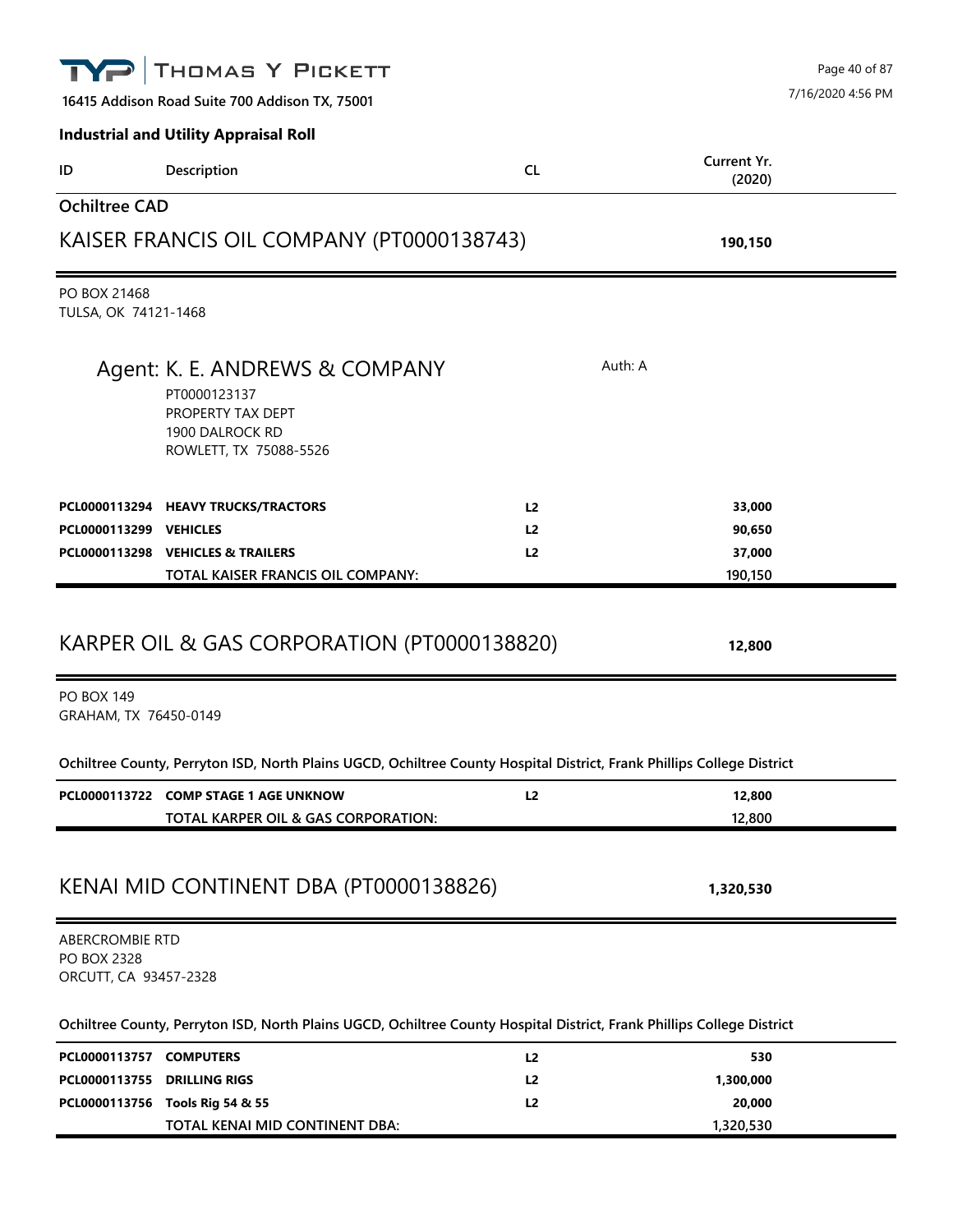**THOMAS Y PICKETT**

**16415 Addison Road Suite 700 Addison TX, 75001**

7/16/2020 4:56 PM

**Industrial and Utility Appraisal Roll**

| ID | Description | CL | Current Yr. (2020) |
|---|---|---|---|

## Ochiltree CAD

## KAISER FRANCIS OIL COMPANY (PT0000138743) — 190,150

PO BOX 21468
TULSA, OK 74121-1468

Agent: K. E. ANDREWS & COMPANY — Auth: A
PT0000123137
PROPERTY TAX DEPT
1900 DALROCK RD
ROWLETT, TX 75088-5526

| ID | Description | CL | Current Yr. (2020) |
|---|---|---|---|
| **PCL0000113294** | **HEAVY TRUCKS/TRACTORS** | **L2** | **33,000** |
| **PCL0000113299** | **VEHICLES** | **L2** | **90,650** |
| **PCL0000113298** | **VEHICLES & TRAILERS** | **L2** | **37,000** |
| | TOTAL KAISER FRANCIS OIL COMPANY: | | 190,150 |

## KARPER OIL & GAS CORPORATION (PT0000138820) — 12,800

PO BOX 149
GRAHAM, TX 76450-0149

**Ochiltree County, Perryton ISD, North Plains UGCD, Ochiltree County Hospital District, Frank Phillips College District**

| ID | Description | CL | Current Yr. (2020) |
|---|---|---|---|
| **PCL0000113722** | **COMP STAGE 1 AGE UNKNOW** | **L2** | **12,800** |
| | TOTAL KARPER OIL & GAS CORPORATION: | | 12,800 |

## KENAI MID CONTINENT DBA (PT0000138826) — 1,320,530

ABERCROMBIE RTD
PO BOX 2328
ORCUTT, CA 93457-2328

**Ochiltree County, Perryton ISD, North Plains UGCD, Ochiltree County Hospital District, Frank Phillips College District**

| ID | Description | CL | Current Yr. (2020) |
|---|---|---|---|
| **PCL0000113757** | **COMPUTERS** | **L2** | **530** |
| **PCL0000113755** | **DRILLING RIGS** | **L2** | **1,300,000** |
| **PCL0000113756** | **Tools Rig 54 & 55** | **L2** | **20,000** |
| | TOTAL KENAI MID CONTINENT DBA: | | 1,320,530 |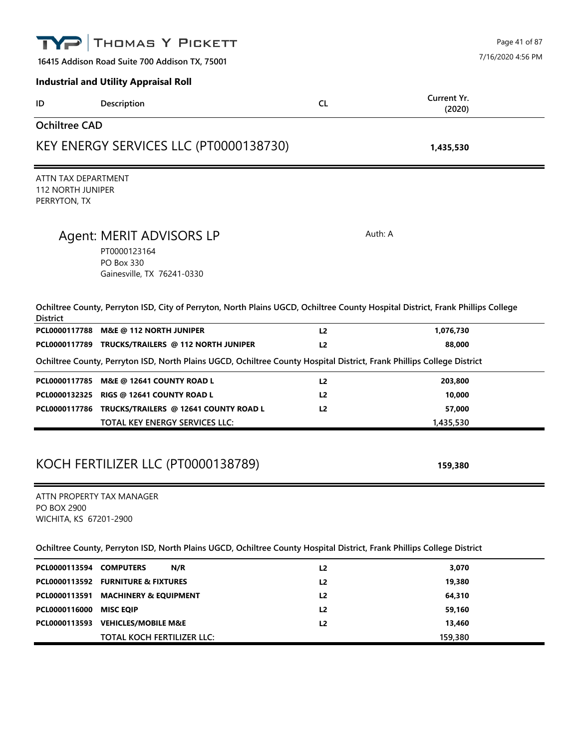**THOMAS Y PICKETT**

16415 Addison Road Suite 700 Addison TX, 75001

7/16/2020 4:56 PM

## Industrial and Utility Appraisal Roll

| ID | Description | CL | Current Yr. (2020) |
|---|---|---|---|

### Ochiltree CAD

## KEY ENERGY SERVICES LLC (PT0000138730) — 1,435,530

ATTN TAX DEPARTMENT
112 NORTH JUNIPER
PERRYTON, TX

### Agent: MERIT ADVISORS LP

Auth: A

PT0000123164
PO Box 330
Gainesville, TX 76241-0330

**Ochiltree County, Perryton ISD, City of Perryton, North Plains UGCD, Ochiltree County Hospital District, Frank Phillips College District**

| ID | Description | CL | Current Yr. (2020) |
|---|---|---|---|
| PCL0000117788 | M&E @ 112 NORTH JUNIPER | L2 | 1,076,730 |
| PCL0000117789 | TRUCKS/TRAILERS @ 112 NORTH JUNIPER | L2 | 88,000 |

**Ochiltree County, Perryton ISD, North Plains UGCD, Ochiltree County Hospital District, Frank Phillips College District**

| ID | Description | CL | Current Yr. (2020) |
|---|---|---|---|
| PCL0000117785 | M&E @ 12641 COUNTY ROAD L | L2 | 203,800 |
| PCL0000132325 | RIGS @ 12641 COUNTY ROAD L | L2 | 10,000 |
| PCL0000117786 | TRUCKS/TRAILERS @ 12641 COUNTY ROAD L | L2 | 57,000 |
| | TOTAL KEY ENERGY SERVICES LLC: | | 1,435,530 |

## KOCH FERTILIZER LLC (PT0000138789) — 159,380

ATTN PROPERTY TAX MANAGER
PO BOX 2900
WICHITA, KS 67201-2900

**Ochiltree County, Perryton ISD, North Plains UGCD, Ochiltree County Hospital District, Frank Phillips College District**

| ID | Description | CL | Current Yr. (2020) |
|---|---|---|---|
| PCL0000113594 | COMPUTERS N/R | L2 | 3,070 |
| PCL0000113592 | FURNITURE & FIXTURES | L2 | 19,380 |
| PCL0000113591 | MACHINERY & EQUIPMENT | L2 | 64,310 |
| PCL0000116000 | MISC EQIP | L2 | 59,160 |
| PCL0000113593 | VEHICLES/MOBILE M&E | L2 | 13,460 |
| | TOTAL KOCH FERTILIZER LLC: | | 159,380 |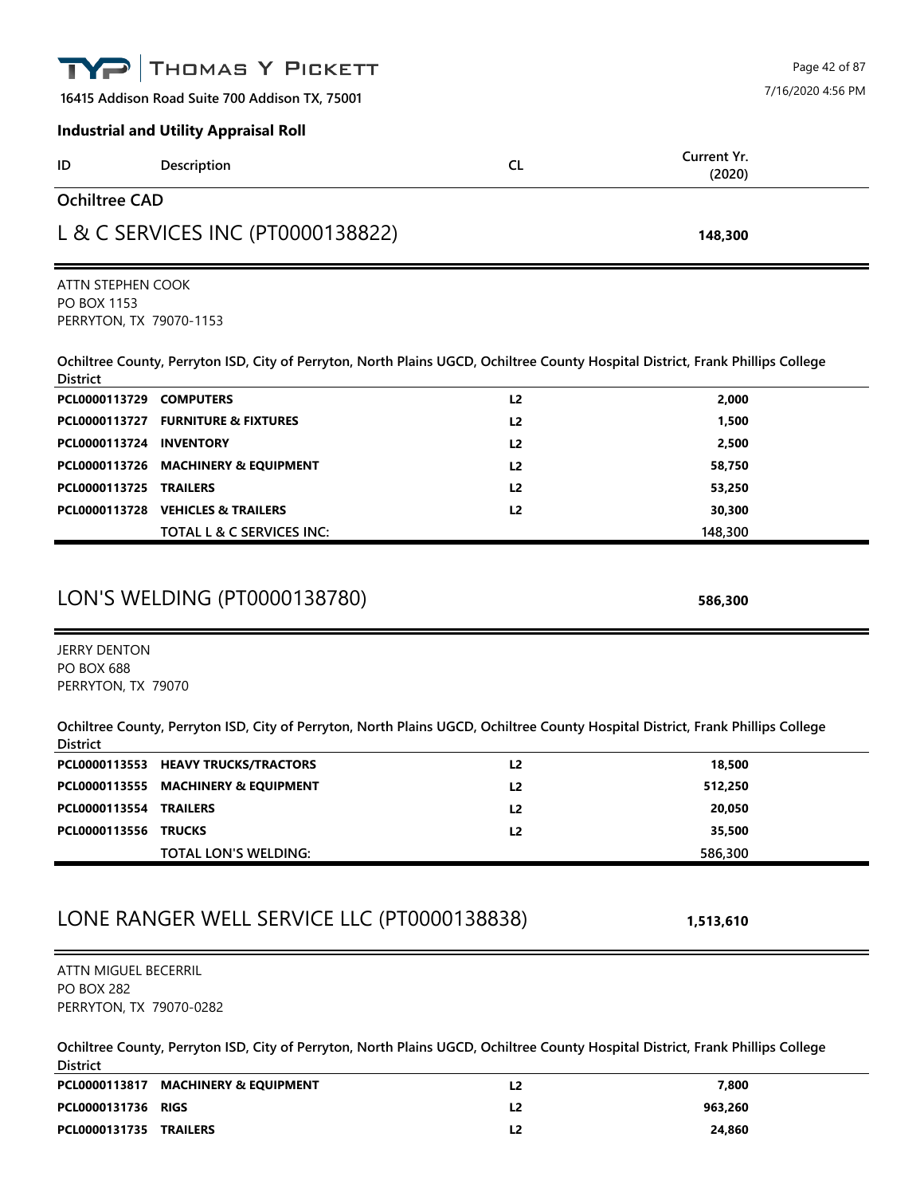## Industrial and Utility Appraisal Roll

| ID | Description | CL | Current Yr. (2020) |
|---|---|---|---|

### Ochiltree CAD

## L & C SERVICES INC (PT0000138822) — 148,300

ATTN STEPHEN COOK
PO BOX 1153
PERRYTON, TX 79070-1153

**Ochiltree County, Perryton ISD, City of Perryton, North Plains UGCD, Ochiltree County Hospital District, Frank Phillips College District**

| ID | Description | CL | Current Yr. (2020) |
|---|---|---|---|
| PCL0000113729 | COMPUTERS | L2 | 2,000 |
| PCL0000113727 | FURNITURE & FIXTURES | L2 | 1,500 |
| PCL0000113724 | INVENTORY | L2 | 2,500 |
| PCL0000113726 | MACHINERY & EQUIPMENT | L2 | 58,750 |
| PCL0000113725 | TRAILERS | L2 | 53,250 |
| PCL0000113728 | VEHICLES & TRAILERS | L2 | 30,300 |
| | TOTAL L & C SERVICES INC: | | 148,300 |

## LON'S WELDING (PT0000138780) — 586,300

JERRY DENTON
PO BOX 688
PERRYTON, TX 79070

**Ochiltree County, Perryton ISD, City of Perryton, North Plains UGCD, Ochiltree County Hospital District, Frank Phillips College District**

| ID | Description | CL | Current Yr. (2020) |
|---|---|---|---|
| PCL0000113553 | HEAVY TRUCKS/TRACTORS | L2 | 18,500 |
| PCL0000113555 | MACHINERY & EQUIPMENT | L2 | 512,250 |
| PCL0000113554 | TRAILERS | L2 | 20,050 |
| PCL0000113556 | TRUCKS | L2 | 35,500 |
| | TOTAL LON'S WELDING: | | 586,300 |

## LONE RANGER WELL SERVICE LLC (PT0000138838) — 1,513,610

ATTN MIGUEL BECERRIL
PO BOX 282
PERRYTON, TX 79070-0282

**Ochiltree County, Perryton ISD, City of Perryton, North Plains UGCD, Ochiltree County Hospital District, Frank Phillips College District**

| ID | Description | CL | Current Yr. (2020) |
|---|---|---|---|
| PCL0000113817 | MACHINERY & EQUIPMENT | L2 | 7,800 |
| PCL0000131736 | RIGS | L2 | 963,260 |
| PCL0000131735 | TRAILERS | L2 | 24,860 |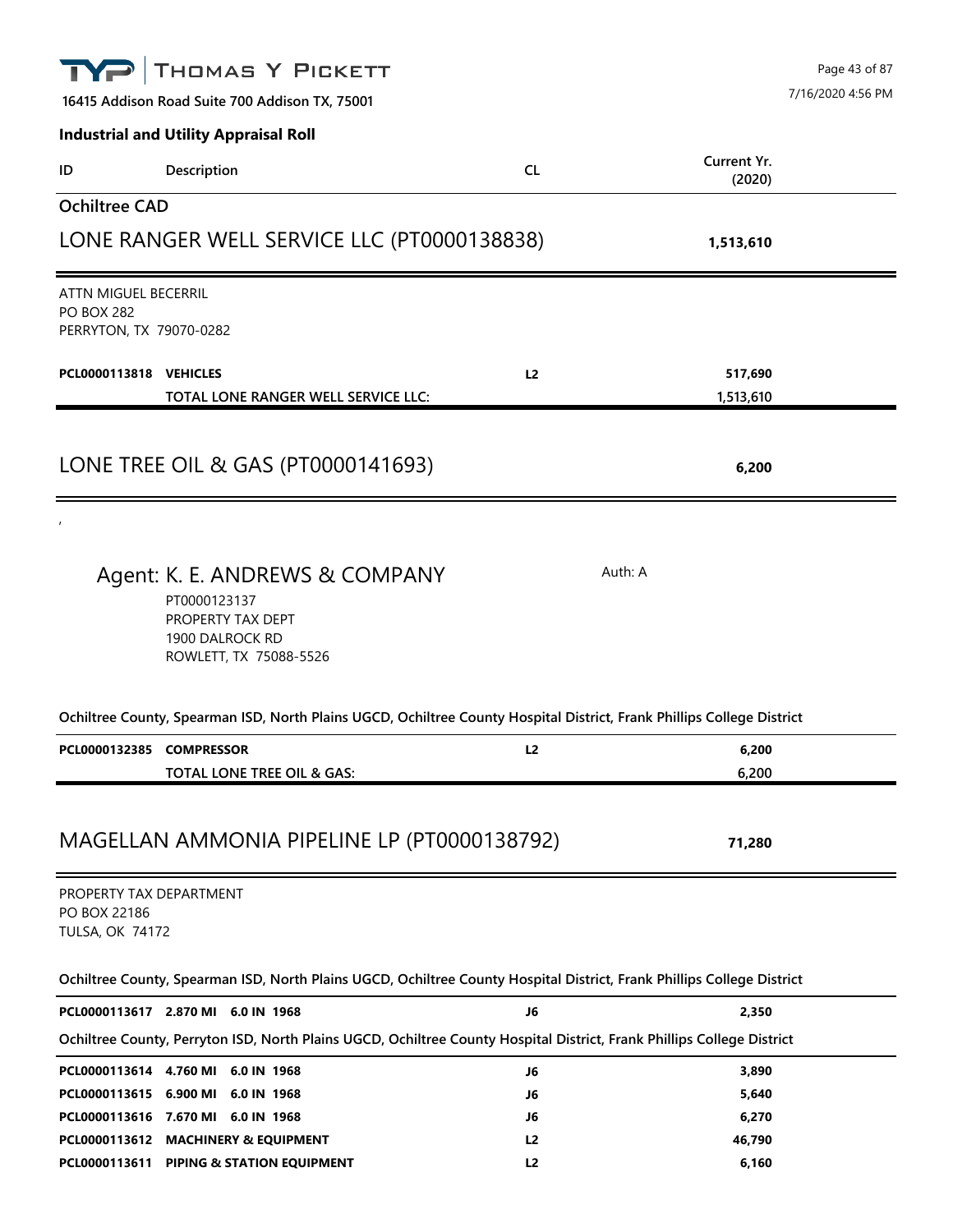**16415 Addison Road Suite 700 Addison TX, 75001**

**Industrial and Utility Appraisal Roll**

| ID | Description | CL | Current Yr. (2020) |
|---|---|---|---|

## Ochiltree CAD

### LONE RANGER WELL SERVICE LLC (PT0000138838) — 1,513,610

ATTN MIGUEL BECERRIL
PO BOX 282
PERRYTON, TX 79070-0282

| ID | Description | CL | Current Yr. (2020) |
|---|---|---|---|
| **PCL0000113818** | **VEHICLES** | **L2** | **517,690** |
| | **TOTAL LONE RANGER WELL SERVICE LLC:** | | **1,513,610** |

### LONE TREE OIL & GAS (PT0000141693) — 6,200

,

Agent: K. E. ANDREWS & COMPANY — Auth: A
PT0000123137
PROPERTY TAX DEPT
1900 DALROCK RD
ROWLETT, TX 75088-5526

**Ochiltree County, Spearman ISD, North Plains UGCD, Ochiltree County Hospital District, Frank Phillips College District**

| ID | Description | CL | Current Yr. (2020) |
|---|---|---|---|
| **PCL0000132385** | **COMPRESSOR** | **L2** | **6,200** |
| | **TOTAL LONE TREE OIL & GAS:** | | **6,200** |

### MAGELLAN AMMONIA PIPELINE LP (PT0000138792) — 71,280

PROPERTY TAX DEPARTMENT
PO BOX 22186
TULSA, OK 74172

**Ochiltree County, Spearman ISD, North Plains UGCD, Ochiltree County Hospital District, Frank Phillips College District**

| ID | Description | CL | Current Yr. (2020) |
|---|---|---|---|
| **PCL0000113617** | **2.870 MI 6.0 IN 1968** | **J6** | **2,350** |

**Ochiltree County, Perryton ISD, North Plains UGCD, Ochiltree County Hospital District, Frank Phillips College District**

| ID | Description | CL | Current Yr. (2020) |
|---|---|---|---|
| **PCL0000113614** | **4.760 MI 6.0 IN 1968** | **J6** | **3,890** |
| **PCL0000113615** | **6.900 MI 6.0 IN 1968** | **J6** | **5,640** |
| **PCL0000113616** | **7.670 MI 6.0 IN 1968** | **J6** | **6,270** |
| **PCL0000113612** | **MACHINERY & EQUIPMENT** | **L2** | **46,790** |
| **PCL0000113611** | **PIPING & STATION EQUIPMENT** | **L2** | **6,160** |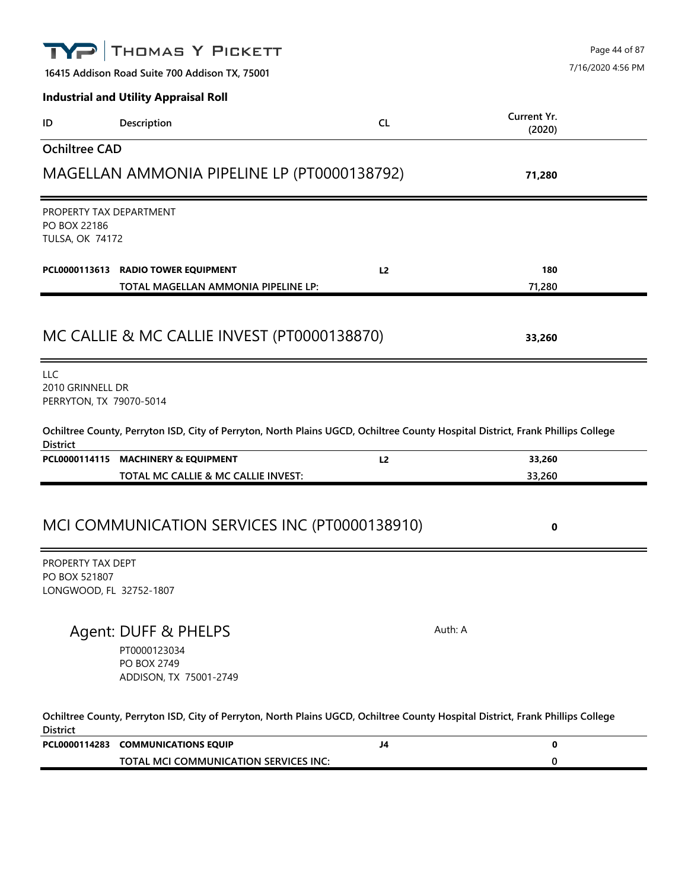**Industrial and Utility Appraisal Roll**

| ID | Description | CL | Current Yr. (2020) |
|---|---|---|---|

**Ochiltree CAD**

## MAGELLAN AMMONIA PIPELINE LP (PT0000138792) — 71,280

PROPERTY TAX DEPARTMENT
PO BOX 22186
TULSA, OK 74172

| ID | Description | CL | Current Yr. (2020) |
|---|---|---|---|
| **PCL0000113613** | **RADIO TOWER EQUIPMENT** | **L2** | **180** |
| | **TOTAL MAGELLAN AMMONIA PIPELINE LP:** | | **71,280** |

## MC CALLIE & MC CALLIE INVEST (PT0000138870) — 33,260

LLC
2010 GRINNELL DR
PERRYTON, TX 79070-5014

**Ochiltree County, Perryton ISD, City of Perryton, North Plains UGCD, Ochiltree County Hospital District, Frank Phillips College District**

| ID | Description | CL | Current Yr. (2020) |
|---|---|---|---|
| **PCL0000114115** | **MACHINERY & EQUIPMENT** | **L2** | **33,260** |
| | **TOTAL MC CALLIE & MC CALLIE INVEST:** | | **33,260** |

## MCI COMMUNICATION SERVICES INC (PT0000138910) — 0

PROPERTY TAX DEPT
PO BOX 521807
LONGWOOD, FL 32752-1807

### Agent: DUFF & PHELPS

Auth: A

PT0000123034
PO BOX 2749
ADDISON, TX 75001-2749

**Ochiltree County, Perryton ISD, City of Perryton, North Plains UGCD, Ochiltree County Hospital District, Frank Phillips College District**

| ID | Description | CL | Current Yr. (2020) |
|---|---|---|---|
| **PCL0000114283** | **COMMUNICATIONS EQUIP** | **J4** | **0** |
| | **TOTAL MCI COMMUNICATION SERVICES INC:** | | **0** |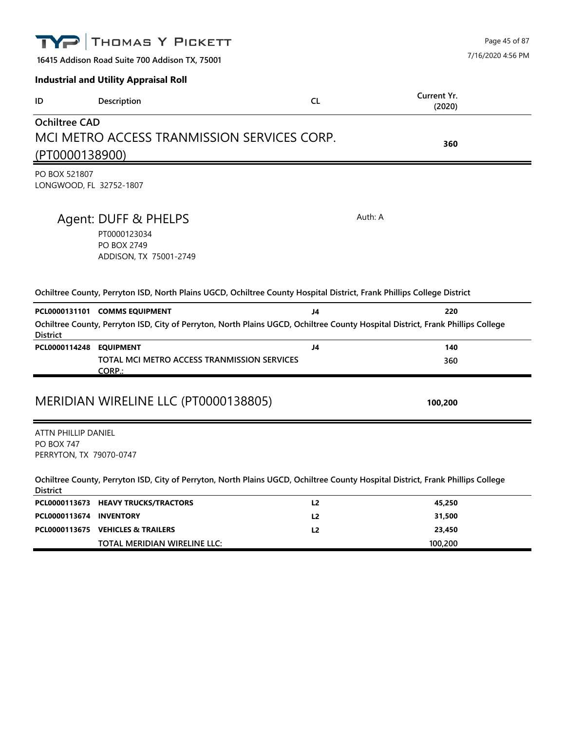THOMAS Y PICKETT

16415 Addison Road Suite 700 Addison TX, 75001

7/16/2020 4:56 PM

**Industrial and Utility Appraisal Roll**

| ID | Description | CL | Current Yr. (2020) |
|---|---|---|---|

## Ochiltree CAD

## MCI METRO ACCESS TRANMISSION SERVICES CORP. (PT0000138900) — 360

PO BOX 521807
LONGWOOD, FL 32752-1807

### Agent: DUFF & PHELPS

Auth: A

PT0000123034
PO BOX 2749
ADDISON, TX 75001-2749

**Ochiltree County, Perryton ISD, North Plains UGCD, Ochiltree County Hospital District, Frank Phillips College District**

| ID | Description | CL | Current Yr. (2020) |
|---|---|---|---|
| **PCL0000131101** | **COMMS EQUIPMENT** | **J4** | **220** |

**Ochiltree County, Perryton ISD, City of Perryton, North Plains UGCD, Ochiltree County Hospital District, Frank Phillips College District**

| ID | Description | CL | Current Yr. (2020) |
|---|---|---|---|
| **PCL0000114248** | **EQUIPMENT** | **J4** | **140** |
| | **TOTAL MCI METRO ACCESS TRANMISSION SERVICES CORP.:** | | **360** |

## MERIDIAN WIRELINE LLC (PT0000138805) — 100,200

ATTN PHILLIP DANIEL
PO BOX 747
PERRYTON, TX 79070-0747

**Ochiltree County, Perryton ISD, City of Perryton, North Plains UGCD, Ochiltree County Hospital District, Frank Phillips College District**

| ID | Description | CL | Current Yr. (2020) |
|---|---|---|---|
| **PCL0000113673** | **HEAVY TRUCKS/TRACTORS** | **L2** | **45,250** |
| **PCL0000113674** | **INVENTORY** | **L2** | **31,500** |
| **PCL0000113675** | **VEHICLES & TRAILERS** | **L2** | **23,450** |
| | **TOTAL MERIDIAN WIRELINE LLC:** | | **100,200** |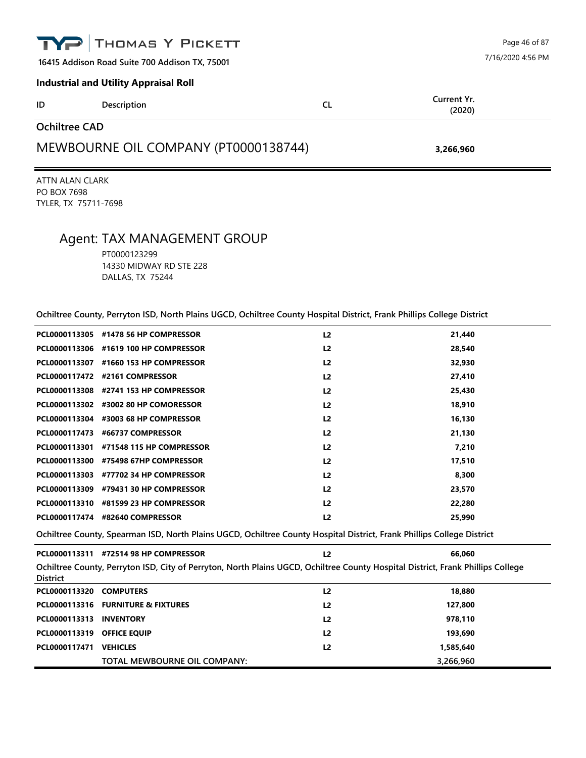THOMAS Y PICKETT

16415 Addison Road Suite 700 Addison TX, 75001

7/16/2020 4:56 PM

**Industrial and Utility Appraisal Roll**

| ID | Description | CL | Current Yr. (2020) |
|---|---|---|---|

## Ochiltree CAD

## MEWBOURNE OIL COMPANY (PT0000138744) — 3,266,960

ATTN ALAN CLARK
PO BOX 7698
TYLER, TX 75711-7698

### Agent: TAX MANAGEMENT GROUP

PT0000123299
14330 MIDWAY RD STE 228
DALLAS, TX 75244

**Ochiltree County, Perryton ISD, North Plains UGCD, Ochiltree County Hospital District, Frank Phillips College District**

| ID | Description | CL | Current Yr. (2020) |
|---|---|---|---|
| PCL0000113305 | #1478 56 HP COMPRESSOR | L2 | 21,440 |
| PCL0000113306 | #1619 100 HP COMPRESSOR | L2 | 28,540 |
| PCL0000113307 | #1660 153 HP COMPRESSOR | L2 | 32,930 |
| PCL0000117472 | #2161 COMPRESSOR | L2 | 27,410 |
| PCL0000113308 | #2741 153 HP COMPRESSOR | L2 | 25,430 |
| PCL0000113302 | #3002 80 HP COMORESSOR | L2 | 18,910 |
| PCL0000113304 | #3003 68 HP COMPRESSOR | L2 | 16,130 |
| PCL0000117473 | #66737 COMPRESSOR | L2 | 21,130 |
| PCL0000113301 | #71548 115 HP COMPRESSOR | L2 | 7,210 |
| PCL0000113300 | #75498 67HP COMPRESSOR | L2 | 17,510 |
| PCL0000113303 | #77702 34 HP COMPRESSOR | L2 | 8,300 |
| PCL0000113309 | #79431 30 HP COMPRESSOR | L2 | 23,570 |
| PCL0000113310 | #81599 23 HP COMPRESSOR | L2 | 22,280 |
| PCL0000117474 | #82640 COMPRESSOR | L2 | 25,990 |

**Ochiltree County, Spearman ISD, North Plains UGCD, Ochiltree County Hospital District, Frank Phillips College District**

| ID | Description | CL | Current Yr. (2020) |
|---|---|---|---|
| PCL0000113311 | #72514 98 HP COMPRESSOR | L2 | 66,060 |

**Ochiltree County, Perryton ISD, City of Perryton, North Plains UGCD, Ochiltree County Hospital District, Frank Phillips College District**

| ID | Description | CL | Current Yr. (2020) |
|---|---|---|---|
| PCL0000113320 | COMPUTERS | L2 | 18,880 |
| PCL0000113316 | FURNITURE & FIXTURES | L2 | 127,800 |
| PCL0000113313 | INVENTORY | L2 | 978,110 |
| PCL0000113319 | OFFICE EQUIP | L2 | 193,690 |
| PCL0000117471 | VEHICLES | L2 | 1,585,640 |
| | TOTAL MEWBOURNE OIL COMPANY: | | 3,266,960 |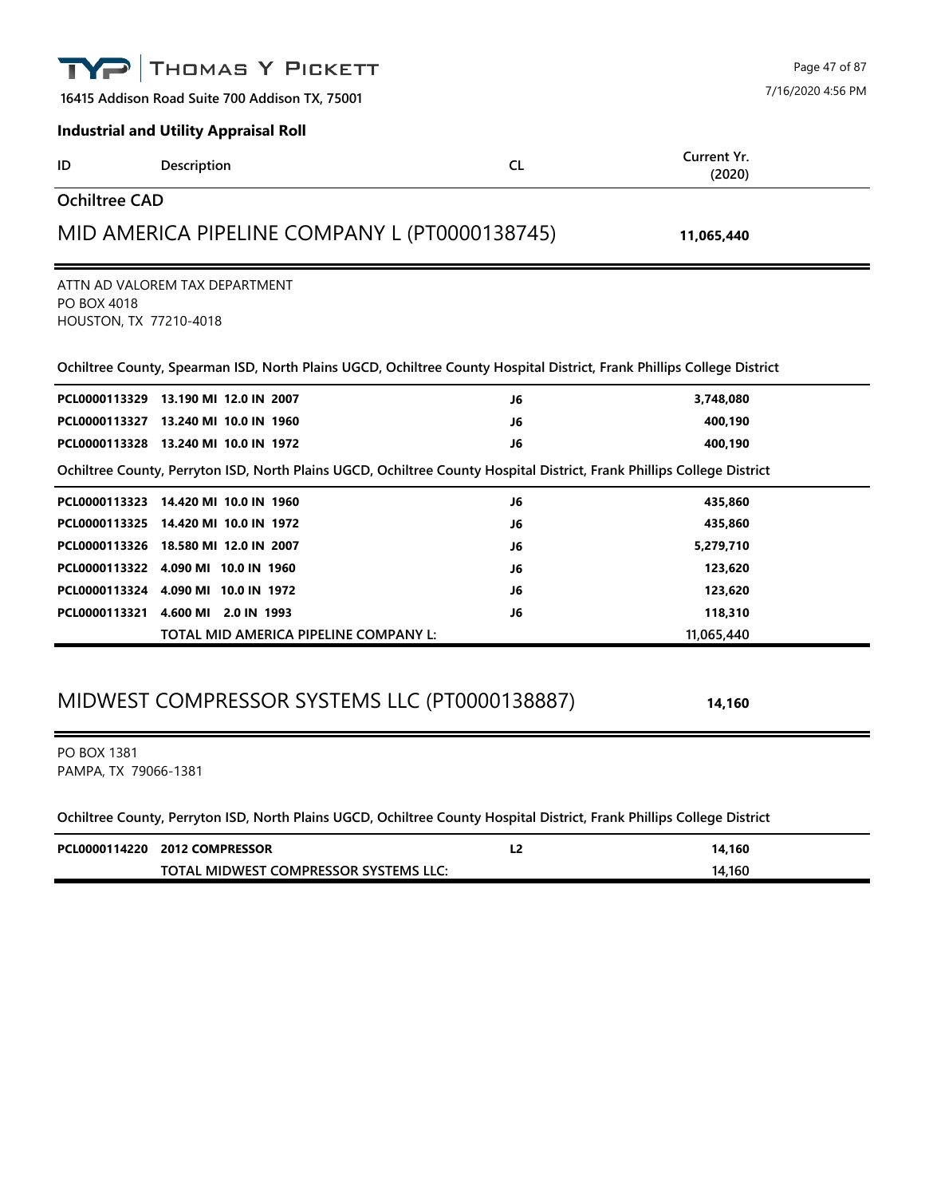**Industrial and Utility Appraisal Roll**

| ID | Description | CL | Current Yr. (2020) |
|---|---|---|---|

## Ochiltree CAD

## MID AMERICA PIPELINE COMPANY L (PT0000138745) — 11,065,440

ATTN AD VALOREM TAX DEPARTMENT
PO BOX 4018
HOUSTON, TX 77210-4018

**Ochiltree County, Spearman ISD, North Plains UGCD, Ochiltree County Hospital District, Frank Phillips College District**

| ID | Description | CL | Current Yr. (2020) |
|---|---|---|---|
| PCL0000113329 | 13.190 MI 12.0 IN 2007 | J6 | 3,748,080 |
| PCL0000113327 | 13.240 MI 10.0 IN 1960 | J6 | 400,190 |
| PCL0000113328 | 13.240 MI 10.0 IN 1972 | J6 | 400,190 |

**Ochiltree County, Perryton ISD, North Plains UGCD, Ochiltree County Hospital District, Frank Phillips College District**

| ID | Description | CL | Current Yr. (2020) |
|---|---|---|---|
| PCL0000113323 | 14.420 MI 10.0 IN 1960 | J6 | 435,860 |
| PCL0000113325 | 14.420 MI 10.0 IN 1972 | J6 | 435,860 |
| PCL0000113326 | 18.580 MI 12.0 IN 2007 | J6 | 5,279,710 |
| PCL0000113322 | 4.090 MI 10.0 IN 1960 | J6 | 123,620 |
| PCL0000113324 | 4.090 MI 10.0 IN 1972 | J6 | 123,620 |
| PCL0000113321 | 4.600 MI 2.0 IN 1993 | J6 | 118,310 |
| | TOTAL MID AMERICA PIPELINE COMPANY L: | | 11,065,440 |

## MIDWEST COMPRESSOR SYSTEMS LLC (PT0000138887) — 14,160

PO BOX 1381
PAMPA, TX 79066-1381

**Ochiltree County, Perryton ISD, North Plains UGCD, Ochiltree County Hospital District, Frank Phillips College District**

| ID | Description | CL | Current Yr. (2020) |
|---|---|---|---|
| PCL0000114220 | 2012 COMPRESSOR | L2 | 14,160 |
| | TOTAL MIDWEST COMPRESSOR SYSTEMS LLC: | | 14,160 |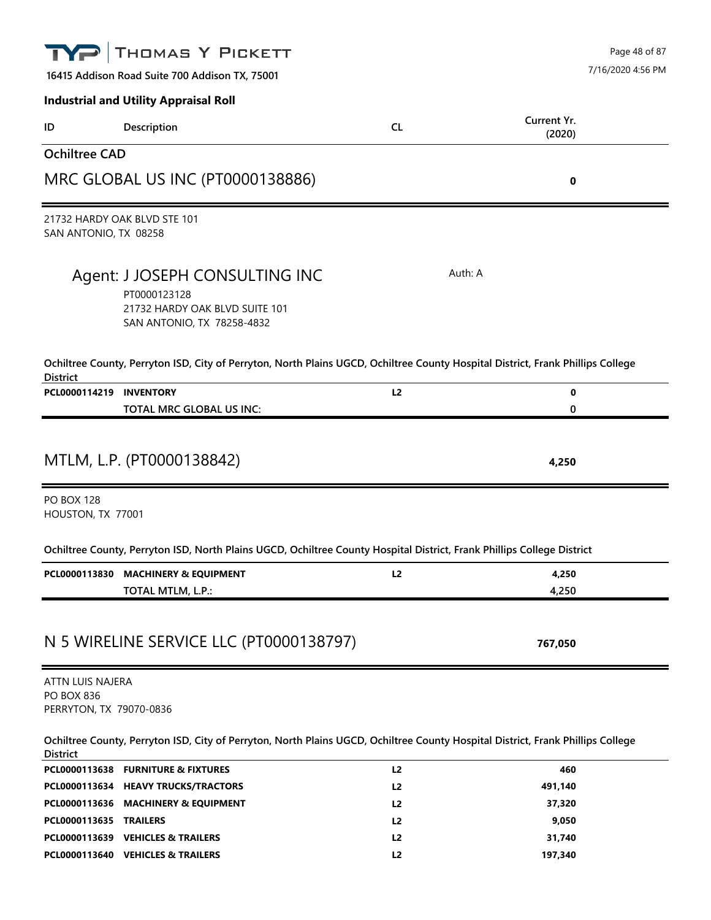**Thomas Y Pickett**

**16415 Addison Road Suite 700 Addison TX, 75001**

7/16/2020 4:56 PM

### Industrial and Utility Appraisal Roll

| ID | Description | CL | Current Yr. (2020) |
|---|---|---|---|

## Ochiltree CAD

## MRC GLOBAL US INC (PT0000138886) — 0

21732 HARDY OAK BLVD STE 101
SAN ANTONIO, TX 08258

Agent: J JOSEPH CONSULTING INC — Auth: A
PT0000123128
21732 HARDY OAK BLVD SUITE 101
SAN ANTONIO, TX 78258-4832

**Ochiltree County, Perryton ISD, City of Perryton, North Plains UGCD, Ochiltree County Hospital District, Frank Phillips College District**

| ID | Description | CL | Current Yr. (2020) |
|---|---|---|---|
| PCL0000114219 | INVENTORY | L2 | 0 |
| | TOTAL MRC GLOBAL US INC: | | 0 |

## MTLM, L.P. (PT0000138842) — 4,250

PO BOX 128
HOUSTON, TX 77001

**Ochiltree County, Perryton ISD, North Plains UGCD, Ochiltree County Hospital District, Frank Phillips College District**

| ID | Description | CL | Current Yr. (2020) |
|---|---|---|---|
| PCL0000113830 | MACHINERY & EQUIPMENT | L2 | 4,250 |
| | TOTAL MTLM, L.P.: | | 4,250 |

## N 5 WIRELINE SERVICE LLC (PT0000138797) — 767,050

ATTN LUIS NAJERA
PO BOX 836
PERRYTON, TX 79070-0836

**Ochiltree County, Perryton ISD, City of Perryton, North Plains UGCD, Ochiltree County Hospital District, Frank Phillips College District**

| ID | Description | CL | Current Yr. (2020) |
|---|---|---|---|
| PCL0000113638 | FURNITURE & FIXTURES | L2 | 460 |
| PCL0000113634 | HEAVY TRUCKS/TRACTORS | L2 | 491,140 |
| PCL0000113636 | MACHINERY & EQUIPMENT | L2 | 37,320 |
| PCL0000113635 | TRAILERS | L2 | 9,050 |
| PCL0000113639 | VEHICLES & TRAILERS | L2 | 31,740 |
| PCL0000113640 | VEHICLES & TRAILERS | L2 | 197,340 |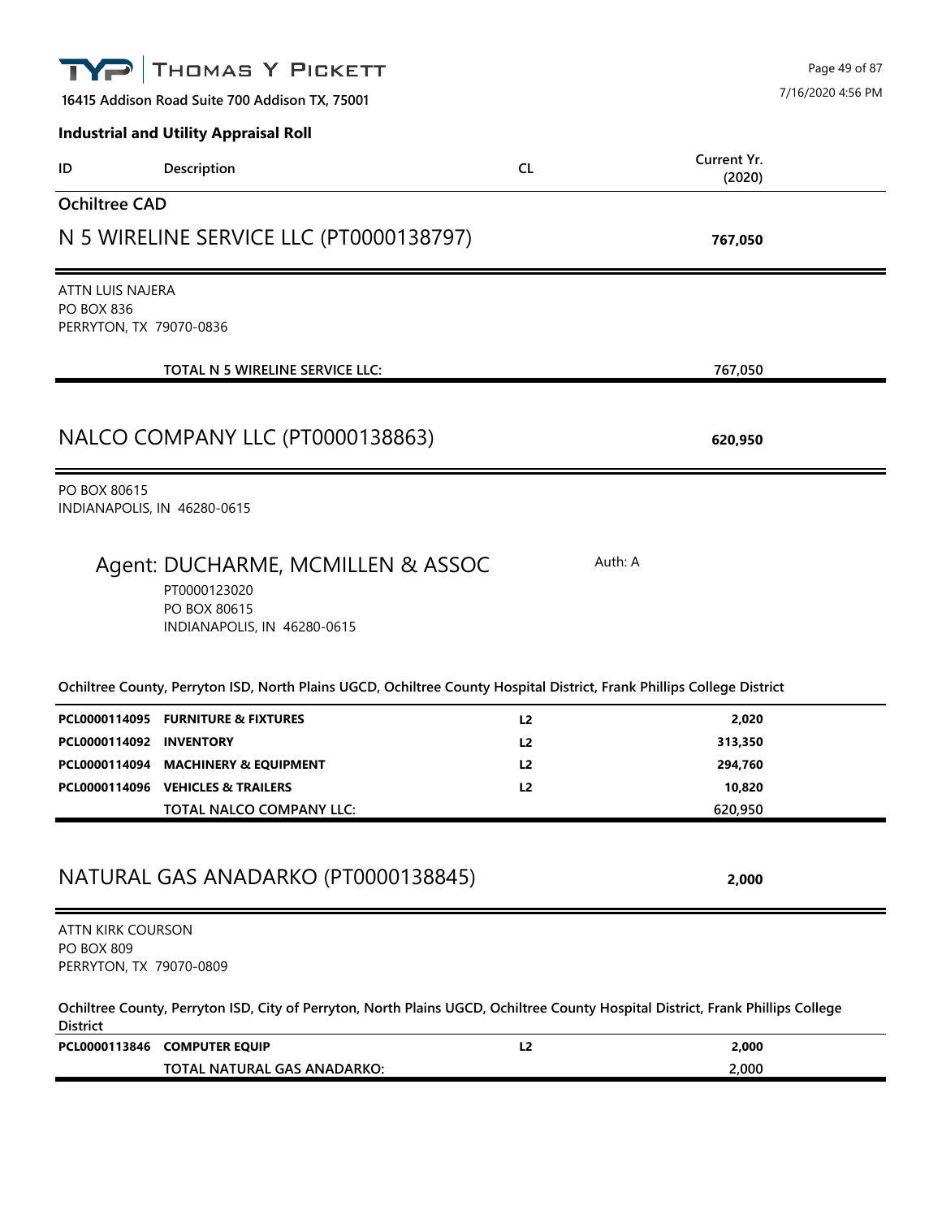**Industrial and Utility Appraisal Roll**

| ID | Description | CL | Current Yr. (2020) |
|---|---|---|---|

## Ochiltree CAD

## N 5 WIRELINE SERVICE LLC (PT0000138797) — 767,050

ATTN LUIS NAJERA
PO BOX 836
PERRYTON, TX 79070-0836

| | | | |
|---|---|---|---|
| | TOTAL N 5 WIRELINE SERVICE LLC: | | 767,050 |

## NALCO COMPANY LLC (PT0000138863) — 620,950

PO BOX 80615
INDIANAPOLIS, IN 46280-0615

### Agent: DUCHARME, MCMILLEN & ASSOC

Auth: A

PT0000123020
PO BOX 80615
INDIANAPOLIS, IN 46280-0615

**Ochiltree County, Perryton ISD, North Plains UGCD, Ochiltree County Hospital District, Frank Phillips College District**

| ID | Description | CL | Current Yr. (2020) |
|---|---|---|---|
| PCL0000114095 | FURNITURE & FIXTURES | L2 | 2,020 |
| PCL0000114092 | INVENTORY | L2 | 313,350 |
| PCL0000114094 | MACHINERY & EQUIPMENT | L2 | 294,760 |
| PCL0000114096 | VEHICLES & TRAILERS | L2 | 10,820 |
| | TOTAL NALCO COMPANY LLC: | | 620,950 |

## NATURAL GAS ANADARKO (PT0000138845) — 2,000

ATTN KIRK COURSON
PO BOX 809
PERRYTON, TX 79070-0809

**Ochiltree County, Perryton ISD, City of Perryton, North Plains UGCD, Ochiltree County Hospital District, Frank Phillips College District**

| ID | Description | CL | Current Yr. (2020) |
|---|---|---|---|
| PCL0000113846 | COMPUTER EQUIP | L2 | 2,000 |
| | TOTAL NATURAL GAS ANADARKO: | | 2,000 |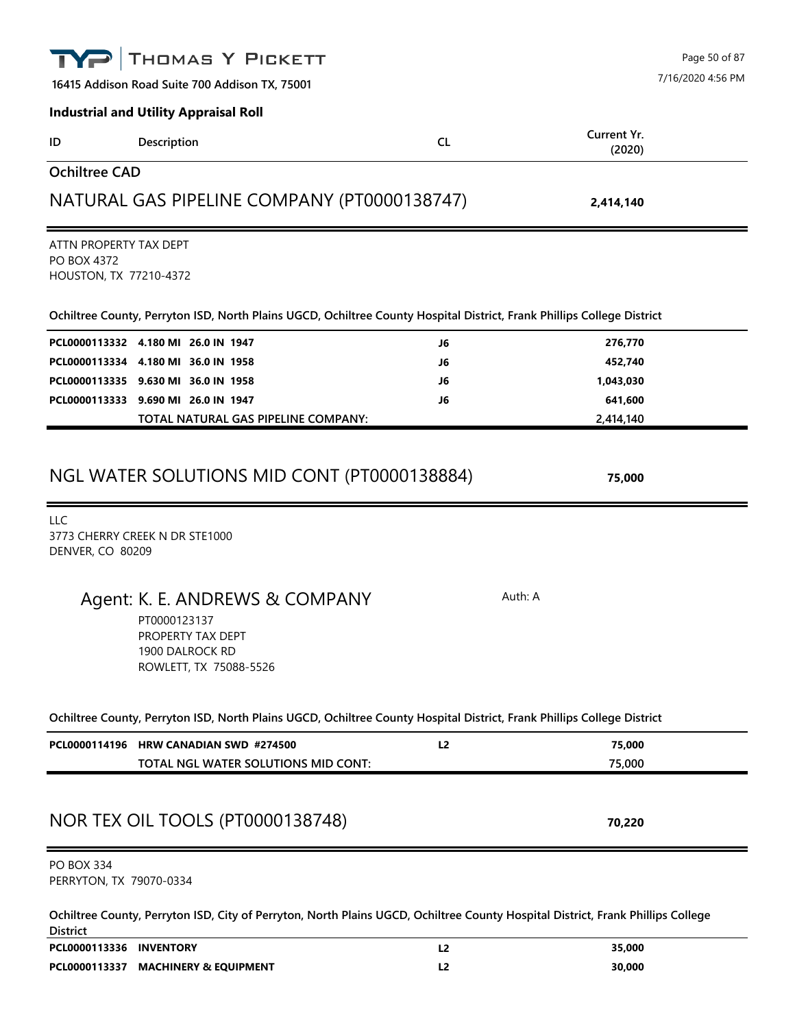16415 Addison Road Suite 700 Addison TX, 75001

**Industrial and Utility Appraisal Roll**

| ID | Description | CL | Current Yr. (2020) |
|---|---|---|---|

## Ochiltree CAD

## NATURAL GAS PIPELINE COMPANY (PT0000138747) — 2,414,140

ATTN PROPERTY TAX DEPT
PO BOX 4372
HOUSTON, TX 77210-4372

**Ochiltree County, Perryton ISD, North Plains UGCD, Ochiltree County Hospital District, Frank Phillips College District**

| ID | Description | CL | Current Yr. (2020) |
|---|---|---|---|
| **PCL0000113332** | **4.180 MI 26.0 IN 1947** | **J6** | **276,770** |
| **PCL0000113334** | **4.180 MI 36.0 IN 1958** | **J6** | **452,740** |
| **PCL0000113335** | **9.630 MI 36.0 IN 1958** | **J6** | **1,043,030** |
| **PCL0000113333** | **9.690 MI 26.0 IN 1947** | **J6** | **641,600** |
| | **TOTAL NATURAL GAS PIPELINE COMPANY:** | | **2,414,140** |

## NGL WATER SOLUTIONS MID CONT (PT0000138884) — 75,000

LLC
3773 CHERRY CREEK N DR STE1000
DENVER, CO 80209

### Agent: K. E. ANDREWS & COMPANY

Auth: A

PT0000123137
PROPERTY TAX DEPT
1900 DALROCK RD
ROWLETT, TX 75088-5526

**Ochiltree County, Perryton ISD, North Plains UGCD, Ochiltree County Hospital District, Frank Phillips College District**

| ID | Description | CL | Current Yr. (2020) |
|---|---|---|---|
| **PCL0000114196** | **HRW CANADIAN SWD #274500** | **L2** | **75,000** |
| | **TOTAL NGL WATER SOLUTIONS MID CONT:** | | **75,000** |

## NOR TEX OIL TOOLS (PT0000138748) — 70,220

PO BOX 334
PERRYTON, TX 79070-0334

**Ochiltree County, Perryton ISD, City of Perryton, North Plains UGCD, Ochiltree County Hospital District, Frank Phillips College District**

| ID | Description | CL | Current Yr. (2020) |
|---|---|---|---|
| **PCL0000113336** | **INVENTORY** | **L2** | **35,000** |
| **PCL0000113337** | **MACHINERY & EQUIPMENT** | **L2** | **30,000** |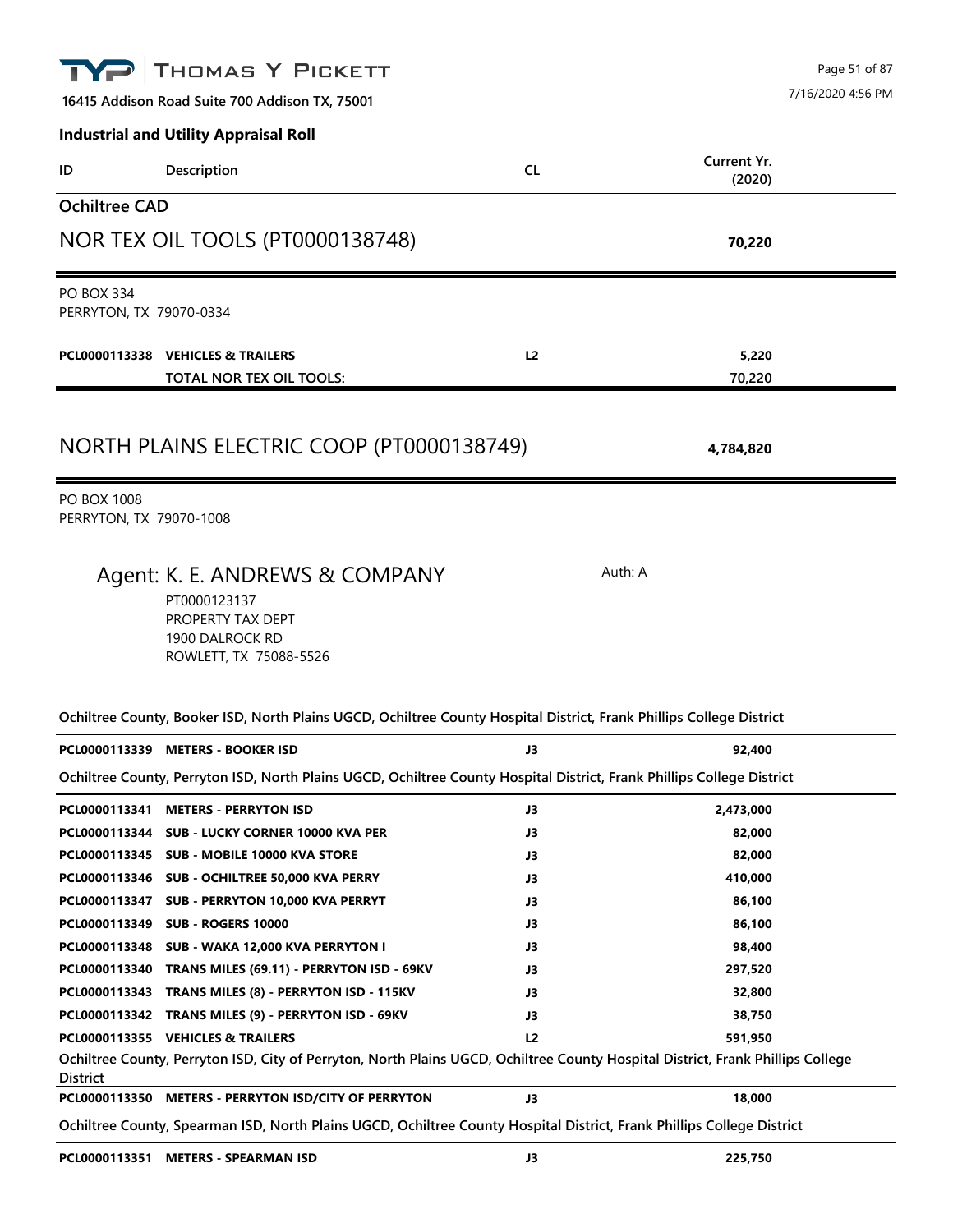**THOMAS Y PICKETT**

16415 Addison Road Suite 700 Addison TX, 75001

7/16/2020 4:56 PM

**Industrial and Utility Appraisal Roll**

| ID | Description | CL | Current Yr. (2020) |
|---|---|---|---|

## Ochiltree CAD

## NOR TEX OIL TOOLS (PT0000138748) — **70,220**

PO BOX 334
PERRYTON, TX 79070-0334

| ID | Description | CL | Current Yr. (2020) |
|---|---|---|---|
| **PCL0000113338** | **VEHICLES & TRAILERS** | **L2** | **5,220** |
| | **TOTAL NOR TEX OIL TOOLS:** | | **70,220** |

## NORTH PLAINS ELECTRIC COOP (PT0000138749) — **4,784,820**

PO BOX 1008
PERRYTON, TX 79070-1008

### Agent: K. E. ANDREWS & COMPANY

Auth: A

PT0000123137
PROPERTY TAX DEPT
1900 DALROCK RD
ROWLETT, TX 75088-5526

**Ochiltree County, Booker ISD, North Plains UGCD, Ochiltree County Hospital District, Frank Phillips College District**

| ID | Description | CL | Current Yr. (2020) |
|---|---|---|---|
| **PCL0000113339** | **METERS - BOOKER ISD** | **J3** | **92,400** |

**Ochiltree County, Perryton ISD, North Plains UGCD, Ochiltree County Hospital District, Frank Phillips College District**

| ID | Description | CL | Current Yr. (2020) |
|---|---|---|---|
| **PCL0000113341** | **METERS - PERRYTON ISD** | **J3** | **2,473,000** |
| **PCL0000113344** | **SUB - LUCKY CORNER 10000 KVA PER** | **J3** | **82,000** |
| **PCL0000113345** | **SUB - MOBILE 10000 KVA STORE** | **J3** | **82,000** |
| **PCL0000113346** | **SUB - OCHILTREE 50,000 KVA PERRY** | **J3** | **410,000** |
| **PCL0000113347** | **SUB - PERRYTON 10,000 KVA PERRYT** | **J3** | **86,100** |
| **PCL0000113349** | **SUB - ROGERS 10000** | **J3** | **86,100** |
| **PCL0000113348** | **SUB - WAKA 12,000 KVA PERRYTON I** | **J3** | **98,400** |
| **PCL0000113340** | **TRANS MILES (69.11) - PERRYTON ISD - 69KV** | **J3** | **297,520** |
| **PCL0000113343** | **TRANS MILES (8) - PERRYTON ISD - 115KV** | **J3** | **32,800** |
| **PCL0000113342** | **TRANS MILES (9) - PERRYTON ISD - 69KV** | **J3** | **38,750** |
| **PCL0000113355** | **VEHICLES & TRAILERS** | **L2** | **591,950** |

**Ochiltree County, Perryton ISD, City of Perryton, North Plains UGCD, Ochiltree County Hospital District, Frank Phillips College District**

| ID | Description | CL | Current Yr. (2020) |
|---|---|---|---|
| **PCL0000113350** | **METERS - PERRYTON ISD/CITY OF PERRYTON** | **J3** | **18,000** |

**Ochiltree County, Spearman ISD, North Plains UGCD, Ochiltree County Hospital District, Frank Phillips College District**

| ID | Description | CL | Current Yr. (2020) |
|---|---|---|---|
| **PCL0000113351** | **METERS - SPEARMAN ISD** | **J3** | **225,750** |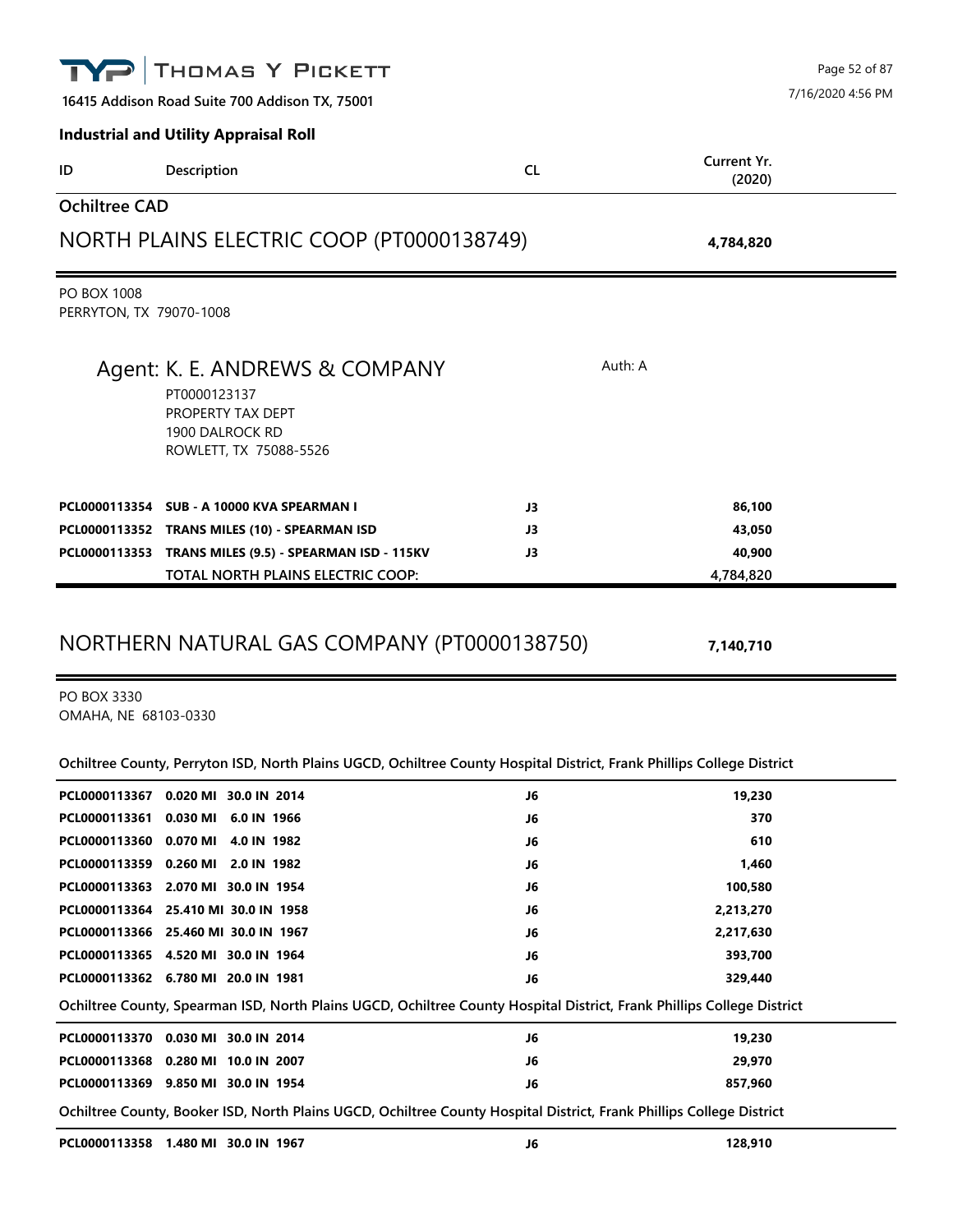# THOMAS Y PICKETT

16415 Addison Road Suite 700 Addison TX, 75001

7/16/2020 4:56 PM

**Industrial and Utility Appraisal Roll**

| ID | Description | CL | Current Yr. (2020) |
|---|---|---|---|

## Ochiltree CAD

## NORTH PLAINS ELECTRIC COOP (PT0000138749) **4,784,820**

PO BOX 1008
PERRYTON, TX 79070-1008

Agent: K. E. ANDREWS & COMPANY — Auth: A
PT0000123137
PROPERTY TAX DEPT
1900 DALROCK RD
ROWLETT, TX 75088-5526

| ID | Description | CL | Current Yr. (2020) |
|---|---|---|---|
| **PCL0000113354** | **SUB - A 10000 KVA SPEARMAN I** | **J3** | **86,100** |
| **PCL0000113352** | **TRANS MILES (10) - SPEARMAN ISD** | **J3** | **43,050** |
| **PCL0000113353** | **TRANS MILES (9.5) - SPEARMAN ISD - 115KV** | **J3** | **40,900** |
| | **TOTAL NORTH PLAINS ELECTRIC COOP:** | | **4,784,820** |

## NORTHERN NATURAL GAS COMPANY (PT0000138750) **7,140,710**

PO BOX 3330
OMAHA, NE 68103-0330

**Ochiltree County, Perryton ISD, North Plains UGCD, Ochiltree County Hospital District, Frank Phillips College District**

| ID | Description | CL | Current Yr. (2020) |
|---|---|---|---|
| **PCL0000113367** | **0.020 MI 30.0 IN 2014** | **J6** | **19,230** |
| **PCL0000113361** | **0.030 MI 6.0 IN 1966** | **J6** | **370** |
| **PCL0000113360** | **0.070 MI 4.0 IN 1982** | **J6** | **610** |
| **PCL0000113359** | **0.260 MI 2.0 IN 1982** | **J6** | **1,460** |
| **PCL0000113363** | **2.070 MI 30.0 IN 1954** | **J6** | **100,580** |
| **PCL0000113364** | **25.410 MI 30.0 IN 1958** | **J6** | **2,213,270** |
| **PCL0000113366** | **25.460 MI 30.0 IN 1967** | **J6** | **2,217,630** |
| **PCL0000113365** | **4.520 MI 30.0 IN 1964** | **J6** | **393,700** |
| **PCL0000113362** | **6.780 MI 20.0 IN 1981** | **J6** | **329,440** |

**Ochiltree County, Spearman ISD, North Plains UGCD, Ochiltree County Hospital District, Frank Phillips College District**

| ID | Description | CL | Current Yr. (2020) |
|---|---|---|---|
| **PCL0000113370** | **0.030 MI 30.0 IN 2014** | **J6** | **19,230** |
| **PCL0000113368** | **0.280 MI 10.0 IN 2007** | **J6** | **29,970** |
| **PCL0000113369** | **9.850 MI 30.0 IN 1954** | **J6** | **857,960** |

**Ochiltree County, Booker ISD, North Plains UGCD, Ochiltree County Hospital District, Frank Phillips College District**

| ID | Description | CL | Current Yr. (2020) |
|---|---|---|---|
| **PCL0000113358** | **1.480 MI 30.0 IN 1967** | **J6** | **128,910** |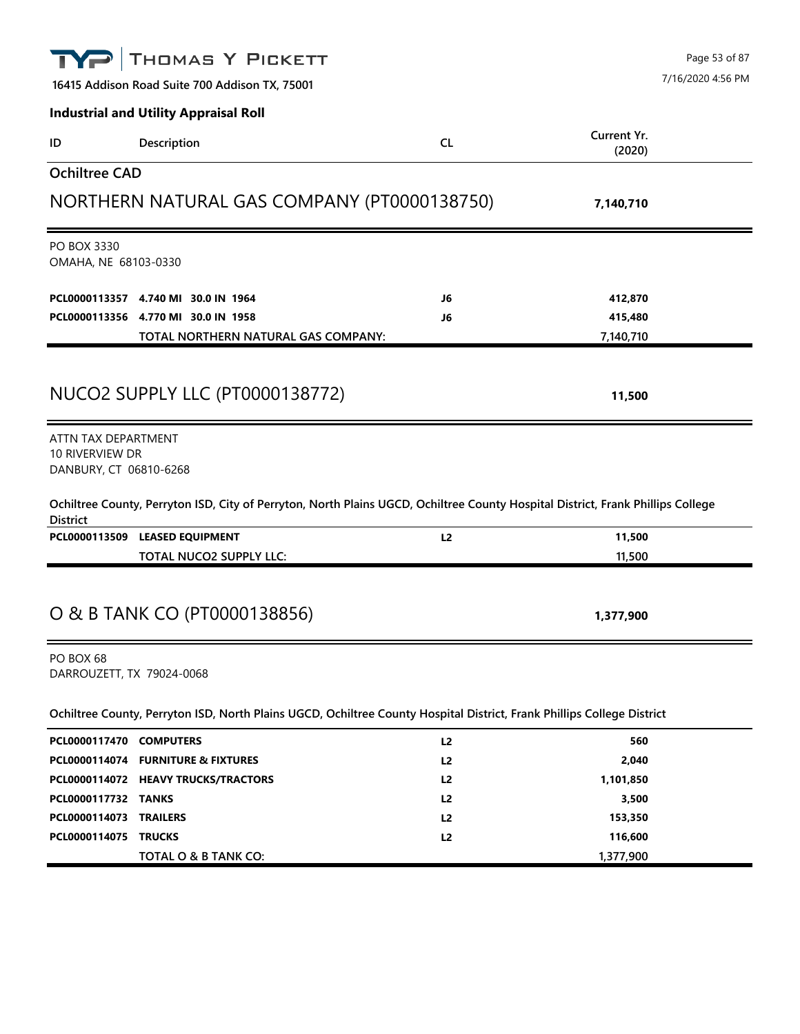**16415 Addison Road Suite 700 Addison TX, 75001**

**Industrial and Utility Appraisal Roll**

| ID | Description | CL | Current Yr. (2020) |
|---|---|---|---|

## Ochiltree CAD

### NORTHERN NATURAL GAS COMPANY (PT0000138750) — 7,140,710

PO BOX 3330
OMAHA, NE 68103-0330

| ID | Description | CL | Current Yr. (2020) |
|---|---|---|---|
| **PCL0000113357** | **4.740 MI 30.0 IN 1964** | **J6** | **412,870** |
| **PCL0000113356** | **4.770 MI 30.0 IN 1958** | **J6** | **415,480** |
| | **TOTAL NORTHERN NATURAL GAS COMPANY:** | | **7,140,710** |

### NUCO2 SUPPLY LLC (PT0000138772) — 11,500

ATTN TAX DEPARTMENT
10 RIVERVIEW DR
DANBURY, CT 06810-6268

**Ochiltree County, Perryton ISD, City of Perryton, North Plains UGCD, Ochiltree County Hospital District, Frank Phillips College District**

| ID | Description | CL | Current Yr. (2020) |
|---|---|---|---|
| **PCL0000113509** | **LEASED EQUIPMENT** | **L2** | **11,500** |
| | **TOTAL NUCO2 SUPPLY LLC:** | | **11,500** |

### O & B TANK CO (PT0000138856) — 1,377,900

PO BOX 68
DARROUZETT, TX 79024-0068

**Ochiltree County, Perryton ISD, North Plains UGCD, Ochiltree County Hospital District, Frank Phillips College District**

| ID | Description | CL | Current Yr. (2020) |
|---|---|---|---|
| **PCL0000117470** | **COMPUTERS** | **L2** | **560** |
| **PCL0000114074** | **FURNITURE & FIXTURES** | **L2** | **2,040** |
| **PCL0000114072** | **HEAVY TRUCKS/TRACTORS** | **L2** | **1,101,850** |
| **PCL0000117732** | **TANKS** | **L2** | **3,500** |
| **PCL0000114073** | **TRAILERS** | **L2** | **153,350** |
| **PCL0000114075** | **TRUCKS** | **L2** | **116,600** |
| | **TOTAL O & B TANK CO:** | | **1,377,900** |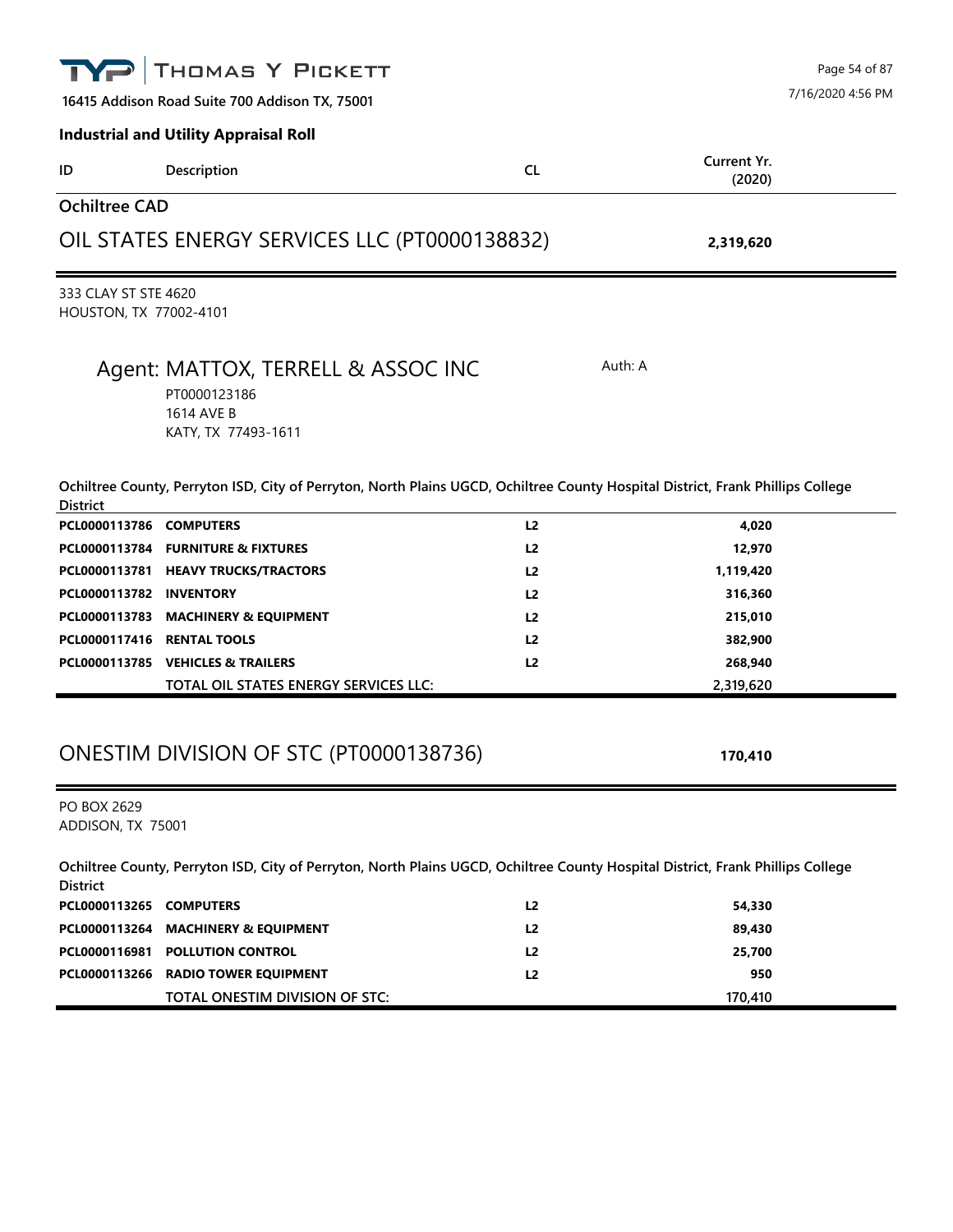**THOMAS Y PICKETT**

**16415 Addison Road Suite 700 Addison TX, 75001**

**Industrial and Utility Appraisal Roll**

| ID | Description | CL | Current Yr. (2020) |
|---|---|---|---|

## Ochiltree CAD

## OIL STATES ENERGY SERVICES LLC (PT0000138832) — **2,319,620**

333 CLAY ST STE 4620
HOUSTON, TX 77002-4101

### Agent: MATTOX, TERRELL & ASSOC INC

Auth: A

PT0000123186
1614 AVE B
KATY, TX 77493-1611

**Ochiltree County, Perryton ISD, City of Perryton, North Plains UGCD, Ochiltree County Hospital District, Frank Phillips College District**

| ID | Description | CL | Current Yr. (2020) |
|---|---|---|---|
| **PCL0000113786** | **COMPUTERS** | **L2** | **4,020** |
| **PCL0000113784** | **FURNITURE & FIXTURES** | **L2** | **12,970** |
| **PCL0000113781** | **HEAVY TRUCKS/TRACTORS** | **L2** | **1,119,420** |
| **PCL0000113782** | **INVENTORY** | **L2** | **316,360** |
| **PCL0000113783** | **MACHINERY & EQUIPMENT** | **L2** | **215,010** |
| **PCL0000117416** | **RENTAL TOOLS** | **L2** | **382,900** |
| **PCL0000113785** | **VEHICLES & TRAILERS** | **L2** | **268,940** |
| | TOTAL OIL STATES ENERGY SERVICES LLC: | | 2,319,620 |

## ONESTIM DIVISION OF STC (PT0000138736) — **170,410**

PO BOX 2629
ADDISON, TX 75001

**Ochiltree County, Perryton ISD, City of Perryton, North Plains UGCD, Ochiltree County Hospital District, Frank Phillips College District**

| ID | Description | CL | Current Yr. (2020) |
|---|---|---|---|
| **PCL0000113265** | **COMPUTERS** | **L2** | **54,330** |
| **PCL0000113264** | **MACHINERY & EQUIPMENT** | **L2** | **89,430** |
| **PCL0000116981** | **POLLUTION CONTROL** | **L2** | **25,700** |
| **PCL0000113266** | **RADIO TOWER EQUIPMENT** | **L2** | **950** |
| | TOTAL ONESTIM DIVISION OF STC: | | 170,410 |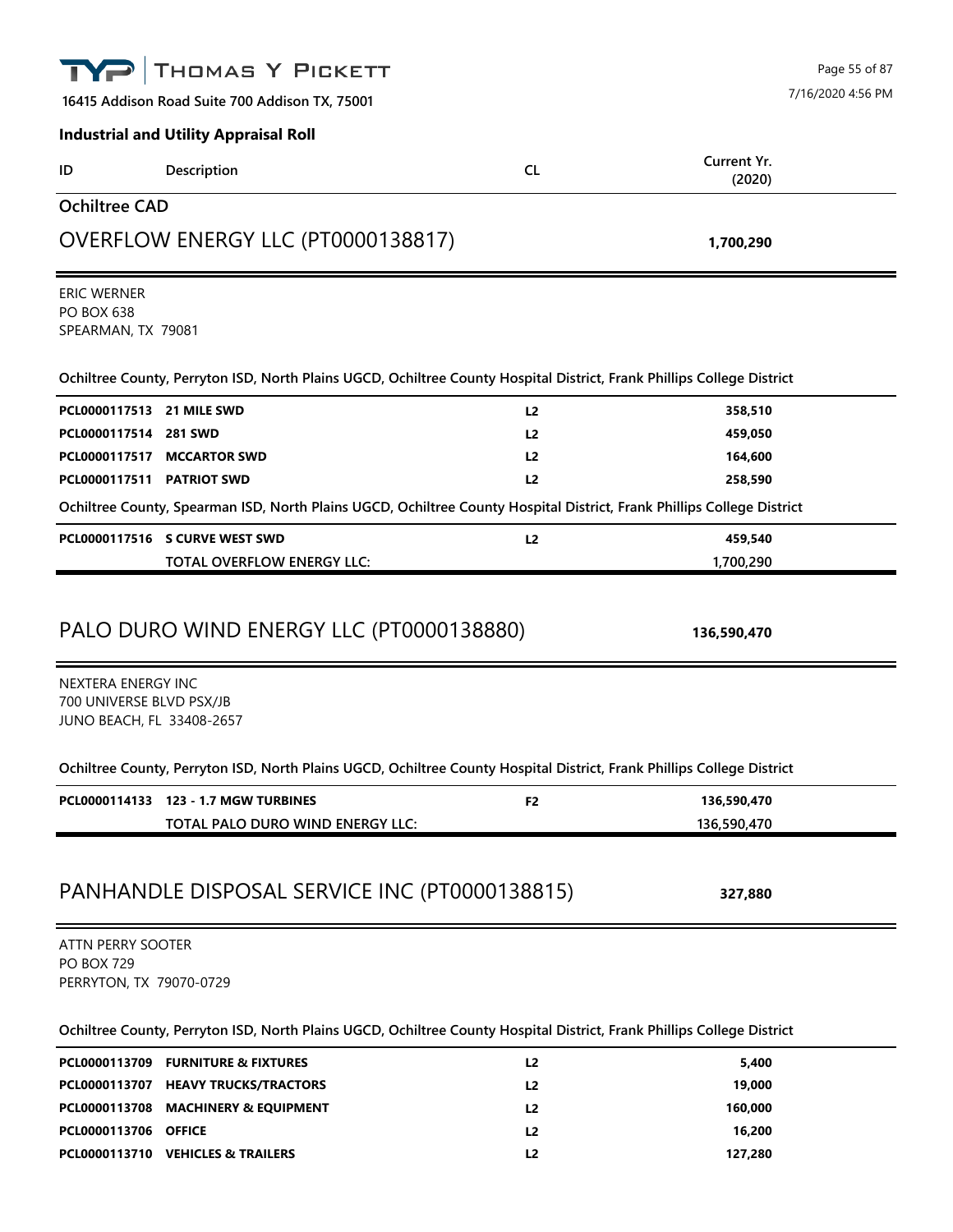# Thomas Y Pickett

16415 Addison Road Suite 700 Addison TX, 75001

**Industrial and Utility Appraisal Roll**

| ID | Description | CL | Current Yr. (2020) |
|---|---|---|---|

## Ochiltree CAD

### OVERFLOW ENERGY LLC (PT0000138817) — **1,700,290**

ERIC WERNER
PO BOX 638
SPEARMAN, TX 79081

**Ochiltree County, Perryton ISD, North Plains UGCD, Ochiltree County Hospital District, Frank Phillips College District**

| ID | Description | CL | Current Yr. (2020) |
|---|---|---|---|
| **PCL0000117513** | **21 MILE SWD** | **L2** | **358,510** |
| **PCL0000117514** | **281 SWD** | **L2** | **459,050** |
| **PCL0000117517** | **MCCARTOR SWD** | **L2** | **164,600** |
| **PCL0000117511** | **PATRIOT SWD** | **L2** | **258,590** |

**Ochiltree County, Spearman ISD, North Plains UGCD, Ochiltree County Hospital District, Frank Phillips College District**

| ID | Description | CL | Current Yr. (2020) |
|---|---|---|---|
| **PCL0000117516** | **S CURVE WEST SWD** | **L2** | **459,540** |
| | TOTAL OVERFLOW ENERGY LLC: | | 1,700,290 |

### PALO DURO WIND ENERGY LLC (PT0000138880) — **136,590,470**

NEXTERA ENERGY INC
700 UNIVERSE BLVD PSX/JB
JUNO BEACH, FL 33408-2657

**Ochiltree County, Perryton ISD, North Plains UGCD, Ochiltree County Hospital District, Frank Phillips College District**

| ID | Description | CL | Current Yr. (2020) |
|---|---|---|---|
| **PCL0000114133** | **123 - 1.7 MGW TURBINES** | **F2** | **136,590,470** |
| | TOTAL PALO DURO WIND ENERGY LLC: | | 136,590,470 |

### PANHANDLE DISPOSAL SERVICE INC (PT0000138815) — **327,880**

ATTN PERRY SOOTER
PO BOX 729
PERRYTON, TX 79070-0729

**Ochiltree County, Perryton ISD, North Plains UGCD, Ochiltree County Hospital District, Frank Phillips College District**

| ID | Description | CL | Current Yr. (2020) |
|---|---|---|---|
| **PCL0000113709** | **FURNITURE & FIXTURES** | **L2** | **5,400** |
| **PCL0000113707** | **HEAVY TRUCKS/TRACTORS** | **L2** | **19,000** |
| **PCL0000113708** | **MACHINERY & EQUIPMENT** | **L2** | **160,000** |
| **PCL0000113706** | **OFFICE** | **L2** | **16,200** |
| **PCL0000113710** | **VEHICLES & TRAILERS** | **L2** | **127,280** |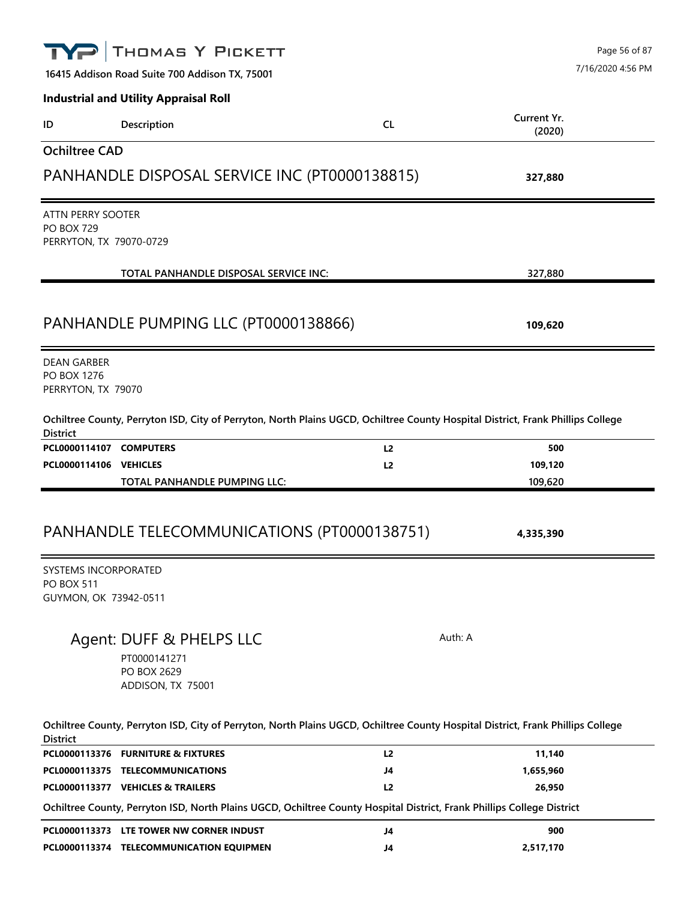**Industrial and Utility Appraisal Roll**

| ID | Description | CL | Current Yr. (2020) |
|---|---|---|---|

## Ochiltree CAD

## PANHANDLE DISPOSAL SERVICE INC (PT0000138815) — 327,880

ATTN PERRY SOOTER
PO BOX 729
PERRYTON, TX 79070-0729

| | | | |
|---|---|---|---|
| | **TOTAL PANHANDLE DISPOSAL SERVICE INC:** | | 327,880 |

## PANHANDLE PUMPING LLC (PT0000138866) — 109,620

DEAN GARBER
PO BOX 1276
PERRYTON, TX 79070

**Ochiltree County, Perryton ISD, City of Perryton, North Plains UGCD, Ochiltree County Hospital District, Frank Phillips College District**

| ID | Description | CL | Current Yr. (2020) |
|---|---|---|---|
| PCL0000114107 | COMPUTERS | L2 | 500 |
| PCL0000114106 | VEHICLES | L2 | 109,120 |
| | **TOTAL PANHANDLE PUMPING LLC:** | | 109,620 |

## PANHANDLE TELECOMMUNICATIONS (PT0000138751) — 4,335,390

SYSTEMS INCORPORATED
PO BOX 511
GUYMON, OK 73942-0511

### Agent: DUFF & PHELPS LLC

Auth: A

PT0000141271
PO BOX 2629
ADDISON, TX 75001

**Ochiltree County, Perryton ISD, City of Perryton, North Plains UGCD, Ochiltree County Hospital District, Frank Phillips College District**

| ID | Description | CL | Current Yr. (2020) |
|---|---|---|---|
| PCL0000113376 | FURNITURE & FIXTURES | L2 | 11,140 |
| PCL0000113375 | TELECOMMUNICATIONS | J4 | 1,655,960 |
| PCL0000113377 | VEHICLES & TRAILERS | L2 | 26,950 |

**Ochiltree County, Perryton ISD, North Plains UGCD, Ochiltree County Hospital District, Frank Phillips College District**

| ID | Description | CL | Current Yr. (2020) |
|---|---|---|---|
| PCL0000113373 | LTE TOWER NW CORNER INDUST | J4 | 900 |
| PCL0000113374 | TELECOMMUNICATION EQUIPMEN | J4 | 2,517,170 |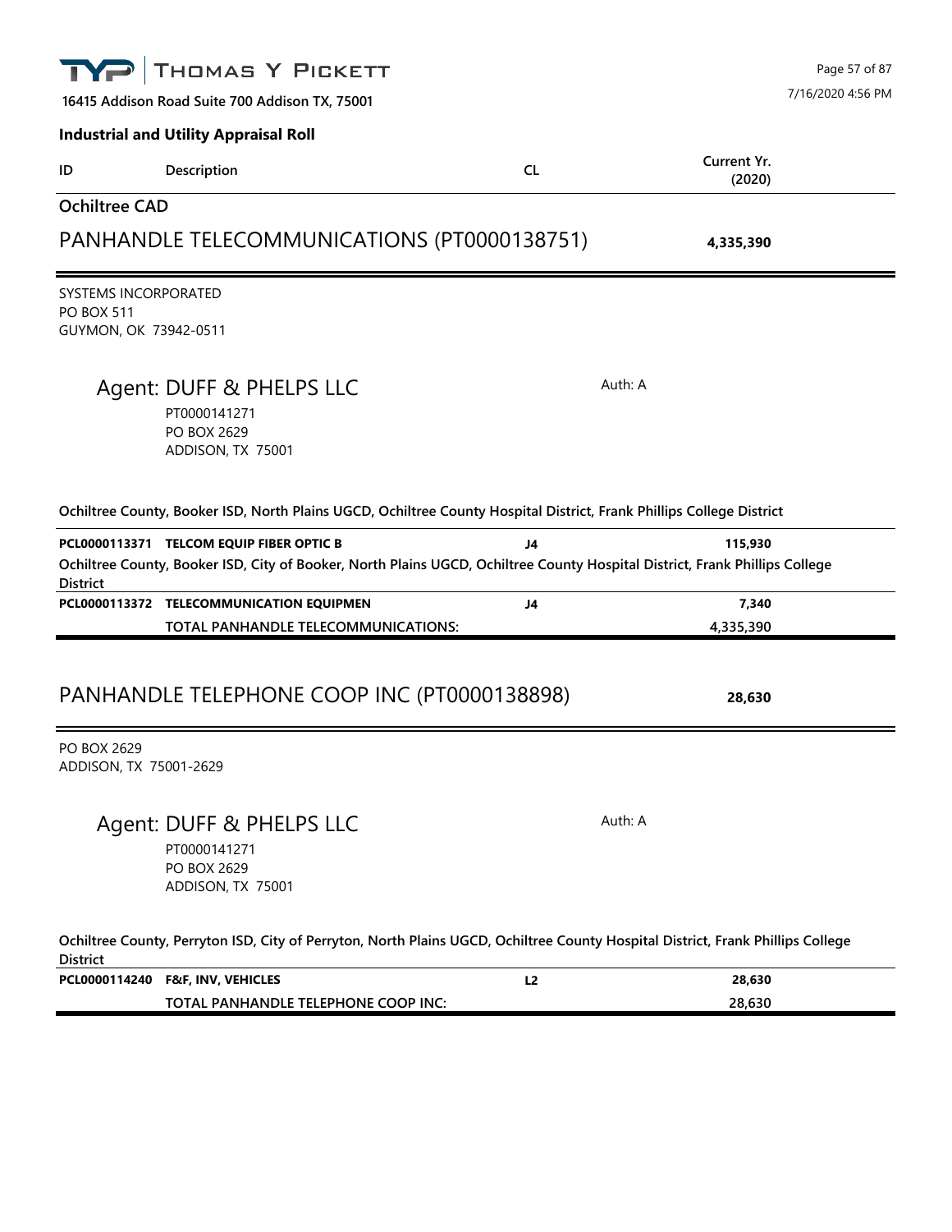**16415 Addison Road Suite 700 Addison TX, 75001**

7/16/2020 4:56 PM

**Industrial and Utility Appraisal Roll**

| ID | Description | CL | Current Yr. (2020) |
|---|---|---|---|

## Ochiltree CAD

## PANHANDLE TELECOMMUNICATIONS (PT0000138751) **4,335,390**

SYSTEMS INCORPORATED
PO BOX 511
GUYMON, OK 73942-0511

### Agent: DUFF & PHELPS LLC

Auth: A

PT0000141271
PO BOX 2629
ADDISON, TX 75001

**Ochiltree County, Booker ISD, North Plains UGCD, Ochiltree County Hospital District, Frank Phillips College District**

| ID | Description | CL | Current Yr. (2020) |
|---|---|---|---|
| **PCL0000113371** | **TELCOM EQUIP FIBER OPTIC B** | **J4** | **115,930** |
| **Ochiltree County, Booker ISD, City of Booker, North Plains UGCD, Ochiltree County Hospital District, Frank Phillips College District** | | | |
| **PCL0000113372** | **TELECOMMUNICATION EQUIPMEN** | **J4** | **7,340** |
| | **TOTAL PANHANDLE TELECOMMUNICATIONS:** | | **4,335,390** |

## PANHANDLE TELEPHONE COOP INC (PT0000138898) **28,630**

PO BOX 2629
ADDISON, TX 75001-2629

### Agent: DUFF & PHELPS LLC

Auth: A

PT0000141271
PO BOX 2629
ADDISON, TX 75001

**Ochiltree County, Perryton ISD, City of Perryton, North Plains UGCD, Ochiltree County Hospital District, Frank Phillips College District**

| ID | Description | CL | Current Yr. (2020) |
|---|---|---|---|
| **PCL0000114240** | **F&F, INV, VEHICLES** | **L2** | **28,630** |
| | **TOTAL PANHANDLE TELEPHONE COOP INC:** | | **28,630** |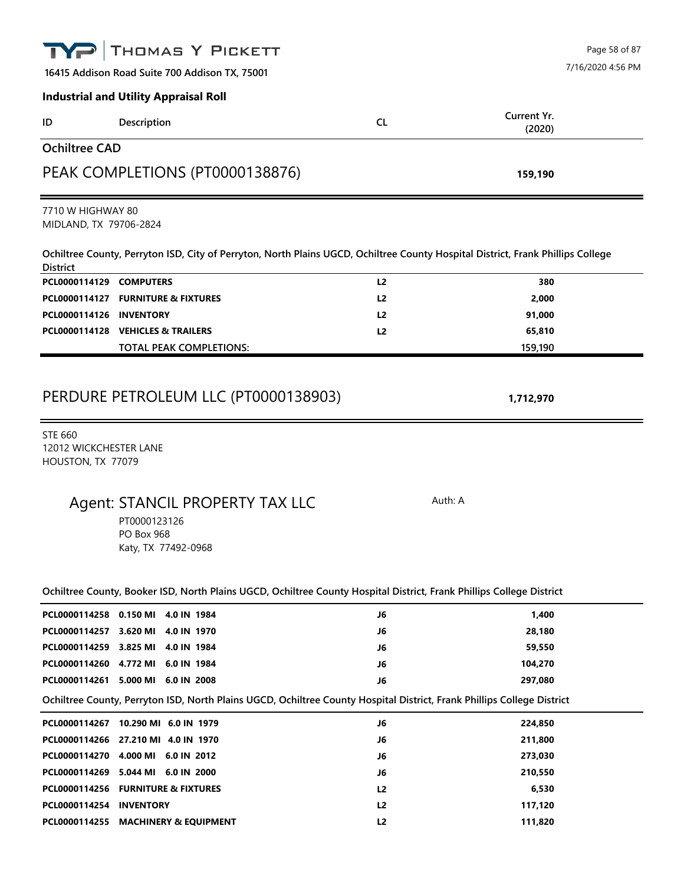**THOMAS Y PICKETT**

16415 Addison Road Suite 700 Addison TX, 75001

7/16/2020 4:56 PM

## Industrial and Utility Appraisal Roll

| ID | Description | CL | Current Yr. (2020) |
|---|---|---|---|

### Ochiltree CAD

## PEAK COMPLETIONS (PT0000138876) — 159,190

7710 W HIGHWAY 80
MIDLAND, TX 79706-2824

**Ochiltree County, Perryton ISD, City of Perryton, North Plains UGCD, Ochiltree County Hospital District, Frank Phillips College District**

| ID | Description | CL | Current Yr. (2020) |
|---|---|---|---|
| PCL0000114129 | COMPUTERS | L2 | 380 |
| PCL0000114127 | FURNITURE & FIXTURES | L2 | 2,000 |
| PCL0000114126 | INVENTORY | L2 | 91,000 |
| PCL0000114128 | VEHICLES & TRAILERS | L2 | 65,810 |
| | TOTAL PEAK COMPLETIONS: | | 159,190 |

## PERDURE PETROLEUM LLC (PT0000138903) — 1,712,970

STE 660
12012 WICKCHESTER LANE
HOUSTON, TX 77079

### Agent: STANCIL PROPERTY TAX LLC

Auth: A

PT0000123126
PO Box 968
Katy, TX 77492-0968

**Ochiltree County, Booker ISD, North Plains UGCD, Ochiltree County Hospital District, Frank Phillips College District**

| ID | Description | CL | Current Yr. (2020) |
|---|---|---|---|
| PCL0000114258 | 0.150 MI 4.0 IN 1984 | J6 | 1,400 |
| PCL0000114257 | 3.620 MI 4.0 IN 1970 | J6 | 28,180 |
| PCL0000114259 | 3.825 MI 4.0 IN 1984 | J6 | 59,550 |
| PCL0000114260 | 4.772 MI 6.0 IN 1984 | J6 | 104,270 |
| PCL0000114261 | 5.000 MI 6.0 IN 2008 | J6 | 297,080 |

**Ochiltree County, Perryton ISD, North Plains UGCD, Ochiltree County Hospital District, Frank Phillips College District**

| ID | Description | CL | Current Yr. (2020) |
|---|---|---|---|
| PCL0000114267 | 10.290 MI 6.0 IN 1979 | J6 | 224,850 |
| PCL0000114266 | 27.210 MI 4.0 IN 1970 | J6 | 211,800 |
| PCL0000114270 | 4.000 MI 6.0 IN 2012 | J6 | 273,030 |
| PCL0000114269 | 5.044 MI 6.0 IN 2000 | J6 | 210,550 |
| PCL0000114256 | FURNITURE & FIXTURES | L2 | 6,530 |
| PCL0000114254 | INVENTORY | L2 | 117,120 |
| PCL0000114255 | MACHINERY & EQUIPMENT | L2 | 111,820 |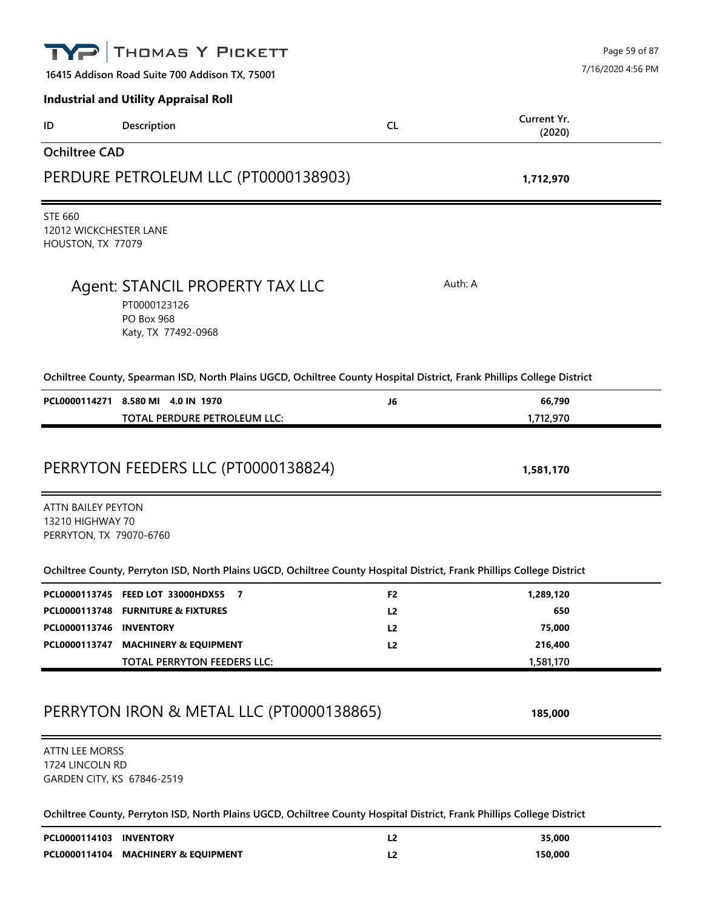**Industrial and Utility Appraisal Roll**

| ID | Description | CL | Current Yr. (2020) |
|---|---|---|---|

## Ochiltree CAD

## PERDURE PETROLEUM LLC (PT0000138903) — 1,712,970

STE 660
12012 WICKCHESTER LANE
HOUSTON, TX 77079

### Agent: STANCIL PROPERTY TAX LLC

Auth: A

PT0000123126
PO Box 968
Katy, TX 77492-0968

**Ochiltree County, Spearman ISD, North Plains UGCD, Ochiltree County Hospital District, Frank Phillips College District**

| ID | Description | CL | Current Yr. (2020) |
|---|---|---|---|
| PCL0000114271 | 8.580 MI 4.0 IN 1970 | J6 | 66,790 |
| | TOTAL PERDURE PETROLEUM LLC: | | 1,712,970 |

## PERRYTON FEEDERS LLC (PT0000138824) — 1,581,170

ATTN BAILEY PEYTON
13210 HIGHWAY 70
PERRYTON, TX 79070-6760

**Ochiltree County, Perryton ISD, North Plains UGCD, Ochiltree County Hospital District, Frank Phillips College District**

| ID | Description | CL | Current Yr. (2020) |
|---|---|---|---|
| PCL0000113745 | FEED LOT 33000HDX55 7 | F2 | 1,289,120 |
| PCL0000113748 | FURNITURE & FIXTURES | L2 | 650 |
| PCL0000113746 | INVENTORY | L2 | 75,000 |
| PCL0000113747 | MACHINERY & EQUIPMENT | L2 | 216,400 |
| | TOTAL PERRYTON FEEDERS LLC: | | 1,581,170 |

## PERRYTON IRON & METAL LLC (PT0000138865) — 185,000

ATTN LEE MORSS
1724 LINCOLN RD
GARDEN CITY, KS 67846-2519

**Ochiltree County, Perryton ISD, North Plains UGCD, Ochiltree County Hospital District, Frank Phillips College District**

| ID | Description | CL | Current Yr. (2020) |
|---|---|---|---|
| PCL0000114103 | INVENTORY | L2 | 35,000 |
| PCL0000114104 | MACHINERY & EQUIPMENT | L2 | 150,000 |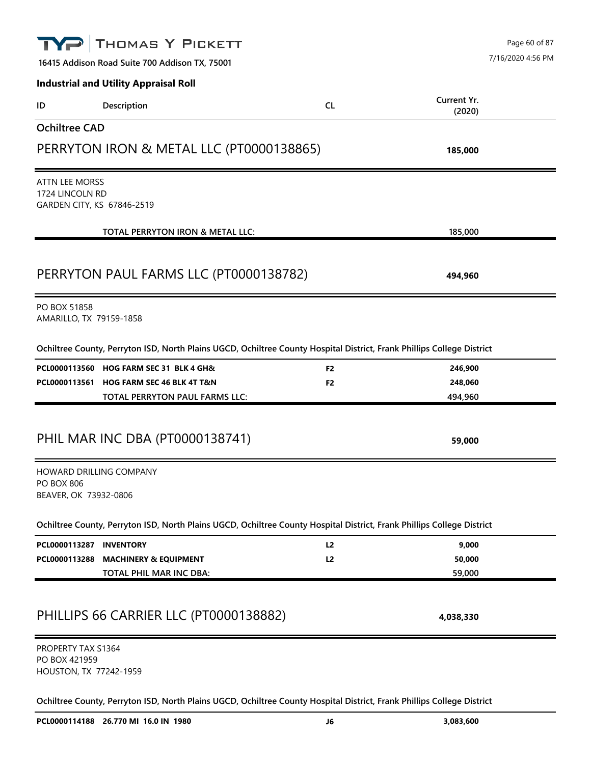Industrial and Utility Appraisal Roll

| ID | Description | CL | Current Yr. (2020) |
|---|---|---|---|

## Ochiltree CAD

### PERRYTON IRON & METAL LLC (PT0000138865) — 185,000

ATTN LEE MORSS
1724 LINCOLN RD
GARDEN CITY, KS 67846-2519

| ID | Description | CL | Current Yr. (2020) |
|---|---|---|---|
| | TOTAL PERRYTON IRON & METAL LLC: | | 185,000 |

### PERRYTON PAUL FARMS LLC (PT0000138782) — 494,960

PO BOX 51858
AMARILLO, TX 79159-1858

**Ochiltree County, Perryton ISD, North Plains UGCD, Ochiltree County Hospital District, Frank Phillips College District**

| ID | Description | CL | Current Yr. (2020) |
|---|---|---|---|
| **PCL0000113560** | **HOG FARM SEC 31 BLK 4 GH&** | **F2** | **246,900** |
| **PCL0000113561** | **HOG FARM SEC 46 BLK 4T T&N** | **F2** | **248,060** |
| | TOTAL PERRYTON PAUL FARMS LLC: | | 494,960 |

### PHIL MAR INC DBA (PT0000138741) — 59,000

HOWARD DRILLING COMPANY
PO BOX 806
BEAVER, OK 73932-0806

**Ochiltree County, Perryton ISD, North Plains UGCD, Ochiltree County Hospital District, Frank Phillips College District**

| ID | Description | CL | Current Yr. (2020) |
|---|---|---|---|
| **PCL0000113287** | **INVENTORY** | **L2** | **9,000** |
| **PCL0000113288** | **MACHINERY & EQUIPMENT** | **L2** | **50,000** |
| | TOTAL PHIL MAR INC DBA: | | 59,000 |

### PHILLIPS 66 CARRIER LLC (PT0000138882) — 4,038,330

PROPERTY TAX S1364
PO BOX 421959
HOUSTON, TX 77242-1959

**Ochiltree County, Perryton ISD, North Plains UGCD, Ochiltree County Hospital District, Frank Phillips College District**

| ID | Description | CL | Current Yr. (2020) |
|---|---|---|---|
| **PCL0000114188** | **26.770 MI 16.0 IN 1980** | **J6** | **3,083,600** |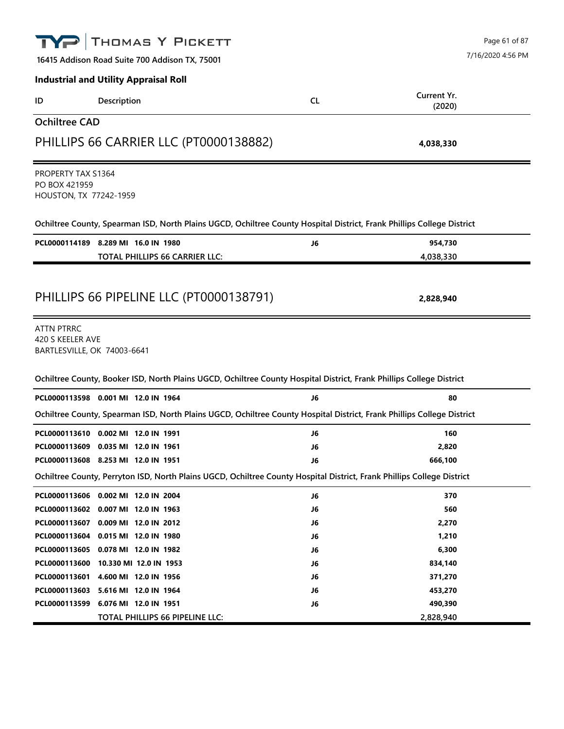**Industrial and Utility Appraisal Roll**

| ID | Description | CL | Current Yr. (2020) |
|---|---|---|---|

## Ochiltree CAD

## PHILLIPS 66 CARRIER LLC (PT0000138882) — 4,038,330

PROPERTY TAX S1364
PO BOX 421959
HOUSTON, TX 77242-1959

**Ochiltree County, Spearman ISD, North Plains UGCD, Ochiltree County Hospital District, Frank Phillips College District**

| ID | Description | CL | Current Yr. (2020) |
|---|---|---|---|
| PCL0000114189 | 8.289 MI 16.0 IN 1980 | J6 | 954,730 |
| | TOTAL PHILLIPS 66 CARRIER LLC: | | 4,038,330 |

## PHILLIPS 66 PIPELINE LLC (PT0000138791) — 2,828,940

ATTN PTRRC
420 S KEELER AVE
BARTLESVILLE, OK 74003-6641

**Ochiltree County, Booker ISD, North Plains UGCD, Ochiltree County Hospital District, Frank Phillips College District**

| ID | Description | CL | Current Yr. (2020) |
|---|---|---|---|
| PCL0000113598 | 0.001 MI 12.0 IN 1964 | J6 | 80 |

**Ochiltree County, Spearman ISD, North Plains UGCD, Ochiltree County Hospital District, Frank Phillips College District**

| ID | Description | CL | Current Yr. (2020) |
|---|---|---|---|
| PCL0000113610 | 0.002 MI 12.0 IN 1991 | J6 | 160 |
| PCL0000113609 | 0.035 MI 12.0 IN 1961 | J6 | 2,820 |
| PCL0000113608 | 8.253 MI 12.0 IN 1951 | J6 | 666,100 |

**Ochiltree County, Perryton ISD, North Plains UGCD, Ochiltree County Hospital District, Frank Phillips College District**

| ID | Description | CL | Current Yr. (2020) |
|---|---|---|---|
| PCL0000113606 | 0.002 MI 12.0 IN 2004 | J6 | 370 |
| PCL0000113602 | 0.007 MI 12.0 IN 1963 | J6 | 560 |
| PCL0000113607 | 0.009 MI 12.0 IN 2012 | J6 | 2,270 |
| PCL0000113604 | 0.015 MI 12.0 IN 1980 | J6 | 1,210 |
| PCL0000113605 | 0.078 MI 12.0 IN 1982 | J6 | 6,300 |
| PCL0000113600 | 10.330 MI 12.0 IN 1953 | J6 | 834,140 |
| PCL0000113601 | 4.600 MI 12.0 IN 1956 | J6 | 371,270 |
| PCL0000113603 | 5.616 MI 12.0 IN 1964 | J6 | 453,270 |
| PCL0000113599 | 6.076 MI 12.0 IN 1951 | J6 | 490,390 |
| | TOTAL PHILLIPS 66 PIPELINE LLC: | | 2,828,940 |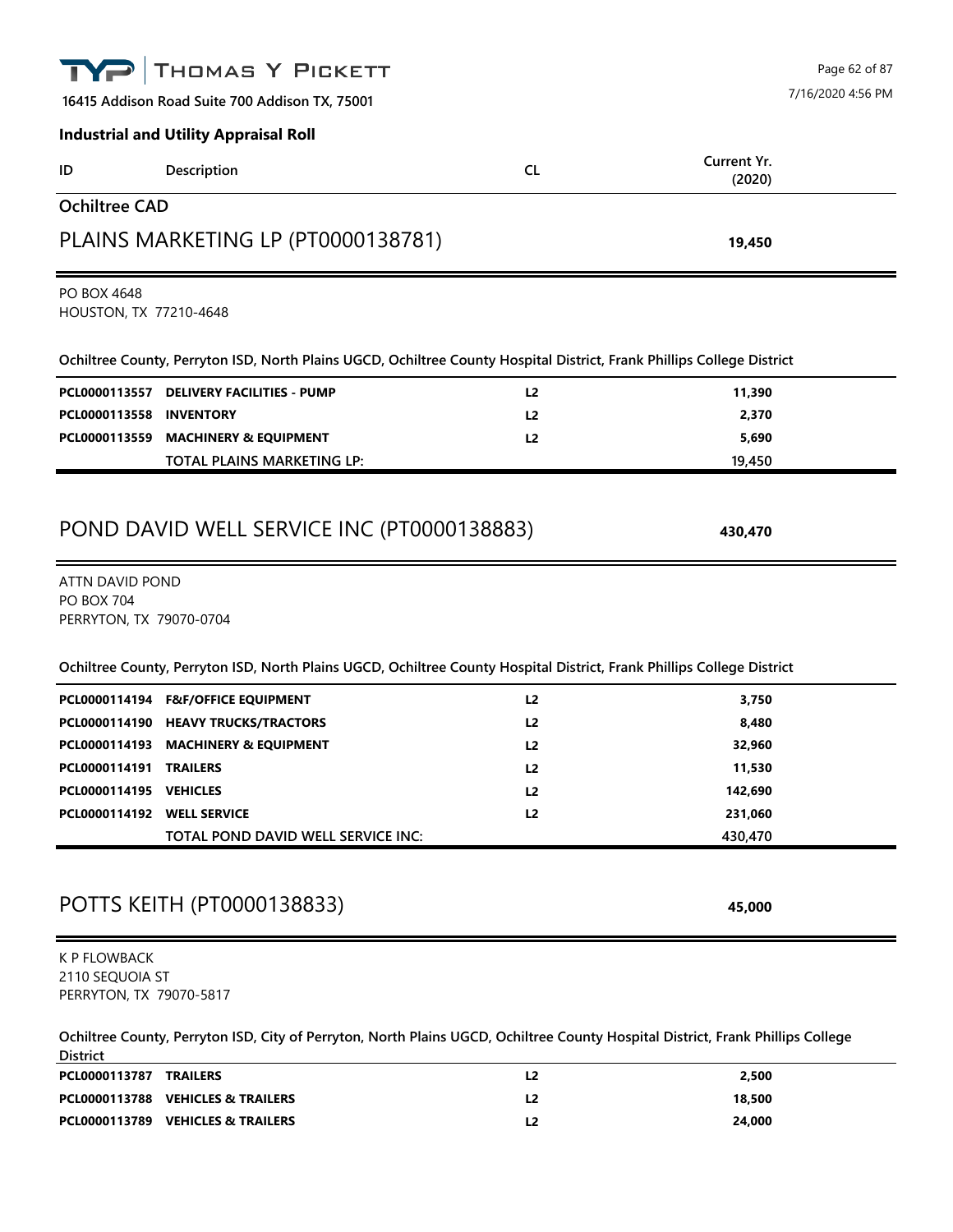**THOMAS Y PICKETT**

16415 Addison Road Suite 700 Addison TX, 75001

7/16/2020 4:56 PM

**Industrial and Utility Appraisal Roll**

| ID | Description | CL | Current Yr. (2020) |
|---|---|---|---|

## Ochiltree CAD

## PLAINS MARKETING LP (PT0000138781) — 19,450

PO BOX 4648
HOUSTON, TX 77210-4648

**Ochiltree County, Perryton ISD, North Plains UGCD, Ochiltree County Hospital District, Frank Phillips College District**

| ID | Description | CL | Current Yr. (2020) |
|---|---|---|---|
| **PCL0000113557** | **DELIVERY FACILITIES - PUMP** | **L2** | **11,390** |
| **PCL0000113558** | **INVENTORY** | **L2** | **2,370** |
| **PCL0000113559** | **MACHINERY & EQUIPMENT** | **L2** | **5,690** |
| | **TOTAL PLAINS MARKETING LP:** | | **19,450** |

## POND DAVID WELL SERVICE INC (PT0000138883) — 430,470

ATTN DAVID POND
PO BOX 704
PERRYTON, TX 79070-0704

**Ochiltree County, Perryton ISD, North Plains UGCD, Ochiltree County Hospital District, Frank Phillips College District**

| ID | Description | CL | Current Yr. (2020) |
|---|---|---|---|
| **PCL0000114194** | **F&F/OFFICE EQUIPMENT** | **L2** | **3,750** |
| **PCL0000114190** | **HEAVY TRUCKS/TRACTORS** | **L2** | **8,480** |
| **PCL0000114193** | **MACHINERY & EQUIPMENT** | **L2** | **32,960** |
| **PCL0000114191** | **TRAILERS** | **L2** | **11,530** |
| **PCL0000114195** | **VEHICLES** | **L2** | **142,690** |
| **PCL0000114192** | **WELL SERVICE** | **L2** | **231,060** |
| | **TOTAL POND DAVID WELL SERVICE INC:** | | **430,470** |

## POTTS KEITH (PT0000138833) — 45,000

K P FLOWBACK
2110 SEQUOIA ST
PERRYTON, TX 79070-5817

**Ochiltree County, Perryton ISD, City of Perryton, North Plains UGCD, Ochiltree County Hospital District, Frank Phillips College District**

| ID | Description | CL | Current Yr. (2020) |
|---|---|---|---|
| **PCL0000113787** | **TRAILERS** | **L2** | **2,500** |
| **PCL0000113788** | **VEHICLES & TRAILERS** | **L2** | **18,500** |
| **PCL0000113789** | **VEHICLES & TRAILERS** | **L2** | **24,000** |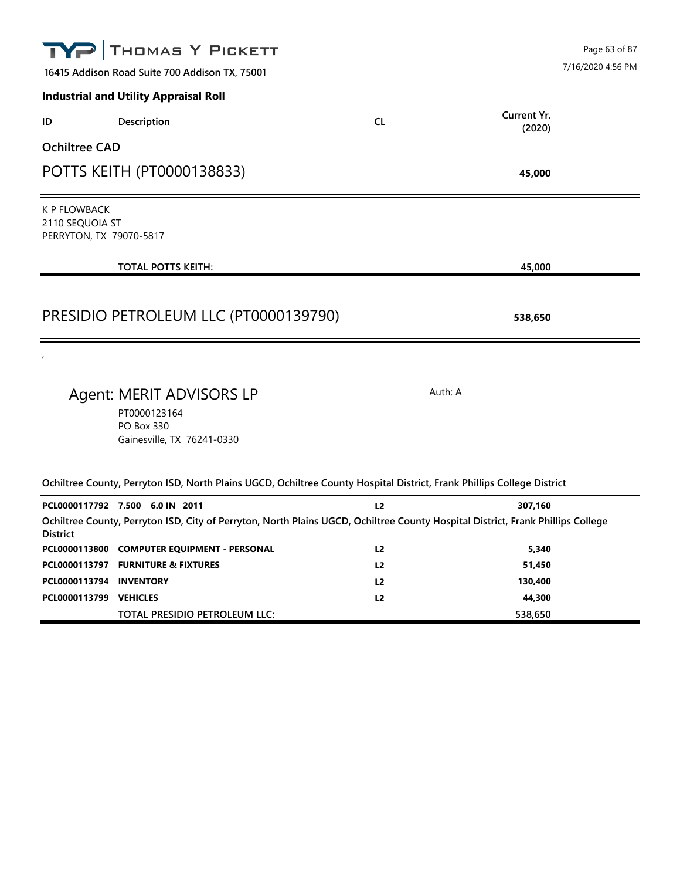**Industrial and Utility Appraisal Roll**

| ID | Description | CL | Current Yr. (2020) |
|---|---|---|---|

## Ochiltree CAD

### POTTS KEITH (PT0000138833) — 45,000

K P FLOWBACK
2110 SEQUOIA ST
PERRYTON, TX 79070-5817

| | TOTAL POTTS KEITH: | | 45,000 |
|---|---|---|---|

### PRESIDIO PETROLEUM LLC (PT0000139790) — 538,650

,

**Agent: MERIT ADVISORS LP** — Auth: A

PT0000123164
PO Box 330
Gainesville, TX 76241-0330

**Ochiltree County, Perryton ISD, North Plains UGCD, Ochiltree County Hospital District, Frank Phillips College District**

| ID | Description | CL | Current Yr. (2020) |
|---|---|---|---|
| **PCL0000117792** | **7.500 6.0 IN 2011** | **L2** | **307,160** |

**Ochiltree County, Perryton ISD, City of Perryton, North Plains UGCD, Ochiltree County Hospital District, Frank Phillips College District**

| ID | Description | CL | Current Yr. (2020) |
|---|---|---|---|
| **PCL0000113800** | **COMPUTER EQUIPMENT - PERSONAL** | **L2** | **5,340** |
| **PCL0000113797** | **FURNITURE & FIXTURES** | **L2** | **51,450** |
| **PCL0000113794** | **INVENTORY** | **L2** | **130,400** |
| **PCL0000113799** | **VEHICLES** | **L2** | **44,300** |
| | TOTAL PRESIDIO PETROLEUM LLC: | | 538,650 |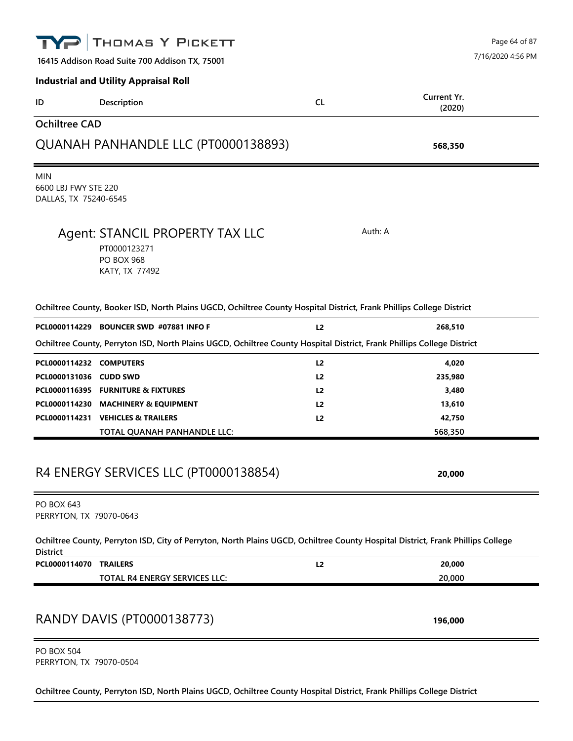**Industrial and Utility Appraisal Roll**

| ID | Description | CL | Current Yr. (2020) |
|---|---|---|---|

## Ochiltree CAD

## QUANAH PANHANDLE LLC (PT0000138893) — 568,350

MIN
6600 LBJ FWY STE 220
DALLAS, TX 75240-6545

### Agent: STANCIL PROPERTY TAX LLC

Auth: A

PT0000123271
PO BOX 968
KATY, TX 77492

**Ochiltree County, Booker ISD, North Plains UGCD, Ochiltree County Hospital District, Frank Phillips College District**

| ID | Description | CL | Current Yr. (2020) |
|---|---|---|---|
| **PCL0000114229** | **BOUNCER SWD #07881 INFO F** | **L2** | **268,510** |

**Ochiltree County, Perryton ISD, North Plains UGCD, Ochiltree County Hospital District, Frank Phillips College District**

| ID | Description | CL | Current Yr. (2020) |
|---|---|---|---|
| **PCL0000114232** | **COMPUTERS** | **L2** | **4,020** |
| **PCL0000131036** | **CUDD SWD** | **L2** | **235,980** |
| **PCL0000116395** | **FURNITURE & FIXTURES** | **L2** | **3,480** |
| **PCL0000114230** | **MACHINERY & EQUIPMENT** | **L2** | **13,610** |
| **PCL0000114231** | **VEHICLES & TRAILERS** | **L2** | **42,750** |
| | **TOTAL QUANAH PANHANDLE LLC:** | | **568,350** |

## R4 ENERGY SERVICES LLC (PT0000138854) — 20,000

PO BOX 643
PERRYTON, TX 79070-0643

**Ochiltree County, Perryton ISD, City of Perryton, North Plains UGCD, Ochiltree County Hospital District, Frank Phillips College District**

| ID | Description | CL | Current Yr. (2020) |
|---|---|---|---|
| **PCL0000114070** | **TRAILERS** | **L2** | **20,000** |
| | **TOTAL R4 ENERGY SERVICES LLC:** | | **20,000** |

## RANDY DAVIS (PT0000138773) — 196,000

PO BOX 504
PERRYTON, TX 79070-0504

**Ochiltree County, Perryton ISD, North Plains UGCD, Ochiltree County Hospital District, Frank Phillips College District**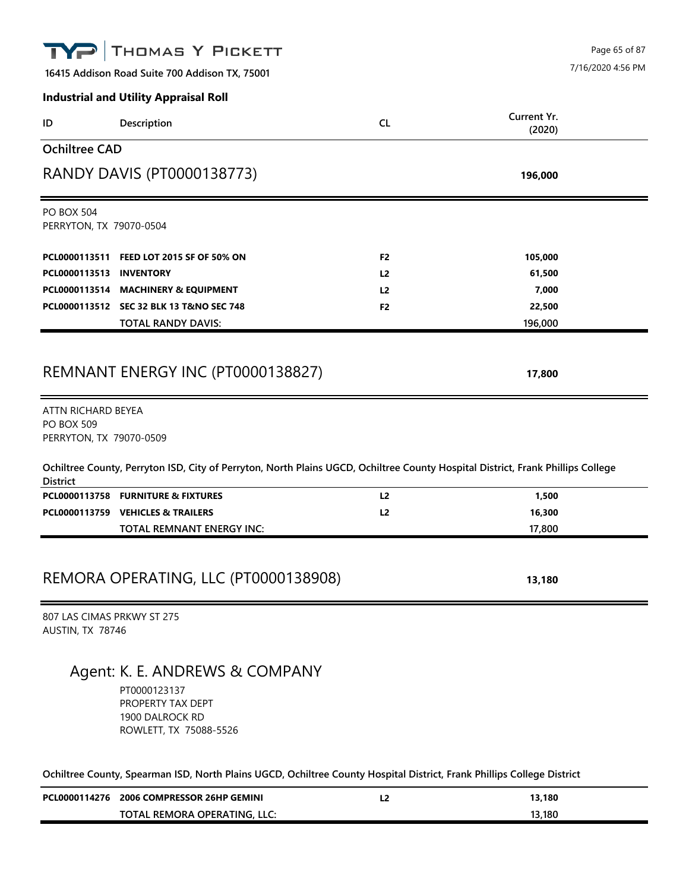## Industrial and Utility Appraisal Roll

| ID | Description | CL | Current Yr. (2020) |
|---|---|---|---|

### Ochiltree CAD

## RANDY DAVIS (PT0000138773) — 196,000

PO BOX 504
PERRYTON, TX 79070-0504

| ID | Description | CL | Current Yr. (2020) |
|---|---|---|---|
| **PCL0000113511** | **FEED LOT 2015 SF OF 50% ON** | **F2** | **105,000** |
| **PCL0000113513** | **INVENTORY** | **L2** | **61,500** |
| **PCL0000113514** | **MACHINERY & EQUIPMENT** | **L2** | **7,000** |
| **PCL0000113512** | **SEC 32 BLK 13 T&NO SEC 748** | **F2** | **22,500** |
| | TOTAL RANDY DAVIS: | | 196,000 |

## REMNANT ENERGY INC (PT0000138827) — 17,800

ATTN RICHARD BEYEA
PO BOX 509
PERRYTON, TX 79070-0509

**Ochiltree County, Perryton ISD, City of Perryton, North Plains UGCD, Ochiltree County Hospital District, Frank Phillips College District**

| ID | Description | CL | Current Yr. (2020) |
|---|---|---|---|
| **PCL0000113758** | **FURNITURE & FIXTURES** | **L2** | **1,500** |
| **PCL0000113759** | **VEHICLES & TRAILERS** | **L2** | **16,300** |
| | TOTAL REMNANT ENERGY INC: | | 17,800 |

## REMORA OPERATING, LLC (PT0000138908) — 13,180

807 LAS CIMAS PRKWY ST 275
AUSTIN, TX 78746

### Agent: K. E. ANDREWS & COMPANY

PT0000123137
PROPERTY TAX DEPT
1900 DALROCK RD
ROWLETT, TX 75088-5526

**Ochiltree County, Spearman ISD, North Plains UGCD, Ochiltree County Hospital District, Frank Phillips College District**

| ID | Description | CL | Current Yr. (2020) |
|---|---|---|---|
| **PCL0000114276** | **2006 COMPRESSOR 26HP GEMINI** | **L2** | **13,180** |
| | TOTAL REMORA OPERATING, LLC: | | 13,180 |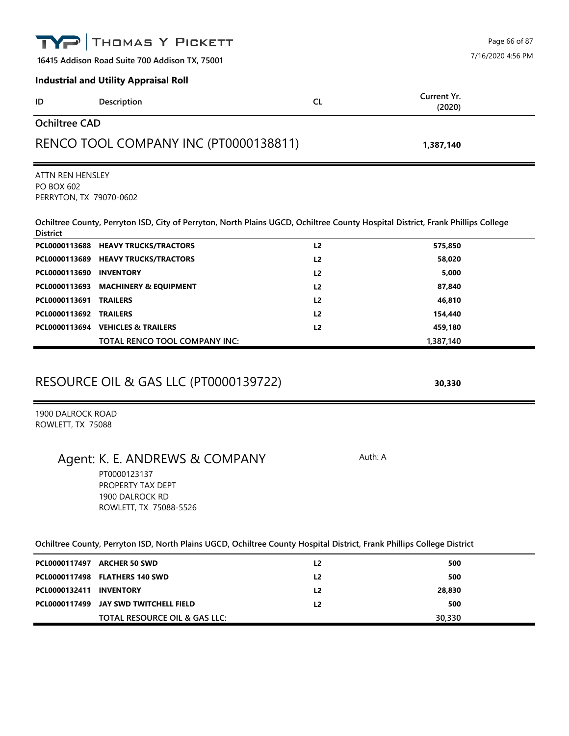**THOMAS Y PICKETT**

16415 Addison Road Suite 700 Addison TX, 75001

7/16/2020 4:56 PM

### Industrial and Utility Appraisal Roll

| ID | Description | CL | Current Yr. (2020) |
|---|---|---|---|

## Ochiltree CAD

## RENCO TOOL COMPANY INC (PT0000138811) — 1,387,140

ATTN REN HENSLEY
PO BOX 602
PERRYTON, TX 79070-0602

**Ochiltree County, Perryton ISD, City of Perryton, North Plains UGCD, Ochiltree County Hospital District, Frank Phillips College District**

| ID | Description | CL | Current Yr. (2020) |
|---|---|---|---|
| PCL0000113688 | HEAVY TRUCKS/TRACTORS | L2 | 575,850 |
| PCL0000113689 | HEAVY TRUCKS/TRACTORS | L2 | 58,020 |
| PCL0000113690 | INVENTORY | L2 | 5,000 |
| PCL0000113693 | MACHINERY & EQUIPMENT | L2 | 87,840 |
| PCL0000113691 | TRAILERS | L2 | 46,810 |
| PCL0000113692 | TRAILERS | L2 | 154,440 |
| PCL0000113694 | VEHICLES & TRAILERS | L2 | 459,180 |
| | TOTAL RENCO TOOL COMPANY INC: | | 1,387,140 |

## RESOURCE OIL & GAS LLC (PT0000139722) — 30,330

1900 DALROCK ROAD
ROWLETT, TX 75088

### Agent: K. E. ANDREWS & COMPANY

Auth: A

PT0000123137
PROPERTY TAX DEPT
1900 DALROCK RD
ROWLETT, TX 75088-5526

**Ochiltree County, Perryton ISD, North Plains UGCD, Ochiltree County Hospital District, Frank Phillips College District**

| ID | Description | CL | Current Yr. (2020) |
|---|---|---|---|
| PCL0000117497 | ARCHER 50 SWD | L2 | 500 |
| PCL0000117498 | FLATHERS 140 SWD | L2 | 500 |
| PCL0000132411 | INVENTORY | L2 | 28,830 |
| PCL0000117499 | JAY SWD TWITCHELL FIELD | L2 | 500 |
| | TOTAL RESOURCE OIL & GAS LLC: | | 30,330 |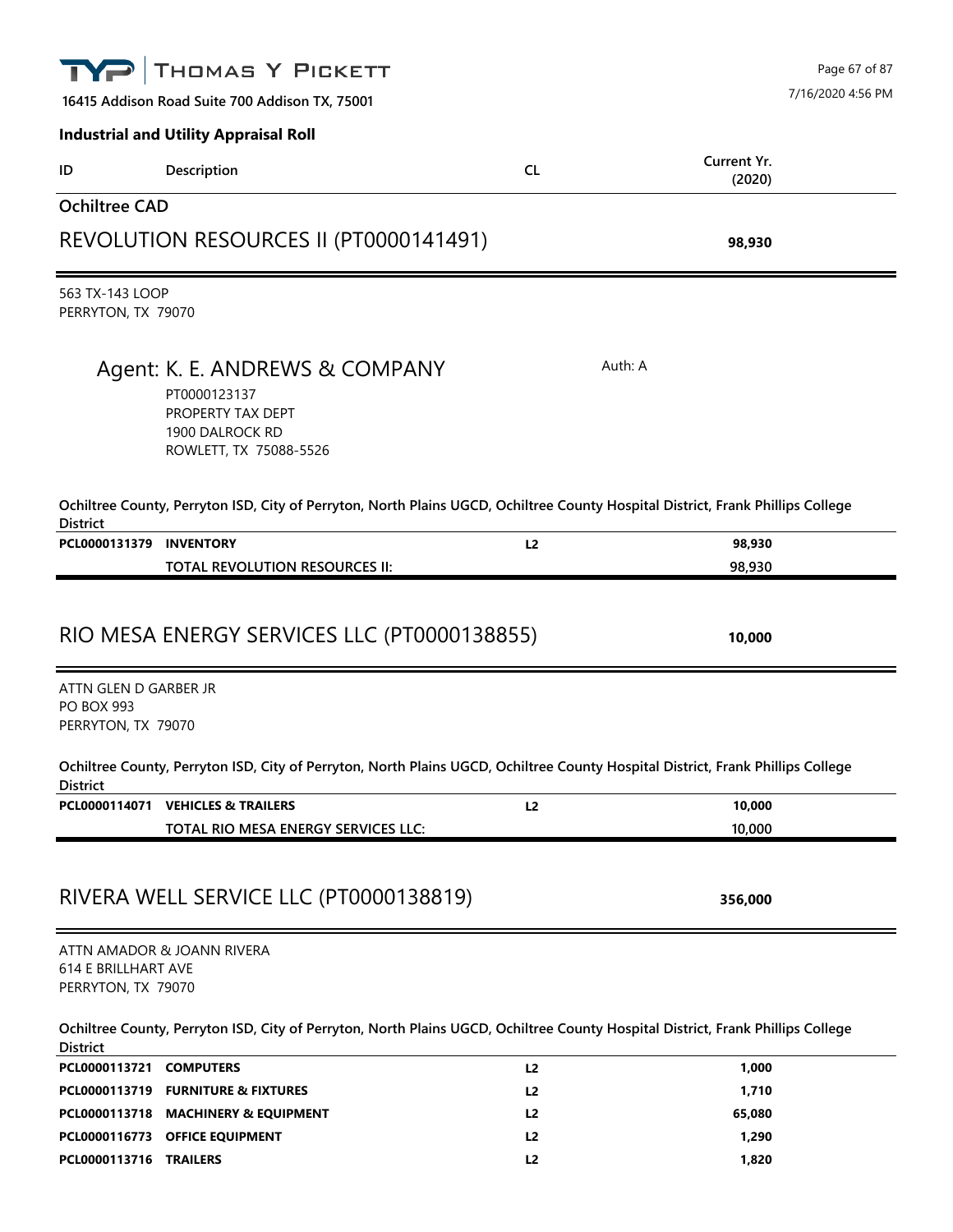**Industrial and Utility Appraisal Roll**

| ID | Description | CL | Current Yr. (2020) |
|---|---|---|---|

## Ochiltree CAD

### REVOLUTION RESOURCES II (PT0000141491) — 98,930

563 TX-143 LOOP
PERRYTON, TX 79070

Agent: K. E. ANDREWS & COMPANY — Auth: A
PT0000123137
PROPERTY TAX DEPT
1900 DALROCK RD
ROWLETT, TX 75088-5526

**Ochiltree County, Perryton ISD, City of Perryton, North Plains UGCD, Ochiltree County Hospital District, Frank Phillips College District**

| ID | Description | CL | Current Yr. (2020) |
|---|---|---|---|
| PCL0000131379 | INVENTORY | L2 | 98,930 |
| | TOTAL REVOLUTION RESOURCES II: | | 98,930 |

### RIO MESA ENERGY SERVICES LLC (PT0000138855) — 10,000

ATTN GLEN D GARBER JR
PO BOX 993
PERRYTON, TX 79070

**Ochiltree County, Perryton ISD, City of Perryton, North Plains UGCD, Ochiltree County Hospital District, Frank Phillips College District**

| ID | Description | CL | Current Yr. (2020) |
|---|---|---|---|
| PCL0000114071 | VEHICLES & TRAILERS | L2 | 10,000 |
| | TOTAL RIO MESA ENERGY SERVICES LLC: | | 10,000 |

### RIVERA WELL SERVICE LLC (PT0000138819) — 356,000

ATTN AMADOR & JOANN RIVERA
614 E BRILLHART AVE
PERRYTON, TX 79070

**Ochiltree County, Perryton ISD, City of Perryton, North Plains UGCD, Ochiltree County Hospital District, Frank Phillips College District**

| ID | Description | CL | Current Yr. (2020) |
|---|---|---|---|
| PCL0000113721 | COMPUTERS | L2 | 1,000 |
| PCL0000113719 | FURNITURE & FIXTURES | L2 | 1,710 |
| PCL0000113718 | MACHINERY & EQUIPMENT | L2 | 65,080 |
| PCL0000116773 | OFFICE EQUIPMENT | L2 | 1,290 |
| PCL0000113716 | TRAILERS | L2 | 1,820 |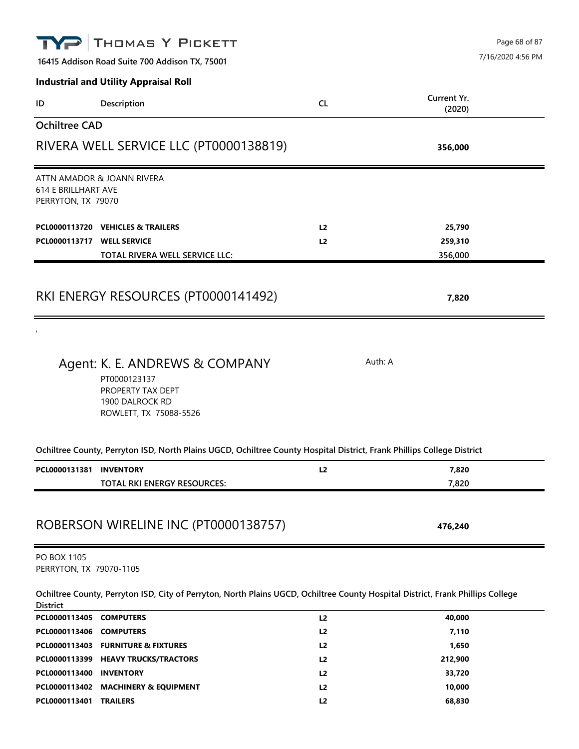**THOMAS Y PICKETT**

16415 Addison Road Suite 700 Addison TX, 75001

7/16/2020 4:56 PM

**Industrial and Utility Appraisal Roll**

| ID | Description | CL | Current Yr. (2020) |
|---|---|---|---|

## Ochiltree CAD

## RIVERA WELL SERVICE LLC (PT0000138819) — 356,000

ATTN AMADOR & JOANN RIVERA
614 E BRILLHART AVE
PERRYTON, TX 79070

| ID | Description | CL | Current Yr. (2020) |
|---|---|---|---|
| **PCL0000113720** | **VEHICLES & TRAILERS** | **L2** | **25,790** |
| **PCL0000113717** | **WELL SERVICE** | **L2** | **259,310** |
| | TOTAL RIVERA WELL SERVICE LLC: | | 356,000 |

## RKI ENERGY RESOURCES (PT0000141492) — 7,820

,

Agent: K. E. ANDREWS & COMPANY — Auth: A

PT0000123137
PROPERTY TAX DEPT
1900 DALROCK RD
ROWLETT, TX 75088-5526

**Ochiltree County, Perryton ISD, North Plains UGCD, Ochiltree County Hospital District, Frank Phillips College District**

| ID | Description | CL | Current Yr. (2020) |
|---|---|---|---|
| **PCL0000131381** | **INVENTORY** | **L2** | **7,820** |
| | TOTAL RKI ENERGY RESOURCES: | | 7,820 |

## ROBERSON WIRELINE INC (PT0000138757) — 476,240

PO BOX 1105
PERRYTON, TX 79070-1105

**Ochiltree County, Perryton ISD, City of Perryton, North Plains UGCD, Ochiltree County Hospital District, Frank Phillips College District**

| ID | Description | CL | Current Yr. (2020) |
|---|---|---|---|
| **PCL0000113405** | **COMPUTERS** | **L2** | **40,000** |
| **PCL0000113406** | **COMPUTERS** | **L2** | **7,110** |
| **PCL0000113403** | **FURNITURE & FIXTURES** | **L2** | **1,650** |
| **PCL0000113399** | **HEAVY TRUCKS/TRACTORS** | **L2** | **212,900** |
| **PCL0000113400** | **INVENTORY** | **L2** | **33,720** |
| **PCL0000113402** | **MACHINERY & EQUIPMENT** | **L2** | **10,000** |
| **PCL0000113401** | **TRAILERS** | **L2** | **68,830** |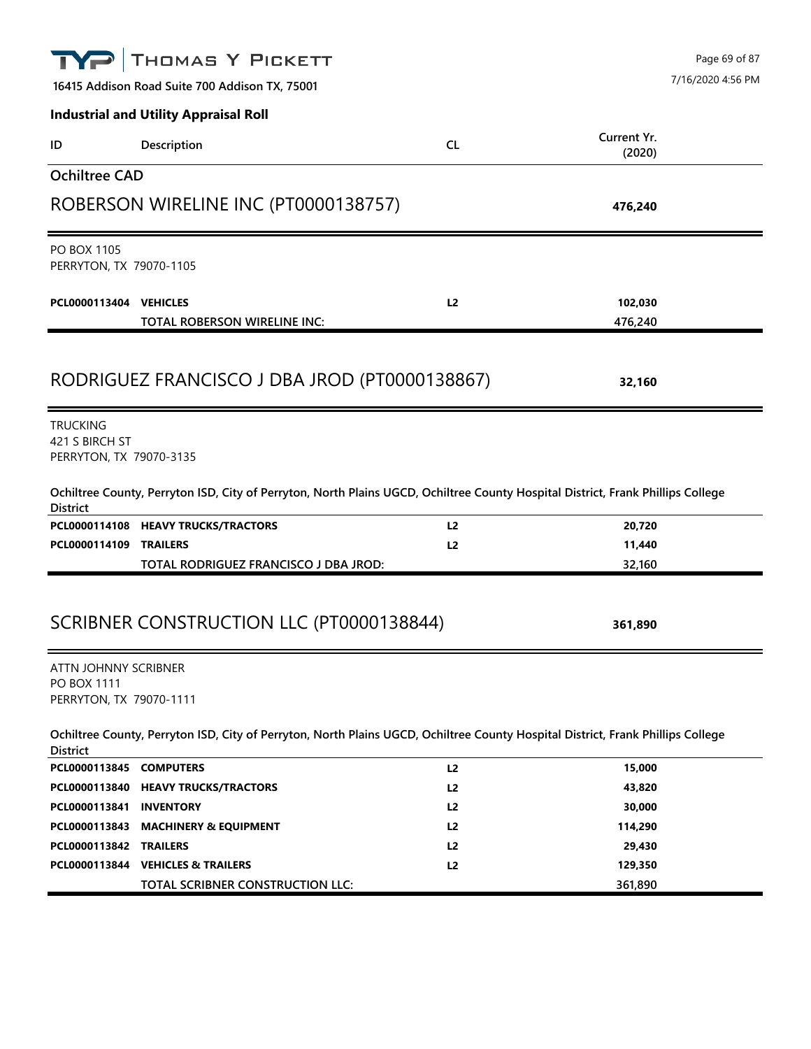**Industrial and Utility Appraisal Roll**

| ID | Description | CL | Current Yr. (2020) |
|---|---|---|---|

## Ochiltree CAD

### ROBERSON WIRELINE INC (PT0000138757) — 476,240

PO BOX 1105
PERRYTON, TX 79070-1105

| ID | Description | CL | Current Yr. (2020) |
|---|---|---|---|
| PCL0000113404 | VEHICLES | L2 | 102,030 |
| | TOTAL ROBERSON WIRELINE INC: | | 476,240 |

### RODRIGUEZ FRANCISCO J DBA JROD (PT0000138867) — 32,160

TRUCKING
421 S BIRCH ST
PERRYTON, TX 79070-3135

**Ochiltree County, Perryton ISD, City of Perryton, North Plains UGCD, Ochiltree County Hospital District, Frank Phillips College District**

| ID | Description | CL | Current Yr. (2020) |
|---|---|---|---|
| PCL0000114108 | HEAVY TRUCKS/TRACTORS | L2 | 20,720 |
| PCL0000114109 | TRAILERS | L2 | 11,440 |
| | TOTAL RODRIGUEZ FRANCISCO J DBA JROD: | | 32,160 |

### SCRIBNER CONSTRUCTION LLC (PT0000138844) — 361,890

ATTN JOHNNY SCRIBNER
PO BOX 1111
PERRYTON, TX 79070-1111

**Ochiltree County, Perryton ISD, City of Perryton, North Plains UGCD, Ochiltree County Hospital District, Frank Phillips College District**

| ID | Description | CL | Current Yr. (2020) |
|---|---|---|---|
| PCL0000113845 | COMPUTERS | L2 | 15,000 |
| PCL0000113840 | HEAVY TRUCKS/TRACTORS | L2 | 43,820 |
| PCL0000113841 | INVENTORY | L2 | 30,000 |
| PCL0000113843 | MACHINERY & EQUIPMENT | L2 | 114,290 |
| PCL0000113842 | TRAILERS | L2 | 29,430 |
| PCL0000113844 | VEHICLES & TRAILERS | L2 | 129,350 |
| | TOTAL SCRIBNER CONSTRUCTION LLC: | | 361,890 |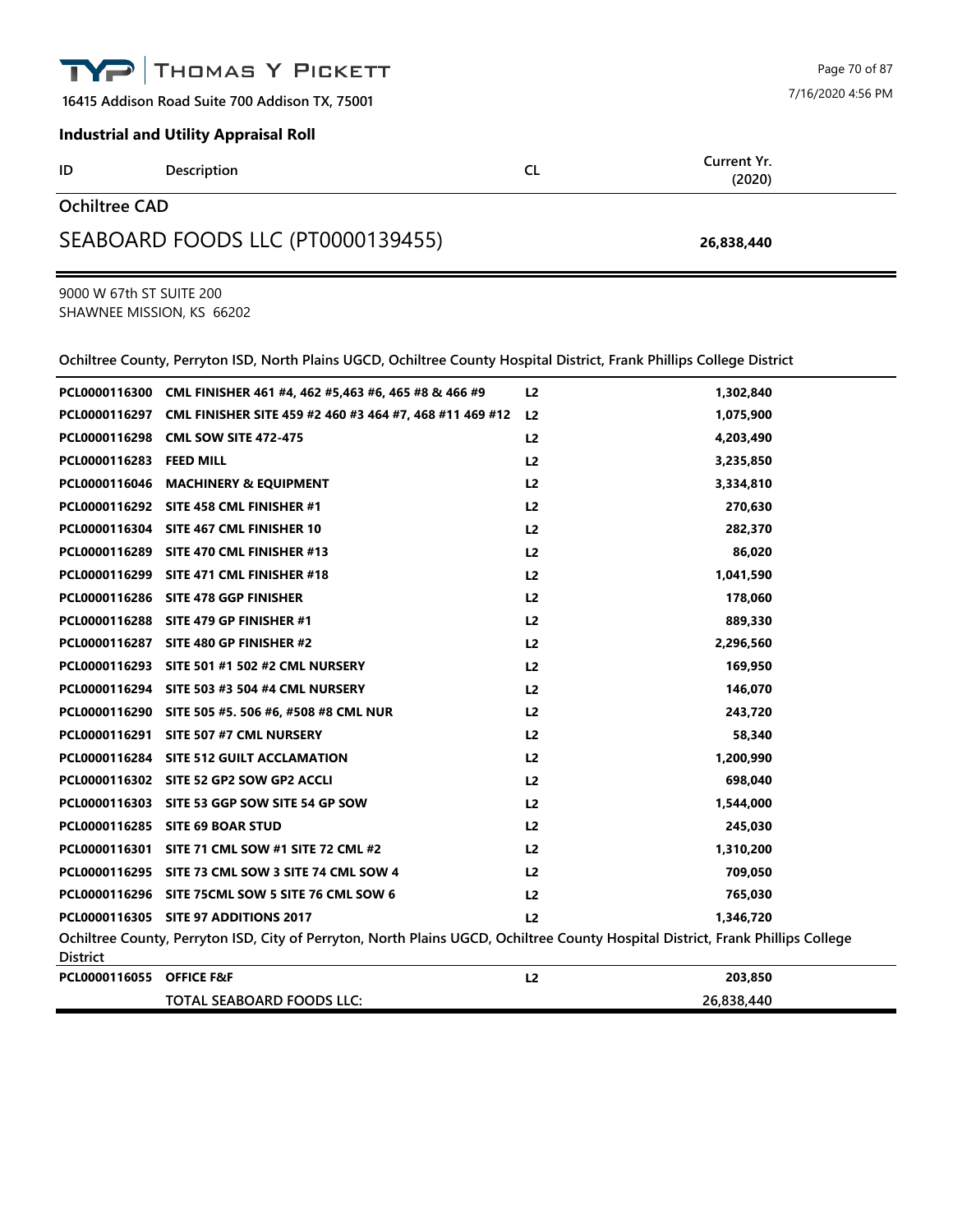**THOMAS Y PICKETT**

**16415 Addison Road Suite 700 Addison TX, 75001**

7/16/2020 4:56 PM

### Industrial and Utility Appraisal Roll

| ID | Description | CL | Current Yr. (2020) |
|---|---|---|---|

## Ochiltree CAD

## SEABOARD FOODS LLC (PT0000139455) — **26,838,440**

9000 W 67th ST SUITE 200
SHAWNEE MISSION, KS 66202

**Ochiltree County, Perryton ISD, North Plains UGCD, Ochiltree County Hospital District, Frank Phillips College District**

| ID | Description | CL | Current Yr. (2020) |
|---|---|---|---|
| PCL0000116300 | CML FINISHER 461 #4, 462 #5,463 #6, 465 #8 & 466 #9 | L2 | 1,302,840 |
| PCL0000116297 | CML FINISHER SITE 459 #2 460 #3 464 #7, 468 #11 469 #12 | L2 | 1,075,900 |
| PCL0000116298 | CML SOW SITE 472-475 | L2 | 4,203,490 |
| PCL0000116283 | FEED MILL | L2 | 3,235,850 |
| PCL0000116046 | MACHINERY & EQUIPMENT | L2 | 3,334,810 |
| PCL0000116292 | SITE 458 CML FINISHER #1 | L2 | 270,630 |
| PCL0000116304 | SITE 467 CML FINISHER 10 | L2 | 282,370 |
| PCL0000116289 | SITE 470 CML FINISHER #13 | L2 | 86,020 |
| PCL0000116299 | SITE 471 CML FINISHER #18 | L2 | 1,041,590 |
| PCL0000116286 | SITE 478 GGP FINISHER | L2 | 178,060 |
| PCL0000116288 | SITE 479 GP FINISHER #1 | L2 | 889,330 |
| PCL0000116287 | SITE 480 GP FINISHER #2 | L2 | 2,296,560 |
| PCL0000116293 | SITE 501 #1 502 #2 CML NURSERY | L2 | 169,950 |
| PCL0000116294 | SITE 503 #3 504 #4 CML NURSERY | L2 | 146,070 |
| PCL0000116290 | SITE 505 #5. 506 #6, #508 #8 CML NUR | L2 | 243,720 |
| PCL0000116291 | SITE 507 #7 CML NURSERY | L2 | 58,340 |
| PCL0000116284 | SITE 512 GUILT ACCLAMATION | L2 | 1,200,990 |
| PCL0000116302 | SITE 52 GP2 SOW GP2 ACCLI | L2 | 698,040 |
| PCL0000116303 | SITE 53 GGP SOW SITE 54 GP SOW | L2 | 1,544,000 |
| PCL0000116285 | SITE 69 BOAR STUD | L2 | 245,030 |
| PCL0000116301 | SITE 71 CML SOW #1 SITE 72 CML #2 | L2 | 1,310,200 |
| PCL0000116295 | SITE 73 CML SOW 3 SITE 74 CML SOW 4 | L2 | 709,050 |
| PCL0000116296 | SITE 75CML SOW 5 SITE 76 CML SOW 6 | L2 | 765,030 |
| PCL0000116305 | SITE 97 ADDITIONS 2017 | L2 | 1,346,720 |

**Ochiltree County, Perryton ISD, City of Perryton, North Plains UGCD, Ochiltree County Hospital District, Frank Phillips College District**

| ID | Description | CL | Current Yr. (2020) |
|---|---|---|---|
| PCL0000116055 | OFFICE F&F | L2 | 203,850 |
| | **TOTAL SEABOARD FOODS LLC:** | | **26,838,440** |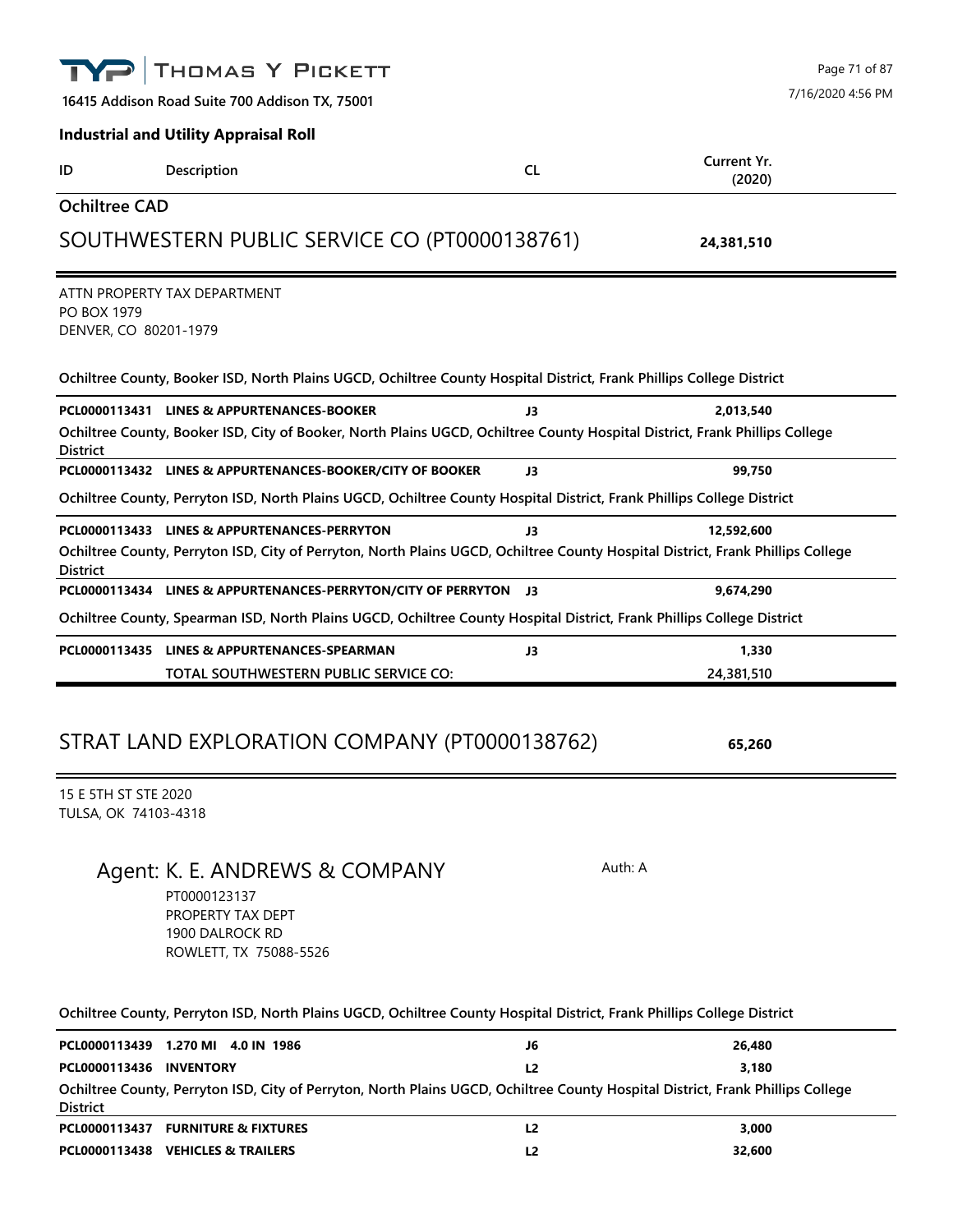**THOMAS Y PICKETT**

16415 Addison Road Suite 700 Addison TX, 75001

7/16/2020 4:56 PM

**Industrial and Utility Appraisal Roll**

| ID | Description | CL | Current Yr. (2020) |
|---|---|---|---|

## Ochiltree CAD

## SOUTHWESTERN PUBLIC SERVICE CO (PT0000138761) — 24,381,510

ATTN PROPERTY TAX DEPARTMENT
PO BOX 1979
DENVER, CO 80201-1979

| ID | Description | CL | Current Yr. (2020) |
|---|---|---|---|
| **Ochiltree County, Booker ISD, North Plains UGCD, Ochiltree County Hospital District, Frank Phillips College District** | | | |
| PCL0000113431 | LINES & APPURTENANCES-BOOKER | J3 | 2,013,540 |
| **Ochiltree County, Booker ISD, City of Booker, North Plains UGCD, Ochiltree County Hospital District, Frank Phillips College District** | | | |
| PCL0000113432 | LINES & APPURTENANCES-BOOKER/CITY OF BOOKER | J3 | 99,750 |
| **Ochiltree County, Perryton ISD, North Plains UGCD, Ochiltree County Hospital District, Frank Phillips College District** | | | |
| PCL0000113433 | LINES & APPURTENANCES-PERRYTON | J3 | 12,592,600 |
| **Ochiltree County, Perryton ISD, City of Perryton, North Plains UGCD, Ochiltree County Hospital District, Frank Phillips College District** | | | |
| PCL0000113434 | LINES & APPURTENANCES-PERRYTON/CITY OF PERRYTON | J3 | 9,674,290 |
| **Ochiltree County, Spearman ISD, North Plains UGCD, Ochiltree County Hospital District, Frank Phillips College District** | | | |
| PCL0000113435 | LINES & APPURTENANCES-SPEARMAN | J3 | 1,330 |
| | **TOTAL SOUTHWESTERN PUBLIC SERVICE CO:** | | **24,381,510** |

## STRAT LAND EXPLORATION COMPANY (PT0000138762) — 65,260

15 E 5TH ST STE 2020
TULSA, OK 74103-4318

### Agent: K. E. ANDREWS & COMPANY

Auth: A

PT0000123137
PROPERTY TAX DEPT
1900 DALROCK RD
ROWLETT, TX 75088-5526

| ID | Description | CL | Current Yr. (2020) |
|---|---|---|---|
| **Ochiltree County, Perryton ISD, North Plains UGCD, Ochiltree County Hospital District, Frank Phillips College District** | | | |
| PCL0000113439 | 1.270 MI 4.0 IN 1986 | J6 | 26,480 |
| PCL0000113436 | INVENTORY | L2 | 3,180 |
| **Ochiltree County, Perryton ISD, City of Perryton, North Plains UGCD, Ochiltree County Hospital District, Frank Phillips College District** | | | |
| PCL0000113437 | FURNITURE & FIXTURES | L2 | 3,000 |
| PCL0000113438 | VEHICLES & TRAILERS | L2 | 32,600 |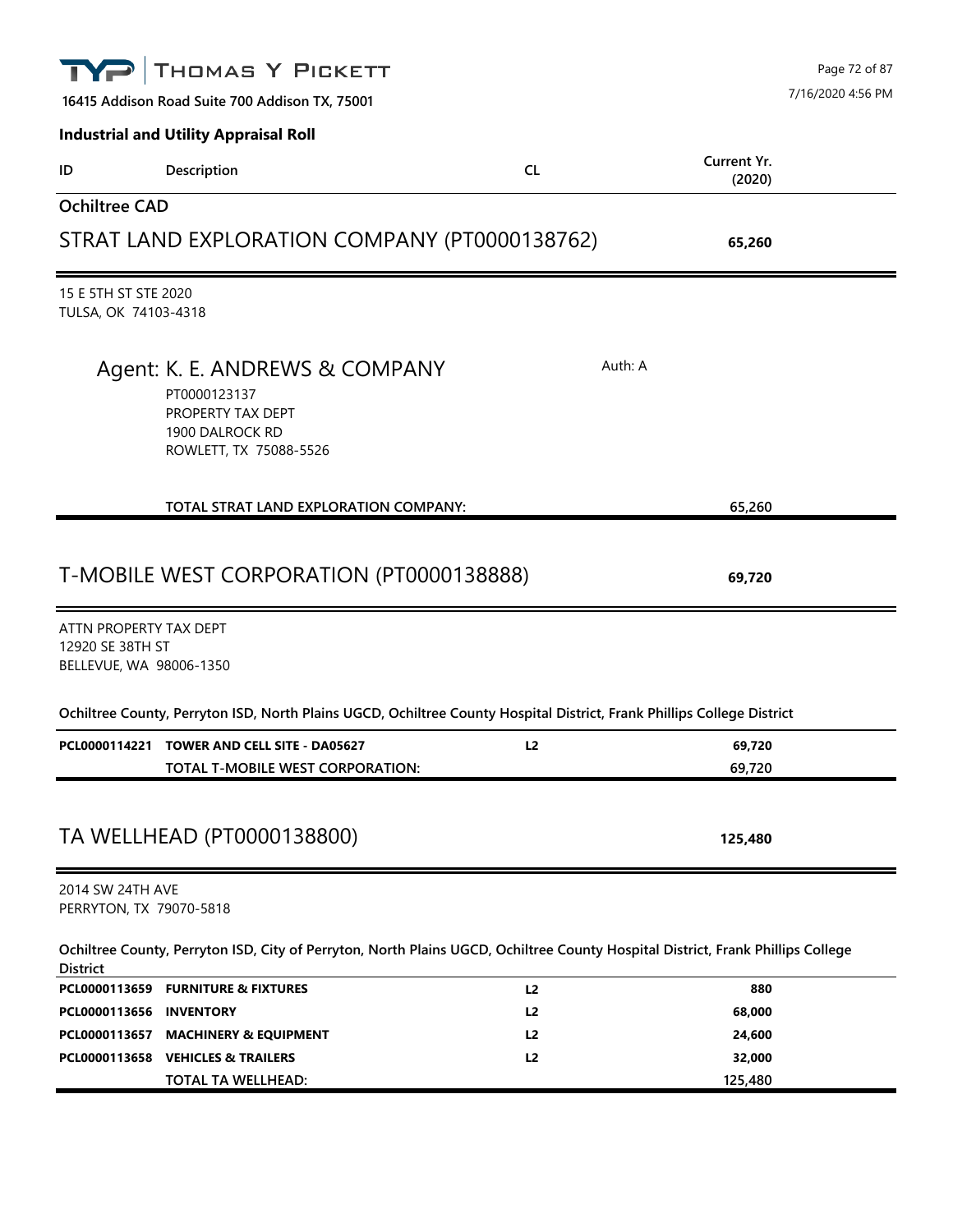**Industrial and Utility Appraisal Roll**

| ID | Description | CL | Current Yr. (2020) |
|---|---|---|---|

## Ochiltree CAD

### STRAT LAND EXPLORATION COMPANY (PT0000138762) — 65,260

15 E 5TH ST STE 2020
TULSA, OK 74103-4318

Agent: K. E. ANDREWS & COMPANY — Auth: A
PT0000123137
PROPERTY TAX DEPT
1900 DALROCK RD
ROWLETT, TX 75088-5526

| ID | Description | CL | Current Yr. (2020) |
|---|---|---|---|
| | **TOTAL STRAT LAND EXPLORATION COMPANY:** | | 65,260 |

### T-MOBILE WEST CORPORATION (PT0000138888) — 69,720

ATTN PROPERTY TAX DEPT
12920 SE 38TH ST
BELLEVUE, WA 98006-1350

**Ochiltree County, Perryton ISD, North Plains UGCD, Ochiltree County Hospital District, Frank Phillips College District**

| ID | Description | CL | Current Yr. (2020) |
|---|---|---|---|
| **PCL0000114221** | **TOWER AND CELL SITE - DA05627** | **L2** | **69,720** |
| | **TOTAL T-MOBILE WEST CORPORATION:** | | 69,720 |

### TA WELLHEAD (PT0000138800) — 125,480

2014 SW 24TH AVE
PERRYTON, TX 79070-5818

**Ochiltree County, Perryton ISD, City of Perryton, North Plains UGCD, Ochiltree County Hospital District, Frank Phillips College District**

| ID | Description | CL | Current Yr. (2020) |
|---|---|---|---|
| **PCL0000113659** | **FURNITURE & FIXTURES** | **L2** | **880** |
| **PCL0000113656** | **INVENTORY** | **L2** | **68,000** |
| **PCL0000113657** | **MACHINERY & EQUIPMENT** | **L2** | **24,600** |
| **PCL0000113658** | **VEHICLES & TRAILERS** | **L2** | **32,000** |
| | **TOTAL TA WELLHEAD:** | | 125,480 |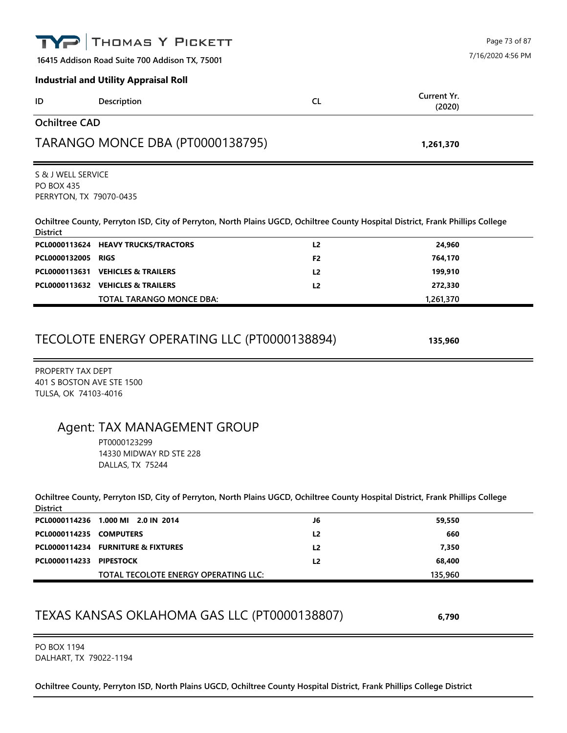**THOMAS Y PICKETT**

16415 Addison Road Suite 700 Addison TX, 75001

7/16/2020 4:56 PM

**Industrial and Utility Appraisal Roll**

| ID | Description | CL | Current Yr. (2020) |
|---|---|---|---|

## Ochiltree CAD

## TARANGO MONCE DBA (PT0000138795) — **1,261,370**

S & J WELL SERVICE
PO BOX 435
PERRYTON, TX 79070-0435

**Ochiltree County, Perryton ISD, City of Perryton, North Plains UGCD, Ochiltree County Hospital District, Frank Phillips College District**

| ID | Description | CL | Current Yr. (2020) |
|---|---|---|---|
| **PCL0000113624** | **HEAVY TRUCKS/TRACTORS** | **L2** | **24,960** |
| **PCL0000132005** | **RIGS** | **F2** | **764,170** |
| **PCL0000113631** | **VEHICLES & TRAILERS** | **L2** | **199,910** |
| **PCL0000113632** | **VEHICLES & TRAILERS** | **L2** | **272,330** |
| | TOTAL TARANGO MONCE DBA: | | 1,261,370 |

## TECOLOTE ENERGY OPERATING LLC (PT0000138894) — **135,960**

PROPERTY TAX DEPT
401 S BOSTON AVE STE 1500
TULSA, OK 74103-4016

### Agent: TAX MANAGEMENT GROUP

PT0000123299
14330 MIDWAY RD STE 228
DALLAS, TX 75244

**Ochiltree County, Perryton ISD, City of Perryton, North Plains UGCD, Ochiltree County Hospital District, Frank Phillips College District**

| ID | Description | CL | Current Yr. (2020) |
|---|---|---|---|
| **PCL0000114236** | **1.000 MI 2.0 IN 2014** | **J6** | **59,550** |
| **PCL0000114235** | **COMPUTERS** | **L2** | **660** |
| **PCL0000114234** | **FURNITURE & FIXTURES** | **L2** | **7,350** |
| **PCL0000114233** | **PIPESTOCK** | **L2** | **68,400** |
| | TOTAL TECOLOTE ENERGY OPERATING LLC: | | 135,960 |

## TEXAS KANSAS OKLAHOMA GAS LLC (PT0000138807) — **6,790**

PO BOX 1194
DALHART, TX 79022-1194

**Ochiltree County, Perryton ISD, North Plains UGCD, Ochiltree County Hospital District, Frank Phillips College District**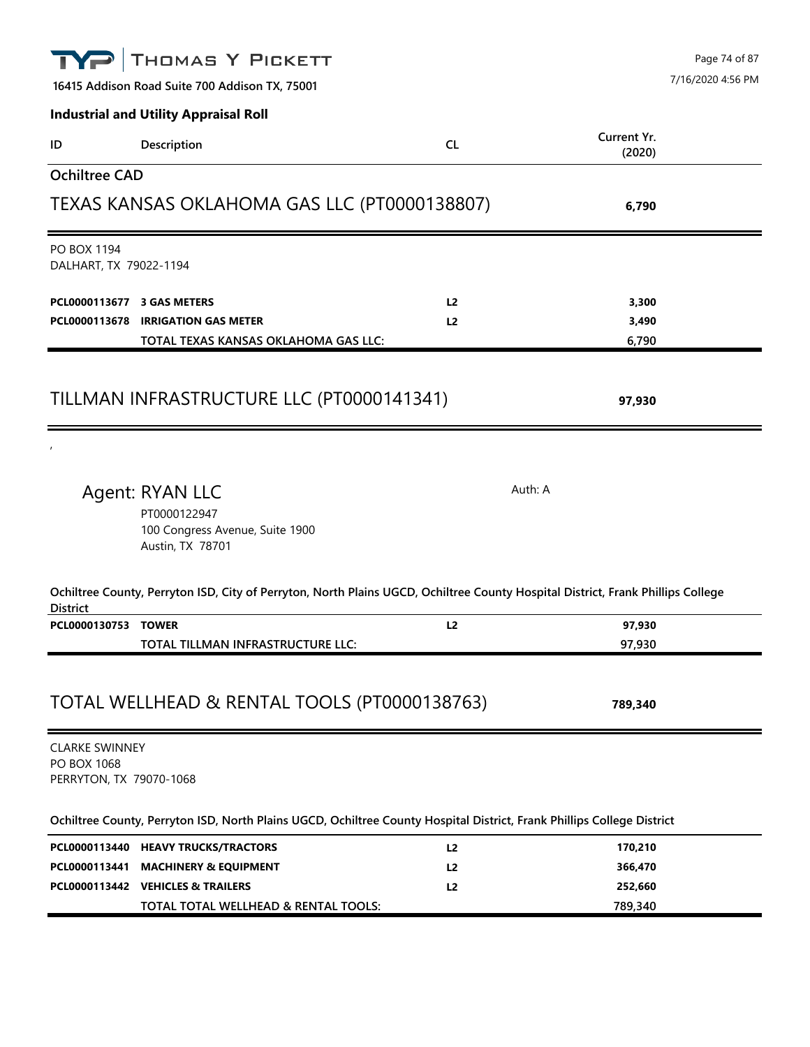**16415 Addison Road Suite 700 Addison TX, 75001**

**Industrial and Utility Appraisal Roll**

| ID | Description | CL | Current Yr. (2020) |
|---|---|---|---|

## Ochiltree CAD

### TEXAS KANSAS OKLAHOMA GAS LLC (PT0000138807) — 6,790

PO BOX 1194
DALHART, TX 79022-1194

| ID | Description | CL | Current Yr. (2020) |
|---|---|---|---|
| **PCL0000113677** | **3 GAS METERS** | **L2** | **3,300** |
| **PCL0000113678** | **IRRIGATION GAS METER** | **L2** | **3,490** |
| | **TOTAL TEXAS KANSAS OKLAHOMA GAS LLC:** | | **6,790** |

### TILLMAN INFRASTRUCTURE LLC (PT0000141341) — 97,930

,

Agent: RYAN LLC — Auth: A
PT0000122947
100 Congress Avenue, Suite 1900
Austin, TX 78701

**Ochiltree County, Perryton ISD, City of Perryton, North Plains UGCD, Ochiltree County Hospital District, Frank Phillips College District**

| ID | Description | CL | Current Yr. (2020) |
|---|---|---|---|
| **PCL0000130753** | **TOWER** | **L2** | **97,930** |
| | **TOTAL TILLMAN INFRASTRUCTURE LLC:** | | **97,930** |

### TOTAL WELLHEAD & RENTAL TOOLS (PT0000138763) — 789,340

CLARKE SWINNEY
PO BOX 1068
PERRYTON, TX 79070-1068

**Ochiltree County, Perryton ISD, North Plains UGCD, Ochiltree County Hospital District, Frank Phillips College District**

| ID | Description | CL | Current Yr. (2020) |
|---|---|---|---|
| **PCL0000113440** | **HEAVY TRUCKS/TRACTORS** | **L2** | **170,210** |
| **PCL0000113441** | **MACHINERY & EQUIPMENT** | **L2** | **366,470** |
| **PCL0000113442** | **VEHICLES & TRAILERS** | **L2** | **252,660** |
| | **TOTAL TOTAL WELLHEAD & RENTAL TOOLS:** | | **789,340** |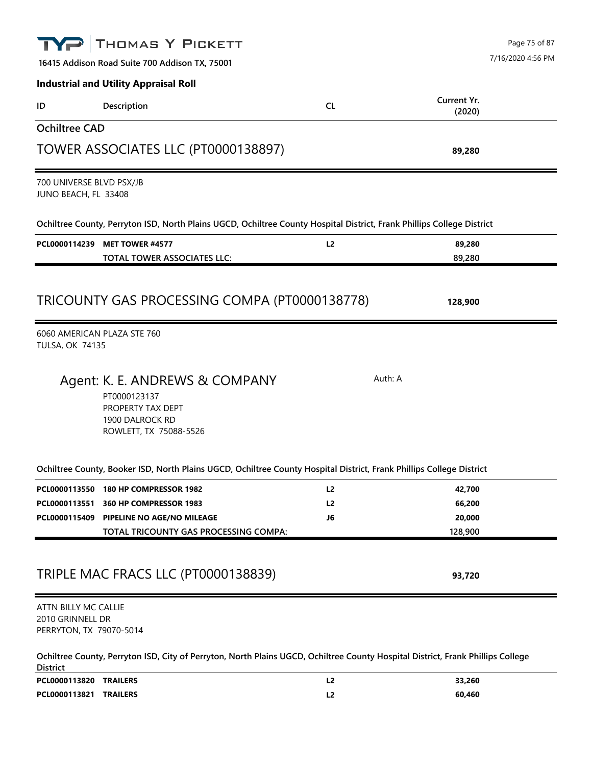**16415 Addison Road Suite 700 Addison TX, 75001**

**Industrial and Utility Appraisal Roll**

| ID | Description | CL | Current Yr. (2020) |
|---|---|---|---|

## Ochiltree CAD

## TOWER ASSOCIATES LLC (PT0000138897) — **89,280**

700 UNIVERSE BLVD PSX/JB
JUNO BEACH, FL 33408

**Ochiltree County, Perryton ISD, North Plains UGCD, Ochiltree County Hospital District, Frank Phillips College District**

| ID | Description | CL | Current Yr. (2020) |
|---|---|---|---|
| **PCL0000114239** | **MET TOWER #4577** | **L2** | **89,280** |
| | TOTAL TOWER ASSOCIATES LLC: | | 89,280 |

## TRICOUNTY GAS PROCESSING COMPA (PT0000138778) — **128,900**

6060 AMERICAN PLAZA STE 760
TULSA, OK 74135

### Agent: K. E. ANDREWS & COMPANY

Auth: A

PT0000123137
PROPERTY TAX DEPT
1900 DALROCK RD
ROWLETT, TX 75088-5526

**Ochiltree County, Booker ISD, North Plains UGCD, Ochiltree County Hospital District, Frank Phillips College District**

| ID | Description | CL | Current Yr. (2020) |
|---|---|---|---|
| **PCL0000113550** | **180 HP COMPRESSOR 1982** | **L2** | **42,700** |
| **PCL0000113551** | **360 HP COMPRESSOR 1983** | **L2** | **66,200** |
| **PCL0000115409** | **PIPELINE NO AGE/NO MILEAGE** | **J6** | **20,000** |
| | TOTAL TRICOUNTY GAS PROCESSING COMPA: | | 128,900 |

## TRIPLE MAC FRACS LLC (PT0000138839) — **93,720**

ATTN BILLY MC CALLIE
2010 GRINNELL DR
PERRYTON, TX 79070-5014

**Ochiltree County, Perryton ISD, City of Perryton, North Plains UGCD, Ochiltree County Hospital District, Frank Phillips College District**

| ID | Description | CL | Current Yr. (2020) |
|---|---|---|---|
| **PCL0000113820** | **TRAILERS** | **L2** | **33,260** |
| **PCL0000113821** | **TRAILERS** | **L2** | **60,460** |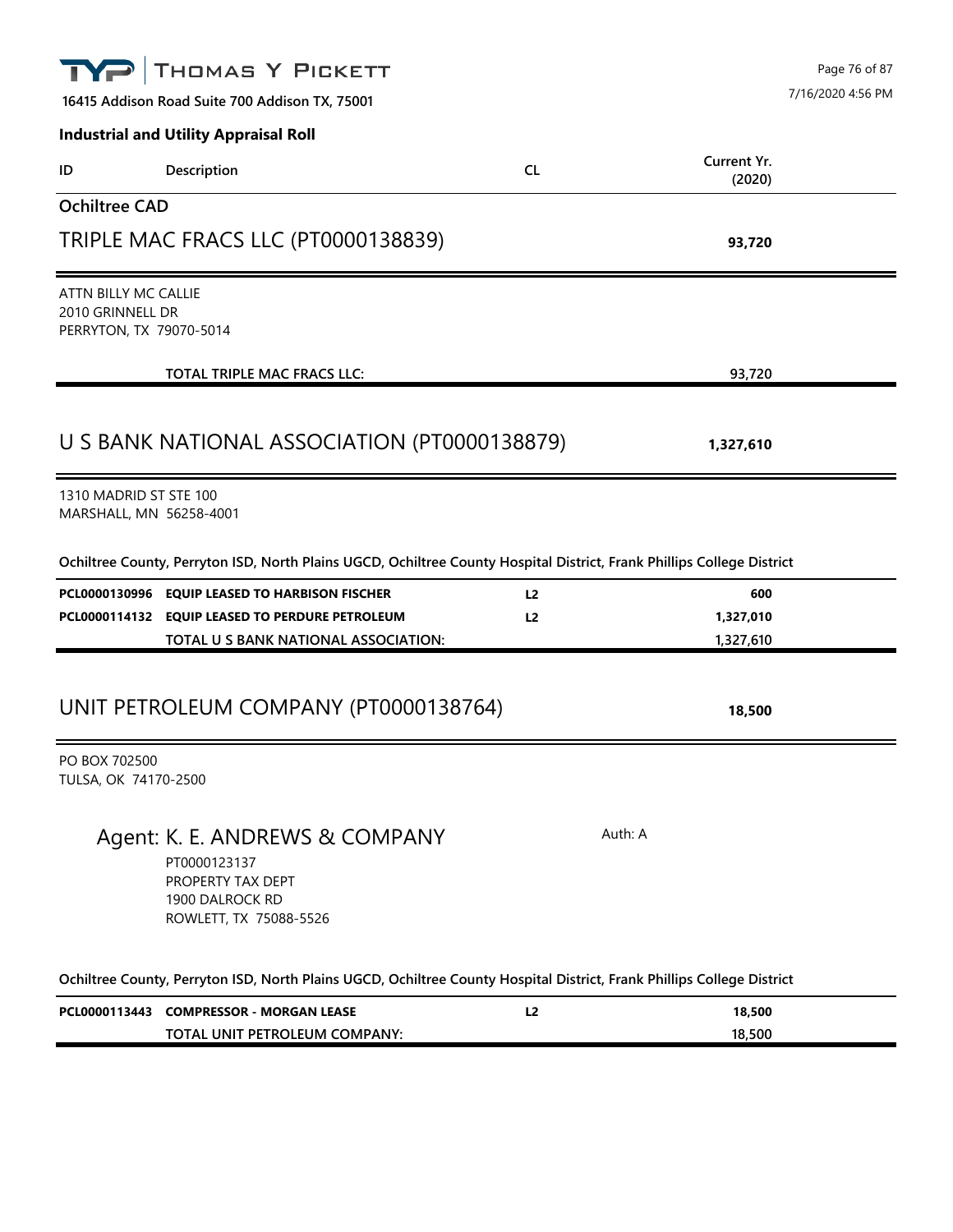**THOMAS Y PICKETT**

16415 Addison Road Suite 700 Addison TX, 75001

7/16/2020 4:56 PM

**Industrial and Utility Appraisal Roll**

| ID | Description | CL | Current Yr. (2020) |
|---|---|---|---|

## Ochiltree CAD

### TRIPLE MAC FRACS LLC (PT0000138839) — **93,720**

ATTN BILLY MC CALLIE
2010 GRINNELL DR
PERRYTON, TX 79070-5014

| | | | |
|---|---|---|---|
| | TOTAL TRIPLE MAC FRACS LLC: | | 93,720 |

### U S BANK NATIONAL ASSOCIATION (PT0000138879) — **1,327,610**

1310 MADRID ST STE 100
MARSHALL, MN 56258-4001

**Ochiltree County, Perryton ISD, North Plains UGCD, Ochiltree County Hospital District, Frank Phillips College District**

| ID | Description | CL | Current Yr. (2020) |
|---|---|---|---|
| **PCL0000130996** | **EQUIP LEASED TO HARBISON FISCHER** | **L2** | **600** |
| **PCL0000114132** | **EQUIP LEASED TO PERDURE PETROLEUM** | **L2** | **1,327,010** |
| | TOTAL U S BANK NATIONAL ASSOCIATION: | | 1,327,610 |

### UNIT PETROLEUM COMPANY (PT0000138764) — **18,500**

PO BOX 702500
TULSA, OK 74170-2500

Agent: K. E. ANDREWS & COMPANY — Auth: A
PT0000123137
PROPERTY TAX DEPT
1900 DALROCK RD
ROWLETT, TX 75088-5526

**Ochiltree County, Perryton ISD, North Plains UGCD, Ochiltree County Hospital District, Frank Phillips College District**

| ID | Description | CL | Current Yr. (2020) |
|---|---|---|---|
| **PCL0000113443** | **COMPRESSOR - MORGAN LEASE** | **L2** | **18,500** |
| | TOTAL UNIT PETROLEUM COMPANY: | | 18,500 |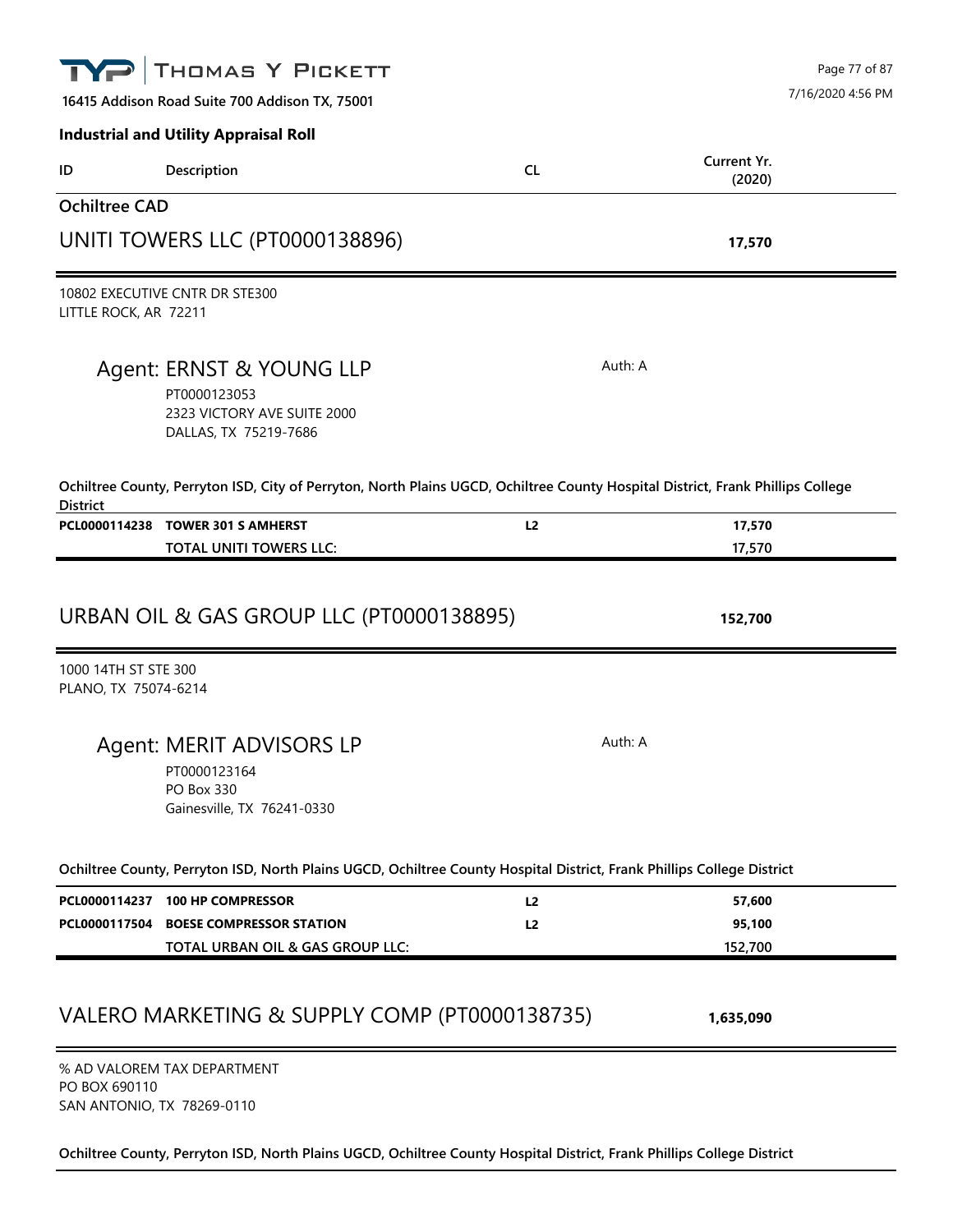THOMAS Y PICKETT

16415 Addison Road Suite 700 Addison TX, 75001

**Industrial and Utility Appraisal Roll**

| ID | Description | CL | Current Yr. (2020) |
|---|---|---|---|

## Ochiltree CAD

## UNITI TOWERS LLC (PT0000138896) — 17,570

10802 EXECUTIVE CNTR DR STE300
LITTLE ROCK, AR 72211

### Agent: ERNST & YOUNG LLP

Auth: A

PT0000123053
2323 VICTORY AVE SUITE 2000
DALLAS, TX 75219-7686

**Ochiltree County, Perryton ISD, City of Perryton, North Plains UGCD, Ochiltree County Hospital District, Frank Phillips College District**

| ID | Description | CL | Current Yr. (2020) |
|---|---|---|---|
| **PCL0000114238** | **TOWER 301 S AMHERST** | **L2** | **17,570** |
| | **TOTAL UNITI TOWERS LLC:** | | **17,570** |

## URBAN OIL & GAS GROUP LLC (PT0000138895) — 152,700

1000 14TH ST STE 300
PLANO, TX 75074-6214

### Agent: MERIT ADVISORS LP

Auth: A

PT0000123164
PO Box 330
Gainesville, TX 76241-0330

**Ochiltree County, Perryton ISD, North Plains UGCD, Ochiltree County Hospital District, Frank Phillips College District**

| ID | Description | CL | Current Yr. (2020) |
|---|---|---|---|
| **PCL0000114237** | **100 HP COMPRESSOR** | **L2** | **57,600** |
| **PCL0000117504** | **BOESE COMPRESSOR STATION** | **L2** | **95,100** |
| | **TOTAL URBAN OIL & GAS GROUP LLC:** | | **152,700** |

## VALERO MARKETING & SUPPLY COMP (PT0000138735) — 1,635,090

% AD VALOREM TAX DEPARTMENT
PO BOX 690110
SAN ANTONIO, TX 78269-0110

**Ochiltree County, Perryton ISD, North Plains UGCD, Ochiltree County Hospital District, Frank Phillips College District**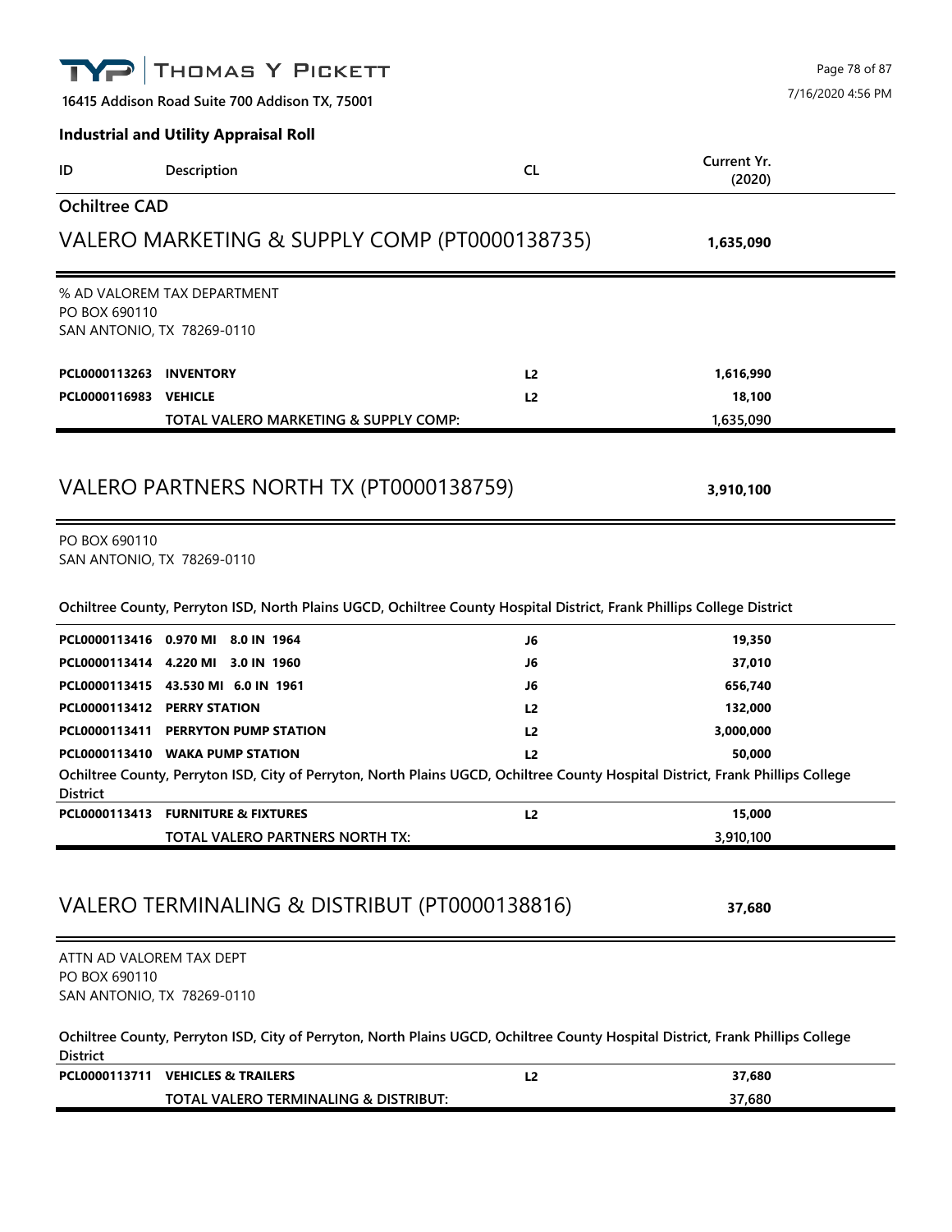**Industrial and Utility Appraisal Roll**

| ID | Description | CL | Current Yr. (2020) |
|---|---|---|---|

## Ochiltree CAD

### VALERO MARKETING & SUPPLY COMP (PT0000138735) — 1,635,090

% AD VALOREM TAX DEPARTMENT
PO BOX 690110
SAN ANTONIO, TX 78269-0110

| ID | Description | CL | Current Yr. (2020) |
|---|---|---|---|
| **PCL0000113263** | **INVENTORY** | **L2** | **1,616,990** |
| **PCL0000116983** | **VEHICLE** | **L2** | **18,100** |
| | **TOTAL VALERO MARKETING & SUPPLY COMP:** | | **1,635,090** |

### VALERO PARTNERS NORTH TX (PT0000138759) — 3,910,100

PO BOX 690110
SAN ANTONIO, TX 78269-0110

**Ochiltree County, Perryton ISD, North Plains UGCD, Ochiltree County Hospital District, Frank Phillips College District**

| ID | Description | CL | Current Yr. (2020) |
|---|---|---|---|
| **PCL0000113416** | **0.970 MI 8.0 IN 1964** | **J6** | **19,350** |
| **PCL0000113414** | **4.220 MI 3.0 IN 1960** | **J6** | **37,010** |
| **PCL0000113415** | **43.530 MI 6.0 IN 1961** | **J6** | **656,740** |
| **PCL0000113412** | **PERRY STATION** | **L2** | **132,000** |
| **PCL0000113411** | **PERRYTON PUMP STATION** | **L2** | **3,000,000** |
| **PCL0000113410** | **WAKA PUMP STATION** | **L2** | **50,000** |

**Ochiltree County, Perryton ISD, City of Perryton, North Plains UGCD, Ochiltree County Hospital District, Frank Phillips College District**

| ID | Description | CL | Current Yr. (2020) |
|---|---|---|---|
| **PCL0000113413** | **FURNITURE & FIXTURES** | **L2** | **15,000** |
| | **TOTAL VALERO PARTNERS NORTH TX:** | | **3,910,100** |

### VALERO TERMINALING & DISTRIBUT (PT0000138816) — 37,680

ATTN AD VALOREM TAX DEPT
PO BOX 690110
SAN ANTONIO, TX 78269-0110

**Ochiltree County, Perryton ISD, City of Perryton, North Plains UGCD, Ochiltree County Hospital District, Frank Phillips College District**

| ID | Description | CL | Current Yr. (2020) |
|---|---|---|---|
| **PCL0000113711** | **VEHICLES & TRAILERS** | **L2** | **37,680** |
| | **TOTAL VALERO TERMINALING & DISTRIBUT:** | | **37,680** |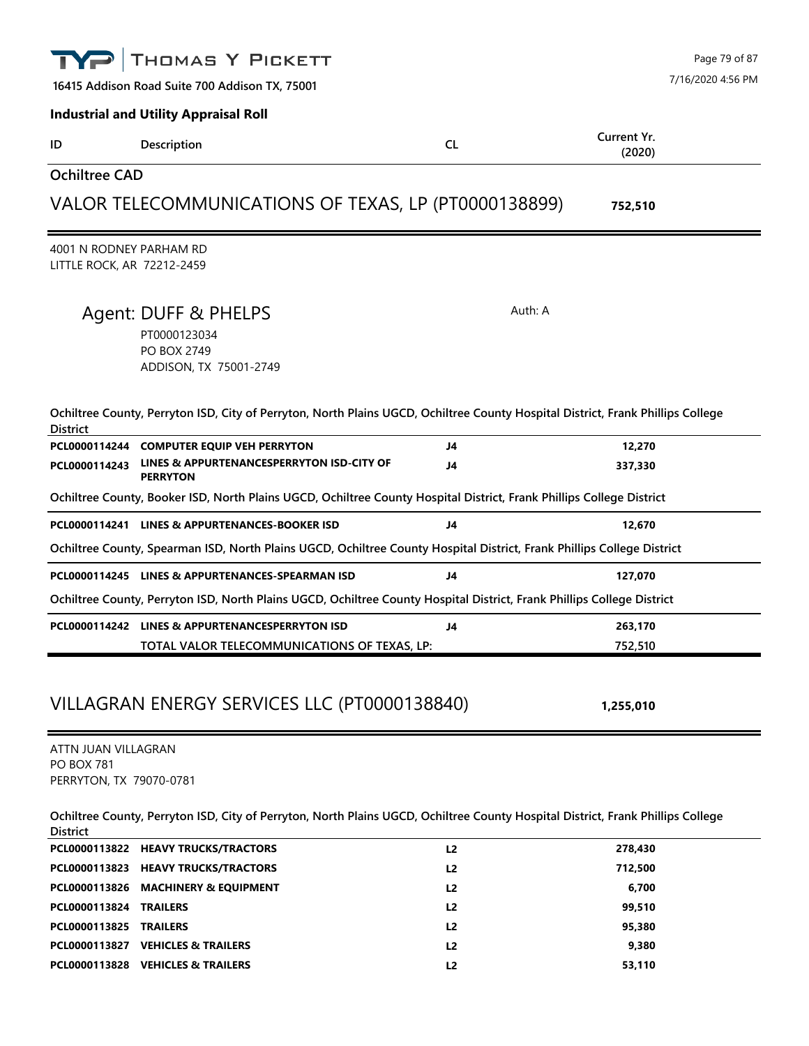**THOMAS Y PICKETT**

16415 Addison Road Suite 700 Addison TX, 75001

7/16/2020 4:56 PM

**Industrial and Utility Appraisal Roll**

| ID | Description | CL | Current Yr. (2020) |
|---|---|---|---|

## Ochiltree CAD

## VALOR TELECOMMUNICATIONS OF TEXAS, LP (PT0000138899) — 752,510

4001 N RODNEY PARHAM RD
LITTLE ROCK, AR 72212-2459

### Agent: DUFF & PHELPS

Auth: A

PT0000123034
PO BOX 2749
ADDISON, TX 75001-2749

**Ochiltree County, Perryton ISD, City of Perryton, North Plains UGCD, Ochiltree County Hospital District, Frank Phillips College District**

| ID | Description | CL | Current Yr. (2020) |
|---|---|---|---|
| PCL0000114244 | COMPUTER EQUIP VEH PERRYTON | J4 | 12,270 |
| PCL0000114243 | LINES & APPURTENANCESPERRYTON ISD-CITY OF PERRYTON | J4 | 337,330 |

**Ochiltree County, Booker ISD, North Plains UGCD, Ochiltree County Hospital District, Frank Phillips College District**

| ID | Description | CL | Current Yr. (2020) |
|---|---|---|---|
| PCL0000114241 | LINES & APPURTENANCES-BOOKER ISD | J4 | 12,670 |

**Ochiltree County, Spearman ISD, North Plains UGCD, Ochiltree County Hospital District, Frank Phillips College District**

| ID | Description | CL | Current Yr. (2020) |
|---|---|---|---|
| PCL0000114245 | LINES & APPURTENANCES-SPEARMAN ISD | J4 | 127,070 |

**Ochiltree County, Perryton ISD, North Plains UGCD, Ochiltree County Hospital District, Frank Phillips College District**

| ID | Description | CL | Current Yr. (2020) |
|---|---|---|---|
| PCL0000114242 | LINES & APPURTENANCESPERRYTON ISD | J4 | 263,170 |
| | **TOTAL VALOR TELECOMMUNICATIONS OF TEXAS, LP:** | | **752,510** |

## VILLAGRAN ENERGY SERVICES LLC (PT0000138840) — 1,255,010

ATTN JUAN VILLAGRAN
PO BOX 781
PERRYTON, TX 79070-0781

**Ochiltree County, Perryton ISD, City of Perryton, North Plains UGCD, Ochiltree County Hospital District, Frank Phillips College District**

| ID | Description | CL | Current Yr. (2020) |
|---|---|---|---|
| PCL0000113822 | HEAVY TRUCKS/TRACTORS | L2 | 278,430 |
| PCL0000113823 | HEAVY TRUCKS/TRACTORS | L2 | 712,500 |
| PCL0000113826 | MACHINERY & EQUIPMENT | L2 | 6,700 |
| PCL0000113824 | TRAILERS | L2 | 99,510 |
| PCL0000113825 | TRAILERS | L2 | 95,380 |
| PCL0000113827 | VEHICLES & TRAILERS | L2 | 9,380 |
| PCL0000113828 | VEHICLES & TRAILERS | L2 | 53,110 |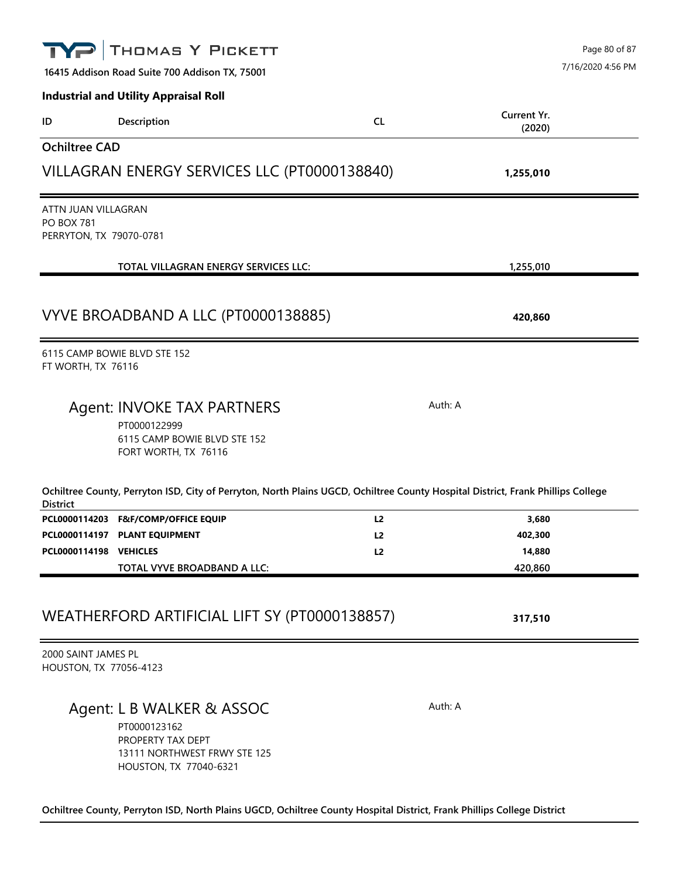## Industrial and Utility Appraisal Roll

| ID | Description | CL | Current Yr. (2020) |
|---|---|---|---|

### Ochiltree CAD

## VILLAGRAN ENERGY SERVICES LLC (PT0000138840) — 1,255,010

ATTN JUAN VILLAGRAN
PO BOX 781
PERRYTON, TX 79070-0781

| | | | |
|---|---|---|---|
| | **TOTAL VILLAGRAN ENERGY SERVICES LLC:** | | **1,255,010** |

## VYVE BROADBAND A LLC (PT0000138885) — 420,860

6115 CAMP BOWIE BLVD STE 152
FT WORTH, TX 76116

### Agent: INVOKE TAX PARTNERS

Auth: A

PT0000122999
6115 CAMP BOWIE BLVD STE 152
FORT WORTH, TX 76116

**Ochiltree County, Perryton ISD, City of Perryton, North Plains UGCD, Ochiltree County Hospital District, Frank Phillips College District**

| ID | Description | CL | Current Yr. (2020) |
|---|---|---|---|
| PCL0000114203 | F&F/COMP/OFFICE EQUIP | L2 | 3,680 |
| PCL0000114197 | PLANT EQUIPMENT | L2 | 402,300 |
| PCL0000114198 | VEHICLES | L2 | 14,880 |
| | **TOTAL VYVE BROADBAND A LLC:** | | **420,860** |

## WEATHERFORD ARTIFICIAL LIFT SY (PT0000138857) — 317,510

2000 SAINT JAMES PL
HOUSTON, TX 77056-4123

### Agent: L B WALKER & ASSOC

Auth: A

PT0000123162
PROPERTY TAX DEPT
13111 NORTHWEST FRWY STE 125
HOUSTON, TX 77040-6321

**Ochiltree County, Perryton ISD, North Plains UGCD, Ochiltree County Hospital District, Frank Phillips College District**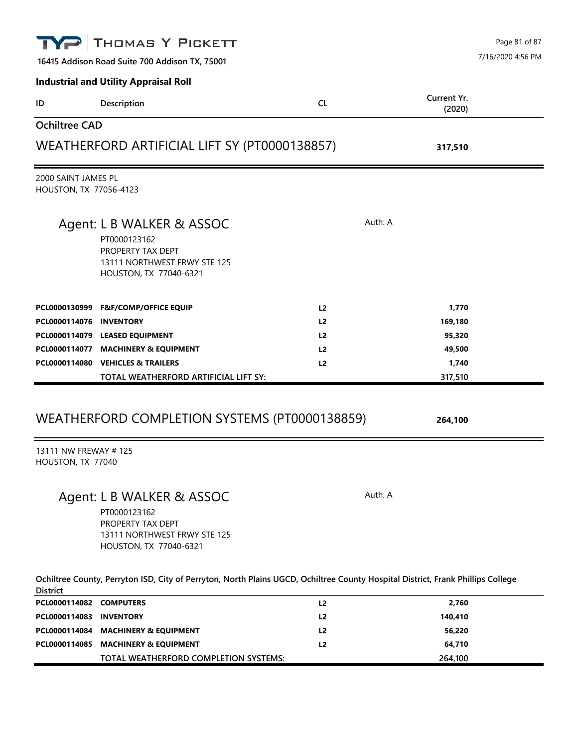**THOMAS Y PICKETT**

**16415 Addison Road Suite 700 Addison TX, 75001**

7/16/2020 4:56 PM

**Industrial and Utility Appraisal Roll**

| ID | Description | CL | Current Yr. (2020) |
|---|---|---|---|

## Ochiltree CAD

## WEATHERFORD ARTIFICIAL LIFT SY (PT0000138857) — **317,510**

2000 SAINT JAMES PL
HOUSTON, TX 77056-4123

### Agent: L B WALKER & ASSOC

Auth: A

PT0000123162
PROPERTY TAX DEPT
13111 NORTHWEST FRWY STE 125
HOUSTON, TX 77040-6321

| ID | Description | CL | Current Yr. (2020) |
|---|---|---|---|
| **PCL0000130999** | **F&F/COMP/OFFICE EQUIP** | **L2** | **1,770** |
| **PCL0000114076** | **INVENTORY** | **L2** | **169,180** |
| **PCL0000114079** | **LEASED EQUIPMENT** | **L2** | **95,320** |
| **PCL0000114077** | **MACHINERY & EQUIPMENT** | **L2** | **49,500** |
| **PCL0000114080** | **VEHICLES & TRAILERS** | **L2** | **1,740** |
| | TOTAL WEATHERFORD ARTIFICIAL LIFT SY: | | 317,510 |

## WEATHERFORD COMPLETION SYSTEMS (PT0000138859) — **264,100**

13111 NW FREWAY # 125
HOUSTON, TX 77040

### Agent: L B WALKER & ASSOC

Auth: A

PT0000123162
PROPERTY TAX DEPT
13111 NORTHWEST FRWY STE 125
HOUSTON, TX 77040-6321

**Ochiltree County, Perryton ISD, City of Perryton, North Plains UGCD, Ochiltree County Hospital District, Frank Phillips College District**

| ID | Description | CL | Current Yr. (2020) |
|---|---|---|---|
| **PCL0000114082** | **COMPUTERS** | **L2** | **2,760** |
| **PCL0000114083** | **INVENTORY** | **L2** | **140,410** |
| **PCL0000114084** | **MACHINERY & EQUIPMENT** | **L2** | **56,220** |
| **PCL0000114085** | **MACHINERY & EQUIPMENT** | **L2** | **64,710** |
| | TOTAL WEATHERFORD COMPLETION SYSTEMS: | | 264,100 |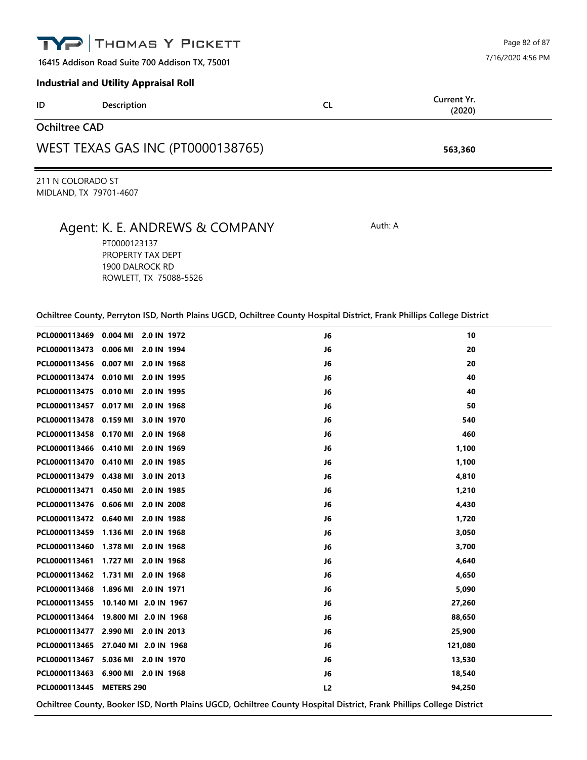**Industrial and Utility Appraisal Roll**

| ID | Description | CL | Current Yr. (2020) |
|---|---|---|---|

## Ochiltree CAD

## WEST TEXAS GAS INC (PT0000138765) — 563,360

211 N COLORADO ST
MIDLAND, TX 79701-4607

### Agent: K. E. ANDREWS & COMPANY

Auth: A

PT0000123137
PROPERTY TAX DEPT
1900 DALROCK RD
ROWLETT, TX 75088-5526

**Ochiltree County, Perryton ISD, North Plains UGCD, Ochiltree County Hospital District, Frank Phillips College District**

| ID | Description | CL | Current Yr. (2020) |
|---|---|---|---|
| PCL0000113469 | 0.004 MI 2.0 IN 1972 | J6 | 10 |
| PCL0000113473 | 0.006 MI 2.0 IN 1994 | J6 | 20 |
| PCL0000113456 | 0.007 MI 2.0 IN 1968 | J6 | 20 |
| PCL0000113474 | 0.010 MI 2.0 IN 1995 | J6 | 40 |
| PCL0000113475 | 0.010 MI 2.0 IN 1995 | J6 | 40 |
| PCL0000113457 | 0.017 MI 2.0 IN 1968 | J6 | 50 |
| PCL0000113478 | 0.159 MI 3.0 IN 1970 | J6 | 540 |
| PCL0000113458 | 0.170 MI 2.0 IN 1968 | J6 | 460 |
| PCL0000113466 | 0.410 MI 2.0 IN 1969 | J6 | 1,100 |
| PCL0000113470 | 0.410 MI 2.0 IN 1985 | J6 | 1,100 |
| PCL0000113479 | 0.438 MI 3.0 IN 2013 | J6 | 4,810 |
| PCL0000113471 | 0.450 MI 2.0 IN 1985 | J6 | 1,210 |
| PCL0000113476 | 0.606 MI 2.0 IN 2008 | J6 | 4,430 |
| PCL0000113472 | 0.640 MI 2.0 IN 1988 | J6 | 1,720 |
| PCL0000113459 | 1.136 MI 2.0 IN 1968 | J6 | 3,050 |
| PCL0000113460 | 1.378 MI 2.0 IN 1968 | J6 | 3,700 |
| PCL0000113461 | 1.727 MI 2.0 IN 1968 | J6 | 4,640 |
| PCL0000113462 | 1.731 MI 2.0 IN 1968 | J6 | 4,650 |
| PCL0000113468 | 1.896 MI 2.0 IN 1971 | J6 | 5,090 |
| PCL0000113455 | 10.140 MI 2.0 IN 1967 | J6 | 27,260 |
| PCL0000113464 | 19.800 MI 2.0 IN 1968 | J6 | 88,650 |
| PCL0000113477 | 2.990 MI 2.0 IN 2013 | J6 | 25,900 |
| PCL0000113465 | 27.040 MI 2.0 IN 1968 | J6 | 121,080 |
| PCL0000113467 | 5.036 MI 2.0 IN 1970 | J6 | 13,530 |
| PCL0000113463 | 6.900 MI 2.0 IN 1968 | J6 | 18,540 |
| PCL0000113445 | METERS 290 | L2 | 94,250 |

**Ochiltree County, Booker ISD, North Plains UGCD, Ochiltree County Hospital District, Frank Phillips College District**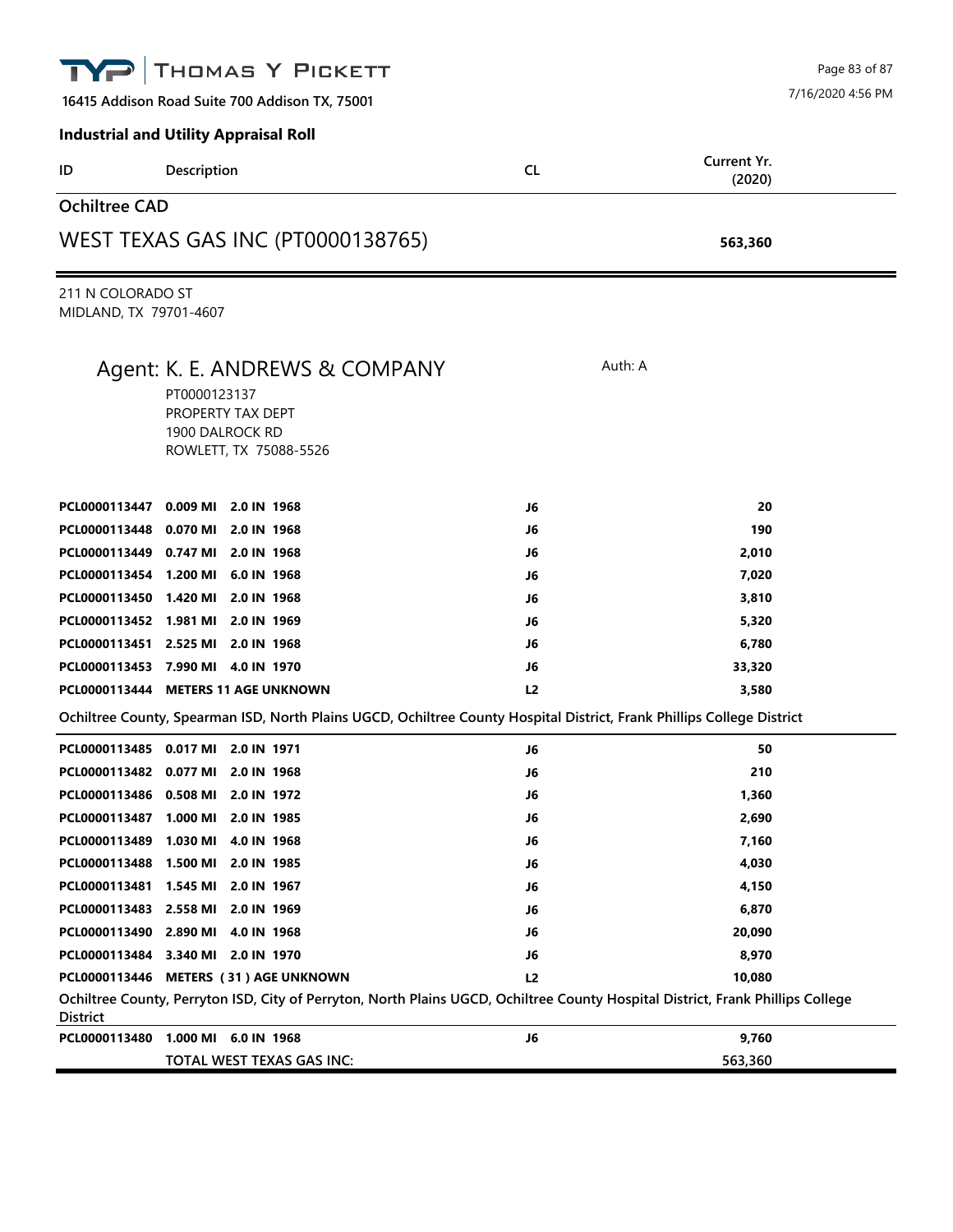**THOMAS Y PICKETT**

16415 Addison Road Suite 700 Addison TX, 75001

7/16/2020 4:56 PM

## Industrial and Utility Appraisal Roll

| ID | Description | CL | Current Yr. (2020) |
|---|---|---|---|

### Ochiltree CAD

## WEST TEXAS GAS INC (PT0000138765) — 563,360

211 N COLORADO ST
MIDLAND, TX 79701-4607

### Agent: K. E. ANDREWS & COMPANY

Auth: A

PT0000123137
PROPERTY TAX DEPT
1900 DALROCK RD
ROWLETT, TX 75088-5526

| ID | Description | CL | Current Yr. (2020) |
|---|---|---|---|
| **PCL0000113447** | **0.009 MI 2.0 IN 1968** | **J6** | **20** |
| **PCL0000113448** | **0.070 MI 2.0 IN 1968** | **J6** | **190** |
| **PCL0000113449** | **0.747 MI 2.0 IN 1968** | **J6** | **2,010** |
| **PCL0000113454** | **1.200 MI 6.0 IN 1968** | **J6** | **7,020** |
| **PCL0000113450** | **1.420 MI 2.0 IN 1968** | **J6** | **3,810** |
| **PCL0000113452** | **1.981 MI 2.0 IN 1969** | **J6** | **5,320** |
| **PCL0000113451** | **2.525 MI 2.0 IN 1968** | **J6** | **6,780** |
| **PCL0000113453** | **7.990 MI 4.0 IN 1970** | **J6** | **33,320** |
| **PCL0000113444** | **METERS 11 AGE UNKNOWN** | **L2** | **3,580** |

**Ochiltree County, Spearman ISD, North Plains UGCD, Ochiltree County Hospital District, Frank Phillips College District**

| ID | Description | CL | Current Yr. (2020) |
|---|---|---|---|
| **PCL0000113485** | **0.017 MI 2.0 IN 1971** | **J6** | **50** |
| **PCL0000113482** | **0.077 MI 2.0 IN 1968** | **J6** | **210** |
| **PCL0000113486** | **0.508 MI 2.0 IN 1972** | **J6** | **1,360** |
| **PCL0000113487** | **1.000 MI 2.0 IN 1985** | **J6** | **2,690** |
| **PCL0000113489** | **1.030 MI 4.0 IN 1968** | **J6** | **7,160** |
| **PCL0000113488** | **1.500 MI 2.0 IN 1985** | **J6** | **4,030** |
| **PCL0000113481** | **1.545 MI 2.0 IN 1967** | **J6** | **4,150** |
| **PCL0000113483** | **2.558 MI 2.0 IN 1969** | **J6** | **6,870** |
| **PCL0000113490** | **2.890 MI 4.0 IN 1968** | **J6** | **20,090** |
| **PCL0000113484** | **3.340 MI 2.0 IN 1970** | **J6** | **8,970** |
| **PCL0000113446** | **METERS ( 31 ) AGE UNKNOWN** | **L2** | **10,080** |

**Ochiltree County, Perryton ISD, City of Perryton, North Plains UGCD, Ochiltree County Hospital District, Frank Phillips College District**

| ID | Description | CL | Current Yr. (2020) |
|---|---|---|---|
| **PCL0000113480** | **1.000 MI 6.0 IN 1968** | **J6** | **9,760** |
| | **TOTAL WEST TEXAS GAS INC:** | | **563,360** |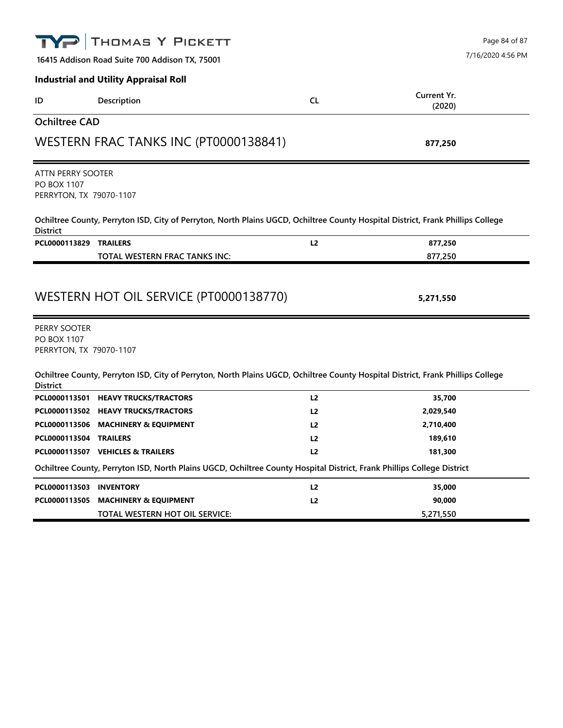THOMAS Y PICKETT

**16415 Addison Road Suite 700 Addison TX, 75001**

7/16/2020 4:56 PM

**Industrial and Utility Appraisal Roll**

| ID | Description | CL | Current Yr. (2020) |
|---|---|---|---|

## Ochiltree CAD

## WESTERN FRAC TANKS INC (PT0000138841) — **877,250**

ATTN PERRY SOOTER
PO BOX 1107
PERRYTON, TX 79070-1107

**Ochiltree County, Perryton ISD, City of Perryton, North Plains UGCD, Ochiltree County Hospital District, Frank Phillips College District**

| ID | Description | CL | Current Yr. (2020) |
|---|---|---|---|
| **PCL0000113829** | **TRAILERS** | **L2** | **877,250** |
| | **TOTAL WESTERN FRAC TANKS INC:** | | **877,250** |

## WESTERN HOT OIL SERVICE (PT0000138770) — **5,271,550**

PERRY SOOTER
PO BOX 1107
PERRYTON, TX 79070-1107

**Ochiltree County, Perryton ISD, City of Perryton, North Plains UGCD, Ochiltree County Hospital District, Frank Phillips College District**

| ID | Description | CL | Current Yr. (2020) |
|---|---|---|---|
| **PCL0000113501** | **HEAVY TRUCKS/TRACTORS** | **L2** | **35,700** |
| **PCL0000113502** | **HEAVY TRUCKS/TRACTORS** | **L2** | **2,029,540** |
| **PCL0000113506** | **MACHINERY & EQUIPMENT** | **L2** | **2,710,400** |
| **PCL0000113504** | **TRAILERS** | **L2** | **189,610** |
| **PCL0000113507** | **VEHICLES & TRAILERS** | **L2** | **181,300** |

**Ochiltree County, Perryton ISD, North Plains UGCD, Ochiltree County Hospital District, Frank Phillips College District**

| ID | Description | CL | Current Yr. (2020) |
|---|---|---|---|
| **PCL0000113503** | **INVENTORY** | **L2** | **35,000** |
| **PCL0000113505** | **MACHINERY & EQUIPMENT** | **L2** | **90,000** |
| | **TOTAL WESTERN HOT OIL SERVICE:** | | **5,271,550** |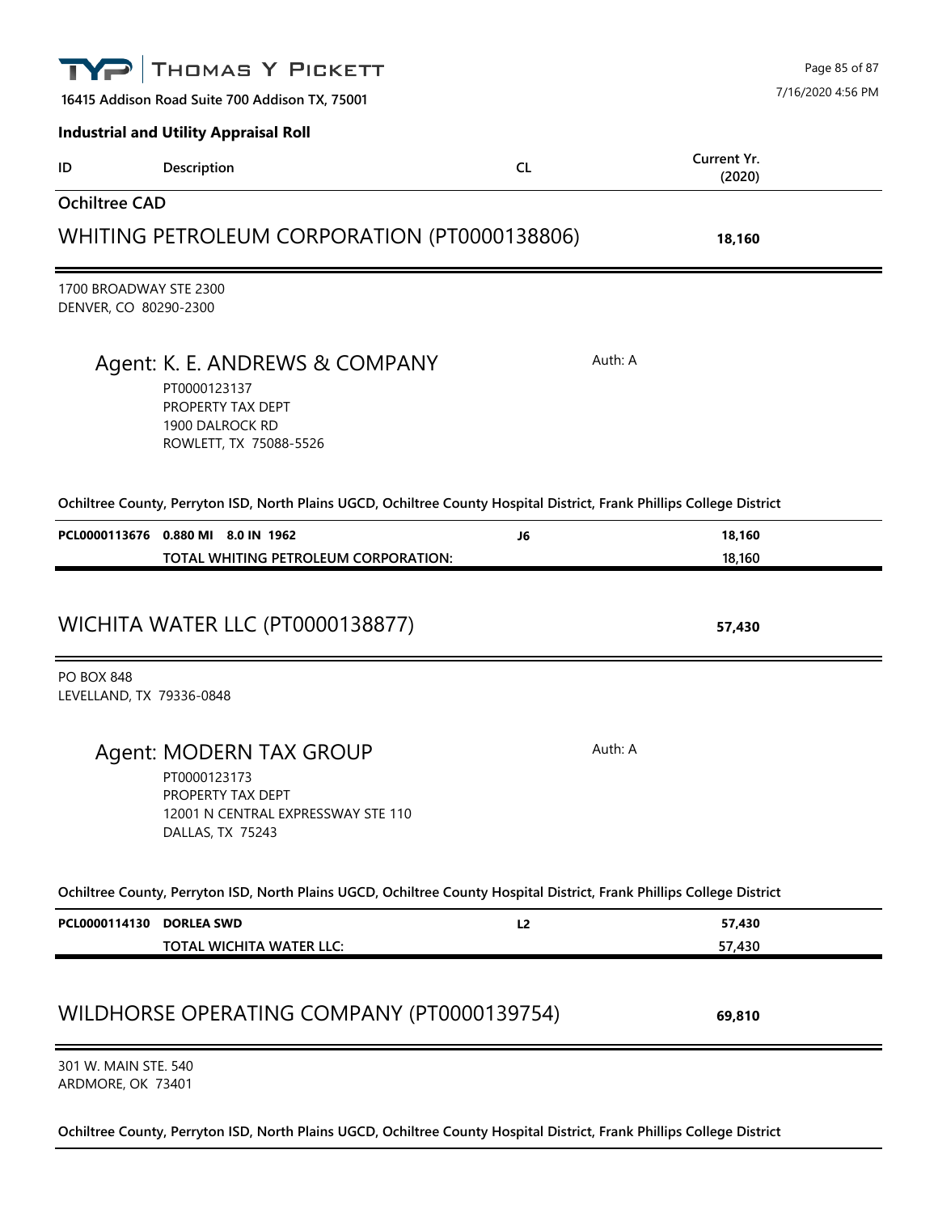**Thomas Y Pickett**

16415 Addison Road Suite 700 Addison TX, 75001

7/16/2020 4:56 PM

**Industrial and Utility Appraisal Roll**

| ID | Description | CL | Current Yr. (2020) |
|---|---|---|---|

## Ochiltree CAD

## WHITING PETROLEUM CORPORATION (PT0000138806) — **18,160**

1700 BROADWAY STE 2300
DENVER, CO 80290-2300

### Agent: K. E. ANDREWS & COMPANY

Auth: A

PT0000123137
PROPERTY TAX DEPT
1900 DALROCK RD
ROWLETT, TX 75088-5526

**Ochiltree County, Perryton ISD, North Plains UGCD, Ochiltree County Hospital District, Frank Phillips College District**

| ID | Description | CL | Current Yr. (2020) |
|---|---|---|---|
| **PCL0000113676** | **0.880 MI 8.0 IN 1962** | **J6** | **18,160** |
| | **TOTAL WHITING PETROLEUM CORPORATION:** | | 18,160 |

## WICHITA WATER LLC (PT0000138877) — **57,430**

PO BOX 848
LEVELLAND, TX 79336-0848

### Agent: MODERN TAX GROUP

Auth: A

PT0000123173
PROPERTY TAX DEPT
12001 N CENTRAL EXPRESSWAY STE 110
DALLAS, TX 75243

**Ochiltree County, Perryton ISD, North Plains UGCD, Ochiltree County Hospital District, Frank Phillips College District**

| ID | Description | CL | Current Yr. (2020) |
|---|---|---|---|
| **PCL0000114130** | **DORLEA SWD** | **L2** | **57,430** |
| | **TOTAL WICHITA WATER LLC:** | | 57,430 |

## WILDHORSE OPERATING COMPANY (PT0000139754) — **69,810**

301 W. MAIN STE. 540
ARDMORE, OK 73401

**Ochiltree County, Perryton ISD, North Plains UGCD, Ochiltree County Hospital District, Frank Phillips College District**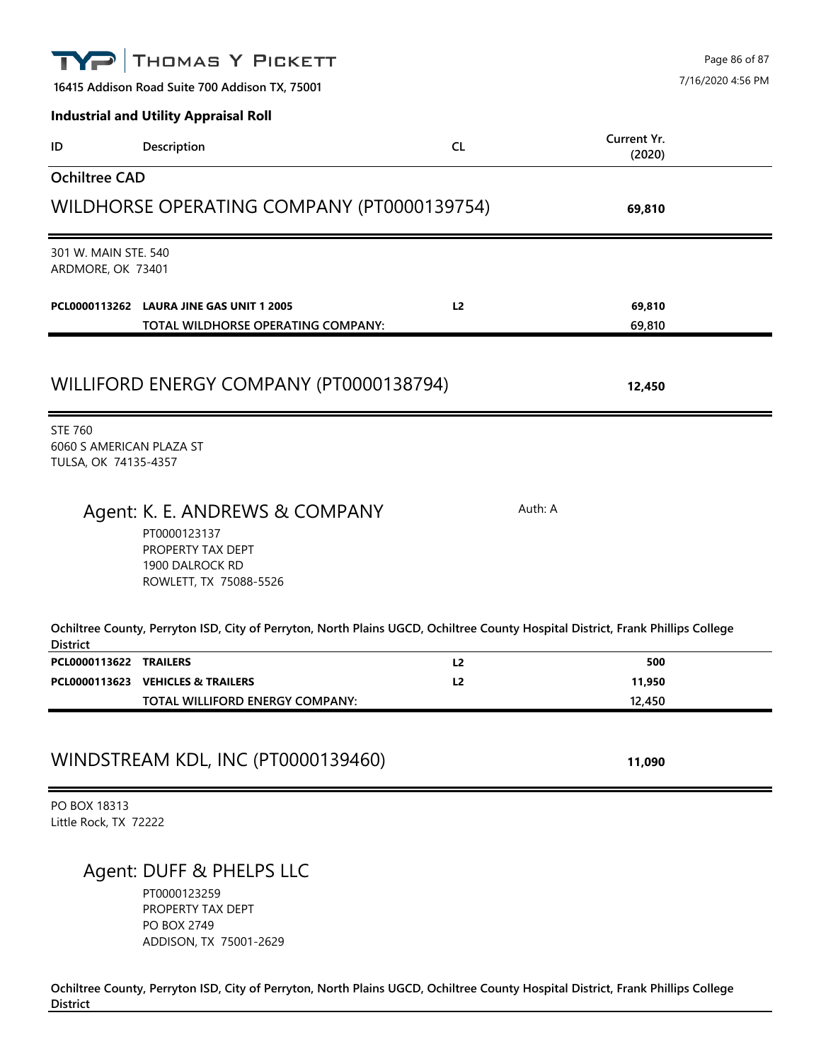**Industrial and Utility Appraisal Roll**

| ID | Description | CL | Current Yr. (2020) |
|---|---|---|---|

## Ochiltree CAD

## WILDHORSE OPERATING COMPANY (PT0000139754) — 69,810

301 W. MAIN STE. 540
ARDMORE, OK 73401

| ID | Description | CL | Current Yr. (2020) |
|---|---|---|---|
| **PCL0000113262** | **LAURA JINE GAS UNIT 1 2005** | **L2** | **69,810** |
| | **TOTAL WILDHORSE OPERATING COMPANY:** | | **69,810** |

## WILLIFORD ENERGY COMPANY (PT0000138794) — 12,450

STE 760
6060 S AMERICAN PLAZA ST
TULSA, OK 74135-4357

### Agent: K. E. ANDREWS & COMPANY

Auth: A

PT0000123137
PROPERTY TAX DEPT
1900 DALROCK RD
ROWLETT, TX 75088-5526

**Ochiltree County, Perryton ISD, City of Perryton, North Plains UGCD, Ochiltree County Hospital District, Frank Phillips College District**

| ID | Description | CL | Current Yr. (2020) |
|---|---|---|---|
| **PCL0000113622** | **TRAILERS** | **L2** | **500** |
| **PCL0000113623** | **VEHICLES & TRAILERS** | **L2** | **11,950** |
| | **TOTAL WILLIFORD ENERGY COMPANY:** | | **12,450** |

## WINDSTREAM KDL, INC (PT0000139460) — 11,090

PO BOX 18313
Little Rock, TX 72222

### Agent: DUFF & PHELPS LLC

PT0000123259
PROPERTY TAX DEPT
PO BOX 2749
ADDISON, TX 75001-2629

**Ochiltree County, Perryton ISD, City of Perryton, North Plains UGCD, Ochiltree County Hospital District, Frank Phillips College District**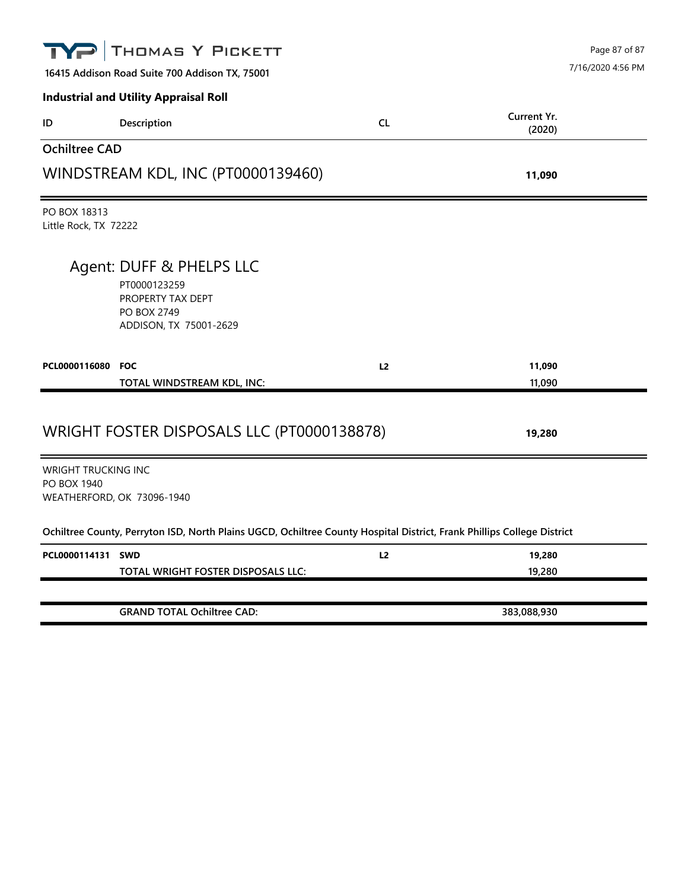THOMAS Y PICKETT

16415 Addison Road Suite 700 Addison TX, 75001

7/16/2020 4:56 PM

**Industrial and Utility Appraisal Roll**

| ID | Description | CL | Current Yr. (2020) |
|---|---|---|---|

## Ochiltree CAD

### WINDSTREAM KDL, INC (PT0000139460) — **11,090**

PO BOX 18313
Little Rock, TX 72222

Agent: DUFF & PHELPS LLC
PT0000123259
PROPERTY TAX DEPT
PO BOX 2749
ADDISON, TX 75001-2629

| ID | Description | CL | Current Yr. (2020) |
|---|---|---|---|
| **PCL0000116080** | **FOC** | **L2** | **11,090** |
| | **TOTAL WINDSTREAM KDL, INC:** | | **11,090** |

### WRIGHT FOSTER DISPOSALS LLC (PT0000138878) — **19,280**

WRIGHT TRUCKING INC
PO BOX 1940
WEATHERFORD, OK 73096-1940

**Ochiltree County, Perryton ISD, North Plains UGCD, Ochiltree County Hospital District, Frank Phillips College District**

| ID | Description | CL | Current Yr. (2020) |
|---|---|---|---|
| **PCL0000114131** | **SWD** | **L2** | **19,280** |
| | **TOTAL WRIGHT FOSTER DISPOSALS LLC:** | | **19,280** |

| | | | |
|---|---|---|---|
| | **GRAND TOTAL Ochiltree CAD:** | | **383,088,930** |